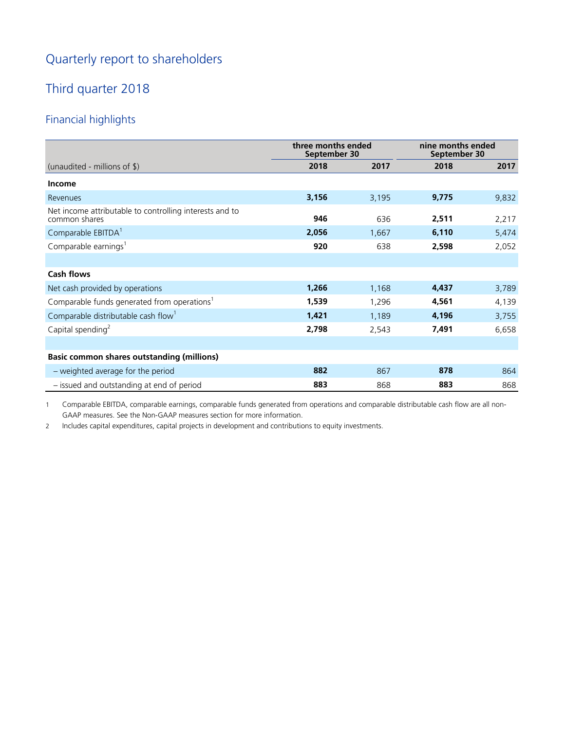# Quarterly report to shareholders

## Third quarter 2018

### Financial highlights

| (unaudited - millions of $) | three months ended September 30 | | nine months ended September 30 | |
|---|---|---|---|---|
| | **2018** | **2017** | **2018** | **2017** |
| **Income** | | | | |
| Revenues | **3,156** | 3,195 | **9,775** | 9,832 |
| Net income attributable to controlling interests and to common shares | **946** | 636 | **2,511** | 2,217 |
| Comparable EBITDA[1] | **2,056** | 1,667 | **6,110** | 5,474 |
| Comparable earnings[1] | **920** | 638 | **2,598** | 2,052 |
| | | | | |
| **Cash flows** | | | | |
| Net cash provided by operations | **1,266** | 1,168 | **4,437** | 3,789 |
| Comparable funds generated from operations[1] | **1,539** | 1,296 | **4,561** | 4,139 |
| Comparable distributable cash flow[1] | **1,421** | 1,189 | **4,196** | 3,755 |
| Capital spending[2] | **2,798** | 2,543 | **7,491** | 6,658 |
| | | | | |
| **Basic common shares outstanding (millions)** | | | | |
| – weighted average for the period | **882** | 867 | **878** | 864 |
| – issued and outstanding at end of period | **883** | 868 | **883** | 868 |

1 Comparable EBITDA, comparable earnings, comparable funds generated from operations and comparable distributable cash flow are all non-GAAP measures. See the Non-GAAP measures section for more information.

2 Includes capital expenditures, capital projects in development and contributions to equity investments.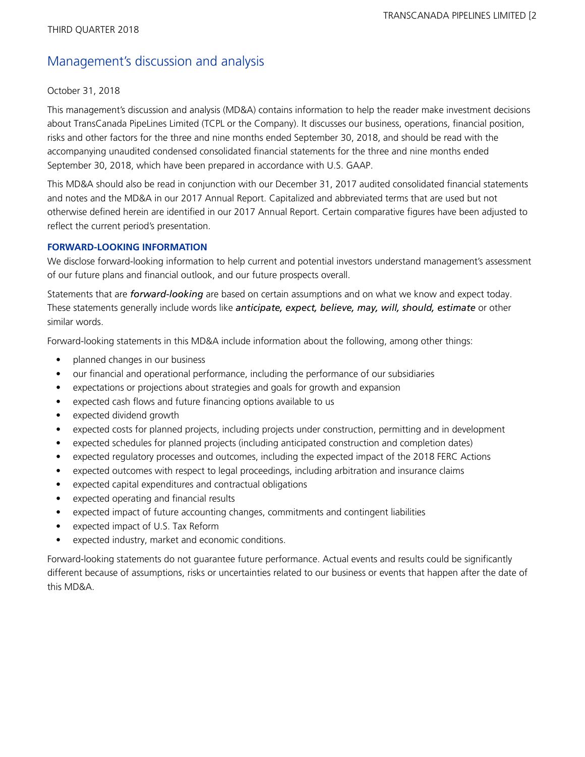THIRD QUARTER 2018

# Management's discussion and analysis

October 31, 2018

This management's discussion and analysis (MD&A) contains information to help the reader make investment decisions about TransCanada PipeLines Limited (TCPL or the Company). It discusses our business, operations, financial position, risks and other factors for the three and nine months ended September 30, 2018, and should be read with the accompanying unaudited condensed consolidated financial statements for the three and nine months ended September 30, 2018, which have been prepared in accordance with U.S. GAAP.

This MD&A should also be read in conjunction with our December 31, 2017 audited consolidated financial statements and notes and the MD&A in our 2017 Annual Report. Capitalized and abbreviated terms that are used but not otherwise defined herein are identified in our 2017 Annual Report. Certain comparative figures have been adjusted to reflect the current period's presentation.

## FORWARD-LOOKING INFORMATION

We disclose forward-looking information to help current and potential investors understand management's assessment of our future plans and financial outlook, and our future prospects overall.

Statements that are ***forward-looking*** are based on certain assumptions and on what we know and expect today. These statements generally include words like ***anticipate, expect, believe, may, will, should, estimate*** or other similar words.

Forward-looking statements in this MD&A include information about the following, among other things:

- planned changes in our business
- our financial and operational performance, including the performance of our subsidiaries
- expectations or projections about strategies and goals for growth and expansion
- expected cash flows and future financing options available to us
- expected dividend growth
- expected costs for planned projects, including projects under construction, permitting and in development
- expected schedules for planned projects (including anticipated construction and completion dates)
- expected regulatory processes and outcomes, including the expected impact of the 2018 FERC Actions
- expected outcomes with respect to legal proceedings, including arbitration and insurance claims
- expected capital expenditures and contractual obligations
- expected operating and financial results
- expected impact of future accounting changes, commitments and contingent liabilities
- expected impact of U.S. Tax Reform
- expected industry, market and economic conditions.

Forward-looking statements do not guarantee future performance. Actual events and results could be significantly different because of assumptions, risks or uncertainties related to our business or events that happen after the date of this MD&A.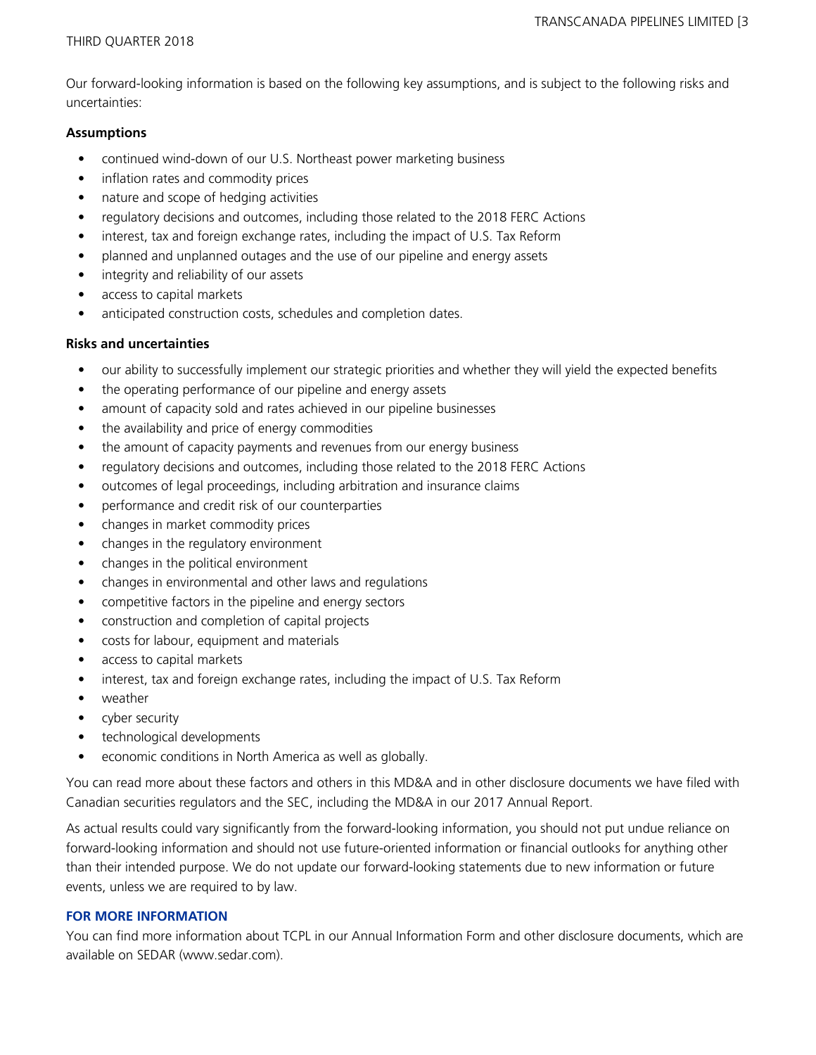Our forward-looking information is based on the following key assumptions, and is subject to the following risks and uncertainties:

**Assumptions**

- continued wind-down of our U.S. Northeast power marketing business
- inflation rates and commodity prices
- nature and scope of hedging activities
- regulatory decisions and outcomes, including those related to the 2018 FERC Actions
- interest, tax and foreign exchange rates, including the impact of U.S. Tax Reform
- planned and unplanned outages and the use of our pipeline and energy assets
- integrity and reliability of our assets
- access to capital markets
- anticipated construction costs, schedules and completion dates.

**Risks and uncertainties**

- our ability to successfully implement our strategic priorities and whether they will yield the expected benefits
- the operating performance of our pipeline and energy assets
- amount of capacity sold and rates achieved in our pipeline businesses
- the availability and price of energy commodities
- the amount of capacity payments and revenues from our energy business
- regulatory decisions and outcomes, including those related to the 2018 FERC Actions
- outcomes of legal proceedings, including arbitration and insurance claims
- performance and credit risk of our counterparties
- changes in market commodity prices
- changes in the regulatory environment
- changes in the political environment
- changes in environmental and other laws and regulations
- competitive factors in the pipeline and energy sectors
- construction and completion of capital projects
- costs for labour, equipment and materials
- access to capital markets
- interest, tax and foreign exchange rates, including the impact of U.S. Tax Reform
- weather
- cyber security
- technological developments
- economic conditions in North America as well as globally.

You can read more about these factors and others in this MD&A and in other disclosure documents we have filed with Canadian securities regulators and the SEC, including the MD&A in our 2017 Annual Report.

As actual results could vary significantly from the forward-looking information, you should not put undue reliance on forward-looking information and should not use future-oriented information or financial outlooks for anything other than their intended purpose. We do not update our forward-looking statements due to new information or future events, unless we are required to by law.

## FOR MORE INFORMATION

You can find more information about TCPL in our Annual Information Form and other disclosure documents, which are available on SEDAR (www.sedar.com).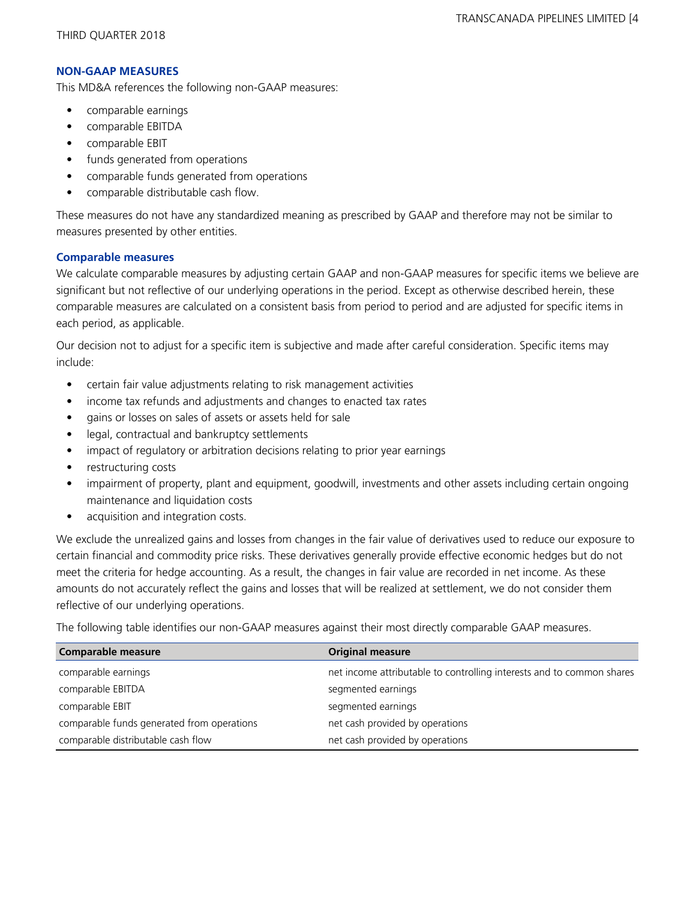## NON-GAAP MEASURES

This MD&A references the following non-GAAP measures:

- comparable earnings
- comparable EBITDA
- comparable EBIT
- funds generated from operations
- comparable funds generated from operations
- comparable distributable cash flow.

These measures do not have any standardized meaning as prescribed by GAAP and therefore may not be similar to measures presented by other entities.

### Comparable measures

We calculate comparable measures by adjusting certain GAAP and non-GAAP measures for specific items we believe are significant but not reflective of our underlying operations in the period. Except as otherwise described herein, these comparable measures are calculated on a consistent basis from period to period and are adjusted for specific items in each period, as applicable.

Our decision not to adjust for a specific item is subjective and made after careful consideration. Specific items may include:

- certain fair value adjustments relating to risk management activities
- income tax refunds and adjustments and changes to enacted tax rates
- gains or losses on sales of assets or assets held for sale
- legal, contractual and bankruptcy settlements
- impact of regulatory or arbitration decisions relating to prior year earnings
- restructuring costs
- impairment of property, plant and equipment, goodwill, investments and other assets including certain ongoing maintenance and liquidation costs
- acquisition and integration costs.

We exclude the unrealized gains and losses from changes in the fair value of derivatives used to reduce our exposure to certain financial and commodity price risks. These derivatives generally provide effective economic hedges but do not meet the criteria for hedge accounting. As a result, the changes in fair value are recorded in net income. As these amounts do not accurately reflect the gains and losses that will be realized at settlement, we do not consider them reflective of our underlying operations.

The following table identifies our non-GAAP measures against their most directly comparable GAAP measures.

| Comparable measure | Original measure |
|---|---|
| comparable earnings | net income attributable to controlling interests and to common shares |
| comparable EBITDA | segmented earnings |
| comparable EBIT | segmented earnings |
| comparable funds generated from operations | net cash provided by operations |
| comparable distributable cash flow | net cash provided by operations |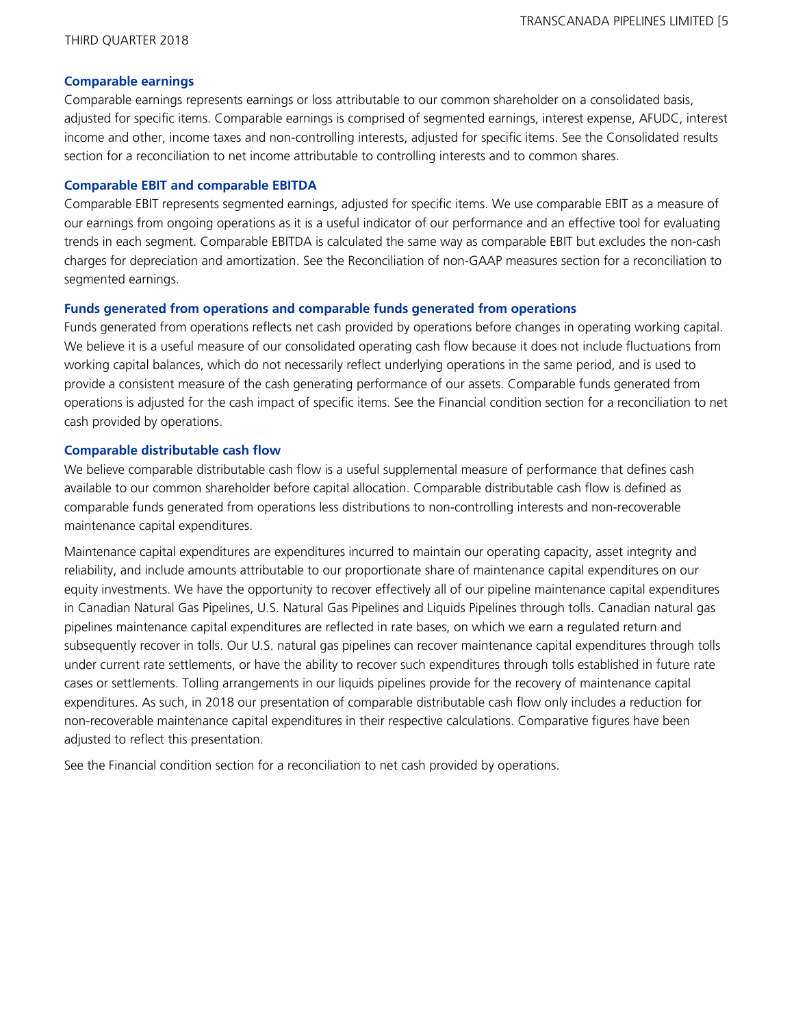### Comparable earnings

Comparable earnings represents earnings or loss attributable to our common shareholder on a consolidated basis, adjusted for specific items. Comparable earnings is comprised of segmented earnings, interest expense, AFUDC, interest income and other, income taxes and non-controlling interests, adjusted for specific items. See the Consolidated results section for a reconciliation to net income attributable to controlling interests and to common shares.

### Comparable EBIT and comparable EBITDA

Comparable EBIT represents segmented earnings, adjusted for specific items. We use comparable EBIT as a measure of our earnings from ongoing operations as it is a useful indicator of our performance and an effective tool for evaluating trends in each segment. Comparable EBITDA is calculated the same way as comparable EBIT but excludes the non-cash charges for depreciation and amortization. See the Reconciliation of non-GAAP measures section for a reconciliation to segmented earnings.

### Funds generated from operations and comparable funds generated from operations

Funds generated from operations reflects net cash provided by operations before changes in operating working capital. We believe it is a useful measure of our consolidated operating cash flow because it does not include fluctuations from working capital balances, which do not necessarily reflect underlying operations in the same period, and is used to provide a consistent measure of the cash generating performance of our assets. Comparable funds generated from operations is adjusted for the cash impact of specific items. See the Financial condition section for a reconciliation to net cash provided by operations.

### Comparable distributable cash flow

We believe comparable distributable cash flow is a useful supplemental measure of performance that defines cash available to our common shareholder before capital allocation. Comparable distributable cash flow is defined as comparable funds generated from operations less distributions to non-controlling interests and non-recoverable maintenance capital expenditures.

Maintenance capital expenditures are expenditures incurred to maintain our operating capacity, asset integrity and reliability, and include amounts attributable to our proportionate share of maintenance capital expenditures on our equity investments. We have the opportunity to recover effectively all of our pipeline maintenance capital expenditures in Canadian Natural Gas Pipelines, U.S. Natural Gas Pipelines and Liquids Pipelines through tolls. Canadian natural gas pipelines maintenance capital expenditures are reflected in rate bases, on which we earn a regulated return and subsequently recover in tolls. Our U.S. natural gas pipelines can recover maintenance capital expenditures through tolls under current rate settlements, or have the ability to recover such expenditures through tolls established in future rate cases or settlements. Tolling arrangements in our liquids pipelines provide for the recovery of maintenance capital expenditures. As such, in 2018 our presentation of comparable distributable cash flow only includes a reduction for non-recoverable maintenance capital expenditures in their respective calculations. Comparative figures have been adjusted to reflect this presentation.

See the Financial condition section for a reconciliation to net cash provided by operations.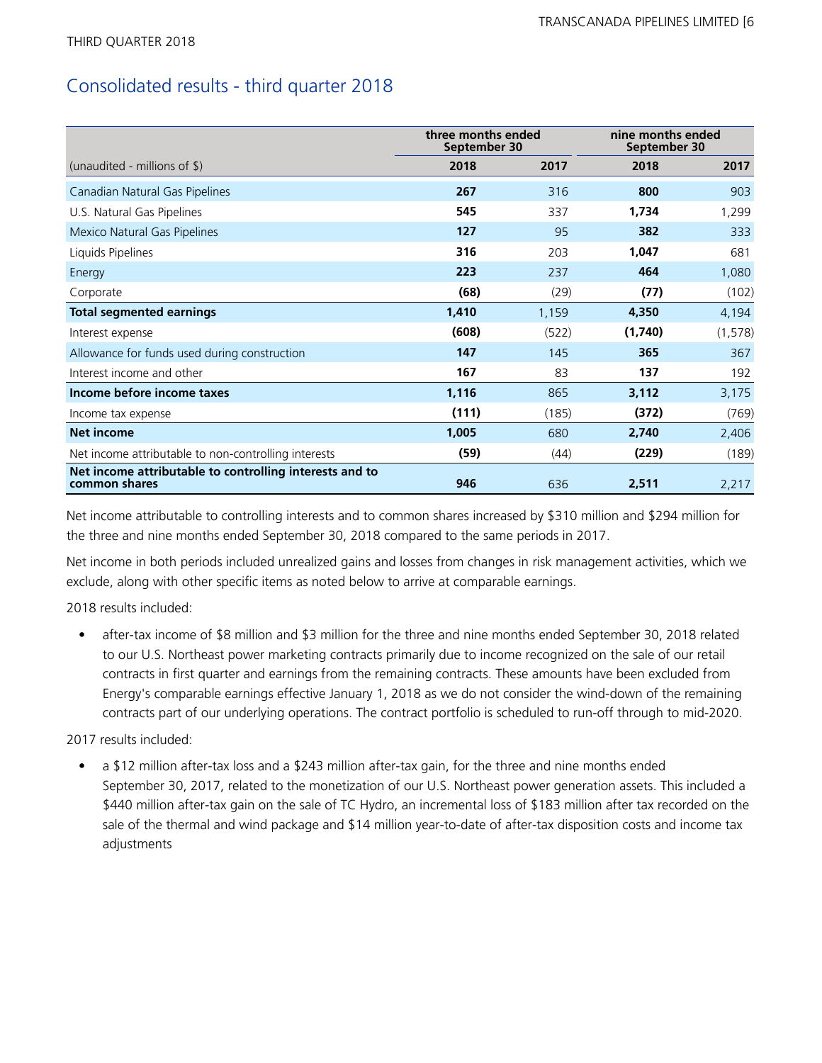# Consolidated results - third quarter 2018

| (unaudited - millions of $) | three months ended September 30 | | nine months ended September 30 | |
|---|---|---|---|---|
| | **2018** | **2017** | **2018** | **2017** |
| Canadian Natural Gas Pipelines | **267** | 316 | **800** | 903 |
| U.S. Natural Gas Pipelines | **545** | 337 | **1,734** | 1,299 |
| Mexico Natural Gas Pipelines | **127** | 95 | **382** | 333 |
| Liquids Pipelines | **316** | 203 | **1,047** | 681 |
| Energy | **223** | 237 | **464** | 1,080 |
| Corporate | **(68)** | (29) | **(77)** | (102) |
| **Total segmented earnings** | **1,410** | 1,159 | **4,350** | 4,194 |
| Interest expense | **(608)** | (522) | **(1,740)** | (1,578) |
| Allowance for funds used during construction | **147** | 145 | **365** | 367 |
| Interest income and other | **167** | 83 | **137** | 192 |
| **Income before income taxes** | **1,116** | 865 | **3,112** | 3,175 |
| Income tax expense | **(111)** | (185) | **(372)** | (769) |
| **Net income** | **1,005** | 680 | **2,740** | 2,406 |
| Net income attributable to non-controlling interests | **(59)** | (44) | **(229)** | (189) |
| **Net income attributable to controlling interests and to common shares** | **946** | 636 | **2,511** | 2,217 |

Net income attributable to controlling interests and to common shares increased by $310 million and $294 million for the three and nine months ended September 30, 2018 compared to the same periods in 2017.

Net income in both periods included unrealized gains and losses from changes in risk management activities, which we exclude, along with other specific items as noted below to arrive at comparable earnings.

2018 results included:

- after-tax income of $8 million and $3 million for the three and nine months ended September 30, 2018 related to our U.S. Northeast power marketing contracts primarily due to income recognized on the sale of our retail contracts in first quarter and earnings from the remaining contracts. These amounts have been excluded from Energy's comparable earnings effective January 1, 2018 as we do not consider the wind-down of the remaining contracts part of our underlying operations. The contract portfolio is scheduled to run-off through to mid-2020.

2017 results included:

- a $12 million after-tax loss and a $243 million after-tax gain, for the three and nine months ended September 30, 2017, related to the monetization of our U.S. Northeast power generation assets. This included a $440 million after-tax gain on the sale of TC Hydro, an incremental loss of $183 million after tax recorded on the sale of the thermal and wind package and $14 million year-to-date of after-tax disposition costs and income tax adjustments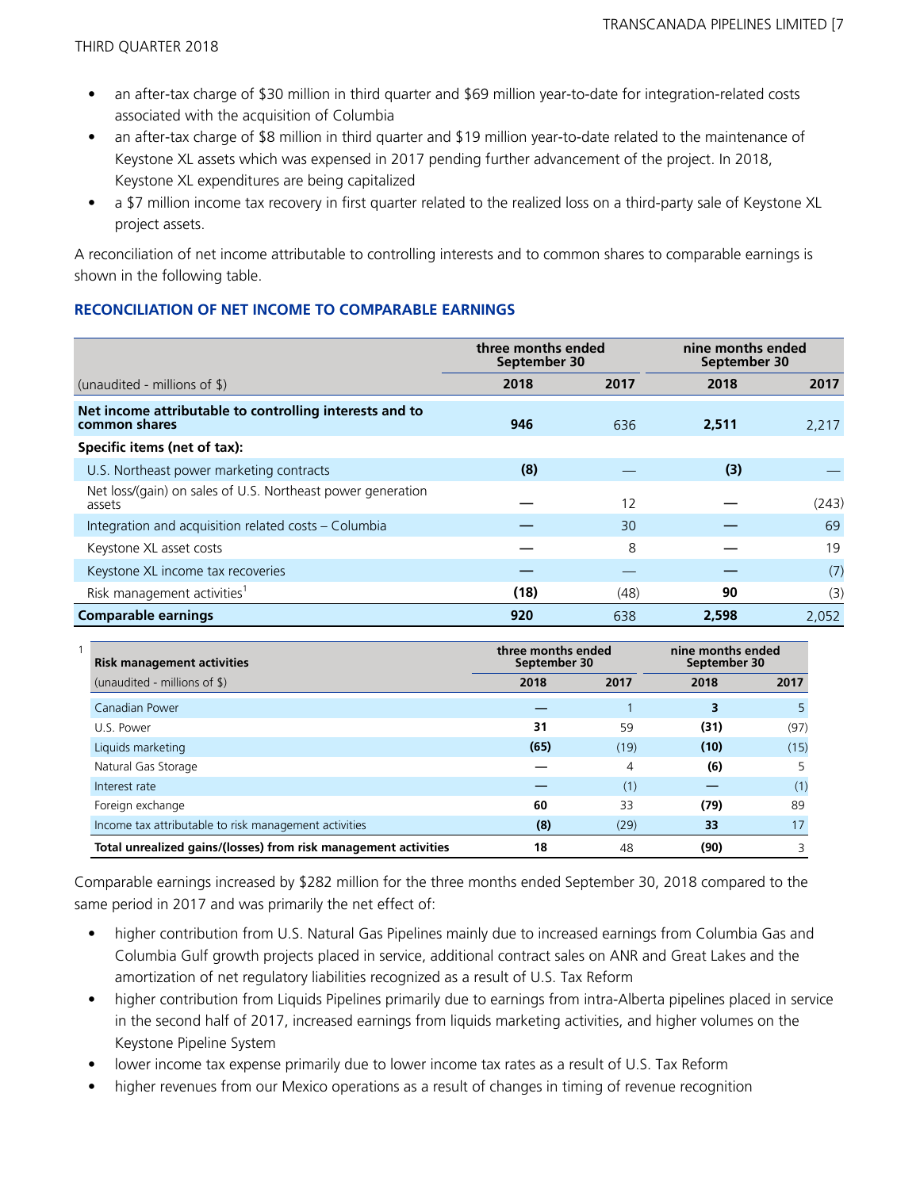- an after-tax charge of $30 million in third quarter and $69 million year-to-date for integration-related costs associated with the acquisition of Columbia
- an after-tax charge of $8 million in third quarter and $19 million year-to-date related to the maintenance of Keystone XL assets which was expensed in 2017 pending further advancement of the project. In 2018, Keystone XL expenditures are being capitalized
- a $7 million income tax recovery in first quarter related to the realized loss on a third-party sale of Keystone XL project assets.

A reconciliation of net income attributable to controlling interests and to common shares to comparable earnings is shown in the following table.

### RECONCILIATION OF NET INCOME TO COMPARABLE EARNINGS

| | three months ended September 30 | | nine months ended September 30 | |
|---|---|---|---|---|
| (unaudited - millions of $) | **2018** | 2017 | **2018** | 2017 |
| **Net income attributable to controlling interests and to common shares** | **946** | 636 | **2,511** | 2,217 |
| **Specific items (net of tax):** | | | | |
| U.S. Northeast power marketing contracts | **(8)** | — | **(3)** | — |
| Net loss/(gain) on sales of U.S. Northeast power generation assets | **—** | 12 | **—** | (243) |
| Integration and acquisition related costs – Columbia | **—** | 30 | **—** | 69 |
| Keystone XL asset costs | **—** | 8 | **—** | 19 |
| Keystone XL income tax recoveries | **—** | — | **—** | (7) |
| Risk management activities[1] | **(18)** | (48) | **90** | (3) |
| **Comparable earnings** | **920** | 638 | **2,598** | 2,052 |

1

| Risk management activities | three months ended September 30 | | nine months ended September 30 | |
|---|---|---|---|---|
| (unaudited - millions of $) | **2018** | 2017 | **2018** | 2017 |
| Canadian Power | **—** | 1 | **3** | 5 |
| U.S. Power | **31** | 59 | **(31)** | (97) |
| Liquids marketing | **(65)** | (19) | **(10)** | (15) |
| Natural Gas Storage | **—** | 4 | **(6)** | 5 |
| Interest rate | **—** | (1) | **—** | (1) |
| Foreign exchange | **60** | 33 | **(79)** | 89 |
| Income tax attributable to risk management activities | **(8)** | (29) | **33** | 17 |
| **Total unrealized gains/(losses) from risk management activities** | **18** | 48 | **(90)** | 3 |

Comparable earnings increased by $282 million for the three months ended September 30, 2018 compared to the same period in 2017 and was primarily the net effect of:

- higher contribution from U.S. Natural Gas Pipelines mainly due to increased earnings from Columbia Gas and Columbia Gulf growth projects placed in service, additional contract sales on ANR and Great Lakes and the amortization of net regulatory liabilities recognized as a result of U.S. Tax Reform
- higher contribution from Liquids Pipelines primarily due to earnings from intra-Alberta pipelines placed in service in the second half of 2017, increased earnings from liquids marketing activities, and higher volumes on the Keystone Pipeline System
- lower income tax expense primarily due to lower income tax rates as a result of U.S. Tax Reform
- higher revenues from our Mexico operations as a result of changes in timing of revenue recognition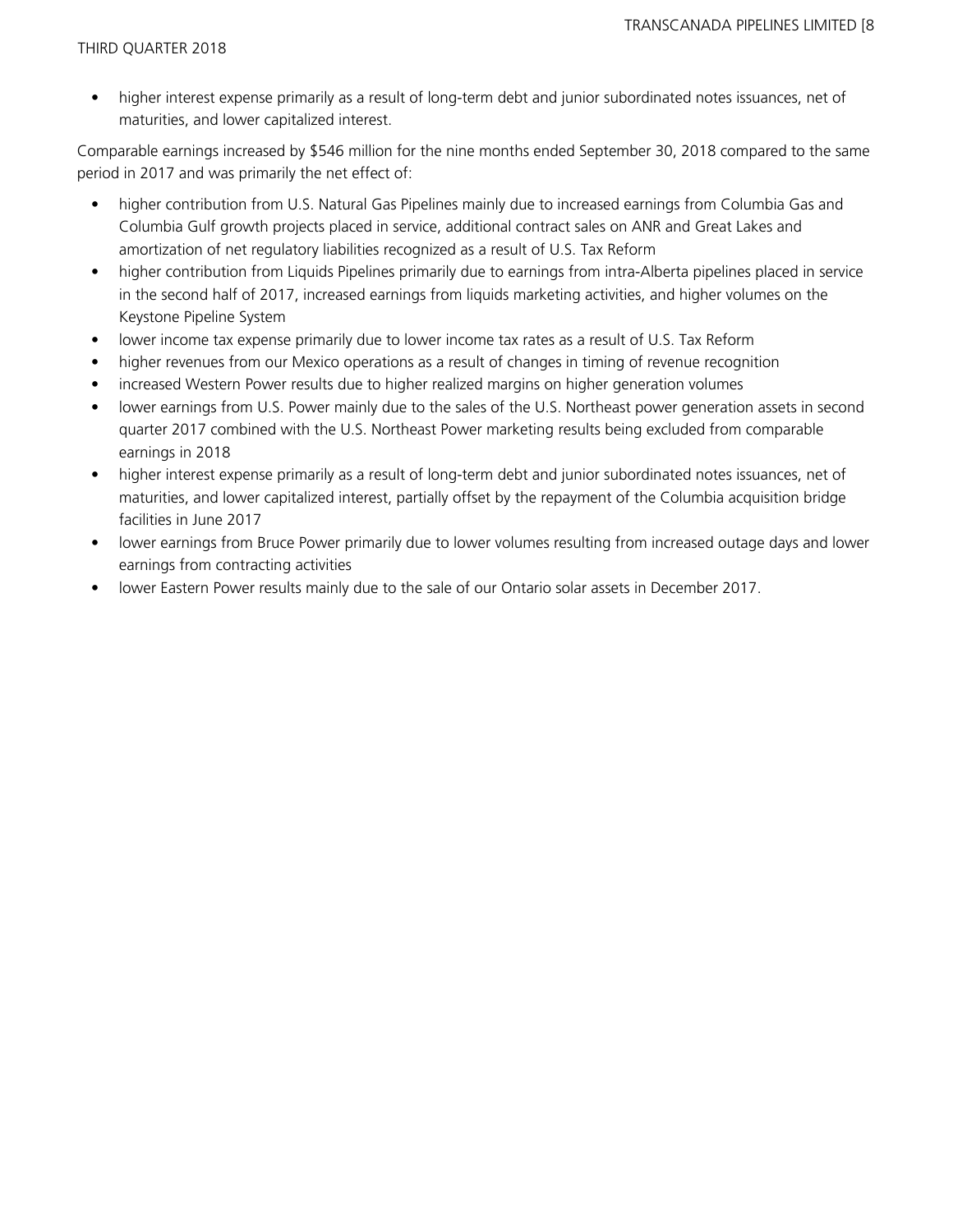- higher interest expense primarily as a result of long-term debt and junior subordinated notes issuances, net of maturities, and lower capitalized interest.

Comparable earnings increased by $546 million for the nine months ended September 30, 2018 compared to the same period in 2017 and was primarily the net effect of:

- higher contribution from U.S. Natural Gas Pipelines mainly due to increased earnings from Columbia Gas and Columbia Gulf growth projects placed in service, additional contract sales on ANR and Great Lakes and amortization of net regulatory liabilities recognized as a result of U.S. Tax Reform
- higher contribution from Liquids Pipelines primarily due to earnings from intra-Alberta pipelines placed in service in the second half of 2017, increased earnings from liquids marketing activities, and higher volumes on the Keystone Pipeline System
- lower income tax expense primarily due to lower income tax rates as a result of U.S. Tax Reform
- higher revenues from our Mexico operations as a result of changes in timing of revenue recognition
- increased Western Power results due to higher realized margins on higher generation volumes
- lower earnings from U.S. Power mainly due to the sales of the U.S. Northeast power generation assets in second quarter 2017 combined with the U.S. Northeast Power marketing results being excluded from comparable earnings in 2018
- higher interest expense primarily as a result of long-term debt and junior subordinated notes issuances, net of maturities, and lower capitalized interest, partially offset by the repayment of the Columbia acquisition bridge facilities in June 2017
- lower earnings from Bruce Power primarily due to lower volumes resulting from increased outage days and lower earnings from contracting activities
- lower Eastern Power results mainly due to the sale of our Ontario solar assets in December 2017.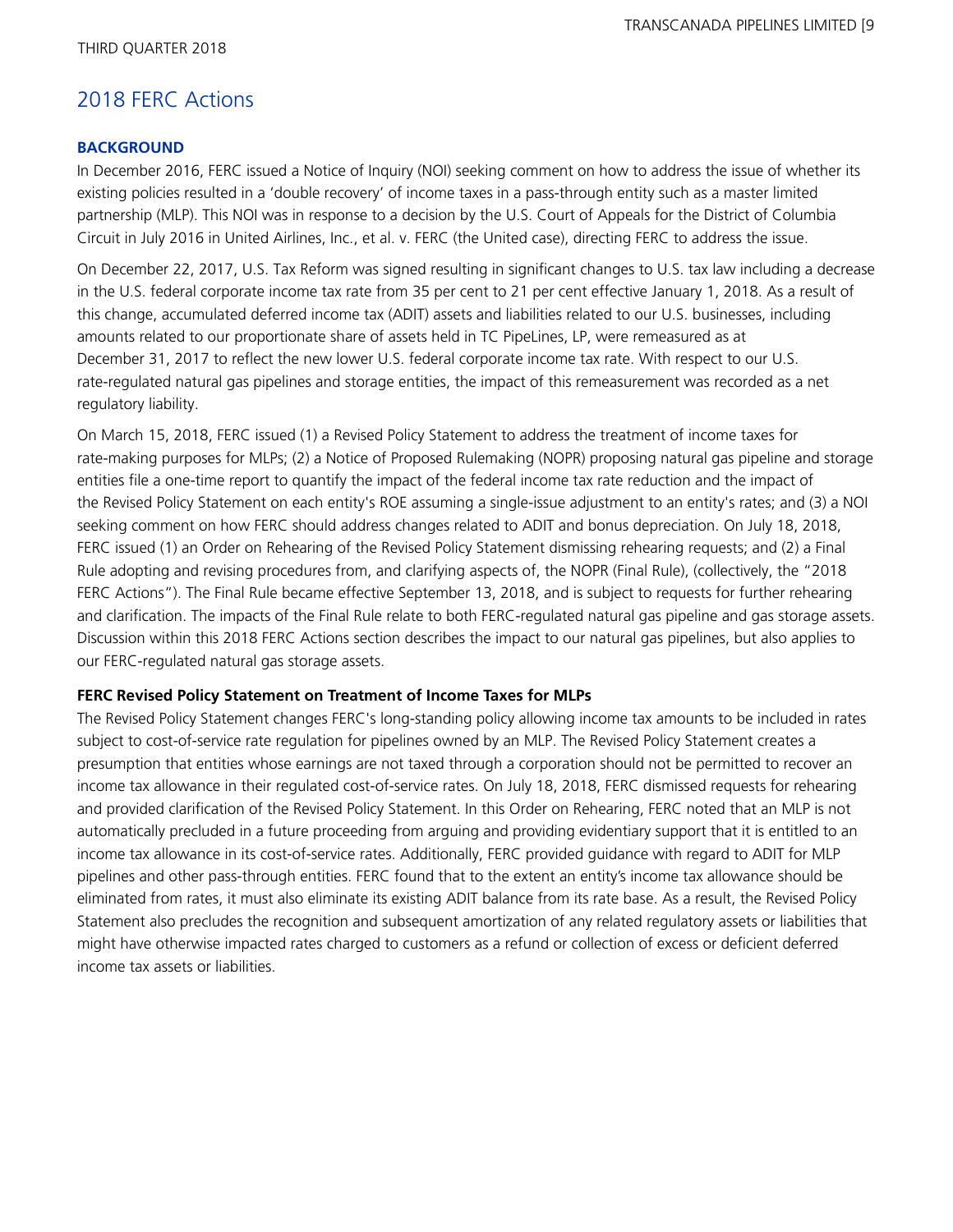## 2018 FERC Actions

### BACKGROUND

In December 2016, FERC issued a Notice of Inquiry (NOI) seeking comment on how to address the issue of whether its existing policies resulted in a 'double recovery' of income taxes in a pass-through entity such as a master limited partnership (MLP). This NOI was in response to a decision by the U.S. Court of Appeals for the District of Columbia Circuit in July 2016 in United Airlines, Inc., et al. v. FERC (the United case), directing FERC to address the issue.

On December 22, 2017, U.S. Tax Reform was signed resulting in significant changes to U.S. tax law including a decrease in the U.S. federal corporate income tax rate from 35 per cent to 21 per cent effective January 1, 2018. As a result of this change, accumulated deferred income tax (ADIT) assets and liabilities related to our U.S. businesses, including amounts related to our proportionate share of assets held in TC PipeLines, LP, were remeasured as at December 31, 2017 to reflect the new lower U.S. federal corporate income tax rate. With respect to our U.S. rate-regulated natural gas pipelines and storage entities, the impact of this remeasurement was recorded as a net regulatory liability.

On March 15, 2018, FERC issued (1) a Revised Policy Statement to address the treatment of income taxes for rate-making purposes for MLPs; (2) a Notice of Proposed Rulemaking (NOPR) proposing natural gas pipeline and storage entities file a one-time report to quantify the impact of the federal income tax rate reduction and the impact of the Revised Policy Statement on each entity's ROE assuming a single-issue adjustment to an entity's rates; and (3) a NOI seeking comment on how FERC should address changes related to ADIT and bonus depreciation. On July 18, 2018, FERC issued (1) an Order on Rehearing of the Revised Policy Statement dismissing rehearing requests; and (2) a Final Rule adopting and revising procedures from, and clarifying aspects of, the NOPR (Final Rule), (collectively, the "2018 FERC Actions"). The Final Rule became effective September 13, 2018, and is subject to requests for further rehearing and clarification. The impacts of the Final Rule relate to both FERC-regulated natural gas pipeline and gas storage assets. Discussion within this 2018 FERC Actions section describes the impact to our natural gas pipelines, but also applies to our FERC-regulated natural gas storage assets.

**FERC Revised Policy Statement on Treatment of Income Taxes for MLPs**

The Revised Policy Statement changes FERC's long-standing policy allowing income tax amounts to be included in rates subject to cost-of-service rate regulation for pipelines owned by an MLP. The Revised Policy Statement creates a presumption that entities whose earnings are not taxed through a corporation should not be permitted to recover an income tax allowance in their regulated cost-of-service rates. On July 18, 2018, FERC dismissed requests for rehearing and provided clarification of the Revised Policy Statement. In this Order on Rehearing, FERC noted that an MLP is not automatically precluded in a future proceeding from arguing and providing evidentiary support that it is entitled to an income tax allowance in its cost-of-service rates. Additionally, FERC provided guidance with regard to ADIT for MLP pipelines and other pass-through entities. FERC found that to the extent an entity's income tax allowance should be eliminated from rates, it must also eliminate its existing ADIT balance from its rate base. As a result, the Revised Policy Statement also precludes the recognition and subsequent amortization of any related regulatory assets or liabilities that might have otherwise impacted rates charged to customers as a refund or collection of excess or deficient deferred income tax assets or liabilities.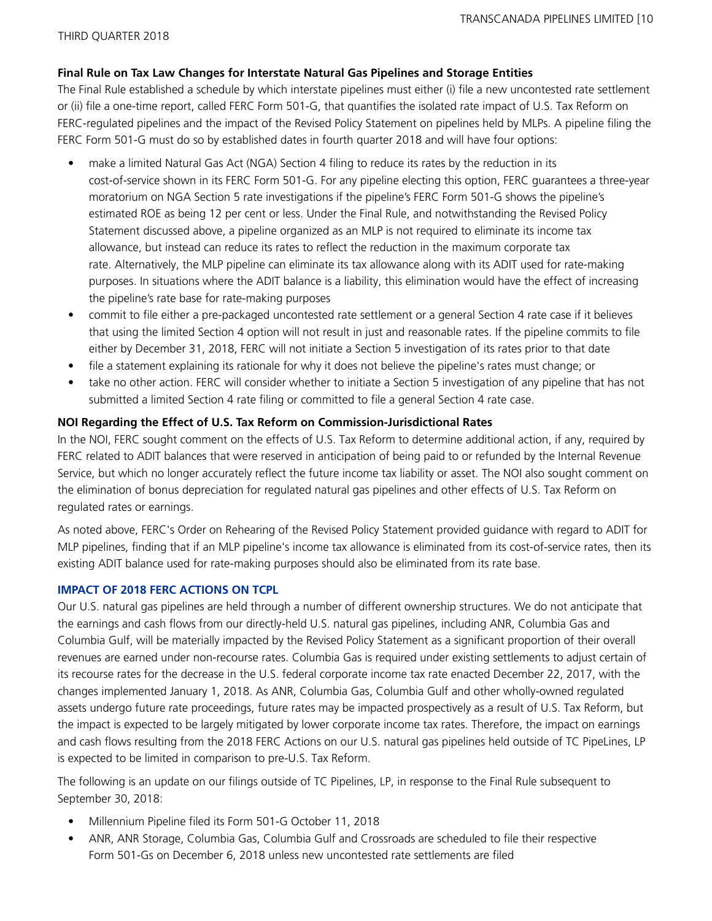**Final Rule on Tax Law Changes for Interstate Natural Gas Pipelines and Storage Entities**

The Final Rule established a schedule by which interstate pipelines must either (i) file a new uncontested rate settlement or (ii) file a one-time report, called FERC Form 501-G, that quantifies the isolated rate impact of U.S. Tax Reform on FERC-regulated pipelines and the impact of the Revised Policy Statement on pipelines held by MLPs. A pipeline filing the FERC Form 501-G must do so by established dates in fourth quarter 2018 and will have four options:

- make a limited Natural Gas Act (NGA) Section 4 filing to reduce its rates by the reduction in its cost-of-service shown in its FERC Form 501-G. For any pipeline electing this option, FERC guarantees a three-year moratorium on NGA Section 5 rate investigations if the pipeline's FERC Form 501-G shows the pipeline's estimated ROE as being 12 per cent or less. Under the Final Rule, and notwithstanding the Revised Policy Statement discussed above, a pipeline organized as an MLP is not required to eliminate its income tax allowance, but instead can reduce its rates to reflect the reduction in the maximum corporate tax rate. Alternatively, the MLP pipeline can eliminate its tax allowance along with its ADIT used for rate-making purposes. In situations where the ADIT balance is a liability, this elimination would have the effect of increasing the pipeline's rate base for rate-making purposes
- commit to file either a pre-packaged uncontested rate settlement or a general Section 4 rate case if it believes that using the limited Section 4 option will not result in just and reasonable rates. If the pipeline commits to file either by December 31, 2018, FERC will not initiate a Section 5 investigation of its rates prior to that date
- file a statement explaining its rationale for why it does not believe the pipeline's rates must change; or
- take no other action. FERC will consider whether to initiate a Section 5 investigation of any pipeline that has not submitted a limited Section 4 rate filing or committed to file a general Section 4 rate case.

**NOI Regarding the Effect of U.S. Tax Reform on Commission-Jurisdictional Rates**

In the NOI, FERC sought comment on the effects of U.S. Tax Reform to determine additional action, if any, required by FERC related to ADIT balances that were reserved in anticipation of being paid to or refunded by the Internal Revenue Service, but which no longer accurately reflect the future income tax liability or asset. The NOI also sought comment on the elimination of bonus depreciation for regulated natural gas pipelines and other effects of U.S. Tax Reform on regulated rates or earnings.

As noted above, FERC's Order on Rehearing of the Revised Policy Statement provided guidance with regard to ADIT for MLP pipelines, finding that if an MLP pipeline's income tax allowance is eliminated from its cost-of-service rates, then its existing ADIT balance used for rate-making purposes should also be eliminated from its rate base.

## IMPACT OF 2018 FERC ACTIONS ON TCPL

Our U.S. natural gas pipelines are held through a number of different ownership structures. We do not anticipate that the earnings and cash flows from our directly-held U.S. natural gas pipelines, including ANR, Columbia Gas and Columbia Gulf, will be materially impacted by the Revised Policy Statement as a significant proportion of their overall revenues are earned under non-recourse rates. Columbia Gas is required under existing settlements to adjust certain of its recourse rates for the decrease in the U.S. federal corporate income tax rate enacted December 22, 2017, with the changes implemented January 1, 2018. As ANR, Columbia Gas, Columbia Gulf and other wholly-owned regulated assets undergo future rate proceedings, future rates may be impacted prospectively as a result of U.S. Tax Reform, but the impact is expected to be largely mitigated by lower corporate income tax rates. Therefore, the impact on earnings and cash flows resulting from the 2018 FERC Actions on our U.S. natural gas pipelines held outside of TC PipeLines, LP is expected to be limited in comparison to pre-U.S. Tax Reform.

The following is an update on our filings outside of TC Pipelines, LP, in response to the Final Rule subsequent to September 30, 2018:

- Millennium Pipeline filed its Form 501-G October 11, 2018
- ANR, ANR Storage, Columbia Gas, Columbia Gulf and Crossroads are scheduled to file their respective Form 501-Gs on December 6, 2018 unless new uncontested rate settlements are filed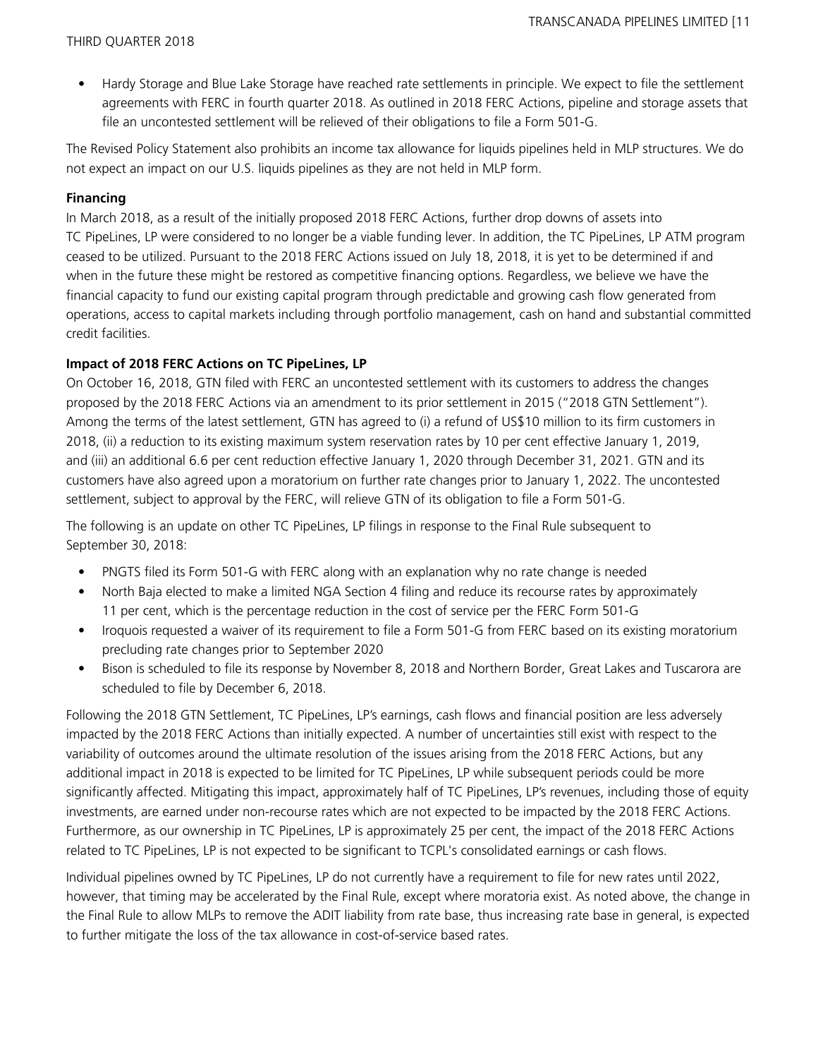- Hardy Storage and Blue Lake Storage have reached rate settlements in principle. We expect to file the settlement agreements with FERC in fourth quarter 2018. As outlined in 2018 FERC Actions, pipeline and storage assets that file an uncontested settlement will be relieved of their obligations to file a Form 501-G.

The Revised Policy Statement also prohibits an income tax allowance for liquids pipelines held in MLP structures. We do not expect an impact on our U.S. liquids pipelines as they are not held in MLP form.

**Financing**

In March 2018, as a result of the initially proposed 2018 FERC Actions, further drop downs of assets into TC PipeLines, LP were considered to no longer be a viable funding lever. In addition, the TC PipeLines, LP ATM program ceased to be utilized. Pursuant to the 2018 FERC Actions issued on July 18, 2018, it is yet to be determined if and when in the future these might be restored as competitive financing options. Regardless, we believe we have the financial capacity to fund our existing capital program through predictable and growing cash flow generated from operations, access to capital markets including through portfolio management, cash on hand and substantial committed credit facilities.

**Impact of 2018 FERC Actions on TC PipeLines, LP**

On October 16, 2018, GTN filed with FERC an uncontested settlement with its customers to address the changes proposed by the 2018 FERC Actions via an amendment to its prior settlement in 2015 ("2018 GTN Settlement"). Among the terms of the latest settlement, GTN has agreed to (i) a refund of US$10 million to its firm customers in 2018, (ii) a reduction to its existing maximum system reservation rates by 10 per cent effective January 1, 2019, and (iii) an additional 6.6 per cent reduction effective January 1, 2020 through December 31, 2021. GTN and its customers have also agreed upon a moratorium on further rate changes prior to January 1, 2022. The uncontested settlement, subject to approval by the FERC, will relieve GTN of its obligation to file a Form 501-G.

The following is an update on other TC PipeLines, LP filings in response to the Final Rule subsequent to September 30, 2018:

- PNGTS filed its Form 501-G with FERC along with an explanation why no rate change is needed
- North Baja elected to make a limited NGA Section 4 filing and reduce its recourse rates by approximately 11 per cent, which is the percentage reduction in the cost of service per the FERC Form 501-G
- Iroquois requested a waiver of its requirement to file a Form 501-G from FERC based on its existing moratorium precluding rate changes prior to September 2020
- Bison is scheduled to file its response by November 8, 2018 and Northern Border, Great Lakes and Tuscarora are scheduled to file by December 6, 2018.

Following the 2018 GTN Settlement, TC PipeLines, LP's earnings, cash flows and financial position are less adversely impacted by the 2018 FERC Actions than initially expected. A number of uncertainties still exist with respect to the variability of outcomes around the ultimate resolution of the issues arising from the 2018 FERC Actions, but any additional impact in 2018 is expected to be limited for TC PipeLines, LP while subsequent periods could be more significantly affected. Mitigating this impact, approximately half of TC PipeLines, LP's revenues, including those of equity investments, are earned under non-recourse rates which are not expected to be impacted by the 2018 FERC Actions. Furthermore, as our ownership in TC PipeLines, LP is approximately 25 per cent, the impact of the 2018 FERC Actions related to TC PipeLines, LP is not expected to be significant to TCPL's consolidated earnings or cash flows.

Individual pipelines owned by TC PipeLines, LP do not currently have a requirement to file for new rates until 2022, however, that timing may be accelerated by the Final Rule, except where moratoria exist. As noted above, the change in the Final Rule to allow MLPs to remove the ADIT liability from rate base, thus increasing rate base in general, is expected to further mitigate the loss of the tax allowance in cost-of-service based rates.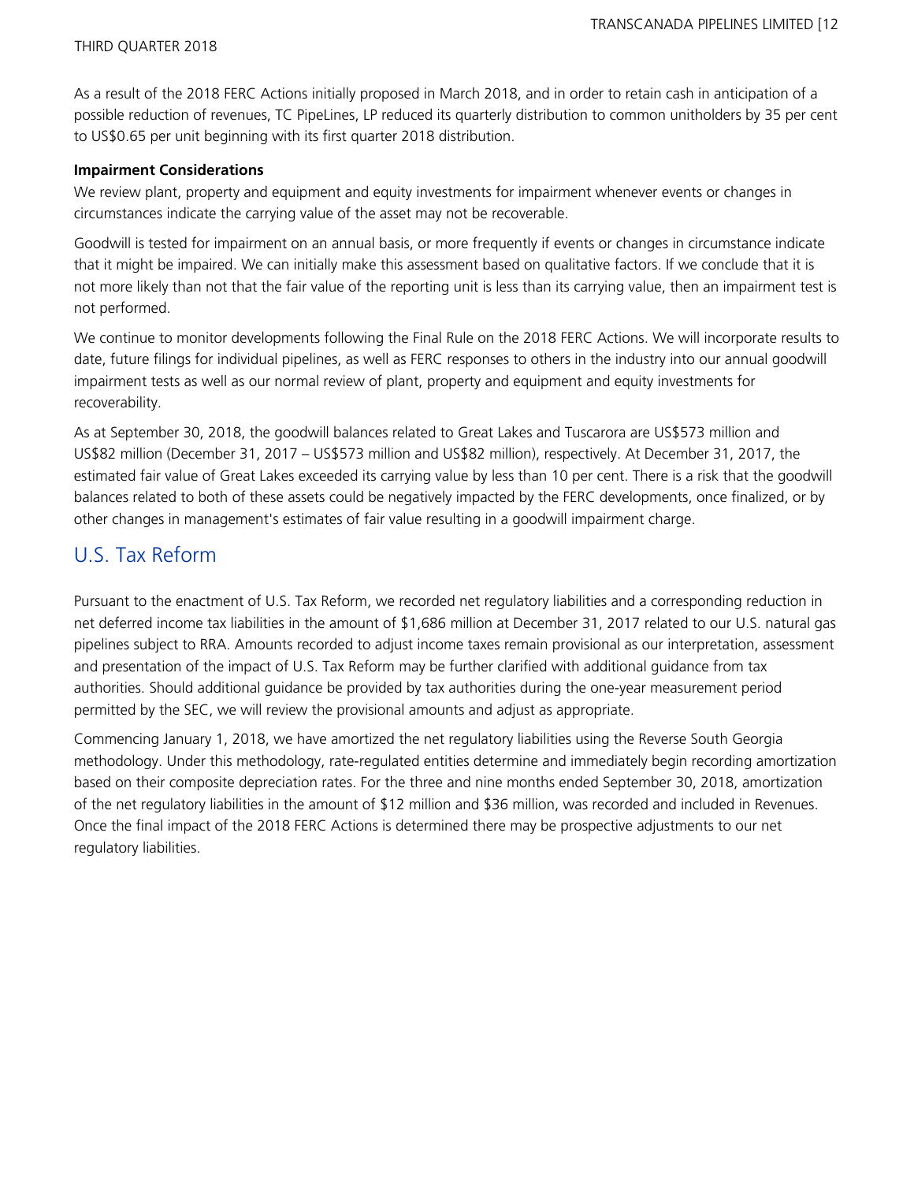As a result of the 2018 FERC Actions initially proposed in March 2018, and in order to retain cash in anticipation of a possible reduction of revenues, TC PipeLines, LP reduced its quarterly distribution to common unitholders by 35 per cent to US$0.65 per unit beginning with its first quarter 2018 distribution.

**Impairment Considerations**

We review plant, property and equipment and equity investments for impairment whenever events or changes in circumstances indicate the carrying value of the asset may not be recoverable.

Goodwill is tested for impairment on an annual basis, or more frequently if events or changes in circumstance indicate that it might be impaired. We can initially make this assessment based on qualitative factors. If we conclude that it is not more likely than not that the fair value of the reporting unit is less than its carrying value, then an impairment test is not performed.

We continue to monitor developments following the Final Rule on the 2018 FERC Actions. We will incorporate results to date, future filings for individual pipelines, as well as FERC responses to others in the industry into our annual goodwill impairment tests as well as our normal review of plant, property and equipment and equity investments for recoverability.

As at September 30, 2018, the goodwill balances related to Great Lakes and Tuscarora are US$573 million and US$82 million (December 31, 2017 – US$573 million and US$82 million), respectively. At December 31, 2017, the estimated fair value of Great Lakes exceeded its carrying value by less than 10 per cent. There is a risk that the goodwill balances related to both of these assets could be negatively impacted by the FERC developments, once finalized, or by other changes in management's estimates of fair value resulting in a goodwill impairment charge.

## U.S. Tax Reform

Pursuant to the enactment of U.S. Tax Reform, we recorded net regulatory liabilities and a corresponding reduction in net deferred income tax liabilities in the amount of $1,686 million at December 31, 2017 related to our U.S. natural gas pipelines subject to RRA. Amounts recorded to adjust income taxes remain provisional as our interpretation, assessment and presentation of the impact of U.S. Tax Reform may be further clarified with additional guidance from tax authorities. Should additional guidance be provided by tax authorities during the one-year measurement period permitted by the SEC, we will review the provisional amounts and adjust as appropriate.

Commencing January 1, 2018, we have amortized the net regulatory liabilities using the Reverse South Georgia methodology. Under this methodology, rate-regulated entities determine and immediately begin recording amortization based on their composite depreciation rates. For the three and nine months ended September 30, 2018, amortization of the net regulatory liabilities in the amount of $12 million and $36 million, was recorded and included in Revenues. Once the final impact of the 2018 FERC Actions is determined there may be prospective adjustments to our net regulatory liabilities.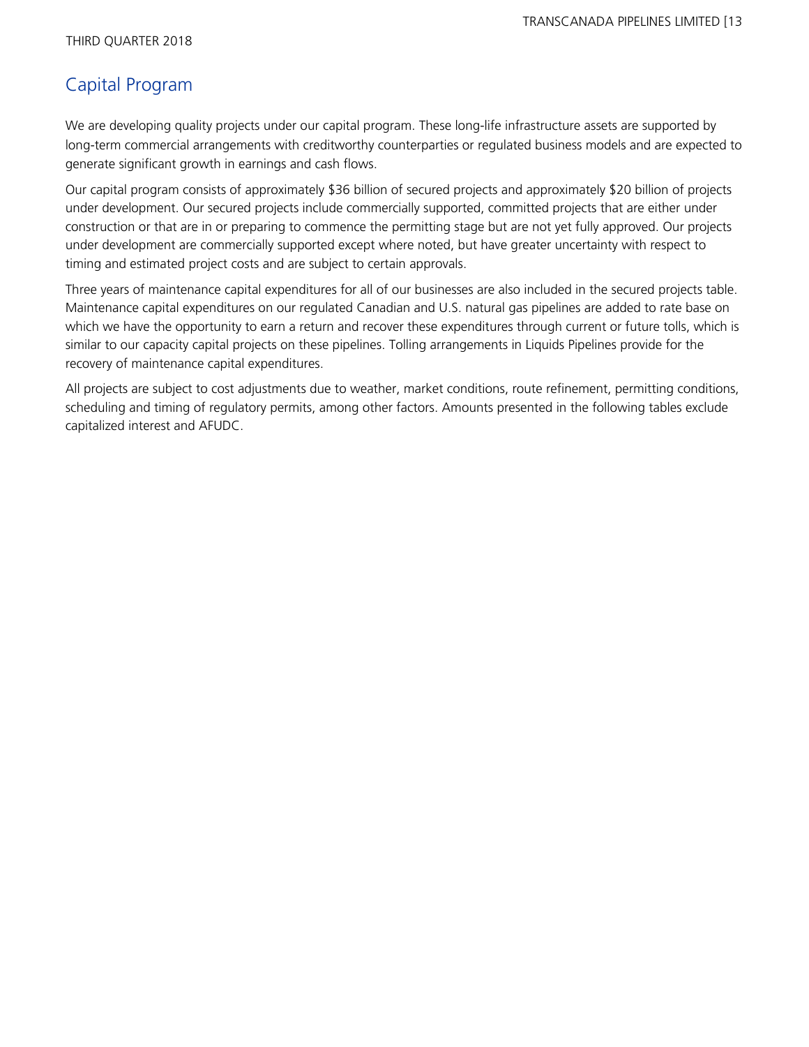## Capital Program

We are developing quality projects under our capital program. These long-life infrastructure assets are supported by long-term commercial arrangements with creditworthy counterparties or regulated business models and are expected to generate significant growth in earnings and cash flows.

Our capital program consists of approximately $36 billion of secured projects and approximately $20 billion of projects under development. Our secured projects include commercially supported, committed projects that are either under construction or that are in or preparing to commence the permitting stage but are not yet fully approved. Our projects under development are commercially supported except where noted, but have greater uncertainty with respect to timing and estimated project costs and are subject to certain approvals.

Three years of maintenance capital expenditures for all of our businesses are also included in the secured projects table. Maintenance capital expenditures on our regulated Canadian and U.S. natural gas pipelines are added to rate base on which we have the opportunity to earn a return and recover these expenditures through current or future tolls, which is similar to our capacity capital projects on these pipelines. Tolling arrangements in Liquids Pipelines provide for the recovery of maintenance capital expenditures.

All projects are subject to cost adjustments due to weather, market conditions, route refinement, permitting conditions, scheduling and timing of regulatory permits, among other factors. Amounts presented in the following tables exclude capitalized interest and AFUDC.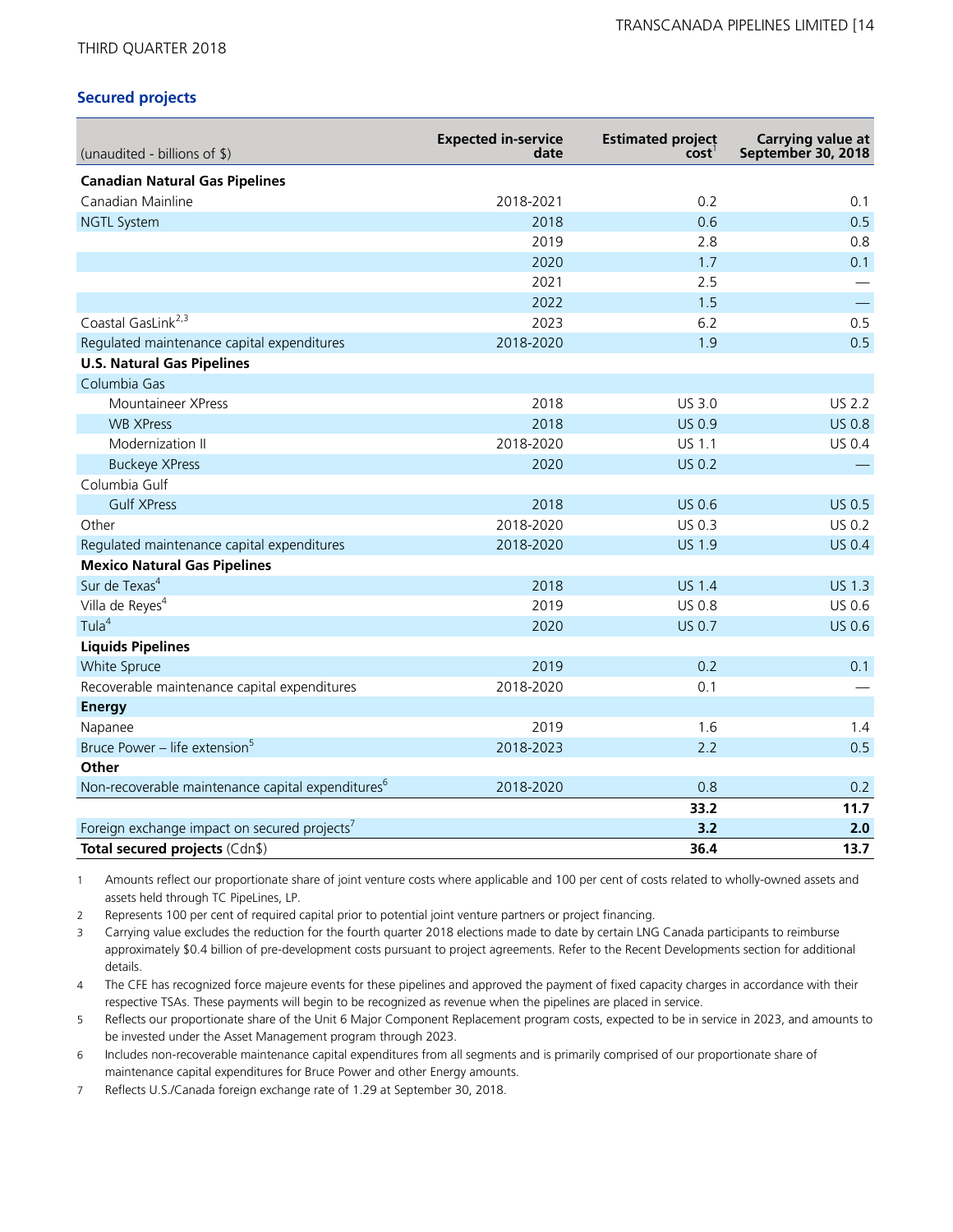THIRD QUARTER 2018

### Secured projects

| (unaudited - billions of $) | Expected in-service date | Estimated project cost[1] | Carrying value at September 30, 2018 |
|---|---|---|---|
| **Canadian Natural Gas Pipelines** | | | |
| Canadian Mainline | 2018-2021 | 0.2 | 0.1 |
| NGTL System | 2018 | 0.6 | 0.5 |
| | 2019 | 2.8 | 0.8 |
| | 2020 | 1.7 | 0.1 |
| | 2021 | 2.5 | — |
| | 2022 | 1.5 | — |
| Coastal GasLink[2,3] | 2023 | 6.2 | 0.5 |
| Regulated maintenance capital expenditures | 2018-2020 | 1.9 | 0.5 |
| **U.S. Natural Gas Pipelines** | | | |
| Columbia Gas | | | |
| Mountaineer XPress | 2018 | US 3.0 | US 2.2 |
| WB XPress | 2018 | US 0.9 | US 0.8 |
| Modernization II | 2018-2020 | US 1.1 | US 0.4 |
| Buckeye XPress | 2020 | US 0.2 | — |
| Columbia Gulf | | | |
| Gulf XPress | 2018 | US 0.6 | US 0.5 |
| Other | 2018-2020 | US 0.3 | US 0.2 |
| Regulated maintenance capital expenditures | 2018-2020 | US 1.9 | US 0.4 |
| **Mexico Natural Gas Pipelines** | | | |
| Sur de Texas[4] | 2018 | US 1.4 | US 1.3 |
| Villa de Reyes[4] | 2019 | US 0.8 | US 0.6 |
| Tula[4] | 2020 | US 0.7 | US 0.6 |
| **Liquids Pipelines** | | | |
| White Spruce | 2019 | 0.2 | 0.1 |
| Recoverable maintenance capital expenditures | 2018-2020 | 0.1 | — |
| **Energy** | | | |
| Napanee | 2019 | 1.6 | 1.4 |
| Bruce Power – life extension[5] | 2018-2023 | 2.2 | 0.5 |
| **Other** | | | |
| Non-recoverable maintenance capital expenditures[6] | 2018-2020 | 0.8 | 0.2 |
| | | **33.2** | **11.7** |
| Foreign exchange impact on secured projects[7] | | **3.2** | **2.0** |
| **Total secured projects** (Cdn$) | | **36.4** | **13.7** |

1 Amounts reflect our proportionate share of joint venture costs where applicable and 100 per cent of costs related to wholly-owned assets and assets held through TC PipeLines, LP.

2 Represents 100 per cent of required capital prior to potential joint venture partners or project financing.

3 Carrying value excludes the reduction for the fourth quarter 2018 elections made to date by certain LNG Canada participants to reimburse approximately $0.4 billion of pre-development costs pursuant to project agreements. Refer to the Recent Developments section for additional details.

4 The CFE has recognized force majeure events for these pipelines and approved the payment of fixed capacity charges in accordance with their respective TSAs. These payments will begin to be recognized as revenue when the pipelines are placed in service.

5 Reflects our proportionate share of the Unit 6 Major Component Replacement program costs, expected to be in service in 2023, and amounts to be invested under the Asset Management program through 2023.

6 Includes non-recoverable maintenance capital expenditures from all segments and is primarily comprised of our proportionate share of maintenance capital expenditures for Bruce Power and other Energy amounts.

7 Reflects U.S./Canada foreign exchange rate of 1.29 at September 30, 2018.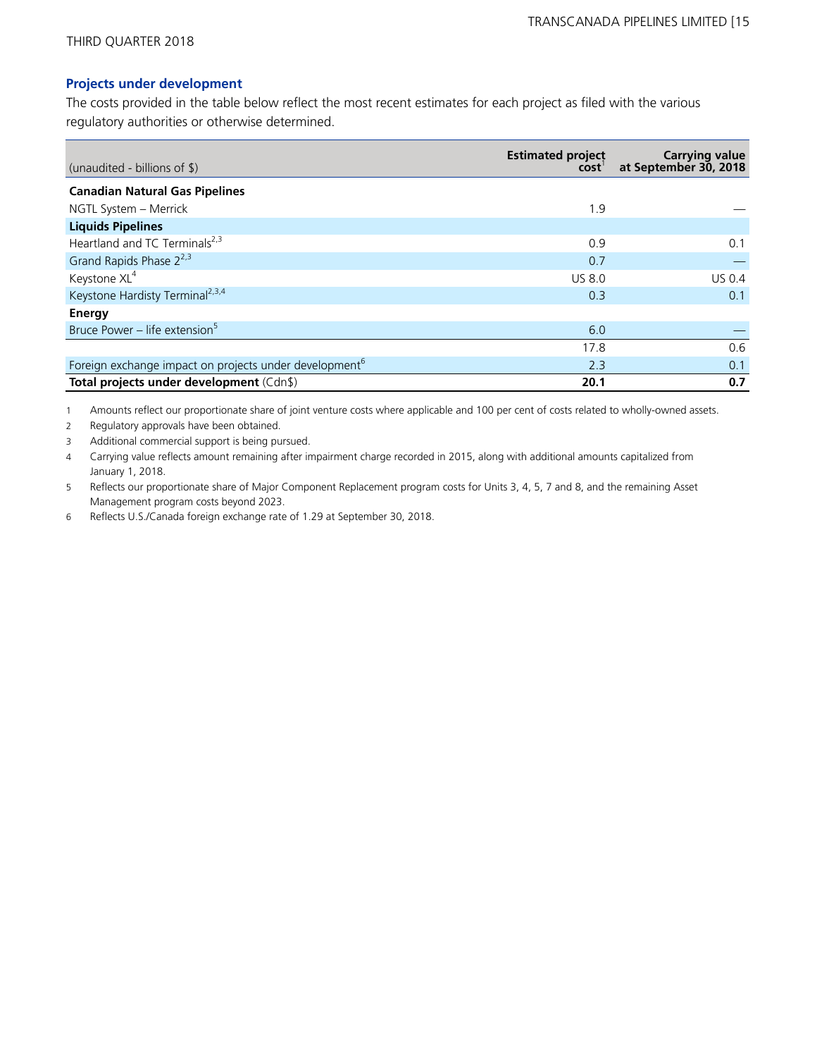## Projects under development

The costs provided in the table below reflect the most recent estimates for each project as filed with the various regulatory authorities or otherwise determined.

| (unaudited - billions of $) | Estimated project cost[1] | Carrying value at September 30, 2018 |
|---|---|---|
| **Canadian Natural Gas Pipelines** | | |
| NGTL System – Merrick | 1.9 | — |
| **Liquids Pipelines** | | |
| Heartland and TC Terminals[2,3] | 0.9 | 0.1 |
| Grand Rapids Phase 2[2,3] | 0.7 | — |
| Keystone XL[4] | US 8.0 | US 0.4 |
| Keystone Hardisty Terminal[2,3,4] | 0.3 | 0.1 |
| **Energy** | | |
| Bruce Power – life extension[5] | 6.0 | — |
| | 17.8 | 0.6 |
| Foreign exchange impact on projects under development[6] | 2.3 | 0.1 |
| **Total projects under development** (Cdn$) | **20.1** | **0.7** |

1. Amounts reflect our proportionate share of joint venture costs where applicable and 100 per cent of costs related to wholly-owned assets.
2. Regulatory approvals have been obtained.
3. Additional commercial support is being pursued.
4. Carrying value reflects amount remaining after impairment charge recorded in 2015, along with additional amounts capitalized from January 1, 2018.
5. Reflects our proportionate share of Major Component Replacement program costs for Units 3, 4, 5, 7 and 8, and the remaining Asset Management program costs beyond 2023.
6. Reflects U.S./Canada foreign exchange rate of 1.29 at September 30, 2018.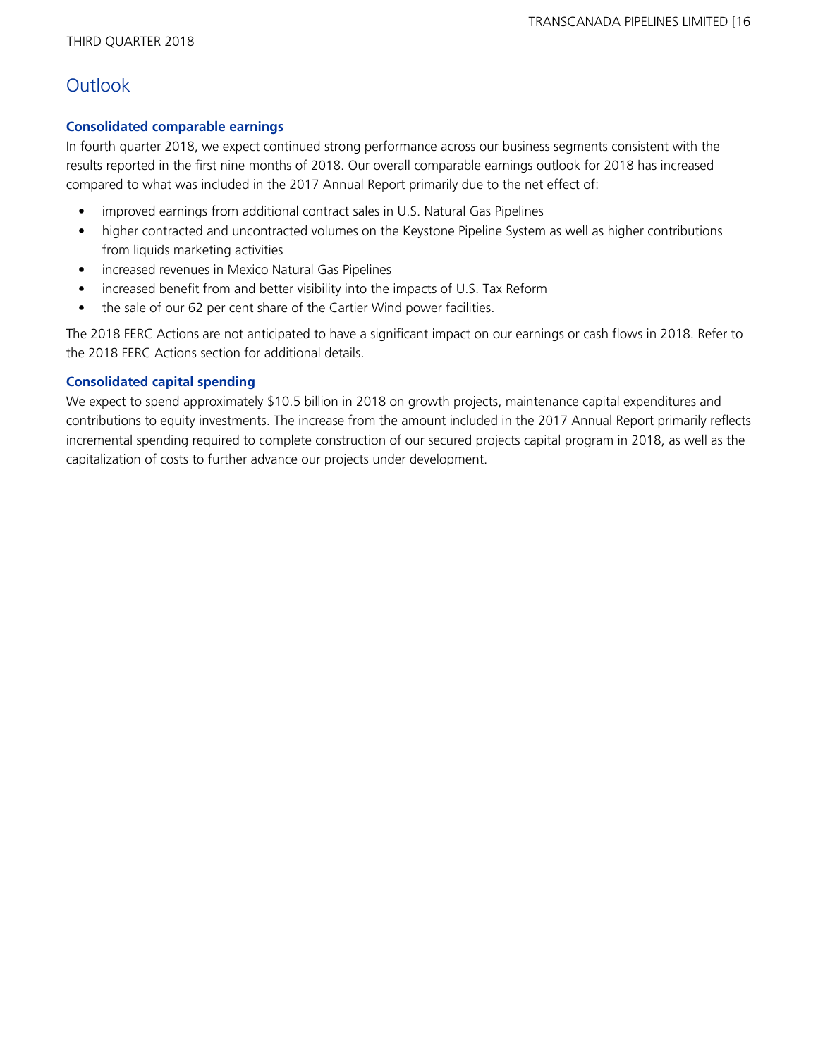# Outlook

### Consolidated comparable earnings

In fourth quarter 2018, we expect continued strong performance across our business segments consistent with the results reported in the first nine months of 2018. Our overall comparable earnings outlook for 2018 has increased compared to what was included in the 2017 Annual Report primarily due to the net effect of:

- improved earnings from additional contract sales in U.S. Natural Gas Pipelines
- higher contracted and uncontracted volumes on the Keystone Pipeline System as well as higher contributions from liquids marketing activities
- increased revenues in Mexico Natural Gas Pipelines
- increased benefit from and better visibility into the impacts of U.S. Tax Reform
- the sale of our 62 per cent share of the Cartier Wind power facilities.

The 2018 FERC Actions are not anticipated to have a significant impact on our earnings or cash flows in 2018. Refer to the 2018 FERC Actions section for additional details.

### Consolidated capital spending

We expect to spend approximately $10.5 billion in 2018 on growth projects, maintenance capital expenditures and contributions to equity investments. The increase from the amount included in the 2017 Annual Report primarily reflects incremental spending required to complete construction of our secured projects capital program in 2018, as well as the capitalization of costs to further advance our projects under development.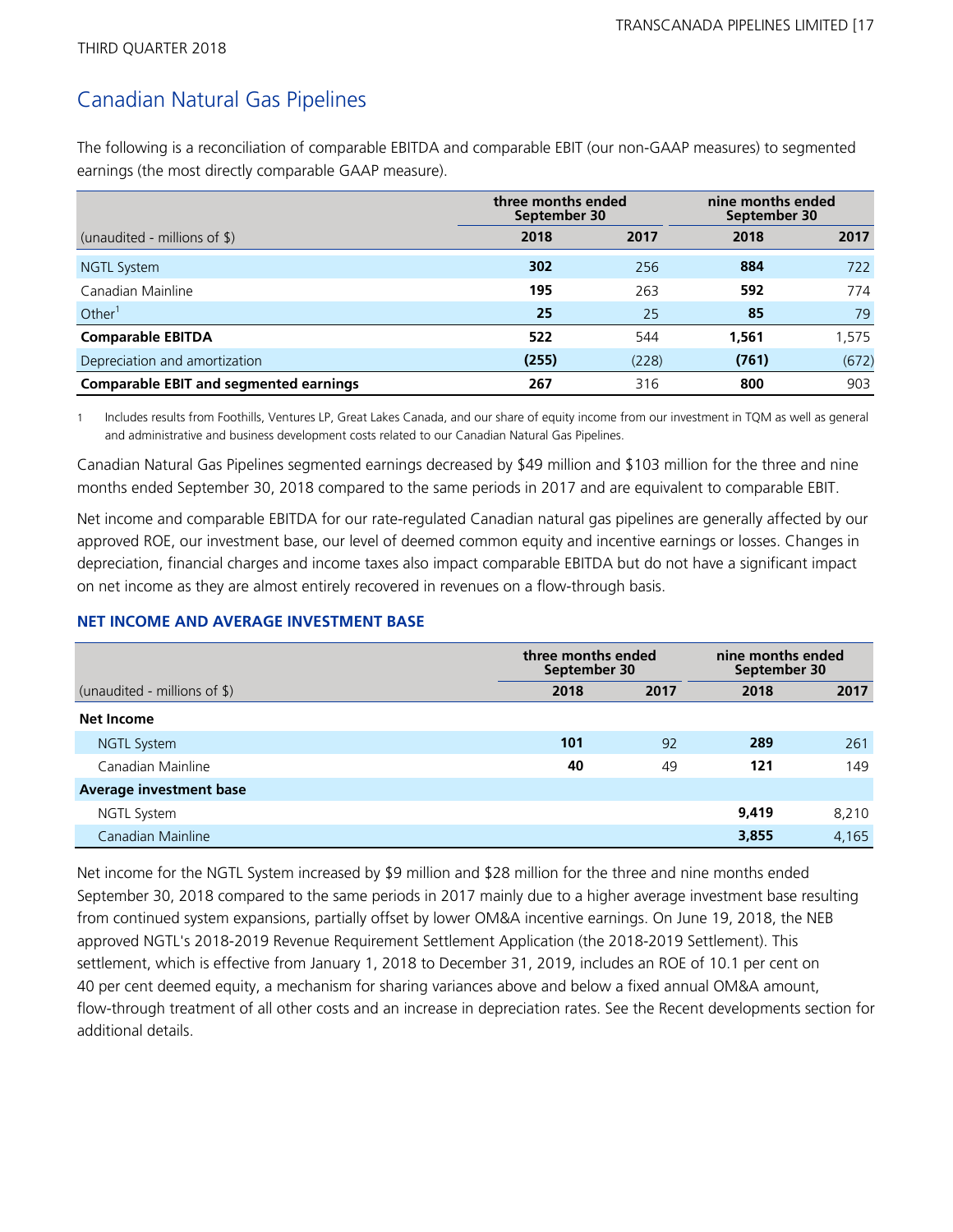## Canadian Natural Gas Pipelines

The following is a reconciliation of comparable EBITDA and comparable EBIT (our non-GAAP measures) to segmented earnings (the most directly comparable GAAP measure).

| | three months ended September 30 | | nine months ended September 30 | |
|---|---|---|---|---|
| (unaudited - millions of $) | **2018** | 2017 | **2018** | 2017 |
| NGTL System | **302** | 256 | **884** | 722 |
| Canadian Mainline | **195** | 263 | **592** | 774 |
| Other[1] | **25** | 25 | **85** | 79 |
| **Comparable EBITDA** | **522** | 544 | **1,561** | 1,575 |
| Depreciation and amortization | **(255)** | (228) | **(761)** | (672) |
| **Comparable EBIT and segmented earnings** | **267** | 316 | **800** | 903 |

1 Includes results from Foothills, Ventures LP, Great Lakes Canada, and our share of equity income from our investment in TQM as well as general and administrative and business development costs related to our Canadian Natural Gas Pipelines.

Canadian Natural Gas Pipelines segmented earnings decreased by $49 million and $103 million for the three and nine months ended September 30, 2018 compared to the same periods in 2017 and are equivalent to comparable EBIT.

Net income and comparable EBITDA for our rate-regulated Canadian natural gas pipelines are generally affected by our approved ROE, our investment base, our level of deemed common equity and incentive earnings or losses. Changes in depreciation, financial charges and income taxes also impact comparable EBITDA but do not have a significant impact on net income as they are almost entirely recovered in revenues on a flow-through basis.

### NET INCOME AND AVERAGE INVESTMENT BASE

| | three months ended September 30 | | nine months ended September 30 | |
|---|---|---|---|---|
| (unaudited - millions of $) | **2018** | 2017 | **2018** | 2017 |
| **Net Income** | | | | |
| NGTL System | **101** | 92 | **289** | 261 |
| Canadian Mainline | **40** | 49 | **121** | 149 |
| **Average investment base** | | | | |
| NGTL System | | | **9,419** | 8,210 |
| Canadian Mainline | | | **3,855** | 4,165 |

Net income for the NGTL System increased by $9 million and $28 million for the three and nine months ended September 30, 2018 compared to the same periods in 2017 mainly due to a higher average investment base resulting from continued system expansions, partially offset by lower OM&A incentive earnings. On June 19, 2018, the NEB approved NGTL's 2018-2019 Revenue Requirement Settlement Application (the 2018-2019 Settlement). This settlement, which is effective from January 1, 2018 to December 31, 2019, includes an ROE of 10.1 per cent on 40 per cent deemed equity, a mechanism for sharing variances above and below a fixed annual OM&A amount, flow-through treatment of all other costs and an increase in depreciation rates. See the Recent developments section for additional details.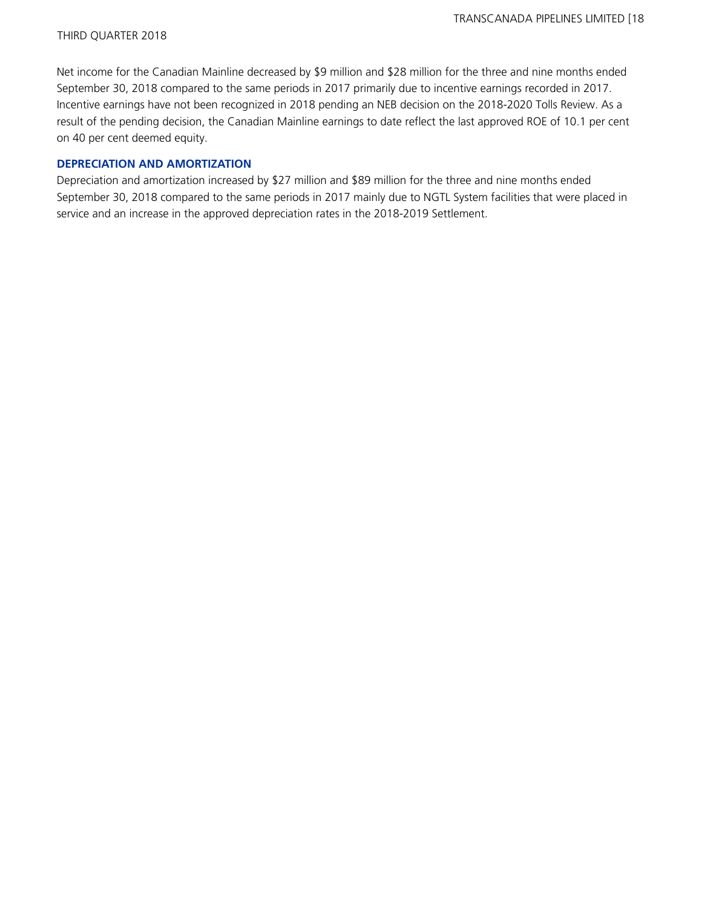Net income for the Canadian Mainline decreased by $9 million and $28 million for the three and nine months ended September 30, 2018 compared to the same periods in 2017 primarily due to incentive earnings recorded in 2017. Incentive earnings have not been recognized in 2018 pending an NEB decision on the 2018-2020 Tolls Review. As a result of the pending decision, the Canadian Mainline earnings to date reflect the last approved ROE of 10.1 per cent on 40 per cent deemed equity.

### DEPRECIATION AND AMORTIZATION

Depreciation and amortization increased by $27 million and $89 million for the three and nine months ended September 30, 2018 compared to the same periods in 2017 mainly due to NGTL System facilities that were placed in service and an increase in the approved depreciation rates in the 2018-2019 Settlement.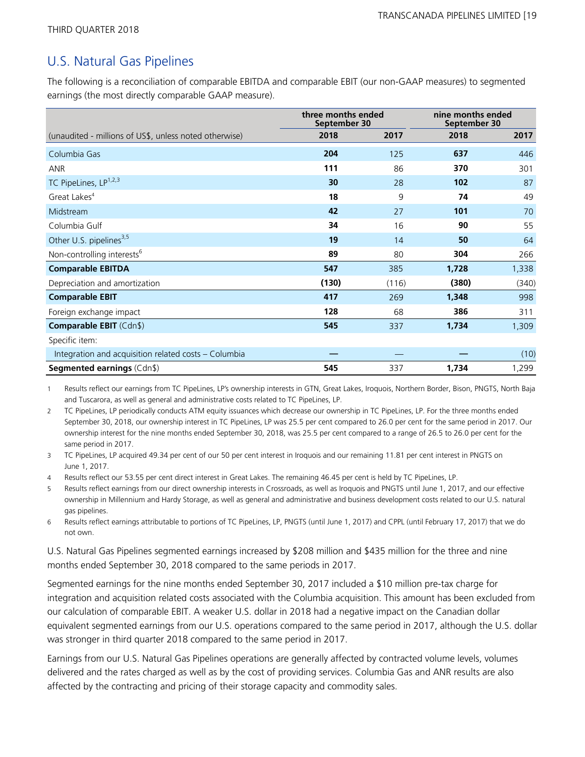## U.S. Natural Gas Pipelines

The following is a reconciliation of comparable EBITDA and comparable EBIT (our non-GAAP measures) to segmented earnings (the most directly comparable GAAP measure).

| | three months ended September 30 | | nine months ended September 30 | |
|---|---|---|---|---|
| (unaudited - millions of US$, unless noted otherwise) | **2018** | 2017 | **2018** | 2017 |
| Columbia Gas | **204** | 125 | **637** | 446 |
| ANR | **111** | 86 | **370** | 301 |
| TC PipeLines, LP[1,2,3] | **30** | 28 | **102** | 87 |
| Great Lakes[4] | **18** | 9 | **74** | 49 |
| Midstream | **42** | 27 | **101** | 70 |
| Columbia Gulf | **34** | 16 | **90** | 55 |
| Other U.S. pipelines[3,5] | **19** | 14 | **50** | 64 |
| Non-controlling interests[6] | **89** | 80 | **304** | 266 |
| **Comparable EBITDA** | **547** | 385 | **1,728** | 1,338 |
| Depreciation and amortization | **(130)** | (116) | **(380)** | (340) |
| **Comparable EBIT** | **417** | 269 | **1,348** | 998 |
| Foreign exchange impact | **128** | 68 | **386** | 311 |
| **Comparable EBIT** (Cdn$) | **545** | 337 | **1,734** | 1,309 |
| Specific item: | | | | |
| Integration and acquisition related costs – Columbia | **—** | — | **—** | (10) |
| **Segmented earnings** (Cdn$) | **545** | 337 | **1,734** | 1,299 |

1 Results reflect our earnings from TC PipeLines, LP's ownership interests in GTN, Great Lakes, Iroquois, Northern Border, Bison, PNGTS, North Baja and Tuscarora, as well as general and administrative costs related to TC PipeLines, LP.

2 TC PipeLines, LP periodically conducts ATM equity issuances which decrease our ownership in TC PipeLines, LP. For the three months ended September 30, 2018, our ownership interest in TC PipeLines, LP was 25.5 per cent compared to 26.0 per cent for the same period in 2017. Our ownership interest for the nine months ended September 30, 2018, was 25.5 per cent compared to a range of 26.5 to 26.0 per cent for the same period in 2017.

3 TC PipeLines, LP acquired 49.34 per cent of our 50 per cent interest in Iroquois and our remaining 11.81 per cent interest in PNGTS on June 1, 2017.

4 Results reflect our 53.55 per cent direct interest in Great Lakes. The remaining 46.45 per cent is held by TC PipeLines, LP.

5 Results reflect earnings from our direct ownership interests in Crossroads, as well as Iroquois and PNGTS until June 1, 2017, and our effective ownership in Millennium and Hardy Storage, as well as general and administrative and business development costs related to our U.S. natural gas pipelines.

6 Results reflect earnings attributable to portions of TC PipeLines, LP, PNGTS (until June 1, 2017) and CPPL (until February 17, 2017) that we do not own.

U.S. Natural Gas Pipelines segmented earnings increased by $208 million and $435 million for the three and nine months ended September 30, 2018 compared to the same periods in 2017.

Segmented earnings for the nine months ended September 30, 2017 included a $10 million pre-tax charge for integration and acquisition related costs associated with the Columbia acquisition. This amount has been excluded from our calculation of comparable EBIT. A weaker U.S. dollar in 2018 had a negative impact on the Canadian dollar equivalent segmented earnings from our U.S. operations compared to the same period in 2017, although the U.S. dollar was stronger in third quarter 2018 compared to the same period in 2017.

Earnings from our U.S. Natural Gas Pipelines operations are generally affected by contracted volume levels, volumes delivered and the rates charged as well as by the cost of providing services. Columbia Gas and ANR results are also affected by the contracting and pricing of their storage capacity and commodity sales.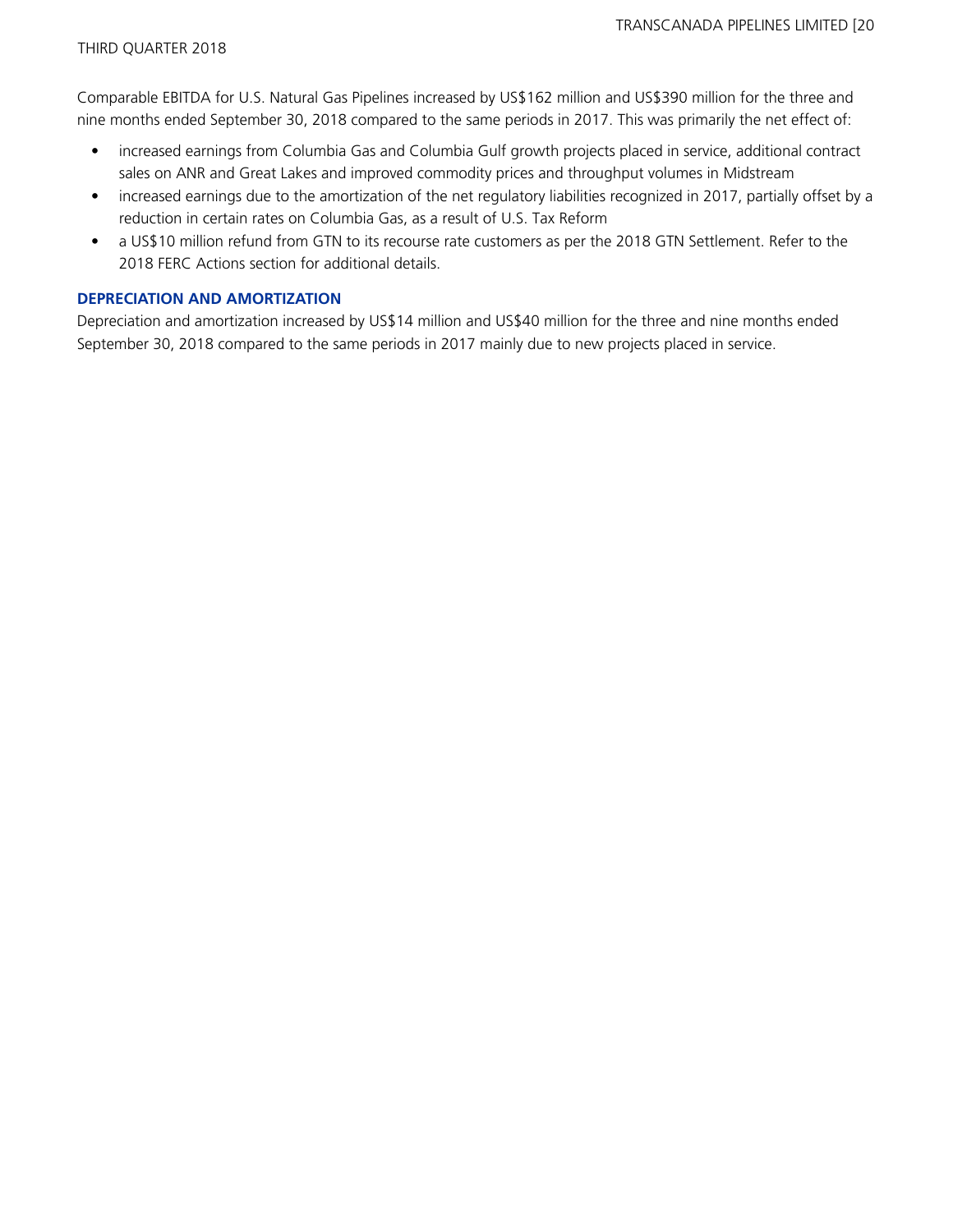Comparable EBITDA for U.S. Natural Gas Pipelines increased by US$162 million and US$390 million for the three and nine months ended September 30, 2018 compared to the same periods in 2017. This was primarily the net effect of:

- increased earnings from Columbia Gas and Columbia Gulf growth projects placed in service, additional contract sales on ANR and Great Lakes and improved commodity prices and throughput volumes in Midstream
- increased earnings due to the amortization of the net regulatory liabilities recognized in 2017, partially offset by a reduction in certain rates on Columbia Gas, as a result of U.S. Tax Reform
- a US$10 million refund from GTN to its recourse rate customers as per the 2018 GTN Settlement. Refer to the 2018 FERC Actions section for additional details.

### DEPRECIATION AND AMORTIZATION

Depreciation and amortization increased by US$14 million and US$40 million for the three and nine months ended September 30, 2018 compared to the same periods in 2017 mainly due to new projects placed in service.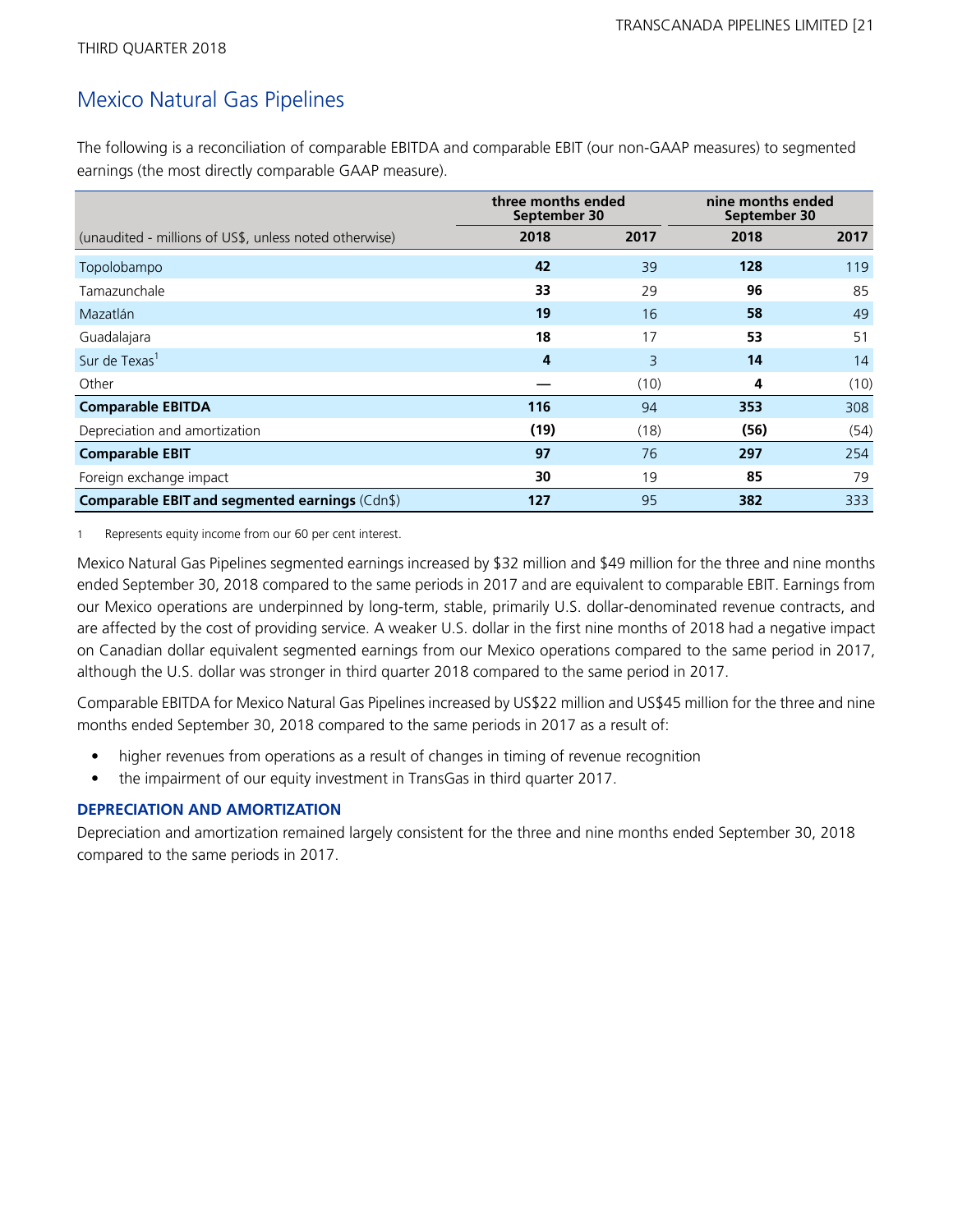THIRD QUARTER 2018

## Mexico Natural Gas Pipelines

The following is a reconciliation of comparable EBITDA and comparable EBIT (our non-GAAP measures) to segmented earnings (the most directly comparable GAAP measure).

| | three months ended September 30 | | nine months ended September 30 | |
|---|---|---|---|---|
| (unaudited - millions of US$, unless noted otherwise) | **2018** | 2017 | **2018** | 2017 |
| Topolobampo | **42** | 39 | **128** | 119 |
| Tamazunchale | **33** | 29 | **96** | 85 |
| Mazatlán | **19** | 16 | **58** | 49 |
| Guadalajara | **18** | 17 | **53** | 51 |
| Sur de Texas[1] | **4** | 3 | **14** | 14 |
| Other | **—** | (10) | **4** | (10) |
| **Comparable EBITDA** | **116** | 94 | **353** | 308 |
| Depreciation and amortization | **(19)** | (18) | **(56)** | (54) |
| **Comparable EBIT** | **97** | 76 | **297** | 254 |
| Foreign exchange impact | **30** | 19 | **85** | 79 |
| **Comparable EBIT and segmented earnings** (Cdn$) | **127** | 95 | **382** | 333 |

1 Represents equity income from our 60 per cent interest.

Mexico Natural Gas Pipelines segmented earnings increased by $32 million and $49 million for the three and nine months ended September 30, 2018 compared to the same periods in 2017 and are equivalent to comparable EBIT. Earnings from our Mexico operations are underpinned by long-term, stable, primarily U.S. dollar-denominated revenue contracts, and are affected by the cost of providing service. A weaker U.S. dollar in the first nine months of 2018 had a negative impact on Canadian dollar equivalent segmented earnings from our Mexico operations compared to the same period in 2017, although the U.S. dollar was stronger in third quarter 2018 compared to the same period in 2017.

Comparable EBITDA for Mexico Natural Gas Pipelines increased by US$22 million and US$45 million for the three and nine months ended September 30, 2018 compared to the same periods in 2017 as a result of:

- higher revenues from operations as a result of changes in timing of revenue recognition
- the impairment of our equity investment in TransGas in third quarter 2017.

### DEPRECIATION AND AMORTIZATION

Depreciation and amortization remained largely consistent for the three and nine months ended September 30, 2018 compared to the same periods in 2017.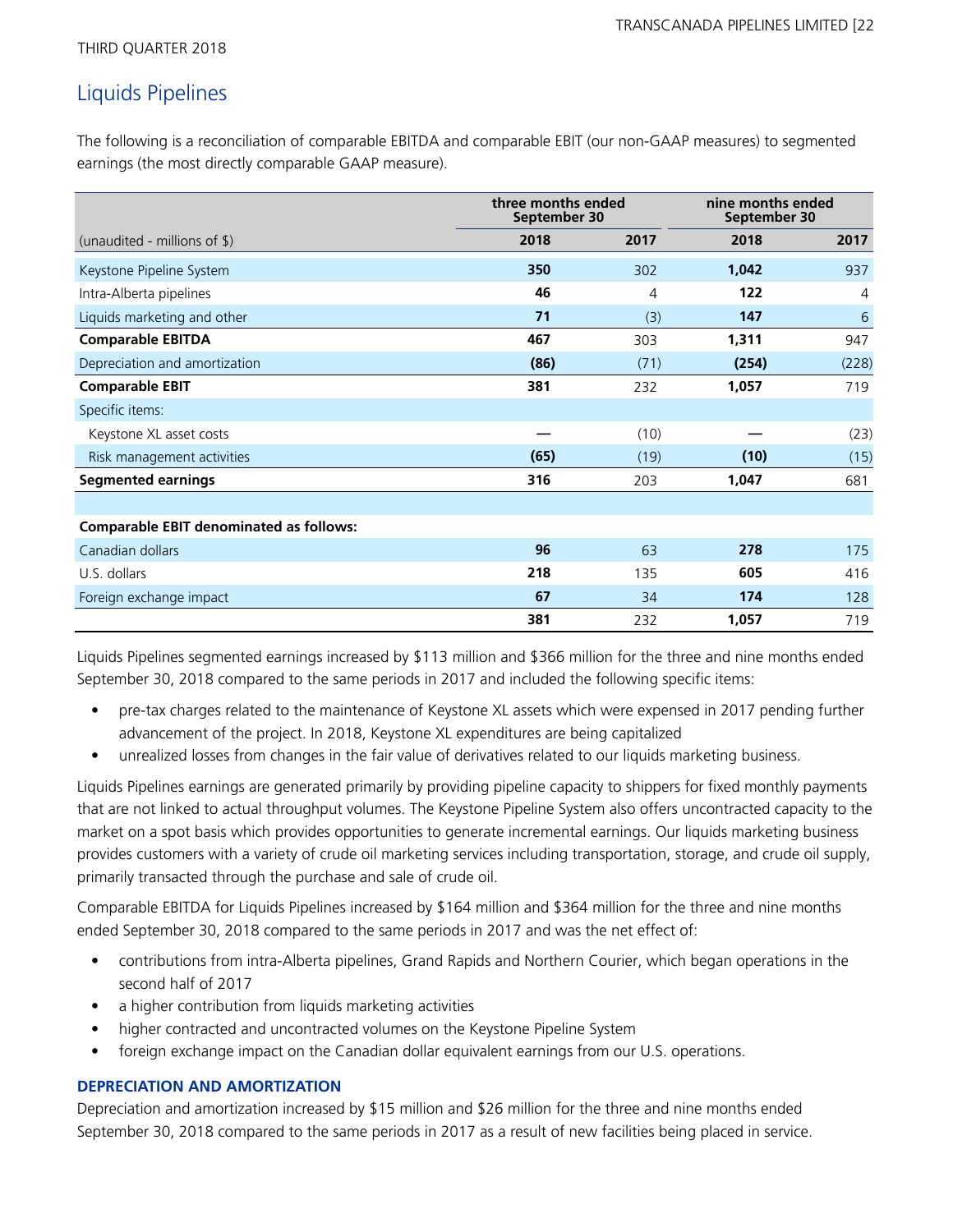## Liquids Pipelines

The following is a reconciliation of comparable EBITDA and comparable EBIT (our non-GAAP measures) to segmented earnings (the most directly comparable GAAP measure).

| | three months ended September 30 | | nine months ended September 30 | |
|---|---|---|---|---|
| (unaudited - millions of $) | **2018** | 2017 | **2018** | 2017 |
| Keystone Pipeline System | **350** | 302 | **1,042** | 937 |
| Intra-Alberta pipelines | **46** | 4 | **122** | 4 |
| Liquids marketing and other | **71** | (3) | **147** | 6 |
| **Comparable EBITDA** | **467** | 303 | **1,311** | 947 |
| Depreciation and amortization | **(86)** | (71) | **(254)** | (228) |
| **Comparable EBIT** | **381** | 232 | **1,057** | 719 |
| Specific items: | | | | |
| Keystone XL asset costs | **—** | (10) | **—** | (23) |
| Risk management activities | **(65)** | (19) | **(10)** | (15) |
| **Segmented earnings** | **316** | 203 | **1,047** | 681 |
| | | | | |
| **Comparable EBIT denominated as follows:** | | | | |
| Canadian dollars | **96** | 63 | **278** | 175 |
| U.S. dollars | **218** | 135 | **605** | 416 |
| Foreign exchange impact | **67** | 34 | **174** | 128 |
| | **381** | 232 | **1,057** | 719 |

Liquids Pipelines segmented earnings increased by $113 million and $366 million for the three and nine months ended September 30, 2018 compared to the same periods in 2017 and included the following specific items:

- pre-tax charges related to the maintenance of Keystone XL assets which were expensed in 2017 pending further advancement of the project. In 2018, Keystone XL expenditures are being capitalized
- unrealized losses from changes in the fair value of derivatives related to our liquids marketing business.

Liquids Pipelines earnings are generated primarily by providing pipeline capacity to shippers for fixed monthly payments that are not linked to actual throughput volumes. The Keystone Pipeline System also offers uncontracted capacity to the market on a spot basis which provides opportunities to generate incremental earnings. Our liquids marketing business provides customers with a variety of crude oil marketing services including transportation, storage, and crude oil supply, primarily transacted through the purchase and sale of crude oil.

Comparable EBITDA for Liquids Pipelines increased by $164 million and $364 million for the three and nine months ended September 30, 2018 compared to the same periods in 2017 and was the net effect of:

- contributions from intra-Alberta pipelines, Grand Rapids and Northern Courier, which began operations in the second half of 2017
- a higher contribution from liquids marketing activities
- higher contracted and uncontracted volumes on the Keystone Pipeline System
- foreign exchange impact on the Canadian dollar equivalent earnings from our U.S. operations.

### DEPRECIATION AND AMORTIZATION

Depreciation and amortization increased by $15 million and $26 million for the three and nine months ended September 30, 2018 compared to the same periods in 2017 as a result of new facilities being placed in service.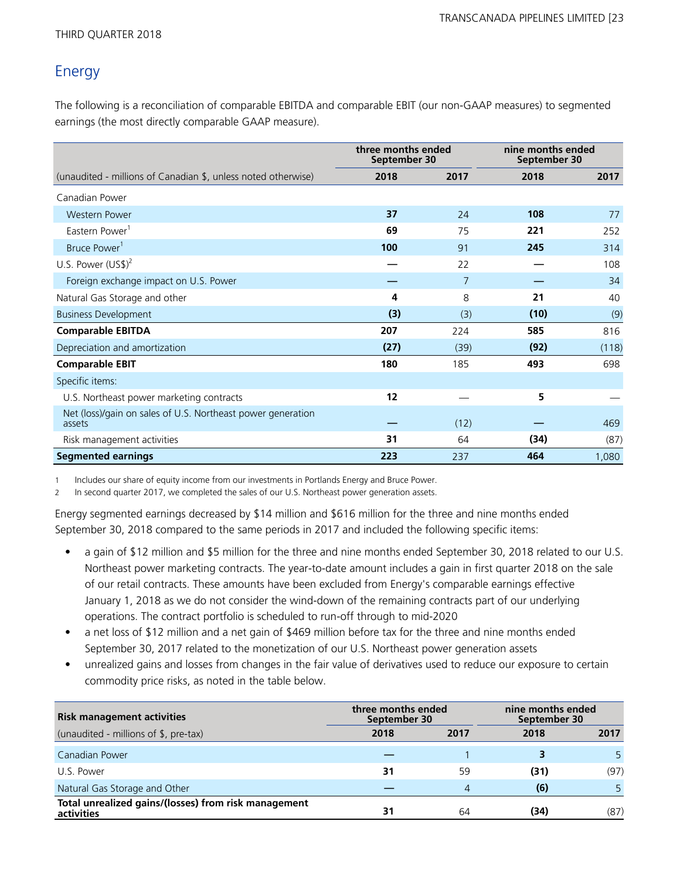## Energy

The following is a reconciliation of comparable EBITDA and comparable EBIT (our non-GAAP measures) to segmented earnings (the most directly comparable GAAP measure).

| (unaudited - millions of Canadian $, unless noted otherwise) | three months ended September 30 | | nine months ended September 30 | |
|---|---|---|---|---|
| | **2018** | **2017** | **2018** | **2017** |
| Canadian Power | | | | |
| Western Power | **37** | 24 | **108** | 77 |
| Eastern Power[1] | **69** | 75 | **221** | 252 |
| Bruce Power[1] | **100** | 91 | **245** | 314 |
| U.S. Power (US$)[2] | **—** | 22 | **—** | 108 |
| Foreign exchange impact on U.S. Power | **—** | 7 | **—** | 34 |
| Natural Gas Storage and other | **4** | 8 | **21** | 40 |
| Business Development | **(3)** | (3) | **(10)** | (9) |
| **Comparable EBITDA** | **207** | 224 | **585** | 816 |
| Depreciation and amortization | **(27)** | (39) | **(92)** | (118) |
| **Comparable EBIT** | **180** | 185 | **493** | 698 |
| Specific items: | | | | |
| U.S. Northeast power marketing contracts | **12** | — | **5** | — |
| Net (loss)/gain on sales of U.S. Northeast power generation assets | **—** | (12) | **—** | 469 |
| Risk management activities | **31** | 64 | **(34)** | (87) |
| **Segmented earnings** | **223** | 237 | **464** | 1,080 |

1 Includes our share of equity income from our investments in Portlands Energy and Bruce Power.
2 In second quarter 2017, we completed the sales of our U.S. Northeast power generation assets.

Energy segmented earnings decreased by $14 million and $616 million for the three and nine months ended September 30, 2018 compared to the same periods in 2017 and included the following specific items:

- a gain of $12 million and $5 million for the three and nine months ended September 30, 2018 related to our U.S. Northeast power marketing contracts. The year-to-date amount includes a gain in first quarter 2018 on the sale of our retail contracts. These amounts have been excluded from Energy's comparable earnings effective January 1, 2018 as we do not consider the wind-down of the remaining contracts part of our underlying operations. The contract portfolio is scheduled to run-off through to mid-2020
- a net loss of $12 million and a net gain of $469 million before tax for the three and nine months ended September 30, 2017 related to the monetization of our U.S. Northeast power generation assets
- unrealized gains and losses from changes in the fair value of derivatives used to reduce our exposure to certain commodity price risks, as noted in the table below.

| **Risk management activities** | three months ended September 30 | | nine months ended September 30 | |
|---|---|---|---|---|
| (unaudited - millions of $, pre-tax) | **2018** | **2017** | **2018** | **2017** |
| Canadian Power | **—** | 1 | **3** | 5 |
| U.S. Power | **31** | 59 | **(31)** | (97) |
| Natural Gas Storage and Other | **—** | 4 | **(6)** | 5 |
| **Total unrealized gains/(losses) from risk management activities** | **31** | 64 | **(34)** | (87) |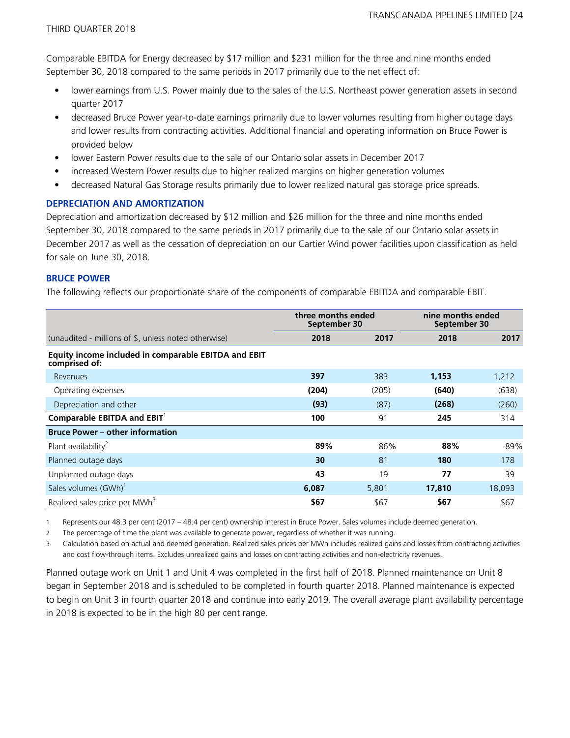Comparable EBITDA for Energy decreased by $17 million and $231 million for the three and nine months ended September 30, 2018 compared to the same periods in 2017 primarily due to the net effect of:

- lower earnings from U.S. Power mainly due to the sales of the U.S. Northeast power generation assets in second quarter 2017
- decreased Bruce Power year-to-date earnings primarily due to lower volumes resulting from higher outage days and lower results from contracting activities. Additional financial and operating information on Bruce Power is provided below
- lower Eastern Power results due to the sale of our Ontario solar assets in December 2017
- increased Western Power results due to higher realized margins on higher generation volumes
- decreased Natural Gas Storage results primarily due to lower realized natural gas storage price spreads.

## DEPRECIATION AND AMORTIZATION

Depreciation and amortization decreased by $12 million and $26 million for the three and nine months ended September 30, 2018 compared to the same periods in 2017 primarily due to the sale of our Ontario solar assets in December 2017 as well as the cessation of depreciation on our Cartier Wind power facilities upon classification as held for sale on June 30, 2018.

## BRUCE POWER

The following reflects our proportionate share of the components of comparable EBITDA and comparable EBIT.

| | three months ended September 30 | | nine months ended September 30 | |
|---|---|---|---|---|
| (unaudited - millions of $, unless noted otherwise) | **2018** | 2017 | **2018** | 2017 |
| **Equity income included in comparable EBITDA and EBIT comprised of:** | | | | |
| Revenues | **397** | 383 | **1,153** | 1,212 |
| Operating expenses | **(204)** | (205) | **(640)** | (638) |
| Depreciation and other | **(93)** | (87) | **(268)** | (260) |
| **Comparable EBITDA and EBIT**[1] | **100** | 91 | **245** | 314 |
| **Bruce Power – other information** | | | | |
| Plant availability[2] | **89%** | 86% | **88%** | 89% |
| Planned outage days | **30** | 81 | **180** | 178 |
| Unplanned outage days | **43** | 19 | **77** | 39 |
| Sales volumes (GWh)[1] | **6,087** | 5,801 | **17,810** | 18,093 |
| Realized sales price per MWh[3] | **$67** | $67 | **$67** | $67 |

1 Represents our 48.3 per cent (2017 – 48.4 per cent) ownership interest in Bruce Power. Sales volumes include deemed generation.

2 The percentage of time the plant was available to generate power, regardless of whether it was running.

3 Calculation based on actual and deemed generation. Realized sales prices per MWh includes realized gains and losses from contracting activities and cost flow-through items. Excludes unrealized gains and losses on contracting activities and non-electricity revenues.

Planned outage work on Unit 1 and Unit 4 was completed in the first half of 2018. Planned maintenance on Unit 8 began in September 2018 and is scheduled to be completed in fourth quarter 2018. Planned maintenance is expected to begin on Unit 3 in fourth quarter 2018 and continue into early 2019. The overall average plant availability percentage in 2018 is expected to be in the high 80 per cent range.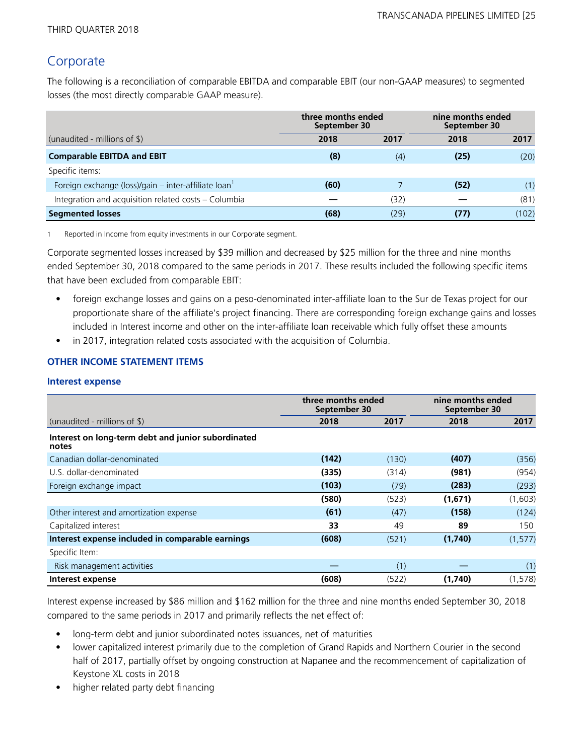THIRD QUARTER 2018

## Corporate

The following is a reconciliation of comparable EBITDA and comparable EBIT (our non-GAAP measures) to segmented losses (the most directly comparable GAAP measure).

| | three months ended September 30 | | nine months ended September 30 | |
|---|---|---|---|---|
| (unaudited - millions of $) | 2018 | 2017 | 2018 | 2017 |
| **Comparable EBITDA and EBIT** | **(8)** | (4) | **(25)** | (20) |
| Specific items: | | | | |
| Foreign exchange (loss)/gain – inter-affiliate loan[1] | **(60)** | 7 | **(52)** | (1) |
| Integration and acquisition related costs – Columbia | **—** | (32) | **—** | (81) |
| **Segmented losses** | **(68)** | (29) | **(77)** | (102) |

1 Reported in Income from equity investments in our Corporate segment.

Corporate segmented losses increased by $39 million and decreased by $25 million for the three and nine months ended September 30, 2018 compared to the same periods in 2017. These results included the following specific items that have been excluded from comparable EBIT:

- foreign exchange losses and gains on a peso-denominated inter-affiliate loan to the Sur de Texas project for our proportionate share of the affiliate's project financing. There are corresponding foreign exchange gains and losses included in Interest income and other on the inter-affiliate loan receivable which fully offset these amounts
- in 2017, integration related costs associated with the acquisition of Columbia.

### OTHER INCOME STATEMENT ITEMS

#### Interest expense

| | three months ended September 30 | | nine months ended September 30 | |
|---|---|---|---|---|
| (unaudited - millions of $) | 2018 | 2017 | 2018 | 2017 |
| **Interest on long-term debt and junior subordinated notes** | | | | |
| Canadian dollar-denominated | **(142)** | (130) | **(407)** | (356) |
| U.S. dollar-denominated | **(335)** | (314) | **(981)** | (954) |
| Foreign exchange impact | **(103)** | (79) | **(283)** | (293) |
| | **(580)** | (523) | **(1,671)** | (1,603) |
| Other interest and amortization expense | **(61)** | (47) | **(158)** | (124) |
| Capitalized interest | **33** | 49 | **89** | 150 |
| **Interest expense included in comparable earnings** | **(608)** | (521) | **(1,740)** | (1,577) |
| Specific Item: | | | | |
| Risk management activities | **—** | (1) | **—** | (1) |
| **Interest expense** | **(608)** | (522) | **(1,740)** | (1,578) |

Interest expense increased by $86 million and $162 million for the three and nine months ended September 30, 2018 compared to the same periods in 2017 and primarily reflects the net effect of:

- long-term debt and junior subordinated notes issuances, net of maturities
- lower capitalized interest primarily due to the completion of Grand Rapids and Northern Courier in the second half of 2017, partially offset by ongoing construction at Napanee and the recommencement of capitalization of Keystone XL costs in 2018
- higher related party debt financing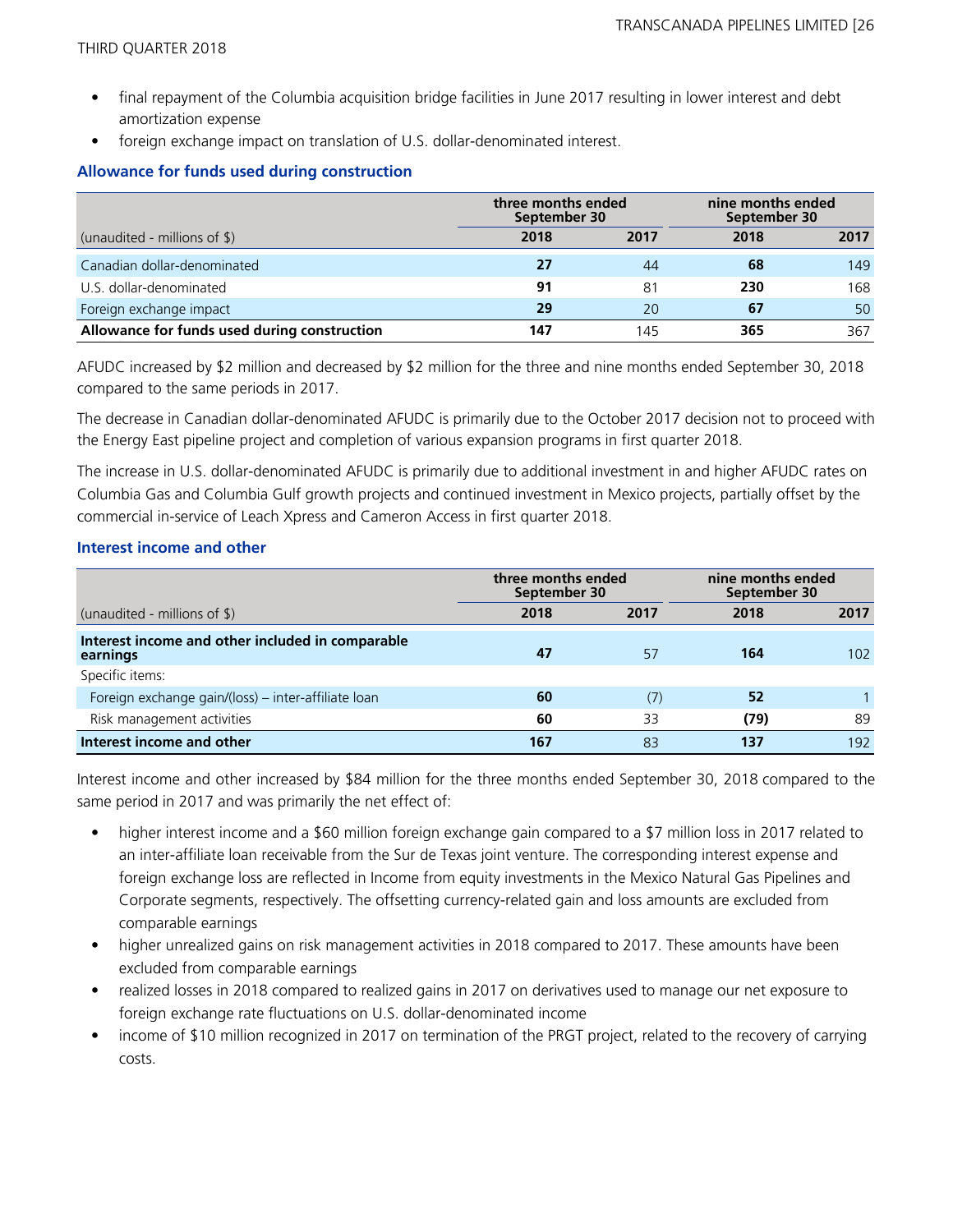- final repayment of the Columbia acquisition bridge facilities in June 2017 resulting in lower interest and debt amortization expense
- foreign exchange impact on translation of U.S. dollar-denominated interest.

### Allowance for funds used during construction

| (unaudited - millions of $) | three months ended September 30 | | nine months ended September 30 | |
|---|---|---|---|---|
| | **2018** | **2017** | **2018** | **2017** |
| Canadian dollar-denominated | **27** | 44 | **68** | 149 |
| U.S. dollar-denominated | **91** | 81 | **230** | 168 |
| Foreign exchange impact | **29** | 20 | **67** | 50 |
| **Allowance for funds used during construction** | **147** | 145 | **365** | 367 |

AFUDC increased by $2 million and decreased by $2 million for the three and nine months ended September 30, 2018 compared to the same periods in 2017.

The decrease in Canadian dollar-denominated AFUDC is primarily due to the October 2017 decision not to proceed with the Energy East pipeline project and completion of various expansion programs in first quarter 2018.

The increase in U.S. dollar-denominated AFUDC is primarily due to additional investment in and higher AFUDC rates on Columbia Gas and Columbia Gulf growth projects and continued investment in Mexico projects, partially offset by the commercial in-service of Leach Xpress and Cameron Access in first quarter 2018.

### Interest income and other

| (unaudited - millions of $) | three months ended September 30 | | nine months ended September 30 | |
|---|---|---|---|---|
| | **2018** | **2017** | **2018** | **2017** |
| **Interest income and other included in comparable earnings** | **47** | 57 | **164** | 102 |
| Specific items: | | | | |
| Foreign exchange gain/(loss) – inter-affiliate loan | **60** | (7) | **52** | 1 |
| Risk management activities | **60** | 33 | **(79)** | 89 |
| **Interest income and other** | **167** | 83 | **137** | 192 |

Interest income and other increased by $84 million for the three months ended September 30, 2018 compared to the same period in 2017 and was primarily the net effect of:

- higher interest income and a $60 million foreign exchange gain compared to a $7 million loss in 2017 related to an inter-affiliate loan receivable from the Sur de Texas joint venture. The corresponding interest expense and foreign exchange loss are reflected in Income from equity investments in the Mexico Natural Gas Pipelines and Corporate segments, respectively. The offsetting currency-related gain and loss amounts are excluded from comparable earnings
- higher unrealized gains on risk management activities in 2018 compared to 2017. These amounts have been excluded from comparable earnings
- realized losses in 2018 compared to realized gains in 2017 on derivatives used to manage our net exposure to foreign exchange rate fluctuations on U.S. dollar-denominated income
- income of $10 million recognized in 2017 on termination of the PRGT project, related to the recovery of carrying costs.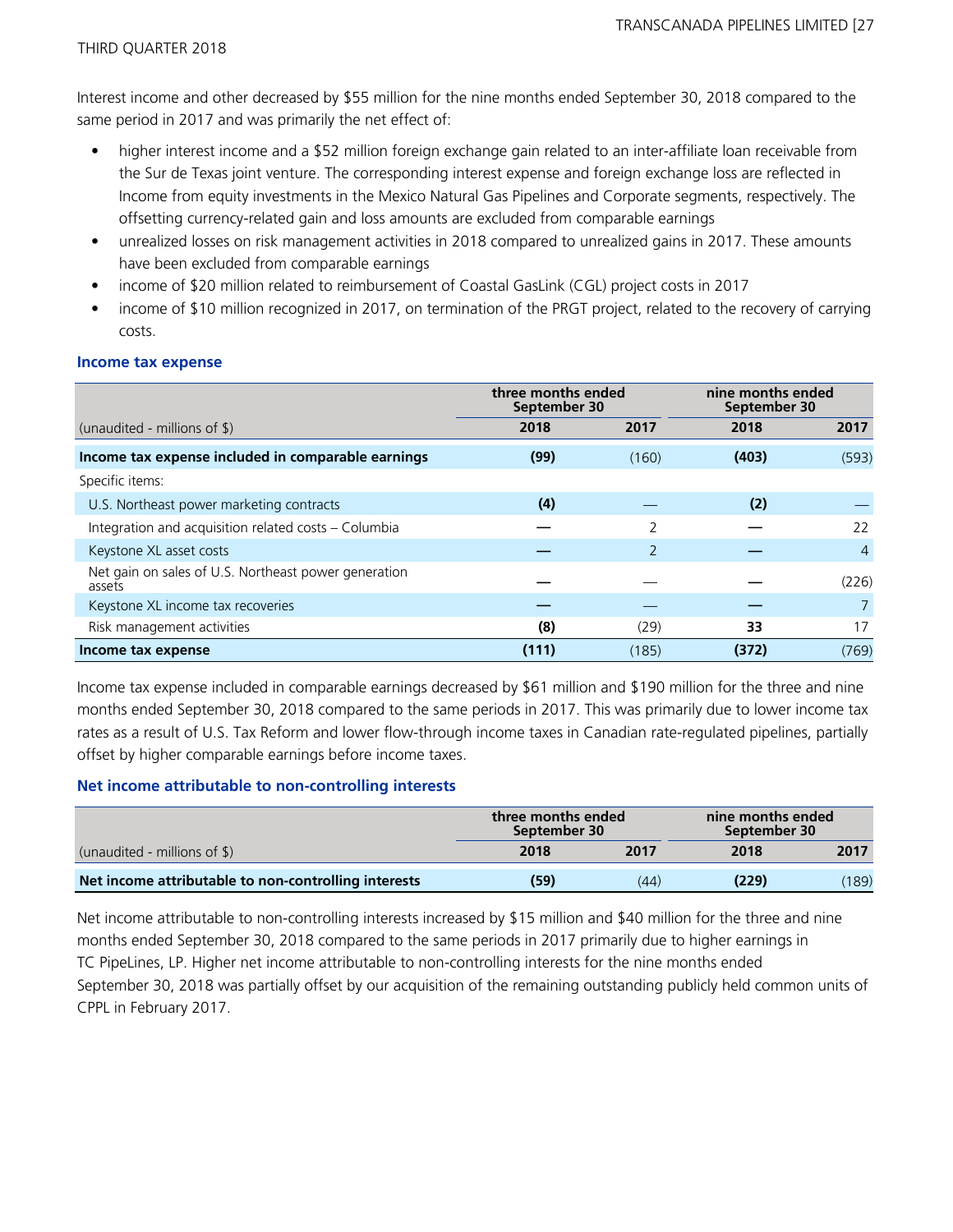Interest income and other decreased by $55 million for the nine months ended September 30, 2018 compared to the same period in 2017 and was primarily the net effect of:

- higher interest income and a $52 million foreign exchange gain related to an inter-affiliate loan receivable from the Sur de Texas joint venture. The corresponding interest expense and foreign exchange loss are reflected in Income from equity investments in the Mexico Natural Gas Pipelines and Corporate segments, respectively. The offsetting currency-related gain and loss amounts are excluded from comparable earnings
- unrealized losses on risk management activities in 2018 compared to unrealized gains in 2017. These amounts have been excluded from comparable earnings
- income of $20 million related to reimbursement of Coastal GasLink (CGL) project costs in 2017
- income of $10 million recognized in 2017, on termination of the PRGT project, related to the recovery of carrying costs.

### Income tax expense

| | three months ended September 30 | | nine months ended September 30 | |
|---|---|---|---|---|
| (unaudited - millions of $) | **2018** | **2017** | **2018** | **2017** |
| **Income tax expense included in comparable earnings** | **(99)** | (160) | **(403)** | (593) |
| Specific items: | | | | |
| U.S. Northeast power marketing contracts | **(4)** | — | **(2)** | — |
| Integration and acquisition related costs – Columbia | **—** | 2 | **—** | 22 |
| Keystone XL asset costs | **—** | 2 | **—** | 4 |
| Net gain on sales of U.S. Northeast power generation assets | **—** | — | **—** | (226) |
| Keystone XL income tax recoveries | **—** | — | **—** | 7 |
| Risk management activities | **(8)** | (29) | **33** | 17 |
| **Income tax expense** | **(111)** | (185) | **(372)** | (769) |

Income tax expense included in comparable earnings decreased by $61 million and $190 million for the three and nine months ended September 30, 2018 compared to the same periods in 2017. This was primarily due to lower income tax rates as a result of U.S. Tax Reform and lower flow-through income taxes in Canadian rate-regulated pipelines, partially offset by higher comparable earnings before income taxes.

### Net income attributable to non-controlling interests

| | three months ended September 30 | | nine months ended September 30 | |
|---|---|---|---|---|
| (unaudited - millions of $) | **2018** | **2017** | **2018** | **2017** |
| **Net income attributable to non-controlling interests** | **(59)** | (44) | **(229)** | (189) |

Net income attributable to non-controlling interests increased by $15 million and $40 million for the three and nine months ended September 30, 2018 compared to the same periods in 2017 primarily due to higher earnings in TC PipeLines, LP. Higher net income attributable to non-controlling interests for the nine months ended September 30, 2018 was partially offset by our acquisition of the remaining outstanding publicly held common units of CPPL in February 2017.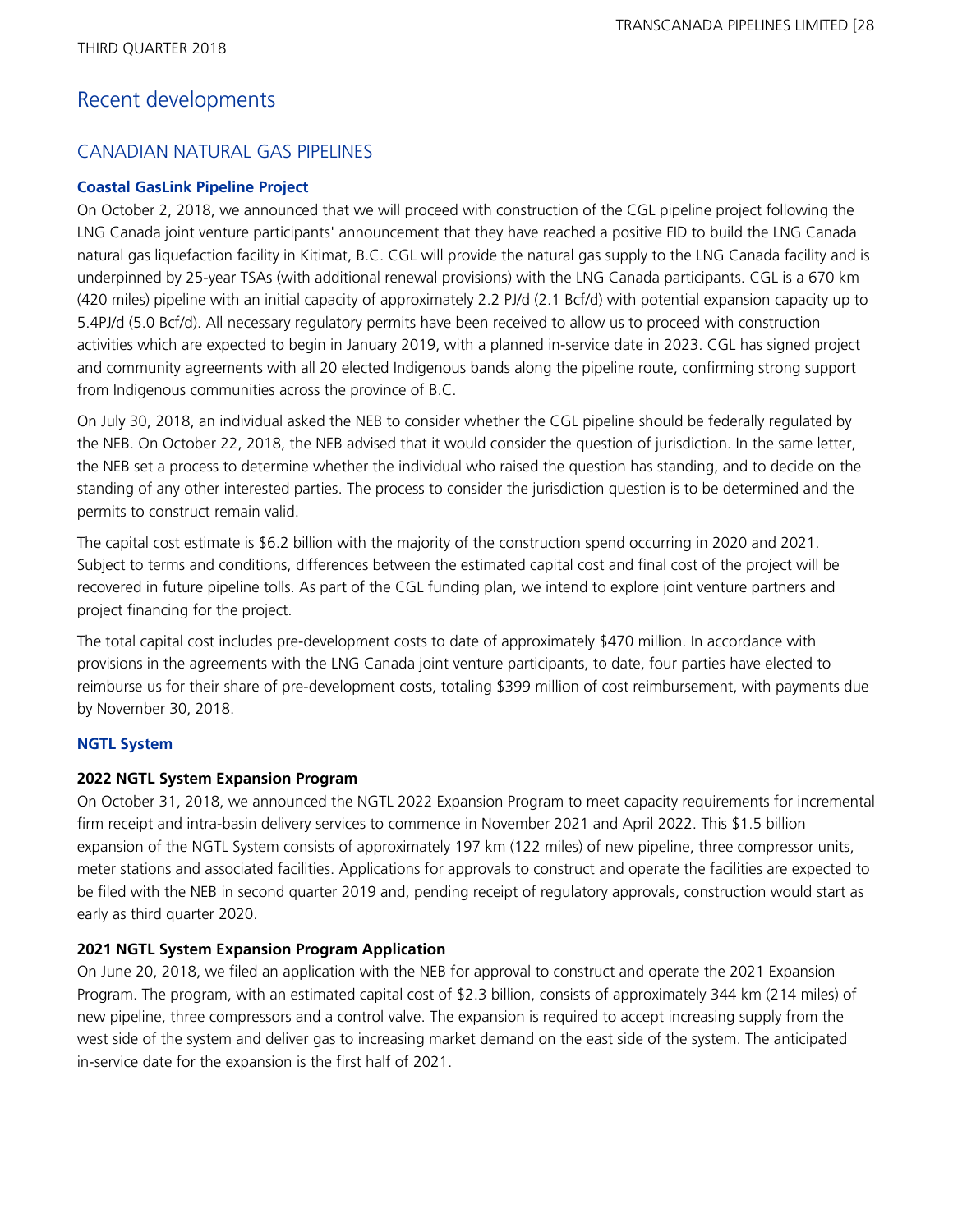# Recent developments

## CANADIAN NATURAL GAS PIPELINES

### Coastal GasLink Pipeline Project

On October 2, 2018, we announced that we will proceed with construction of the CGL pipeline project following the LNG Canada joint venture participants' announcement that they have reached a positive FID to build the LNG Canada natural gas liquefaction facility in Kitimat, B.C. CGL will provide the natural gas supply to the LNG Canada facility and is underpinned by 25-year TSAs (with additional renewal provisions) with the LNG Canada participants. CGL is a 670 km (420 miles) pipeline with an initial capacity of approximately 2.2 PJ/d (2.1 Bcf/d) with potential expansion capacity up to 5.4PJ/d (5.0 Bcf/d). All necessary regulatory permits have been received to allow us to proceed with construction activities which are expected to begin in January 2019, with a planned in-service date in 2023. CGL has signed project and community agreements with all 20 elected Indigenous bands along the pipeline route, confirming strong support from Indigenous communities across the province of B.C.

On July 30, 2018, an individual asked the NEB to consider whether the CGL pipeline should be federally regulated by the NEB. On October 22, 2018, the NEB advised that it would consider the question of jurisdiction. In the same letter, the NEB set a process to determine whether the individual who raised the question has standing, and to decide on the standing of any other interested parties. The process to consider the jurisdiction question is to be determined and the permits to construct remain valid.

The capital cost estimate is $6.2 billion with the majority of the construction spend occurring in 2020 and 2021. Subject to terms and conditions, differences between the estimated capital cost and final cost of the project will be recovered in future pipeline tolls. As part of the CGL funding plan, we intend to explore joint venture partners and project financing for the project.

The total capital cost includes pre-development costs to date of approximately $470 million. In accordance with provisions in the agreements with the LNG Canada joint venture participants, to date, four parties have elected to reimburse us for their share of pre-development costs, totaling $399 million of cost reimbursement, with payments due by November 30, 2018.

### NGTL System

#### 2022 NGTL System Expansion Program

On October 31, 2018, we announced the NGTL 2022 Expansion Program to meet capacity requirements for incremental firm receipt and intra-basin delivery services to commence in November 2021 and April 2022. This $1.5 billion expansion of the NGTL System consists of approximately 197 km (122 miles) of new pipeline, three compressor units, meter stations and associated facilities. Applications for approvals to construct and operate the facilities are expected to be filed with the NEB in second quarter 2019 and, pending receipt of regulatory approvals, construction would start as early as third quarter 2020.

#### 2021 NGTL System Expansion Program Application

On June 20, 2018, we filed an application with the NEB for approval to construct and operate the 2021 Expansion Program. The program, with an estimated capital cost of $2.3 billion, consists of approximately 344 km (214 miles) of new pipeline, three compressors and a control valve. The expansion is required to accept increasing supply from the west side of the system and deliver gas to increasing market demand on the east side of the system. The anticipated in-service date for the expansion is the first half of 2021.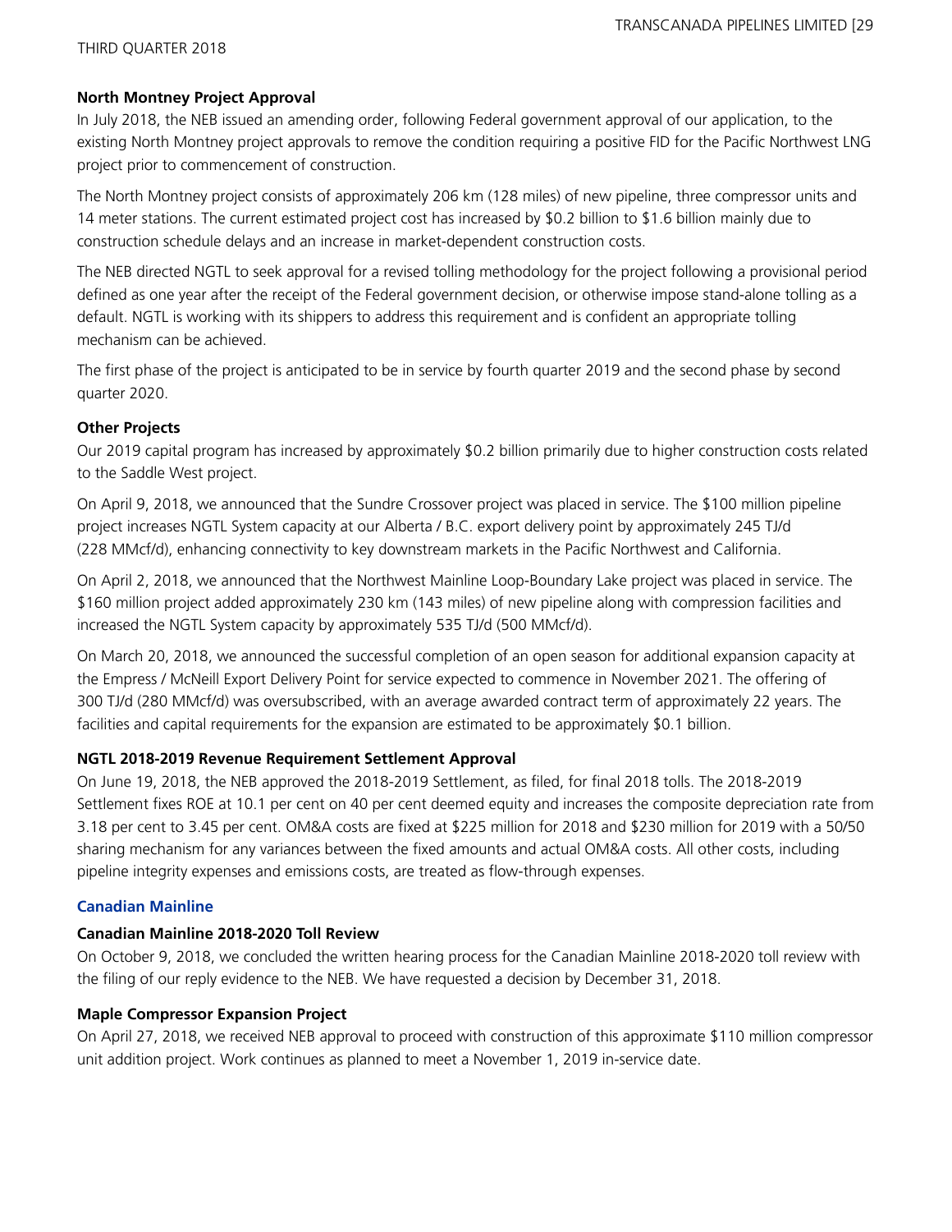**North Montney Project Approval**

In July 2018, the NEB issued an amending order, following Federal government approval of our application, to the existing North Montney project approvals to remove the condition requiring a positive FID for the Pacific Northwest LNG project prior to commencement of construction.

The North Montney project consists of approximately 206 km (128 miles) of new pipeline, three compressor units and 14 meter stations. The current estimated project cost has increased by $0.2 billion to $1.6 billion mainly due to construction schedule delays and an increase in market-dependent construction costs.

The NEB directed NGTL to seek approval for a revised tolling methodology for the project following a provisional period defined as one year after the receipt of the Federal government decision, or otherwise impose stand-alone tolling as a default. NGTL is working with its shippers to address this requirement and is confident an appropriate tolling mechanism can be achieved.

The first phase of the project is anticipated to be in service by fourth quarter 2019 and the second phase by second quarter 2020.

**Other Projects**

Our 2019 capital program has increased by approximately $0.2 billion primarily due to higher construction costs related to the Saddle West project.

On April 9, 2018, we announced that the Sundre Crossover project was placed in service. The $100 million pipeline project increases NGTL System capacity at our Alberta / B.C. export delivery point by approximately 245 TJ/d (228 MMcf/d), enhancing connectivity to key downstream markets in the Pacific Northwest and California.

On April 2, 2018, we announced that the Northwest Mainline Loop-Boundary Lake project was placed in service. The $160 million project added approximately 230 km (143 miles) of new pipeline along with compression facilities and increased the NGTL System capacity by approximately 535 TJ/d (500 MMcf/d).

On March 20, 2018, we announced the successful completion of an open season for additional expansion capacity at the Empress / McNeill Export Delivery Point for service expected to commence in November 2021. The offering of 300 TJ/d (280 MMcf/d) was oversubscribed, with an average awarded contract term of approximately 22 years. The facilities and capital requirements for the expansion are estimated to be approximately $0.1 billion.

**NGTL 2018-2019 Revenue Requirement Settlement Approval**

On June 19, 2018, the NEB approved the 2018-2019 Settlement, as filed, for final 2018 tolls. The 2018-2019 Settlement fixes ROE at 10.1 per cent on 40 per cent deemed equity and increases the composite depreciation rate from 3.18 per cent to 3.45 per cent. OM&A costs are fixed at $225 million for 2018 and $230 million for 2019 with a 50/50 sharing mechanism for any variances between the fixed amounts and actual OM&A costs. All other costs, including pipeline integrity expenses and emissions costs, are treated as flow-through expenses.

## Canadian Mainline

**Canadian Mainline 2018-2020 Toll Review**

On October 9, 2018, we concluded the written hearing process for the Canadian Mainline 2018-2020 toll review with the filing of our reply evidence to the NEB. We have requested a decision by December 31, 2018.

**Maple Compressor Expansion Project**

On April 27, 2018, we received NEB approval to proceed with construction of this approximate $110 million compressor unit addition project. Work continues as planned to meet a November 1, 2019 in-service date.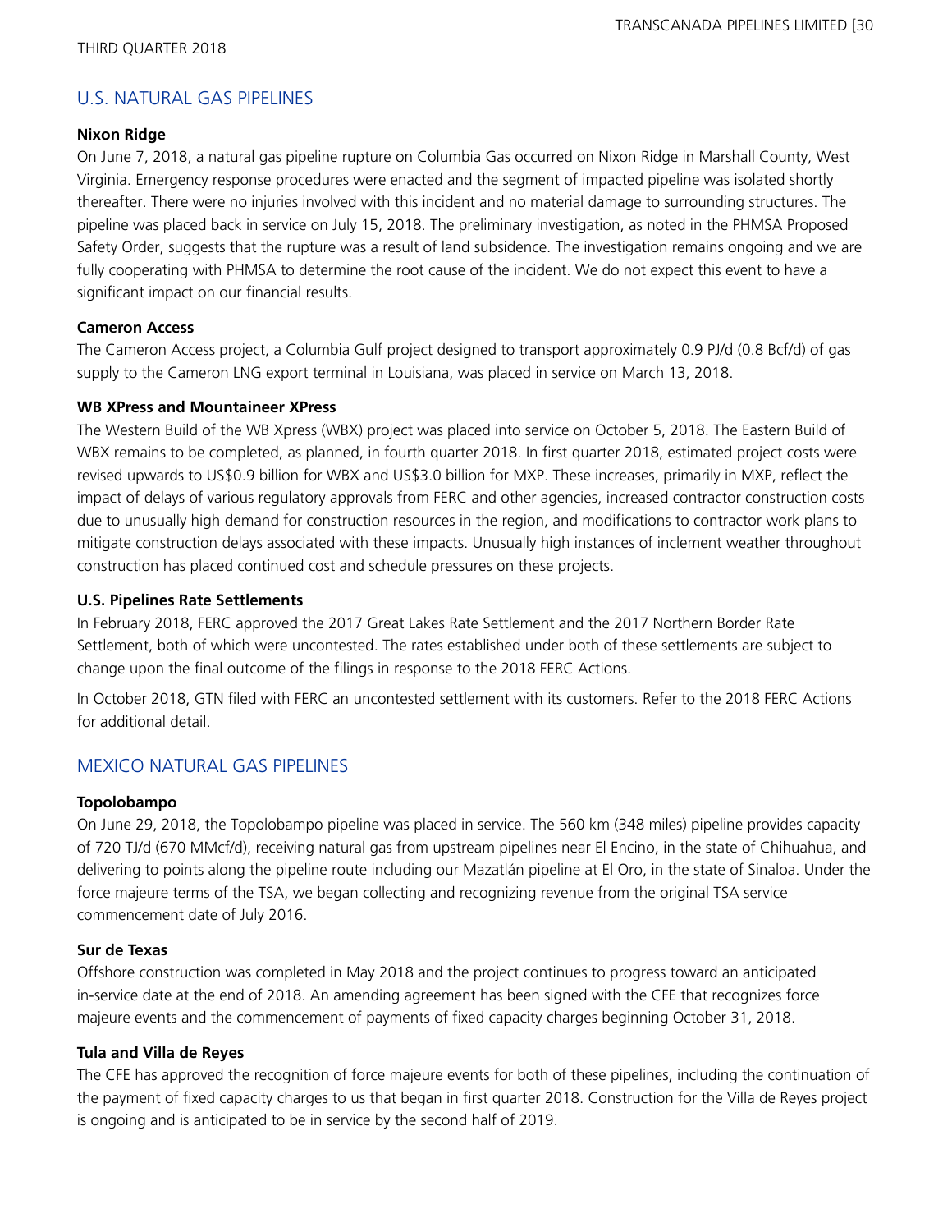## U.S. NATURAL GAS PIPELINES

**Nixon Ridge**

On June 7, 2018, a natural gas pipeline rupture on Columbia Gas occurred on Nixon Ridge in Marshall County, West Virginia. Emergency response procedures were enacted and the segment of impacted pipeline was isolated shortly thereafter. There were no injuries involved with this incident and no material damage to surrounding structures. The pipeline was placed back in service on July 15, 2018. The preliminary investigation, as noted in the PHMSA Proposed Safety Order, suggests that the rupture was a result of land subsidence. The investigation remains ongoing and we are fully cooperating with PHMSA to determine the root cause of the incident. We do not expect this event to have a significant impact on our financial results.

**Cameron Access**

The Cameron Access project, a Columbia Gulf project designed to transport approximately 0.9 PJ/d (0.8 Bcf/d) of gas supply to the Cameron LNG export terminal in Louisiana, was placed in service on March 13, 2018.

**WB XPress and Mountaineer XPress**

The Western Build of the WB Xpress (WBX) project was placed into service on October 5, 2018. The Eastern Build of WBX remains to be completed, as planned, in fourth quarter 2018. In first quarter 2018, estimated project costs were revised upwards to US$0.9 billion for WBX and US$3.0 billion for MXP. These increases, primarily in MXP, reflect the impact of delays of various regulatory approvals from FERC and other agencies, increased contractor construction costs due to unusually high demand for construction resources in the region, and modifications to contractor work plans to mitigate construction delays associated with these impacts. Unusually high instances of inclement weather throughout construction has placed continued cost and schedule pressures on these projects.

**U.S. Pipelines Rate Settlements**

In February 2018, FERC approved the 2017 Great Lakes Rate Settlement and the 2017 Northern Border Rate Settlement, both of which were uncontested. The rates established under both of these settlements are subject to change upon the final outcome of the filings in response to the 2018 FERC Actions.

In October 2018, GTN filed with FERC an uncontested settlement with its customers. Refer to the 2018 FERC Actions for additional detail.

## MEXICO NATURAL GAS PIPELINES

**Topolobampo**

On June 29, 2018, the Topolobampo pipeline was placed in service. The 560 km (348 miles) pipeline provides capacity of 720 TJ/d (670 MMcf/d), receiving natural gas from upstream pipelines near El Encino, in the state of Chihuahua, and delivering to points along the pipeline route including our Mazatlán pipeline at El Oro, in the state of Sinaloa. Under the force majeure terms of the TSA, we began collecting and recognizing revenue from the original TSA service commencement date of July 2016.

**Sur de Texas**

Offshore construction was completed in May 2018 and the project continues to progress toward an anticipated in-service date at the end of 2018. An amending agreement has been signed with the CFE that recognizes force majeure events and the commencement of payments of fixed capacity charges beginning October 31, 2018.

**Tula and Villa de Reyes**

The CFE has approved the recognition of force majeure events for both of these pipelines, including the continuation of the payment of fixed capacity charges to us that began in first quarter 2018. Construction for the Villa de Reyes project is ongoing and is anticipated to be in service by the second half of 2019.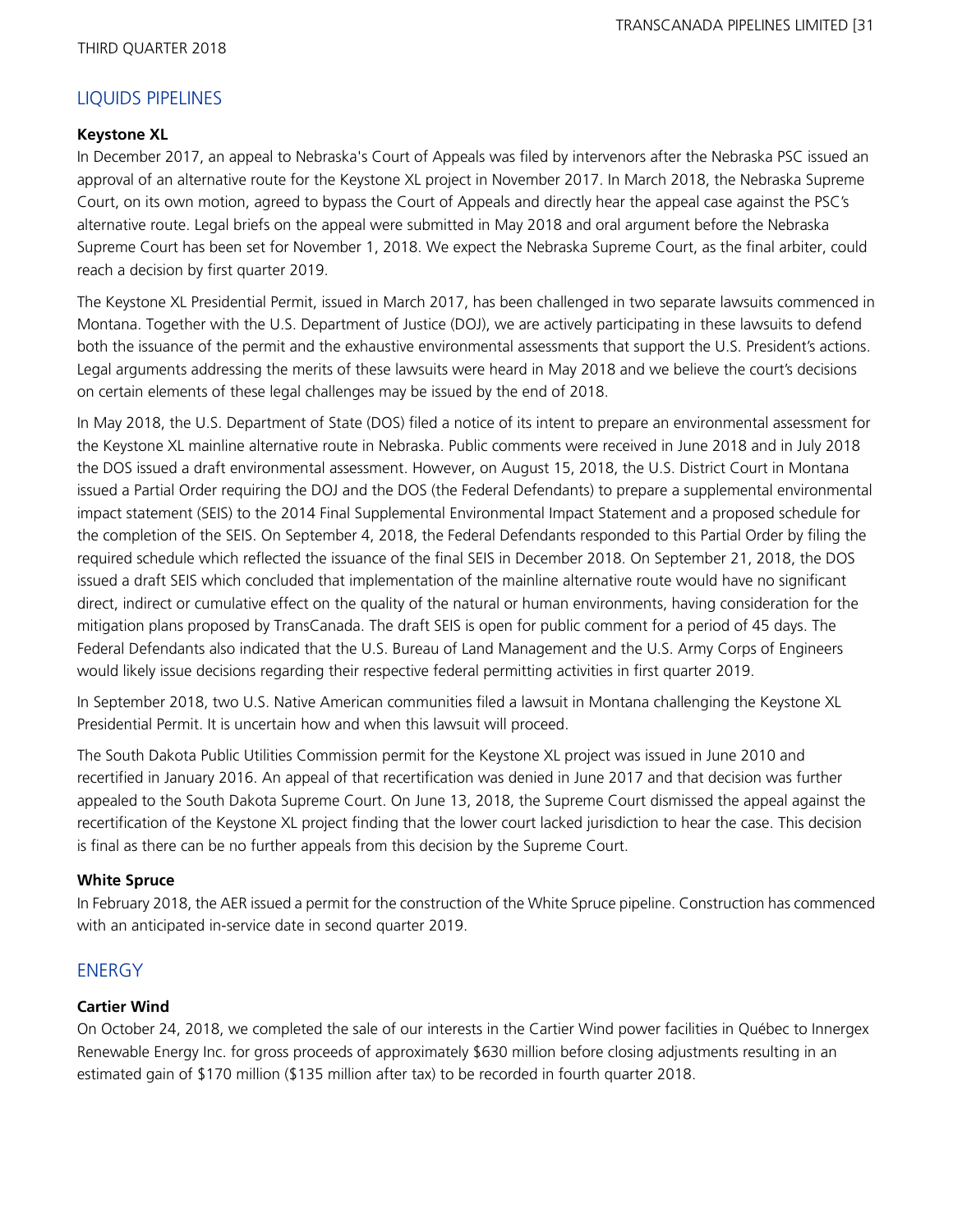## LIQUIDS PIPELINES

### Keystone XL

In December 2017, an appeal to Nebraska's Court of Appeals was filed by intervenors after the Nebraska PSC issued an approval of an alternative route for the Keystone XL project in November 2017. In March 2018, the Nebraska Supreme Court, on its own motion, agreed to bypass the Court of Appeals and directly hear the appeal case against the PSC's alternative route. Legal briefs on the appeal were submitted in May 2018 and oral argument before the Nebraska Supreme Court has been set for November 1, 2018. We expect the Nebraska Supreme Court, as the final arbiter, could reach a decision by first quarter 2019.

The Keystone XL Presidential Permit, issued in March 2017, has been challenged in two separate lawsuits commenced in Montana. Together with the U.S. Department of Justice (DOJ), we are actively participating in these lawsuits to defend both the issuance of the permit and the exhaustive environmental assessments that support the U.S. President's actions. Legal arguments addressing the merits of these lawsuits were heard in May 2018 and we believe the court's decisions on certain elements of these legal challenges may be issued by the end of 2018.

In May 2018, the U.S. Department of State (DOS) filed a notice of its intent to prepare an environmental assessment for the Keystone XL mainline alternative route in Nebraska. Public comments were received in June 2018 and in July 2018 the DOS issued a draft environmental assessment. However, on August 15, 2018, the U.S. District Court in Montana issued a Partial Order requiring the DOJ and the DOS (the Federal Defendants) to prepare a supplemental environmental impact statement (SEIS) to the 2014 Final Supplemental Environmental Impact Statement and a proposed schedule for the completion of the SEIS. On September 4, 2018, the Federal Defendants responded to this Partial Order by filing the required schedule which reflected the issuance of the final SEIS in December 2018. On September 21, 2018, the DOS issued a draft SEIS which concluded that implementation of the mainline alternative route would have no significant direct, indirect or cumulative effect on the quality of the natural or human environments, having consideration for the mitigation plans proposed by TransCanada. The draft SEIS is open for public comment for a period of 45 days. The Federal Defendants also indicated that the U.S. Bureau of Land Management and the U.S. Army Corps of Engineers would likely issue decisions regarding their respective federal permitting activities in first quarter 2019.

In September 2018, two U.S. Native American communities filed a lawsuit in Montana challenging the Keystone XL Presidential Permit. It is uncertain how and when this lawsuit will proceed.

The South Dakota Public Utilities Commission permit for the Keystone XL project was issued in June 2010 and recertified in January 2016. An appeal of that recertification was denied in June 2017 and that decision was further appealed to the South Dakota Supreme Court. On June 13, 2018, the Supreme Court dismissed the appeal against the recertification of the Keystone XL project finding that the lower court lacked jurisdiction to hear the case. This decision is final as there can be no further appeals from this decision by the Supreme Court.

### White Spruce

In February 2018, the AER issued a permit for the construction of the White Spruce pipeline. Construction has commenced with an anticipated in-service date in second quarter 2019.

## ENERGY

### Cartier Wind

On October 24, 2018, we completed the sale of our interests in the Cartier Wind power facilities in Québec to Innergex Renewable Energy Inc. for gross proceeds of approximately $630 million before closing adjustments resulting in an estimated gain of $170 million ($135 million after tax) to be recorded in fourth quarter 2018.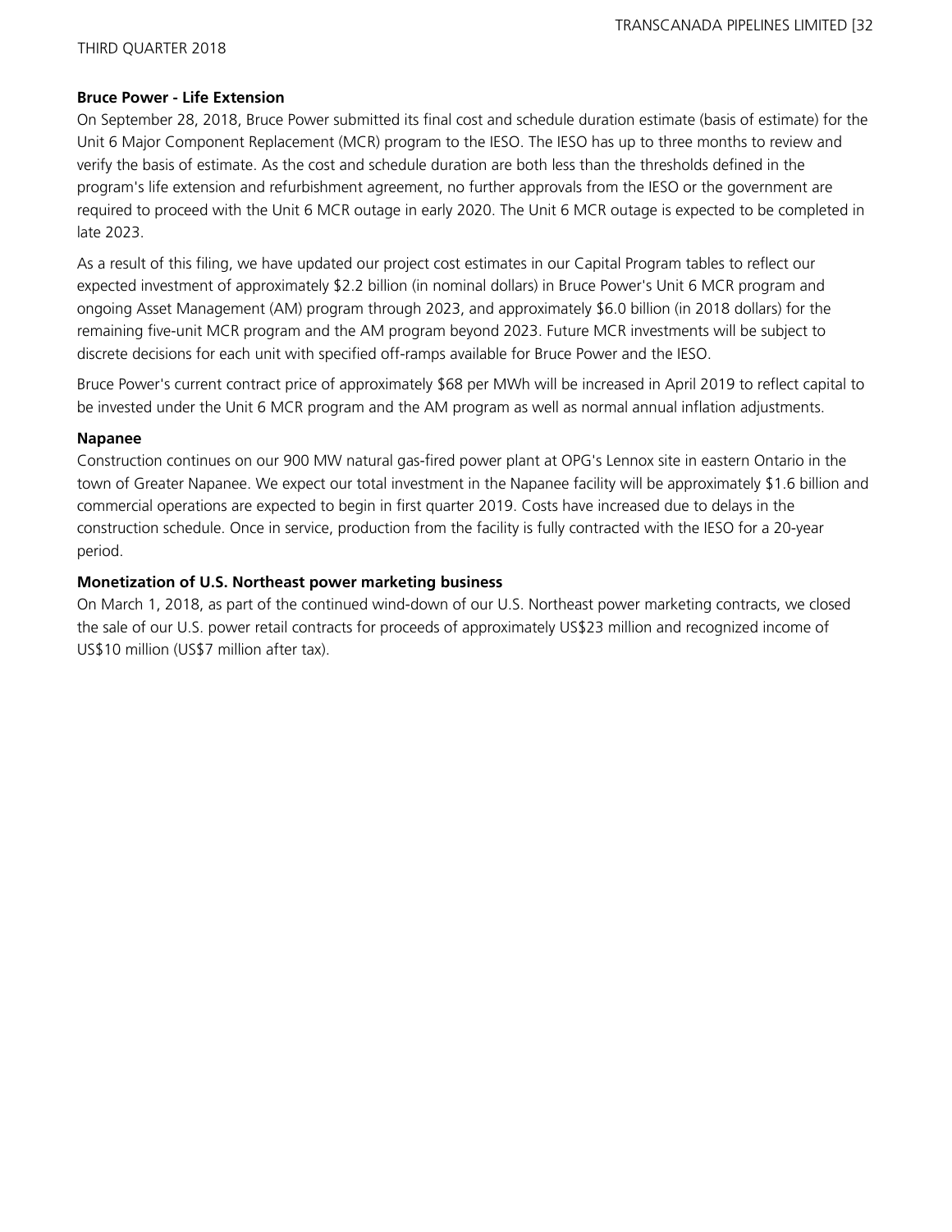### Bruce Power - Life Extension

On September 28, 2018, Bruce Power submitted its final cost and schedule duration estimate (basis of estimate) for the Unit 6 Major Component Replacement (MCR) program to the IESO. The IESO has up to three months to review and verify the basis of estimate. As the cost and schedule duration are both less than the thresholds defined in the program's life extension and refurbishment agreement, no further approvals from the IESO or the government are required to proceed with the Unit 6 MCR outage in early 2020. The Unit 6 MCR outage is expected to be completed in late 2023.

As a result of this filing, we have updated our project cost estimates in our Capital Program tables to reflect our expected investment of approximately $2.2 billion (in nominal dollars) in Bruce Power's Unit 6 MCR program and ongoing Asset Management (AM) program through 2023, and approximately $6.0 billion (in 2018 dollars) for the remaining five-unit MCR program and the AM program beyond 2023. Future MCR investments will be subject to discrete decisions for each unit with specified off-ramps available for Bruce Power and the IESO.

Bruce Power's current contract price of approximately $68 per MWh will be increased in April 2019 to reflect capital to be invested under the Unit 6 MCR program and the AM program as well as normal annual inflation adjustments.

### Napanee

Construction continues on our 900 MW natural gas-fired power plant at OPG's Lennox site in eastern Ontario in the town of Greater Napanee. We expect our total investment in the Napanee facility will be approximately $1.6 billion and commercial operations are expected to begin in first quarter 2019. Costs have increased due to delays in the construction schedule. Once in service, production from the facility is fully contracted with the IESO for a 20-year period.

### Monetization of U.S. Northeast power marketing business

On March 1, 2018, as part of the continued wind-down of our U.S. Northeast power marketing contracts, we closed the sale of our U.S. power retail contracts for proceeds of approximately US$23 million and recognized income of US$10 million (US$7 million after tax).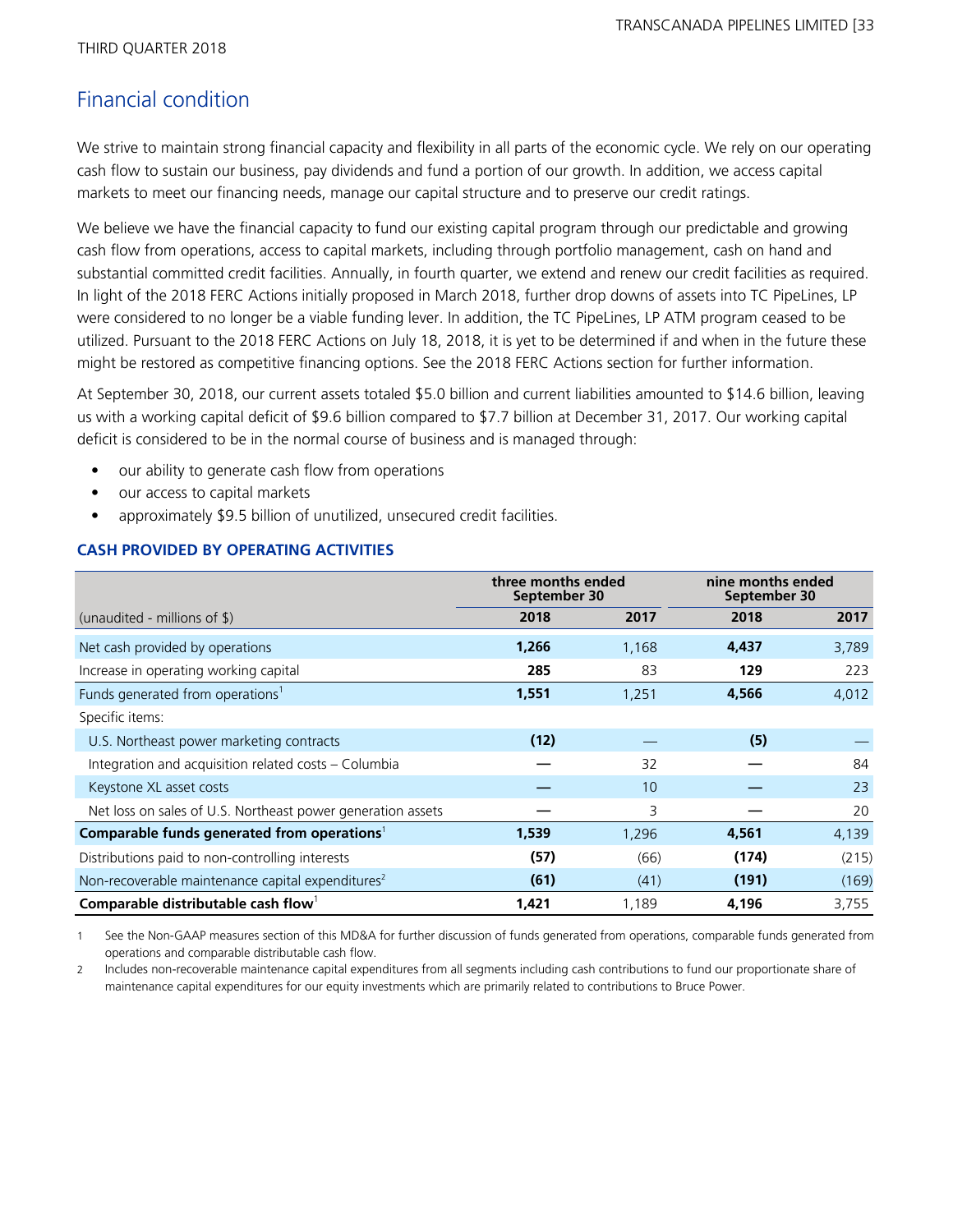## Financial condition

We strive to maintain strong financial capacity and flexibility in all parts of the economic cycle. We rely on our operating cash flow to sustain our business, pay dividends and fund a portion of our growth. In addition, we access capital markets to meet our financing needs, manage our capital structure and to preserve our credit ratings.

We believe we have the financial capacity to fund our existing capital program through our predictable and growing cash flow from operations, access to capital markets, including through portfolio management, cash on hand and substantial committed credit facilities. Annually, in fourth quarter, we extend and renew our credit facilities as required. In light of the 2018 FERC Actions initially proposed in March 2018, further drop downs of assets into TC PipeLines, LP were considered to no longer be a viable funding lever. In addition, the TC PipeLines, LP ATM program ceased to be utilized. Pursuant to the 2018 FERC Actions on July 18, 2018, it is yet to be determined if and when in the future these might be restored as competitive financing options. See the 2018 FERC Actions section for further information.

At September 30, 2018, our current assets totaled $5.0 billion and current liabilities amounted to $14.6 billion, leaving us with a working capital deficit of $9.6 billion compared to $7.7 billion at December 31, 2017. Our working capital deficit is considered to be in the normal course of business and is managed through:

- our ability to generate cash flow from operations
- our access to capital markets
- approximately $9.5 billion of unutilized, unsecured credit facilities.

### CASH PROVIDED BY OPERATING ACTIVITIES

| | three months ended September 30 | | nine months ended September 30 | |
|---|---|---|---|---|
| (unaudited - millions of $) | **2018** | 2017 | **2018** | 2017 |
| Net cash provided by operations | **1,266** | 1,168 | **4,437** | 3,789 |
| Increase in operating working capital | **285** | 83 | **129** | 223 |
| Funds generated from operations[1] | **1,551** | 1,251 | **4,566** | 4,012 |
| Specific items: | | | | |
| U.S. Northeast power marketing contracts | **(12)** | — | **(5)** | — |
| Integration and acquisition related costs – Columbia | **—** | 32 | **—** | 84 |
| Keystone XL asset costs | **—** | 10 | **—** | 23 |
| Net loss on sales of U.S. Northeast power generation assets | **—** | 3 | **—** | 20 |
| **Comparable funds generated from operations**[1] | **1,539** | 1,296 | **4,561** | 4,139 |
| Distributions paid to non-controlling interests | **(57)** | (66) | **(174)** | (215) |
| Non-recoverable maintenance capital expenditures[2] | **(61)** | (41) | **(191)** | (169) |
| **Comparable distributable cash flow**[1] | **1,421** | 1,189 | **4,196** | 3,755 |

1 See the Non-GAAP measures section of this MD&A for further discussion of funds generated from operations, comparable funds generated from operations and comparable distributable cash flow.

2 Includes non-recoverable maintenance capital expenditures from all segments including cash contributions to fund our proportionate share of maintenance capital expenditures for our equity investments which are primarily related to contributions to Bruce Power.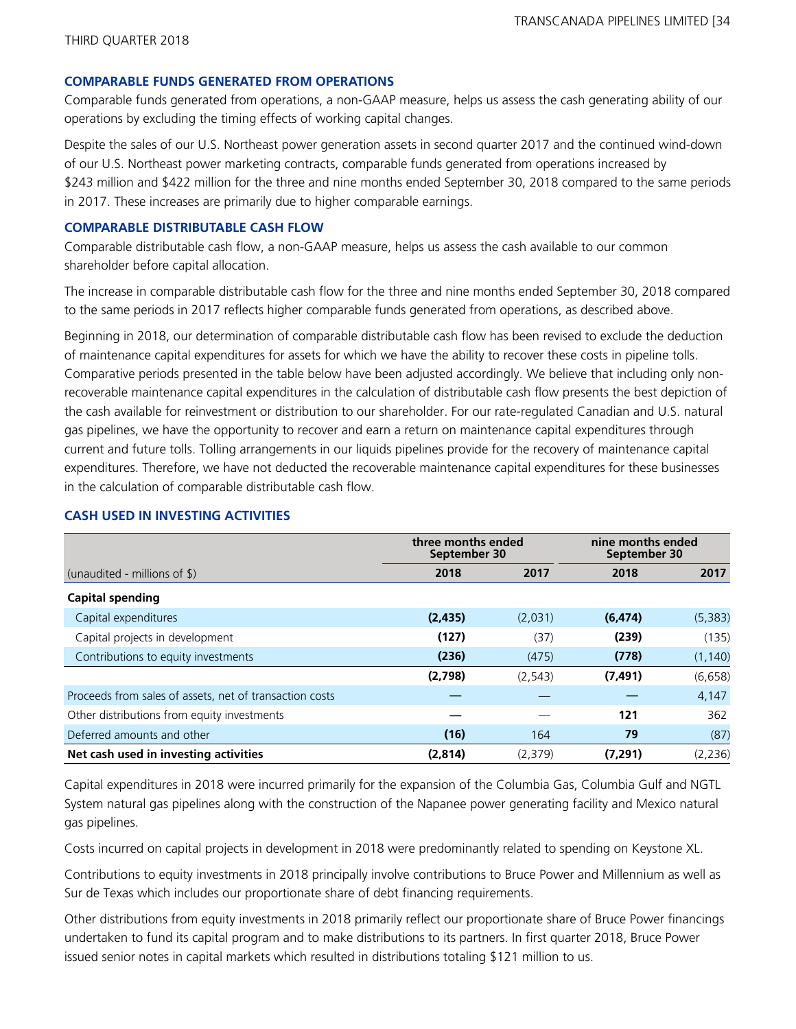## COMPARABLE FUNDS GENERATED FROM OPERATIONS

Comparable funds generated from operations, a non-GAAP measure, helps us assess the cash generating ability of our operations by excluding the timing effects of working capital changes.

Despite the sales of our U.S. Northeast power generation assets in second quarter 2017 and the continued wind-down of our U.S. Northeast power marketing contracts, comparable funds generated from operations increased by \$243 million and \$422 million for the three and nine months ended September 30, 2018 compared to the same periods in 2017. These increases are primarily due to higher comparable earnings.

## COMPARABLE DISTRIBUTABLE CASH FLOW

Comparable distributable cash flow, a non-GAAP measure, helps us assess the cash available to our common shareholder before capital allocation.

The increase in comparable distributable cash flow for the three and nine months ended September 30, 2018 compared to the same periods in 2017 reflects higher comparable funds generated from operations, as described above.

Beginning in 2018, our determination of comparable distributable cash flow has been revised to exclude the deduction of maintenance capital expenditures for assets for which we have the ability to recover these costs in pipeline tolls. Comparative periods presented in the table below have been adjusted accordingly. We believe that including only non-recoverable maintenance capital expenditures in the calculation of distributable cash flow presents the best depiction of the cash available for reinvestment or distribution to our shareholder. For our rate-regulated Canadian and U.S. natural gas pipelines, we have the opportunity to recover and earn a return on maintenance capital expenditures through current and future tolls. Tolling arrangements in our liquids pipelines provide for the recovery of maintenance capital expenditures. Therefore, we have not deducted the recoverable maintenance capital expenditures for these businesses in the calculation of comparable distributable cash flow.

## CASH USED IN INVESTING ACTIVITIES

| | three months ended September 30 | | nine months ended September 30 | |
|---|---|---|---|---|
| (unaudited - millions of $) | **2018** | **2017** | **2018** | **2017** |
| **Capital spending** | | | | |
| Capital expenditures | **(2,435)** | (2,031) | **(6,474)** | (5,383) |
| Capital projects in development | **(127)** | (37) | **(239)** | (135) |
| Contributions to equity investments | **(236)** | (475) | **(778)** | (1,140) |
| | **(2,798)** | (2,543) | **(7,491)** | (6,658) |
| Proceeds from sales of assets, net of transaction costs | **—** | — | **—** | 4,147 |
| Other distributions from equity investments | **—** | — | **121** | 362 |
| Deferred amounts and other | **(16)** | 164 | **79** | (87) |
| **Net cash used in investing activities** | **(2,814)** | (2,379) | **(7,291)** | (2,236) |

Capital expenditures in 2018 were incurred primarily for the expansion of the Columbia Gas, Columbia Gulf and NGTL System natural gas pipelines along with the construction of the Napanee power generating facility and Mexico natural gas pipelines.

Costs incurred on capital projects in development in 2018 were predominantly related to spending on Keystone XL.

Contributions to equity investments in 2018 principally involve contributions to Bruce Power and Millennium as well as Sur de Texas which includes our proportionate share of debt financing requirements.

Other distributions from equity investments in 2018 primarily reflect our proportionate share of Bruce Power financings undertaken to fund its capital program and to make distributions to its partners. In first quarter 2018, Bruce Power issued senior notes in capital markets which resulted in distributions totaling \$121 million to us.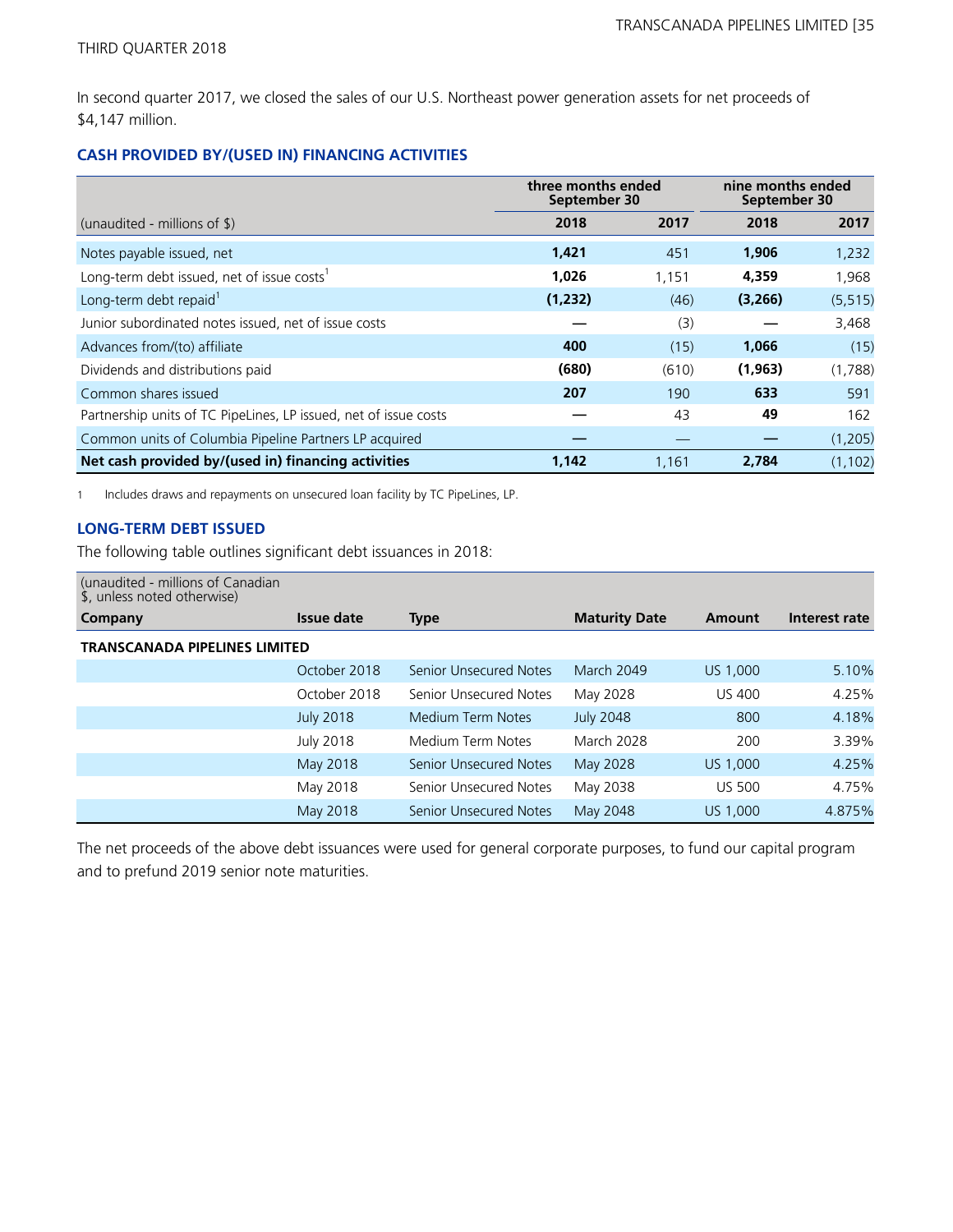In second quarter 2017, we closed the sales of our U.S. Northeast power generation assets for net proceeds of $4,147 million.

## CASH PROVIDED BY/(USED IN) FINANCING ACTIVITIES

| | three months ended September 30 | | nine months ended September 30 | |
|---|---|---|---|---|
| (unaudited - millions of $) | **2018** | 2017 | **2018** | 2017 |
| Notes payable issued, net | **1,421** | 451 | **1,906** | 1,232 |
| Long-term debt issued, net of issue costs[1] | **1,026** | 1,151 | **4,359** | 1,968 |
| Long-term debt repaid[1] | **(1,232)** | (46) | **(3,266)** | (5,515) |
| Junior subordinated notes issued, net of issue costs | **—** | (3) | **—** | 3,468 |
| Advances from/(to) affiliate | **400** | (15) | **1,066** | (15) |
| Dividends and distributions paid | **(680)** | (610) | **(1,963)** | (1,788) |
| Common shares issued | **207** | 190 | **633** | 591 |
| Partnership units of TC PipeLines, LP issued, net of issue costs | **—** | 43 | **49** | 162 |
| Common units of Columbia Pipeline Partners LP acquired | **—** | — | **—** | (1,205) |
| **Net cash provided by/(used in) financing activities** | **1,142** | 1,161 | **2,784** | (1,102) |

1 Includes draws and repayments on unsecured loan facility by TC PipeLines, LP.

## LONG-TERM DEBT ISSUED

The following table outlines significant debt issuances in 2018:

| (unaudited - millions of Canadian $, unless noted otherwise) | | | | | |
|---|---|---|---|---|---|
| **Company** | **Issue date** | **Type** | **Maturity Date** | **Amount** | **Interest rate** |
| **TRANSCANADA PIPELINES LIMITED** | | | | | |
| | October 2018 | Senior Unsecured Notes | March 2049 | US 1,000 | 5.10% |
| | October 2018 | Senior Unsecured Notes | May 2028 | US 400 | 4.25% |
| | July 2018 | Medium Term Notes | July 2048 | 800 | 4.18% |
| | July 2018 | Medium Term Notes | March 2028 | 200 | 3.39% |
| | May 2018 | Senior Unsecured Notes | May 2028 | US 1,000 | 4.25% |
| | May 2018 | Senior Unsecured Notes | May 2038 | US 500 | 4.75% |
| | May 2018 | Senior Unsecured Notes | May 2048 | US 1,000 | 4.875% |

The net proceeds of the above debt issuances were used for general corporate purposes, to fund our capital program and to prefund 2019 senior note maturities.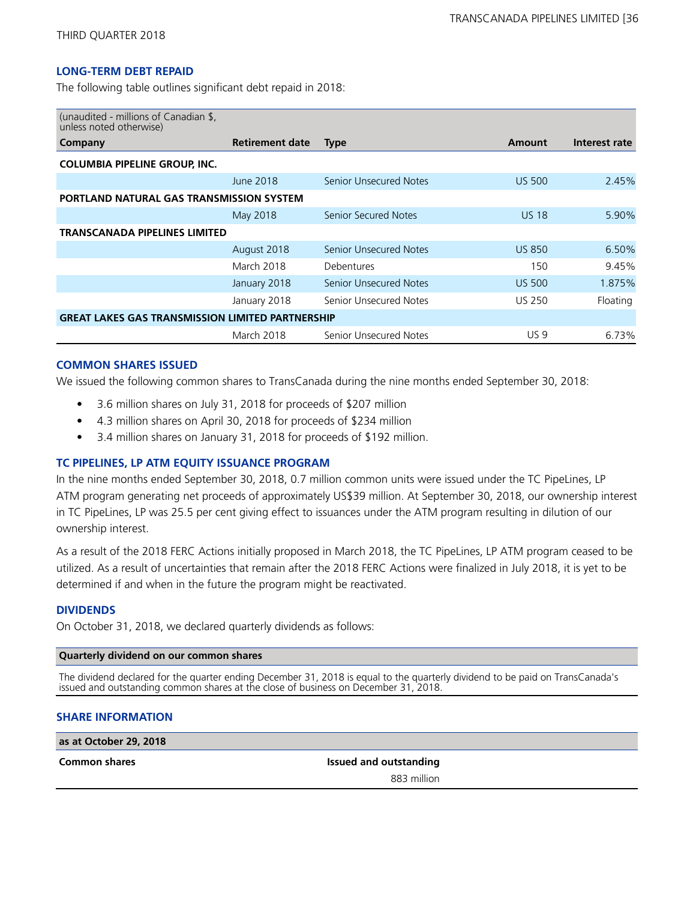### LONG-TERM DEBT REPAID

The following table outlines significant debt repaid in 2018:

| (unaudited - millions of Canadian $, unless noted otherwise)<br>Company | Retirement date | Type | Amount | Interest rate |
|---|---|---|---|---|
| **COLUMBIA PIPELINE GROUP, INC.** | | | | |
| | June 2018 | Senior Unsecured Notes | US 500 | 2.45% |
| **PORTLAND NATURAL GAS TRANSMISSION SYSTEM** | | | | |
| | May 2018 | Senior Secured Notes | US 18 | 5.90% |
| **TRANSCANADA PIPELINES LIMITED** | | | | |
| | August 2018 | Senior Unsecured Notes | US 850 | 6.50% |
| | March 2018 | Debentures | 150 | 9.45% |
| | January 2018 | Senior Unsecured Notes | US 500 | 1.875% |
| | January 2018 | Senior Unsecured Notes | US 250 | Floating |
| **GREAT LAKES GAS TRANSMISSION LIMITED PARTNERSHIP** | | | | |
| | March 2018 | Senior Unsecured Notes | US 9 | 6.73% |

### COMMON SHARES ISSUED

We issued the following common shares to TransCanada during the nine months ended September 30, 2018:

- 3.6 million shares on July 31, 2018 for proceeds of $207 million
- 4.3 million shares on April 30, 2018 for proceeds of $234 million
- 3.4 million shares on January 31, 2018 for proceeds of $192 million.

### TC PIPELINES, LP ATM EQUITY ISSUANCE PROGRAM

In the nine months ended September 30, 2018, 0.7 million common units were issued under the TC PipeLines, LP ATM program generating net proceeds of approximately US$39 million. At September 30, 2018, our ownership interest in TC PipeLines, LP was 25.5 per cent giving effect to issuances under the ATM program resulting in dilution of our ownership interest.

As a result of the 2018 FERC Actions initially proposed in March 2018, the TC PipeLines, LP ATM program ceased to be utilized. As a result of uncertainties that remain after the 2018 FERC Actions were finalized in July 2018, it is yet to be determined if and when in the future the program might be reactivated.

### DIVIDENDS

On October 31, 2018, we declared quarterly dividends as follows:

| Quarterly dividend on our common shares |
|---|
| The dividend declared for the quarter ending December 31, 2018 is equal to the quarterly dividend to be paid on TransCanada's issued and outstanding common shares at the close of business on December 31, 2018. |

### SHARE INFORMATION

| as at October 29, 2018 | |
|---|---|
| **Common shares** | **Issued and outstanding** |
| | 883 million |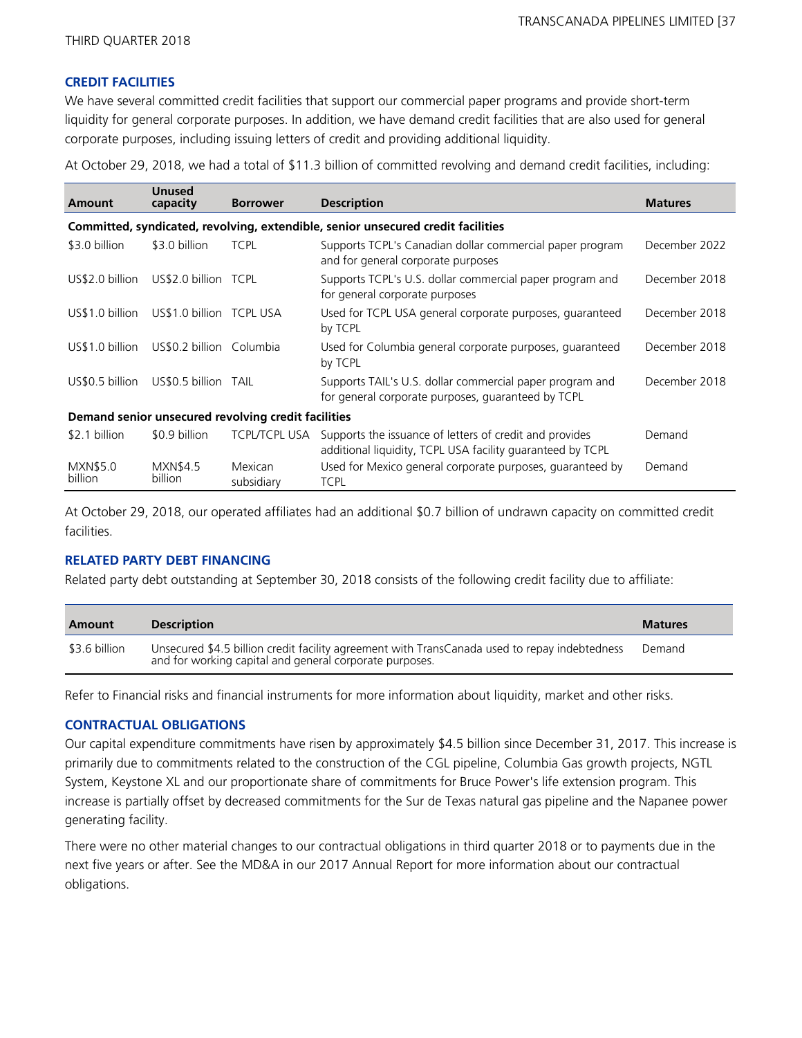### CREDIT FACILITIES

We have several committed credit facilities that support our commercial paper programs and provide short-term liquidity for general corporate purposes. In addition, we have demand credit facilities that are also used for general corporate purposes, including issuing letters of credit and providing additional liquidity.

At October 29, 2018, we had a total of $11.3 billion of committed revolving and demand credit facilities, including:

| Amount | Unused capacity | Borrower | Description | Matures |
|---|---|---|---|---|
| **Committed, syndicated, revolving, extendible, senior unsecured credit facilities** | | | | |
| $3.0 billion | $3.0 billion | TCPL | Supports TCPL's Canadian dollar commercial paper program and for general corporate purposes | December 2022 |
| US$2.0 billion | US$2.0 billion | TCPL | Supports TCPL's U.S. dollar commercial paper program and for general corporate purposes | December 2018 |
| US$1.0 billion | US$1.0 billion | TCPL USA | Used for TCPL USA general corporate purposes, guaranteed by TCPL | December 2018 |
| US$1.0 billion | US$0.2 billion | Columbia | Used for Columbia general corporate purposes, guaranteed by TCPL | December 2018 |
| US$0.5 billion | US$0.5 billion | TAIL | Supports TAIL's U.S. dollar commercial paper program and for general corporate purposes, guaranteed by TCPL | December 2018 |
| **Demand senior unsecured revolving credit facilities** | | | | |
| $2.1 billion | $0.9 billion | TCPL/TCPL USA | Supports the issuance of letters of credit and provides additional liquidity, TCPL USA facility guaranteed by TCPL | Demand |
| MXN$5.0 billion | MXN$4.5 billion | Mexican subsidiary | Used for Mexico general corporate purposes, guaranteed by TCPL | Demand |

At October 29, 2018, our operated affiliates had an additional $0.7 billion of undrawn capacity on committed credit facilities.

### RELATED PARTY DEBT FINANCING

Related party debt outstanding at September 30, 2018 consists of the following credit facility due to affiliate:

| Amount | Description | Matures |
|---|---|---|
| $3.6 billion | Unsecured $4.5 billion credit facility agreement with TransCanada used to repay indebtedness and for working capital and general corporate purposes. | Demand |

Refer to Financial risks and financial instruments for more information about liquidity, market and other risks.

### CONTRACTUAL OBLIGATIONS

Our capital expenditure commitments have risen by approximately $4.5 billion since December 31, 2017. This increase is primarily due to commitments related to the construction of the CGL pipeline, Columbia Gas growth projects, NGTL System, Keystone XL and our proportionate share of commitments for Bruce Power's life extension program. This increase is partially offset by decreased commitments for the Sur de Texas natural gas pipeline and the Napanee power generating facility.

There were no other material changes to our contractual obligations in third quarter 2018 or to payments due in the next five years or after. See the MD&A in our 2017 Annual Report for more information about our contractual obligations.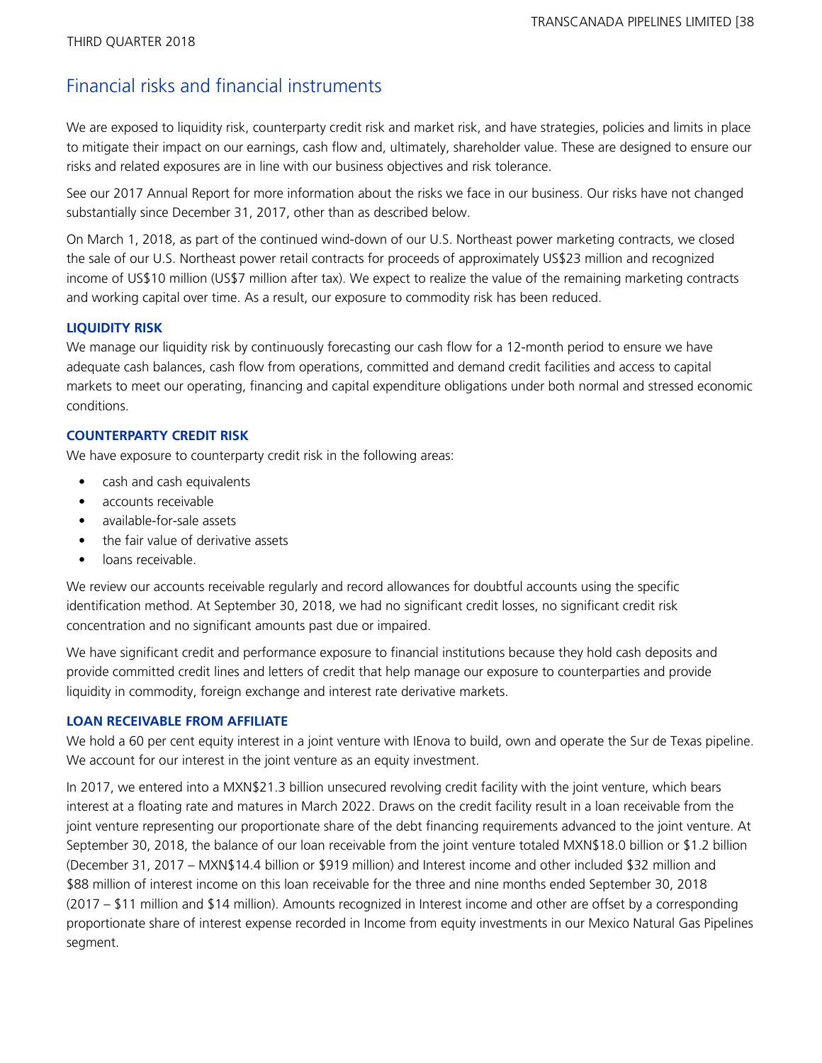# Financial risks and financial instruments

We are exposed to liquidity risk, counterparty credit risk and market risk, and have strategies, policies and limits in place to mitigate their impact on our earnings, cash flow and, ultimately, shareholder value. These are designed to ensure our risks and related exposures are in line with our business objectives and risk tolerance.

See our 2017 Annual Report for more information about the risks we face in our business. Our risks have not changed substantially since December 31, 2017, other than as described below.

On March 1, 2018, as part of the continued wind-down of our U.S. Northeast power marketing contracts, we closed the sale of our U.S. Northeast power retail contracts for proceeds of approximately US$23 million and recognized income of US$10 million (US$7 million after tax). We expect to realize the value of the remaining marketing contracts and working capital over time. As a result, our exposure to commodity risk has been reduced.

### LIQUIDITY RISK

We manage our liquidity risk by continuously forecasting our cash flow for a 12-month period to ensure we have adequate cash balances, cash flow from operations, committed and demand credit facilities and access to capital markets to meet our operating, financing and capital expenditure obligations under both normal and stressed economic conditions.

### COUNTERPARTY CREDIT RISK

We have exposure to counterparty credit risk in the following areas:

- cash and cash equivalents
- accounts receivable
- available-for-sale assets
- the fair value of derivative assets
- loans receivable.

We review our accounts receivable regularly and record allowances for doubtful accounts using the specific identification method. At September 30, 2018, we had no significant credit losses, no significant credit risk concentration and no significant amounts past due or impaired.

We have significant credit and performance exposure to financial institutions because they hold cash deposits and provide committed credit lines and letters of credit that help manage our exposure to counterparties and provide liquidity in commodity, foreign exchange and interest rate derivative markets.

### LOAN RECEIVABLE FROM AFFILIATE

We hold a 60 per cent equity interest in a joint venture with IEnova to build, own and operate the Sur de Texas pipeline. We account for our interest in the joint venture as an equity investment.

In 2017, we entered into a MXN$21.3 billion unsecured revolving credit facility with the joint venture, which bears interest at a floating rate and matures in March 2022. Draws on the credit facility result in a loan receivable from the joint venture representing our proportionate share of the debt financing requirements advanced to the joint venture. At September 30, 2018, the balance of our loan receivable from the joint venture totaled MXN$18.0 billion or $1.2 billion (December 31, 2017 – MXN$14.4 billion or $919 million) and Interest income and other included $32 million and $88 million of interest income on this loan receivable for the three and nine months ended September 30, 2018 (2017 – $11 million and $14 million). Amounts recognized in Interest income and other are offset by a corresponding proportionate share of interest expense recorded in Income from equity investments in our Mexico Natural Gas Pipelines segment.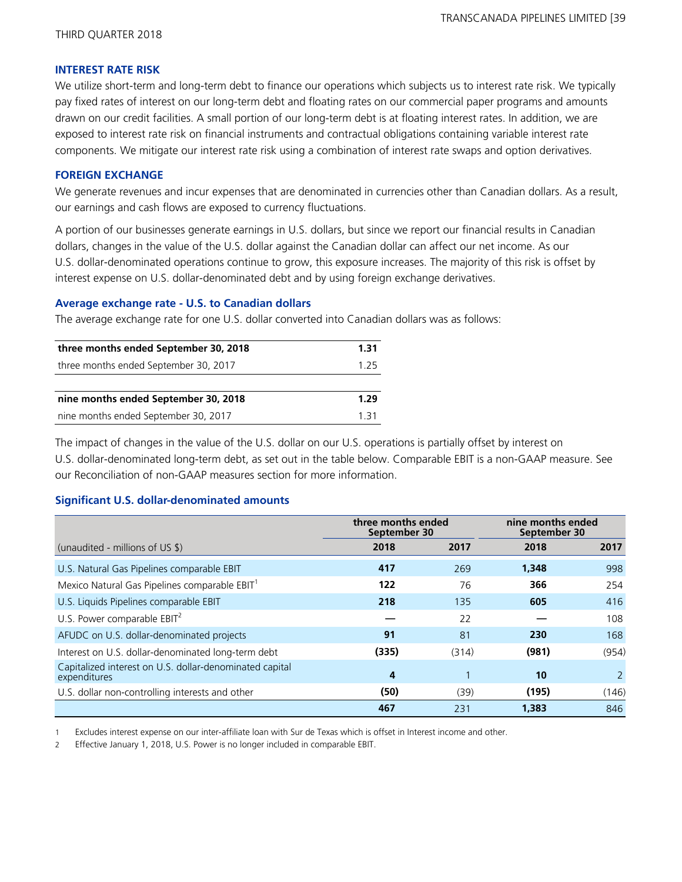## INTEREST RATE RISK

We utilize short-term and long-term debt to finance our operations which subjects us to interest rate risk. We typically pay fixed rates of interest on our long-term debt and floating rates on our commercial paper programs and amounts drawn on our credit facilities. A small portion of our long-term debt is at floating interest rates. In addition, we are exposed to interest rate risk on financial instruments and contractual obligations containing variable interest rate components. We mitigate our interest rate risk using a combination of interest rate swaps and option derivatives.

## FOREIGN EXCHANGE

We generate revenues and incur expenses that are denominated in currencies other than Canadian dollars. As a result, our earnings and cash flows are exposed to currency fluctuations.

A portion of our businesses generate earnings in U.S. dollars, but since we report our financial results in Canadian dollars, changes in the value of the U.S. dollar against the Canadian dollar can affect our net income. As our U.S. dollar-denominated operations continue to grow, this exposure increases. The majority of this risk is offset by interest expense on U.S. dollar-denominated debt and by using foreign exchange derivatives.

### Average exchange rate - U.S. to Canadian dollars

The average exchange rate for one U.S. dollar converted into Canadian dollars was as follows:

| | |
|---|---|
| **three months ended September 30, 2018** | **1.31** |
| three months ended September 30, 2017 | 1.25 |
| | |
| **nine months ended September 30, 2018** | **1.29** |
| nine months ended September 30, 2017 | 1.31 |

The impact of changes in the value of the U.S. dollar on our U.S. operations is partially offset by interest on U.S. dollar-denominated long-term debt, as set out in the table below. Comparable EBIT is a non-GAAP measure. See our Reconciliation of non-GAAP measures section for more information.

### Significant U.S. dollar-denominated amounts

| | three months ended September 30 | | nine months ended September 30 | |
|---|---|---|---|---|
| (unaudited - millions of US $) | **2018** | **2017** | **2018** | **2017** |
| U.S. Natural Gas Pipelines comparable EBIT | **417** | 269 | **1,348** | 998 |
| Mexico Natural Gas Pipelines comparable EBIT[1] | **122** | 76 | **366** | 254 |
| U.S. Liquids Pipelines comparable EBIT | **218** | 135 | **605** | 416 |
| U.S. Power comparable EBIT[2] | **—** | 22 | **—** | 108 |
| AFUDC on U.S. dollar-denominated projects | **91** | 81 | **230** | 168 |
| Interest on U.S. dollar-denominated long-term debt | **(335)** | (314) | **(981)** | (954) |
| Capitalized interest on U.S. dollar-denominated capital expenditures | **4** | 1 | **10** | 2 |
| U.S. dollar non-controlling interests and other | **(50)** | (39) | **(195)** | (146) |
| | **467** | 231 | **1,383** | 846 |

1 Excludes interest expense on our inter-affiliate loan with Sur de Texas which is offset in Interest income and other.

2 Effective January 1, 2018, U.S. Power is no longer included in comparable EBIT.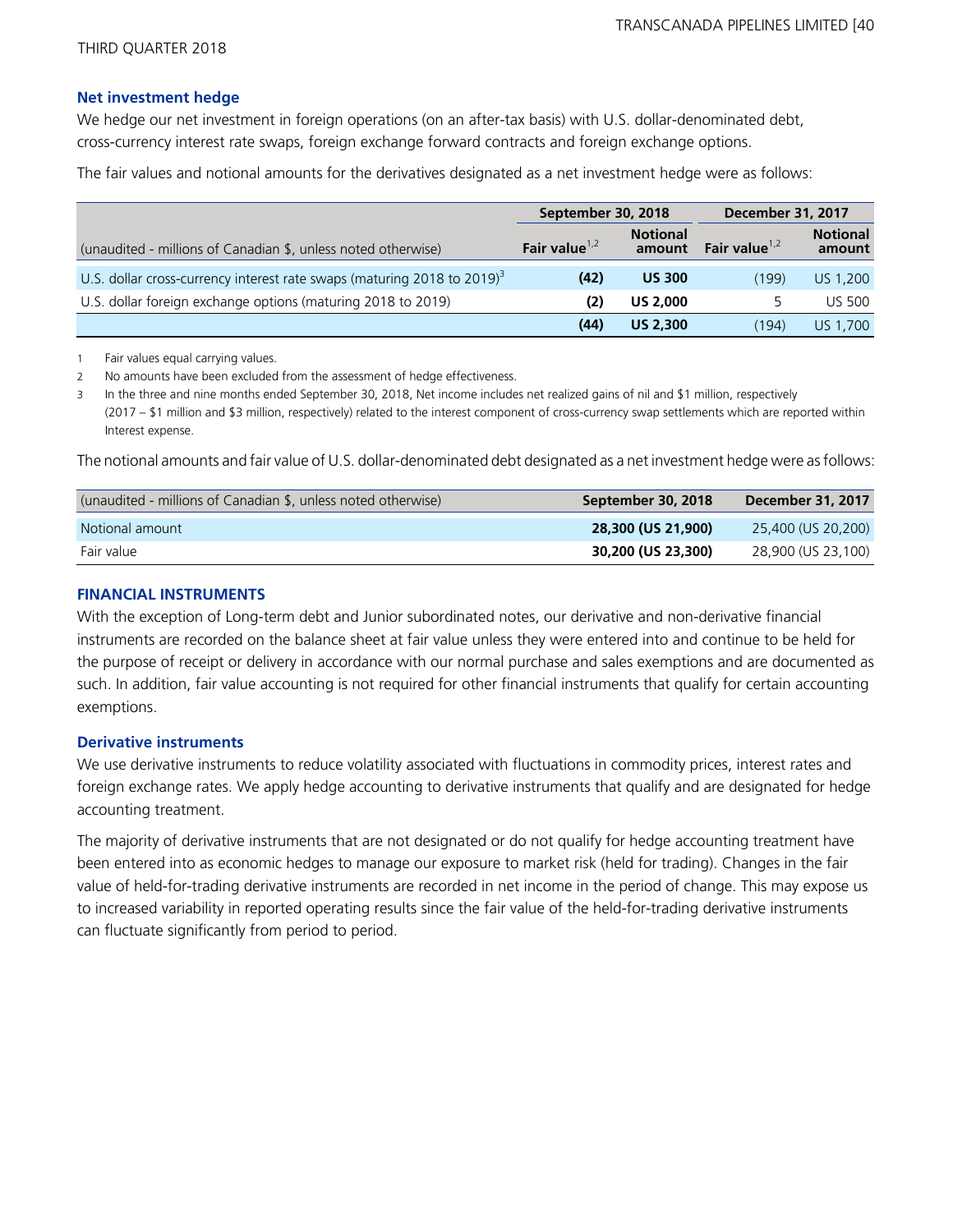### Net investment hedge

We hedge our net investment in foreign operations (on an after-tax basis) with U.S. dollar-denominated debt, cross-currency interest rate swaps, foreign exchange forward contracts and foreign exchange options.

The fair values and notional amounts for the derivatives designated as a net investment hedge were as follows:

| (unaudited - millions of Canadian $, unless noted otherwise) | September 30, 2018 | | December 31, 2017 | |
|---|---|---|---|---|
| | **Fair value**[1,2] | **Notional amount** | **Fair value**[1,2] | **Notional amount** |
| U.S. dollar cross-currency interest rate swaps (maturing 2018 to 2019)[3] | **(42)** | **US 300** | (199) | US 1,200 |
| U.S. dollar foreign exchange options (maturing 2018 to 2019) | **(2)** | **US 2,000** | 5 | US 500 |
| | **(44)** | **US 2,300** | (194) | US 1,700 |

1 Fair values equal carrying values.

2 No amounts have been excluded from the assessment of hedge effectiveness.

3 In the three and nine months ended September 30, 2018, Net income includes net realized gains of nil and $1 million, respectively (2017 – $1 million and $3 million, respectively) related to the interest component of cross-currency swap settlements which are reported within Interest expense.

The notional amounts and fair value of U.S. dollar-denominated debt designated as a net investment hedge were as follows:

| (unaudited - millions of Canadian $, unless noted otherwise) | September 30, 2018 | December 31, 2017 |
|---|---|---|
| Notional amount | **28,300 (US 21,900)** | 25,400 (US 20,200) |
| Fair value | **30,200 (US 23,300)** | 28,900 (US 23,100) |

## FINANCIAL INSTRUMENTS

With the exception of Long-term debt and Junior subordinated notes, our derivative and non-derivative financial instruments are recorded on the balance sheet at fair value unless they were entered into and continue to be held for the purpose of receipt or delivery in accordance with our normal purchase and sales exemptions and are documented as such. In addition, fair value accounting is not required for other financial instruments that qualify for certain accounting exemptions.

### Derivative instruments

We use derivative instruments to reduce volatility associated with fluctuations in commodity prices, interest rates and foreign exchange rates. We apply hedge accounting to derivative instruments that qualify and are designated for hedge accounting treatment.

The majority of derivative instruments that are not designated or do not qualify for hedge accounting treatment have been entered into as economic hedges to manage our exposure to market risk (held for trading). Changes in the fair value of held-for-trading derivative instruments are recorded in net income in the period of change. This may expose us to increased variability in reported operating results since the fair value of the held-for-trading derivative instruments can fluctuate significantly from period to period.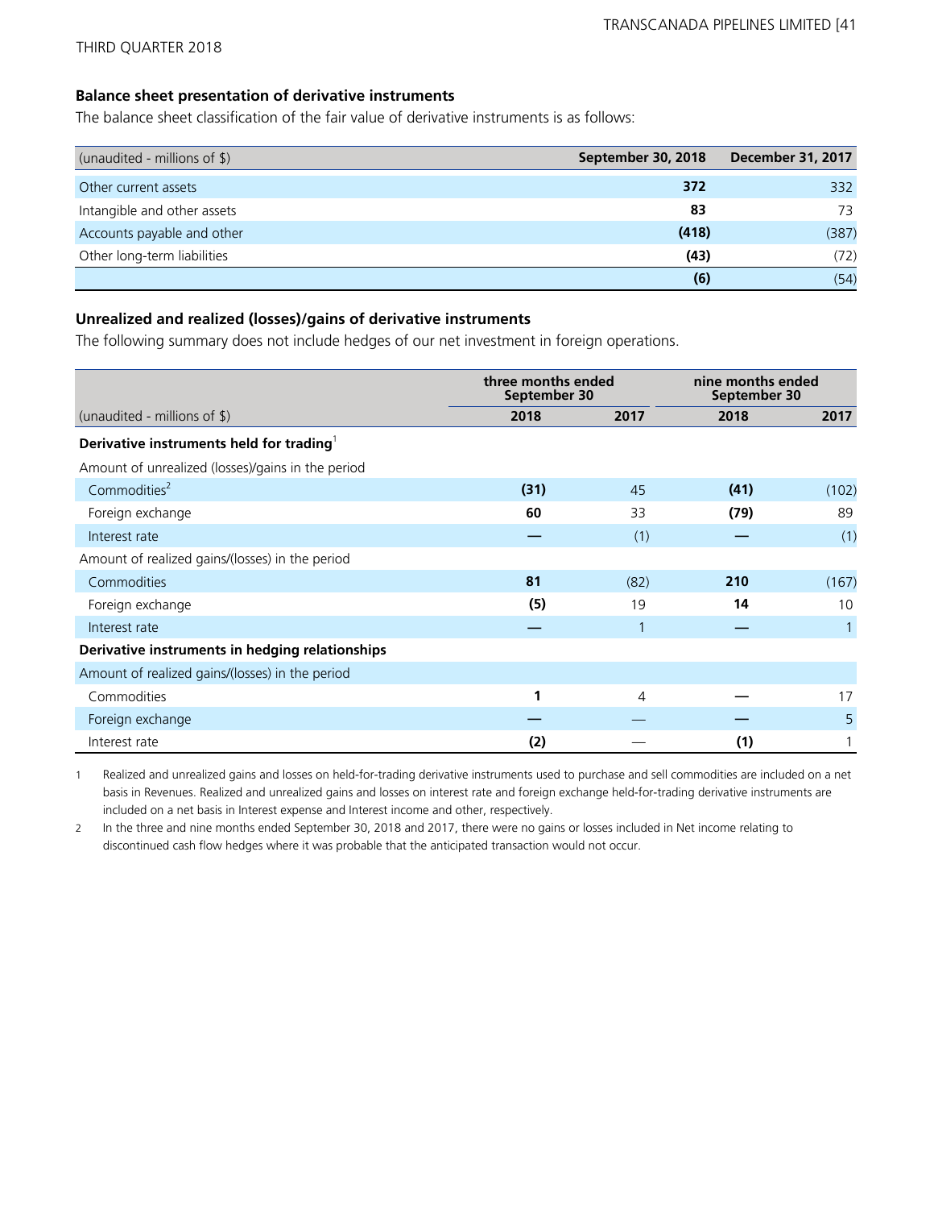**Balance sheet presentation of derivative instruments**

The balance sheet classification of the fair value of derivative instruments is as follows:

| (unaudited - millions of $) | September 30, 2018 | December 31, 2017 |
|---|---|---|
| Other current assets | **372** | 332 |
| Intangible and other assets | **83** | 73 |
| Accounts payable and other | **(418)** | (387) |
| Other long-term liabilities | **(43)** | (72) |
| | **(6)** | (54) |

**Unrealized and realized (losses)/gains of derivative instruments**

The following summary does not include hedges of our net investment in foreign operations.

| | three months ended September 30 | | nine months ended September 30 | |
|---|---|---|---|---|
| (unaudited - millions of $) | 2018 | 2017 | 2018 | 2017 |
| **Derivative instruments held for trading**[1] | | | | |
| Amount of unrealized (losses)/gains in the period | | | | |
| Commodities[2] | **(31)** | 45 | **(41)** | (102) |
| Foreign exchange | **60** | 33 | **(79)** | 89 |
| Interest rate | **—** | (1) | **—** | (1) |
| Amount of realized gains/(losses) in the period | | | | |
| Commodities | **81** | (82) | **210** | (167) |
| Foreign exchange | **(5)** | 19 | **14** | 10 |
| Interest rate | **—** | 1 | **—** | 1 |
| **Derivative instruments in hedging relationships** | | | | |
| Amount of realized gains/(losses) in the period | | | | |
| Commodities | **1** | 4 | **—** | 17 |
| Foreign exchange | **—** | — | **—** | 5 |
| Interest rate | **(2)** | — | **(1)** | 1 |

1 Realized and unrealized gains and losses on held-for-trading derivative instruments used to purchase and sell commodities are included on a net basis in Revenues. Realized and unrealized gains and losses on interest rate and foreign exchange held-for-trading derivative instruments are included on a net basis in Interest expense and Interest income and other, respectively.

2 In the three and nine months ended September 30, 2018 and 2017, there were no gains or losses included in Net income relating to discontinued cash flow hedges where it was probable that the anticipated transaction would not occur.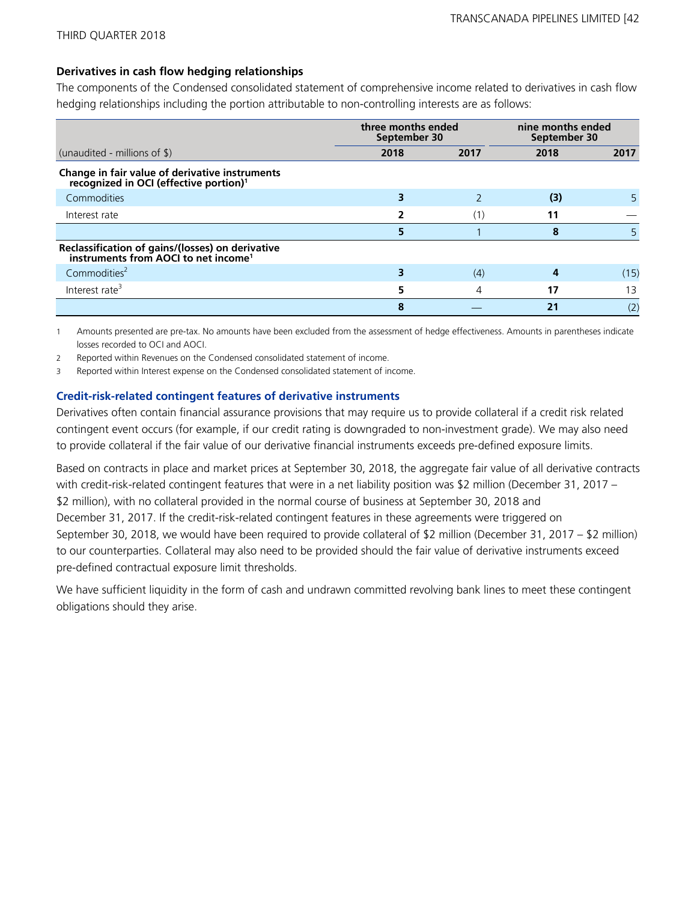### Derivatives in cash flow hedging relationships

The components of the Condensed consolidated statement of comprehensive income related to derivatives in cash flow hedging relationships including the portion attributable to non-controlling interests are as follows:

| | three months ended September 30 | | nine months ended September 30 | |
|---|---|---|---|---|
| (unaudited - millions of $) | **2018** | 2017 | **2018** | 2017 |
| **Change in fair value of derivative instruments recognized in OCI (effective portion)[1]** | | | | |
| Commodities | **3** | 2 | **(3)** | 5 |
| Interest rate | **2** | (1) | **11** | — |
| | **5** | 1 | **8** | 5 |
| **Reclassification of gains/(losses) on derivative instruments from AOCI to net income[1]** | | | | |
| Commodities[2] | **3** | (4) | **4** | (15) |
| Interest rate[3] | **5** | 4 | **17** | 13 |
| | **8** | — | **21** | (2) |

1 Amounts presented are pre-tax. No amounts have been excluded from the assessment of hedge effectiveness. Amounts in parentheses indicate losses recorded to OCI and AOCI.

2 Reported within Revenues on the Condensed consolidated statement of income.

3 Reported within Interest expense on the Condensed consolidated statement of income.

### Credit-risk-related contingent features of derivative instruments

Derivatives often contain financial assurance provisions that may require us to provide collateral if a credit risk related contingent event occurs (for example, if our credit rating is downgraded to non-investment grade). We may also need to provide collateral if the fair value of our derivative financial instruments exceeds pre-defined exposure limits.

Based on contracts in place and market prices at September 30, 2018, the aggregate fair value of all derivative contracts with credit-risk-related contingent features that were in a net liability position was $2 million (December 31, 2017 – $2 million), with no collateral provided in the normal course of business at September 30, 2018 and December 31, 2017. If the credit-risk-related contingent features in these agreements were triggered on September 30, 2018, we would have been required to provide collateral of $2 million (December 31, 2017 – $2 million) to our counterparties. Collateral may also need to be provided should the fair value of derivative instruments exceed pre-defined contractual exposure limit thresholds.

We have sufficient liquidity in the form of cash and undrawn committed revolving bank lines to meet these contingent obligations should they arise.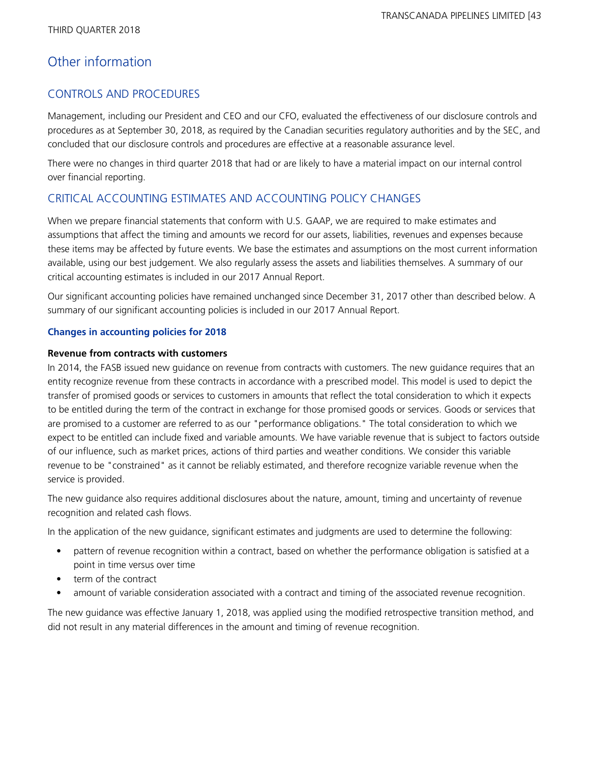# Other information

## CONTROLS AND PROCEDURES

Management, including our President and CEO and our CFO, evaluated the effectiveness of our disclosure controls and procedures as at September 30, 2018, as required by the Canadian securities regulatory authorities and by the SEC, and concluded that our disclosure controls and procedures are effective at a reasonable assurance level.

There were no changes in third quarter 2018 that had or are likely to have a material impact on our internal control over financial reporting.

## CRITICAL ACCOUNTING ESTIMATES AND ACCOUNTING POLICY CHANGES

When we prepare financial statements that conform with U.S. GAAP, we are required to make estimates and assumptions that affect the timing and amounts we record for our assets, liabilities, revenues and expenses because these items may be affected by future events. We base the estimates and assumptions on the most current information available, using our best judgement. We also regularly assess the assets and liabilities themselves. A summary of our critical accounting estimates is included in our 2017 Annual Report.

Our significant accounting policies have remained unchanged since December 31, 2017 other than described below. A summary of our significant accounting policies is included in our 2017 Annual Report.

### Changes in accounting policies for 2018

**Revenue from contracts with customers**

In 2014, the FASB issued new guidance on revenue from contracts with customers. The new guidance requires that an entity recognize revenue from these contracts in accordance with a prescribed model. This model is used to depict the transfer of promised goods or services to customers in amounts that reflect the total consideration to which it expects to be entitled during the term of the contract in exchange for those promised goods or services. Goods or services that are promised to a customer are referred to as our "performance obligations." The total consideration to which we expect to be entitled can include fixed and variable amounts. We have variable revenue that is subject to factors outside of our influence, such as market prices, actions of third parties and weather conditions. We consider this variable revenue to be "constrained" as it cannot be reliably estimated, and therefore recognize variable revenue when the service is provided.

The new guidance also requires additional disclosures about the nature, amount, timing and uncertainty of revenue recognition and related cash flows.

In the application of the new guidance, significant estimates and judgments are used to determine the following:

- pattern of revenue recognition within a contract, based on whether the performance obligation is satisfied at a point in time versus over time
- term of the contract
- amount of variable consideration associated with a contract and timing of the associated revenue recognition.

The new guidance was effective January 1, 2018, was applied using the modified retrospective transition method, and did not result in any material differences in the amount and timing of revenue recognition.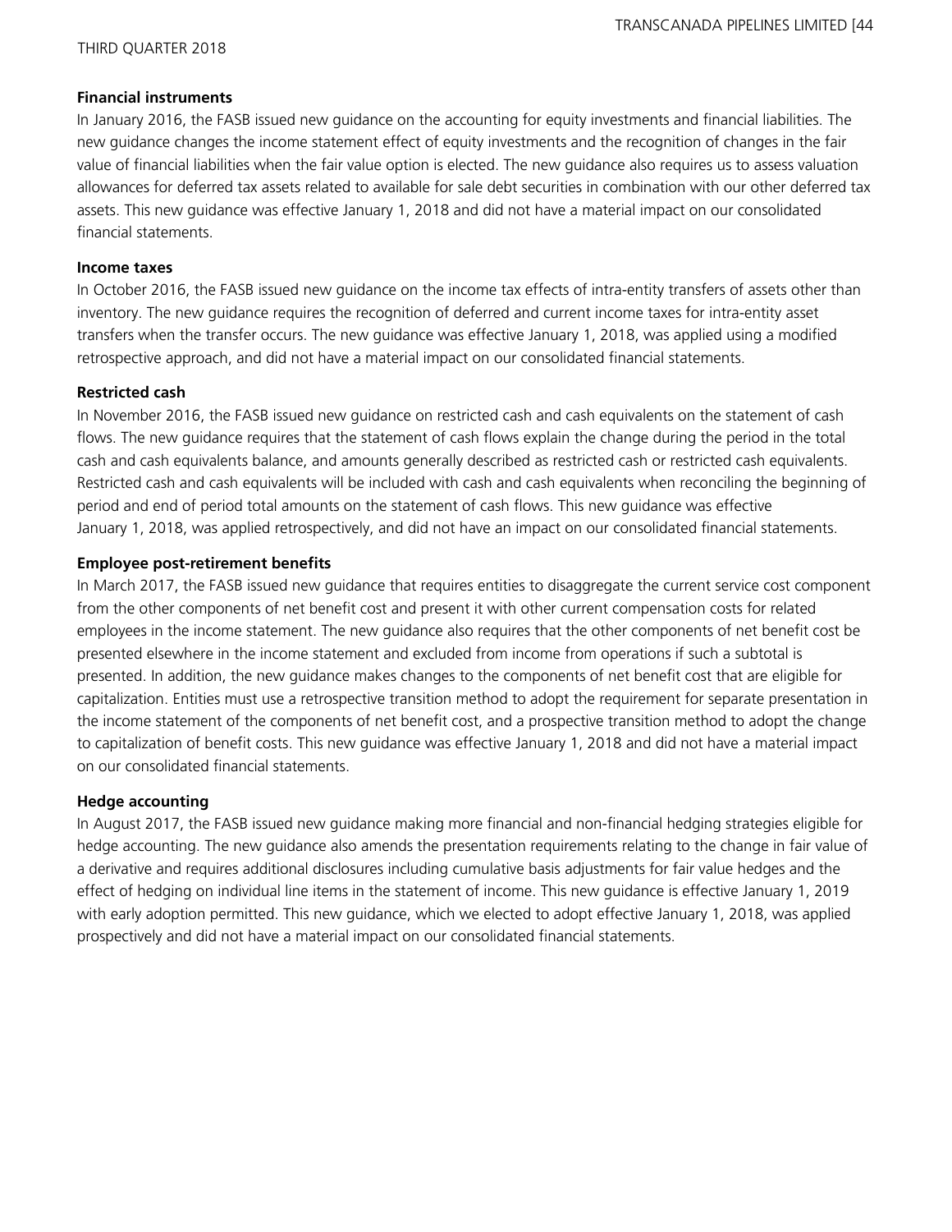**Financial instruments**

In January 2016, the FASB issued new guidance on the accounting for equity investments and financial liabilities. The new guidance changes the income statement effect of equity investments and the recognition of changes in the fair value of financial liabilities when the fair value option is elected. The new guidance also requires us to assess valuation allowances for deferred tax assets related to available for sale debt securities in combination with our other deferred tax assets. This new guidance was effective January 1, 2018 and did not have a material impact on our consolidated financial statements.

**Income taxes**

In October 2016, the FASB issued new guidance on the income tax effects of intra-entity transfers of assets other than inventory. The new guidance requires the recognition of deferred and current income taxes for intra-entity asset transfers when the transfer occurs. The new guidance was effective January 1, 2018, was applied using a modified retrospective approach, and did not have a material impact on our consolidated financial statements.

**Restricted cash**

In November 2016, the FASB issued new guidance on restricted cash and cash equivalents on the statement of cash flows. The new guidance requires that the statement of cash flows explain the change during the period in the total cash and cash equivalents balance, and amounts generally described as restricted cash or restricted cash equivalents. Restricted cash and cash equivalents will be included with cash and cash equivalents when reconciling the beginning of period and end of period total amounts on the statement of cash flows. This new guidance was effective January 1, 2018, was applied retrospectively, and did not have an impact on our consolidated financial statements.

**Employee post-retirement benefits**

In March 2017, the FASB issued new guidance that requires entities to disaggregate the current service cost component from the other components of net benefit cost and present it with other current compensation costs for related employees in the income statement. The new guidance also requires that the other components of net benefit cost be presented elsewhere in the income statement and excluded from income from operations if such a subtotal is presented. In addition, the new guidance makes changes to the components of net benefit cost that are eligible for capitalization. Entities must use a retrospective transition method to adopt the requirement for separate presentation in the income statement of the components of net benefit cost, and a prospective transition method to adopt the change to capitalization of benefit costs. This new guidance was effective January 1, 2018 and did not have a material impact on our consolidated financial statements.

**Hedge accounting**

In August 2017, the FASB issued new guidance making more financial and non-financial hedging strategies eligible for hedge accounting. The new guidance also amends the presentation requirements relating to the change in fair value of a derivative and requires additional disclosures including cumulative basis adjustments for fair value hedges and the effect of hedging on individual line items in the statement of income. This new guidance is effective January 1, 2019 with early adoption permitted. This new guidance, which we elected to adopt effective January 1, 2018, was applied prospectively and did not have a material impact on our consolidated financial statements.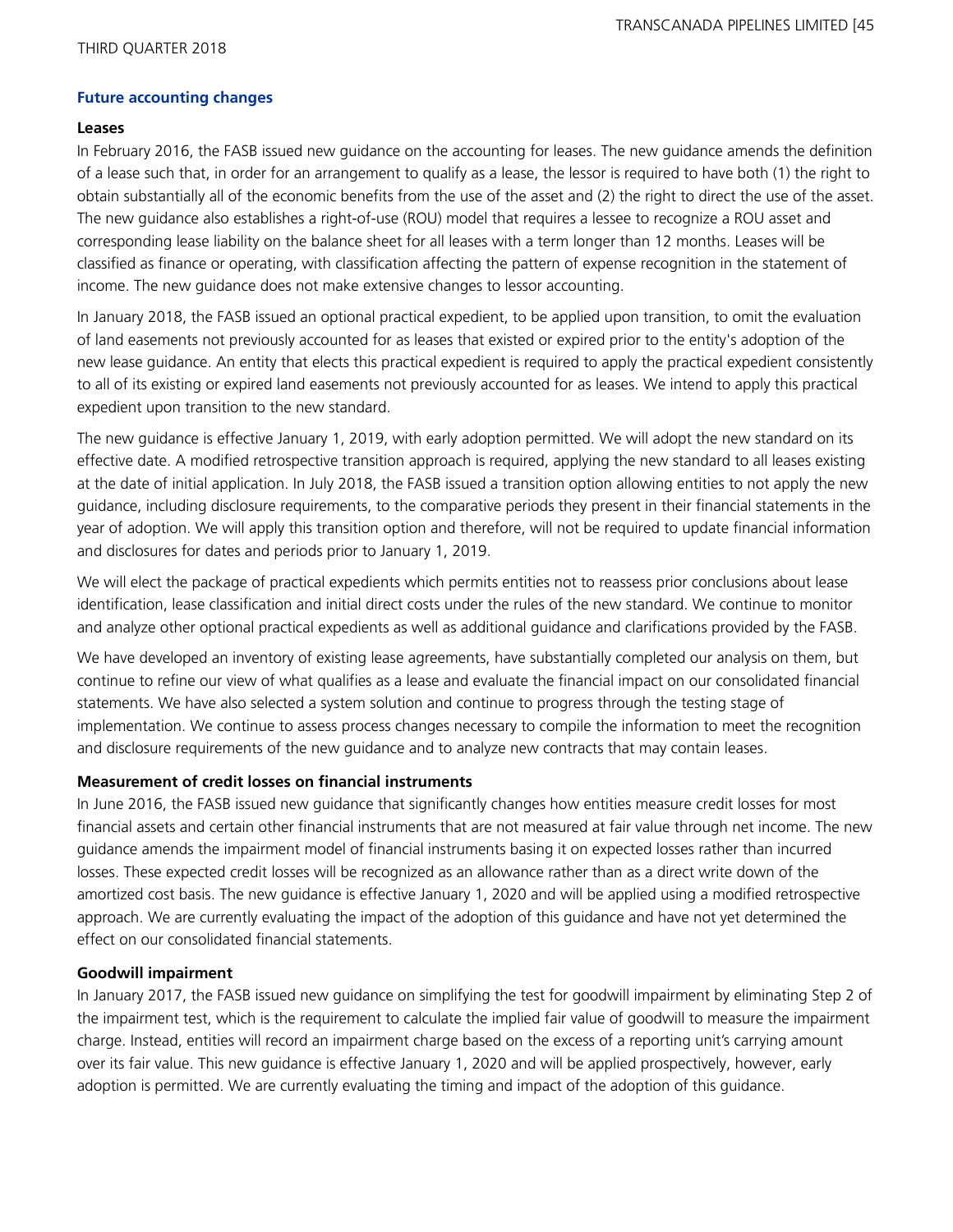## Future accounting changes

### Leases

In February 2016, the FASB issued new guidance on the accounting for leases. The new guidance amends the definition of a lease such that, in order for an arrangement to qualify as a lease, the lessor is required to have both (1) the right to obtain substantially all of the economic benefits from the use of the asset and (2) the right to direct the use of the asset. The new guidance also establishes a right-of-use (ROU) model that requires a lessee to recognize a ROU asset and corresponding lease liability on the balance sheet for all leases with a term longer than 12 months. Leases will be classified as finance or operating, with classification affecting the pattern of expense recognition in the statement of income. The new guidance does not make extensive changes to lessor accounting.

In January 2018, the FASB issued an optional practical expedient, to be applied upon transition, to omit the evaluation of land easements not previously accounted for as leases that existed or expired prior to the entity's adoption of the new lease guidance. An entity that elects this practical expedient is required to apply the practical expedient consistently to all of its existing or expired land easements not previously accounted for as leases. We intend to apply this practical expedient upon transition to the new standard.

The new guidance is effective January 1, 2019, with early adoption permitted. We will adopt the new standard on its effective date. A modified retrospective transition approach is required, applying the new standard to all leases existing at the date of initial application. In July 2018, the FASB issued a transition option allowing entities to not apply the new guidance, including disclosure requirements, to the comparative periods they present in their financial statements in the year of adoption. We will apply this transition option and therefore, will not be required to update financial information and disclosures for dates and periods prior to January 1, 2019.

We will elect the package of practical expedients which permits entities not to reassess prior conclusions about lease identification, lease classification and initial direct costs under the rules of the new standard. We continue to monitor and analyze other optional practical expedients as well as additional guidance and clarifications provided by the FASB.

We have developed an inventory of existing lease agreements, have substantially completed our analysis on them, but continue to refine our view of what qualifies as a lease and evaluate the financial impact on our consolidated financial statements. We have also selected a system solution and continue to progress through the testing stage of implementation. We continue to assess process changes necessary to compile the information to meet the recognition and disclosure requirements of the new guidance and to analyze new contracts that may contain leases.

### Measurement of credit losses on financial instruments

In June 2016, the FASB issued new guidance that significantly changes how entities measure credit losses for most financial assets and certain other financial instruments that are not measured at fair value through net income. The new guidance amends the impairment model of financial instruments basing it on expected losses rather than incurred losses. These expected credit losses will be recognized as an allowance rather than as a direct write down of the amortized cost basis. The new guidance is effective January 1, 2020 and will be applied using a modified retrospective approach. We are currently evaluating the impact of the adoption of this guidance and have not yet determined the effect on our consolidated financial statements.

### Goodwill impairment

In January 2017, the FASB issued new guidance on simplifying the test for goodwill impairment by eliminating Step 2 of the impairment test, which is the requirement to calculate the implied fair value of goodwill to measure the impairment charge. Instead, entities will record an impairment charge based on the excess of a reporting unit's carrying amount over its fair value. This new guidance is effective January 1, 2020 and will be applied prospectively, however, early adoption is permitted. We are currently evaluating the timing and impact of the adoption of this guidance.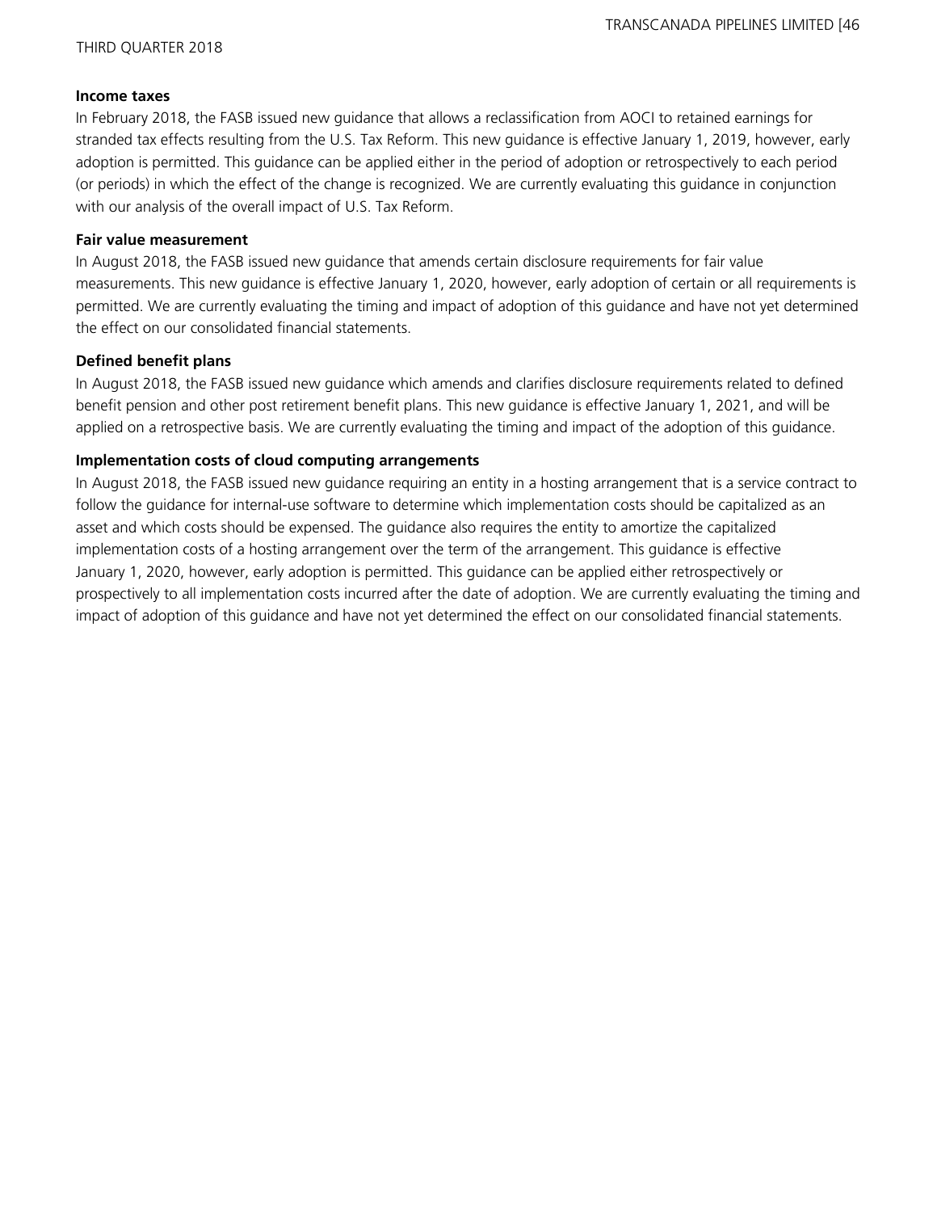**Income taxes**

In February 2018, the FASB issued new guidance that allows a reclassification from AOCI to retained earnings for stranded tax effects resulting from the U.S. Tax Reform. This new guidance is effective January 1, 2019, however, early adoption is permitted. This guidance can be applied either in the period of adoption or retrospectively to each period (or periods) in which the effect of the change is recognized. We are currently evaluating this guidance in conjunction with our analysis of the overall impact of U.S. Tax Reform.

**Fair value measurement**

In August 2018, the FASB issued new guidance that amends certain disclosure requirements for fair value measurements. This new guidance is effective January 1, 2020, however, early adoption of certain or all requirements is permitted. We are currently evaluating the timing and impact of adoption of this guidance and have not yet determined the effect on our consolidated financial statements.

**Defined benefit plans**

In August 2018, the FASB issued new guidance which amends and clarifies disclosure requirements related to defined benefit pension and other post retirement benefit plans. This new guidance is effective January 1, 2021, and will be applied on a retrospective basis. We are currently evaluating the timing and impact of the adoption of this guidance.

**Implementation costs of cloud computing arrangements**

In August 2018, the FASB issued new guidance requiring an entity in a hosting arrangement that is a service contract to follow the guidance for internal-use software to determine which implementation costs should be capitalized as an asset and which costs should be expensed. The guidance also requires the entity to amortize the capitalized implementation costs of a hosting arrangement over the term of the arrangement. This guidance is effective January 1, 2020, however, early adoption is permitted. This guidance can be applied either retrospectively or prospectively to all implementation costs incurred after the date of adoption. We are currently evaluating the timing and impact of adoption of this guidance and have not yet determined the effect on our consolidated financial statements.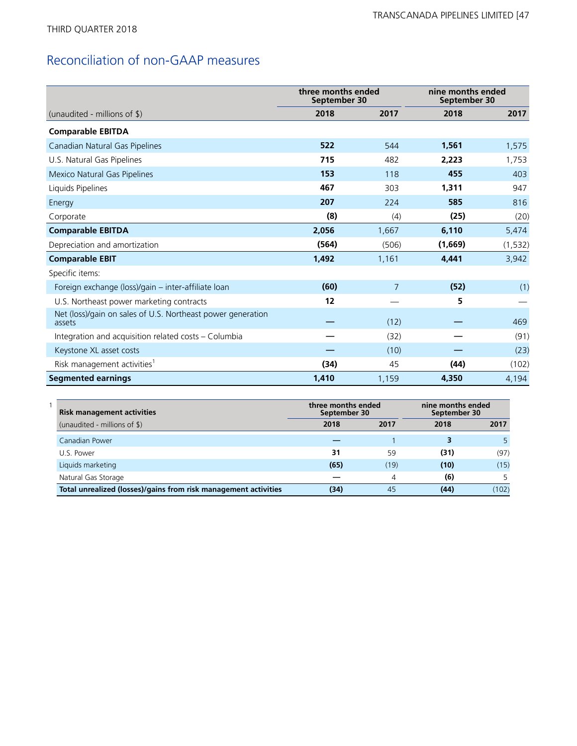## Reconciliation of non-GAAP measures

| (unaudited - millions of $) | three months ended September 30 | | nine months ended September 30 | |
|---|---|---|---|---|
| | **2018** | **2017** | **2018** | **2017** |
| **Comparable EBITDA** | | | | |
| Canadian Natural Gas Pipelines | **522** | 544 | **1,561** | 1,575 |
| U.S. Natural Gas Pipelines | **715** | 482 | **2,223** | 1,753 |
| Mexico Natural Gas Pipelines | **153** | 118 | **455** | 403 |
| Liquids Pipelines | **467** | 303 | **1,311** | 947 |
| Energy | **207** | 224 | **585** | 816 |
| Corporate | **(8)** | (4) | **(25)** | (20) |
| **Comparable EBITDA** | **2,056** | 1,667 | **6,110** | 5,474 |
| Depreciation and amortization | **(564)** | (506) | **(1,669)** | (1,532) |
| **Comparable EBIT** | **1,492** | 1,161 | **4,441** | 3,942 |
| Specific items: | | | | |
| Foreign exchange (loss)/gain – inter-affiliate loan | **(60)** | 7 | **(52)** | (1) |
| U.S. Northeast power marketing contracts | **12** | — | **5** | — |
| Net (loss)/gain on sales of U.S. Northeast power generation assets | **—** | (12) | **—** | 469 |
| Integration and acquisition related costs – Columbia | **—** | (32) | **—** | (91) |
| Keystone XL asset costs | **—** | (10) | **—** | (23) |
| Risk management activities[1] | **(34)** | 45 | **(44)** | (102) |
| **Segmented earnings** | **1,410** | 1,159 | **4,350** | 4,194 |

1

| **Risk management activities** | three months ended September 30 | | nine months ended September 30 | |
|---|---|---|---|---|
| (unaudited - millions of $) | **2018** | **2017** | **2018** | **2017** |
| Canadian Power | **—** | 1 | **3** | 5 |
| U.S. Power | **31** | 59 | **(31)** | (97) |
| Liquids marketing | **(65)** | (19) | **(10)** | (15) |
| Natural Gas Storage | **—** | 4 | **(6)** | 5 |
| **Total unrealized (losses)/gains from risk management activities** | **(34)** | 45 | **(44)** | (102) |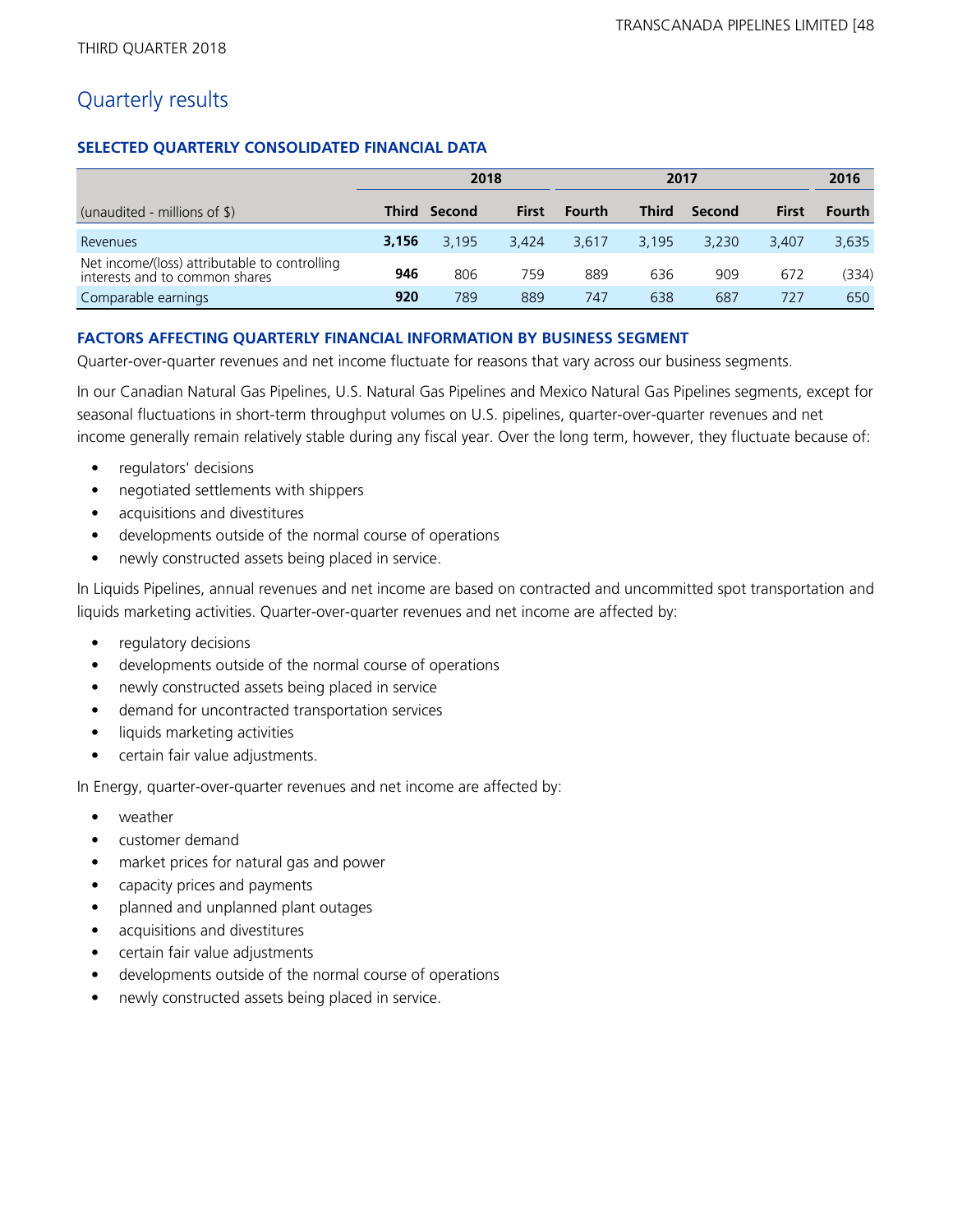# Quarterly results

### SELECTED QUARTERLY CONSOLIDATED FINANCIAL DATA

| | 2018 | | | 2017 | | | | 2016 |
|---|---|---|---|---|---|---|---|---|
| (unaudited - millions of $) | **Third** | **Second** | **First** | **Fourth** | **Third** | **Second** | **First** | **Fourth** |
| Revenues | **3,156** | 3,195 | 3,424 | 3,617 | 3,195 | 3,230 | 3,407 | 3,635 |
| Net income/(loss) attributable to controlling interests and to common shares | **946** | 806 | 759 | 889 | 636 | 909 | 672 | (334) |
| Comparable earnings | **920** | 789 | 889 | 747 | 638 | 687 | 727 | 650 |

### FACTORS AFFECTING QUARTERLY FINANCIAL INFORMATION BY BUSINESS SEGMENT

Quarter-over-quarter revenues and net income fluctuate for reasons that vary across our business segments.

In our Canadian Natural Gas Pipelines, U.S. Natural Gas Pipelines and Mexico Natural Gas Pipelines segments, except for seasonal fluctuations in short-term throughput volumes on U.S. pipelines, quarter-over-quarter revenues and net income generally remain relatively stable during any fiscal year. Over the long term, however, they fluctuate because of:

- regulators' decisions
- negotiated settlements with shippers
- acquisitions and divestitures
- developments outside of the normal course of operations
- newly constructed assets being placed in service.

In Liquids Pipelines, annual revenues and net income are based on contracted and uncommitted spot transportation and liquids marketing activities. Quarter-over-quarter revenues and net income are affected by:

- regulatory decisions
- developments outside of the normal course of operations
- newly constructed assets being placed in service
- demand for uncontracted transportation services
- liquids marketing activities
- certain fair value adjustments.

In Energy, quarter-over-quarter revenues and net income are affected by:

- weather
- customer demand
- market prices for natural gas and power
- capacity prices and payments
- planned and unplanned plant outages
- acquisitions and divestitures
- certain fair value adjustments
- developments outside of the normal course of operations
- newly constructed assets being placed in service.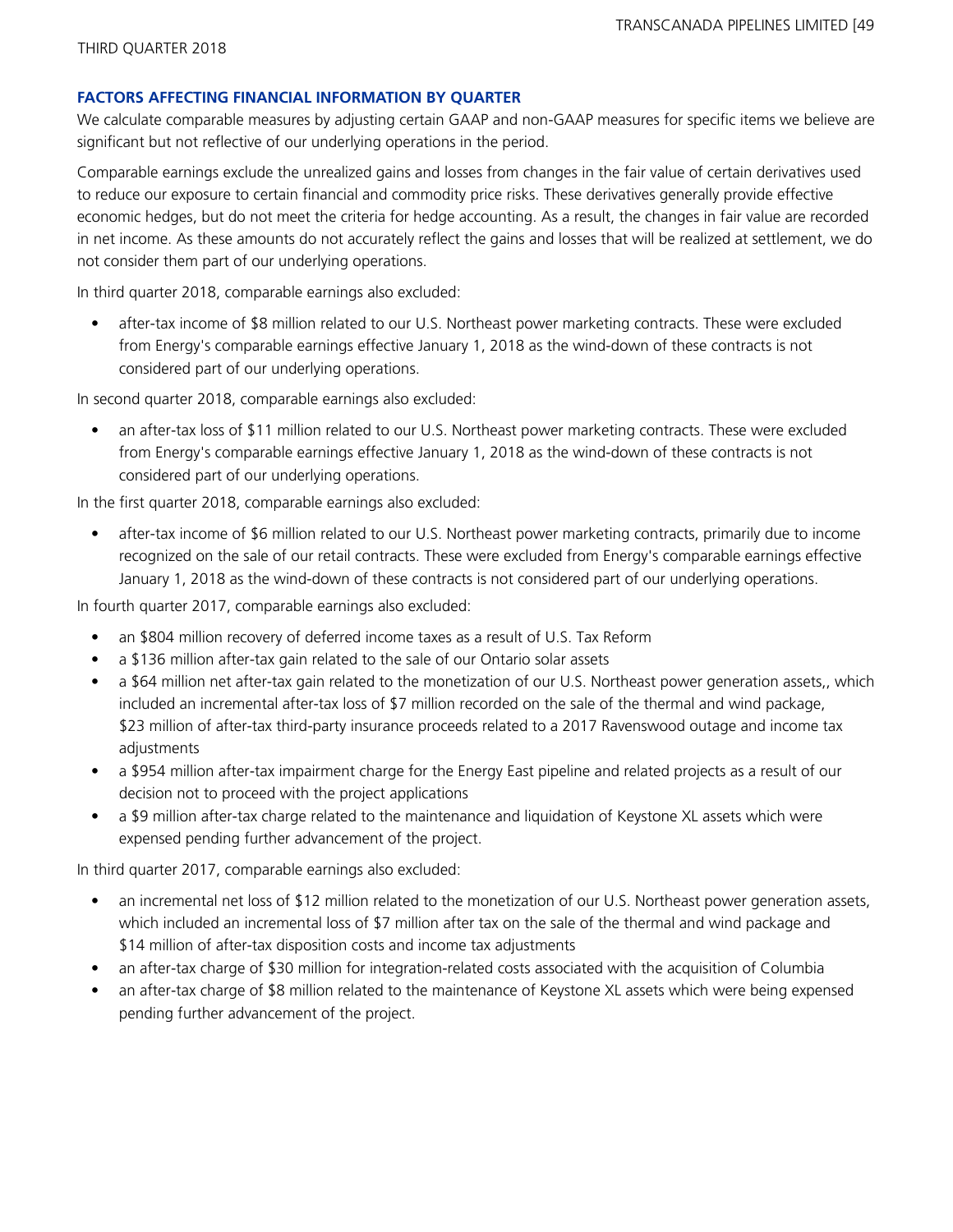## FACTORS AFFECTING FINANCIAL INFORMATION BY QUARTER

We calculate comparable measures by adjusting certain GAAP and non-GAAP measures for specific items we believe are significant but not reflective of our underlying operations in the period.

Comparable earnings exclude the unrealized gains and losses from changes in the fair value of certain derivatives used to reduce our exposure to certain financial and commodity price risks. These derivatives generally provide effective economic hedges, but do not meet the criteria for hedge accounting. As a result, the changes in fair value are recorded in net income. As these amounts do not accurately reflect the gains and losses that will be realized at settlement, we do not consider them part of our underlying operations.

In third quarter 2018, comparable earnings also excluded:

- after-tax income of $8 million related to our U.S. Northeast power marketing contracts. These were excluded from Energy's comparable earnings effective January 1, 2018 as the wind-down of these contracts is not considered part of our underlying operations.

In second quarter 2018, comparable earnings also excluded:

- an after-tax loss of $11 million related to our U.S. Northeast power marketing contracts. These were excluded from Energy's comparable earnings effective January 1, 2018 as the wind-down of these contracts is not considered part of our underlying operations.

In the first quarter 2018, comparable earnings also excluded:

- after-tax income of $6 million related to our U.S. Northeast power marketing contracts, primarily due to income recognized on the sale of our retail contracts. These were excluded from Energy's comparable earnings effective January 1, 2018 as the wind-down of these contracts is not considered part of our underlying operations.

In fourth quarter 2017, comparable earnings also excluded:

- an $804 million recovery of deferred income taxes as a result of U.S. Tax Reform
- a $136 million after-tax gain related to the sale of our Ontario solar assets
- a $64 million net after-tax gain related to the monetization of our U.S. Northeast power generation assets,, which included an incremental after-tax loss of $7 million recorded on the sale of the thermal and wind package, $23 million of after-tax third-party insurance proceeds related to a 2017 Ravenswood outage and income tax adjustments
- a $954 million after-tax impairment charge for the Energy East pipeline and related projects as a result of our decision not to proceed with the project applications
- a $9 million after-tax charge related to the maintenance and liquidation of Keystone XL assets which were expensed pending further advancement of the project.

In third quarter 2017, comparable earnings also excluded:

- an incremental net loss of $12 million related to the monetization of our U.S. Northeast power generation assets, which included an incremental loss of $7 million after tax on the sale of the thermal and wind package and $14 million of after-tax disposition costs and income tax adjustments
- an after-tax charge of $30 million for integration-related costs associated with the acquisition of Columbia
- an after-tax charge of $8 million related to the maintenance of Keystone XL assets which were being expensed pending further advancement of the project.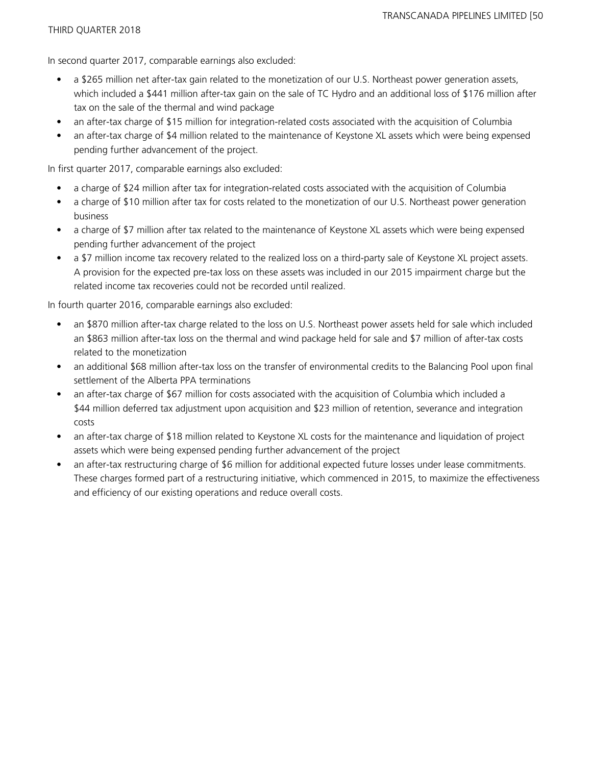In second quarter 2017, comparable earnings also excluded:

- a $265 million net after-tax gain related to the monetization of our U.S. Northeast power generation assets, which included a $441 million after-tax gain on the sale of TC Hydro and an additional loss of $176 million after tax on the sale of the thermal and wind package
- an after-tax charge of $15 million for integration-related costs associated with the acquisition of Columbia
- an after-tax charge of $4 million related to the maintenance of Keystone XL assets which were being expensed pending further advancement of the project.

In first quarter 2017, comparable earnings also excluded:

- a charge of $24 million after tax for integration-related costs associated with the acquisition of Columbia
- a charge of $10 million after tax for costs related to the monetization of our U.S. Northeast power generation business
- a charge of $7 million after tax related to the maintenance of Keystone XL assets which were being expensed pending further advancement of the project
- a $7 million income tax recovery related to the realized loss on a third-party sale of Keystone XL project assets. A provision for the expected pre-tax loss on these assets was included in our 2015 impairment charge but the related income tax recoveries could not be recorded until realized.

In fourth quarter 2016, comparable earnings also excluded:

- an $870 million after-tax charge related to the loss on U.S. Northeast power assets held for sale which included an $863 million after-tax loss on the thermal and wind package held for sale and $7 million of after-tax costs related to the monetization
- an additional $68 million after-tax loss on the transfer of environmental credits to the Balancing Pool upon final settlement of the Alberta PPA terminations
- an after-tax charge of $67 million for costs associated with the acquisition of Columbia which included a $44 million deferred tax adjustment upon acquisition and $23 million of retention, severance and integration costs
- an after-tax charge of $18 million related to Keystone XL costs for the maintenance and liquidation of project assets which were being expensed pending further advancement of the project
- an after-tax restructuring charge of $6 million for additional expected future losses under lease commitments. These charges formed part of a restructuring initiative, which commenced in 2015, to maximize the effectiveness and efficiency of our existing operations and reduce overall costs.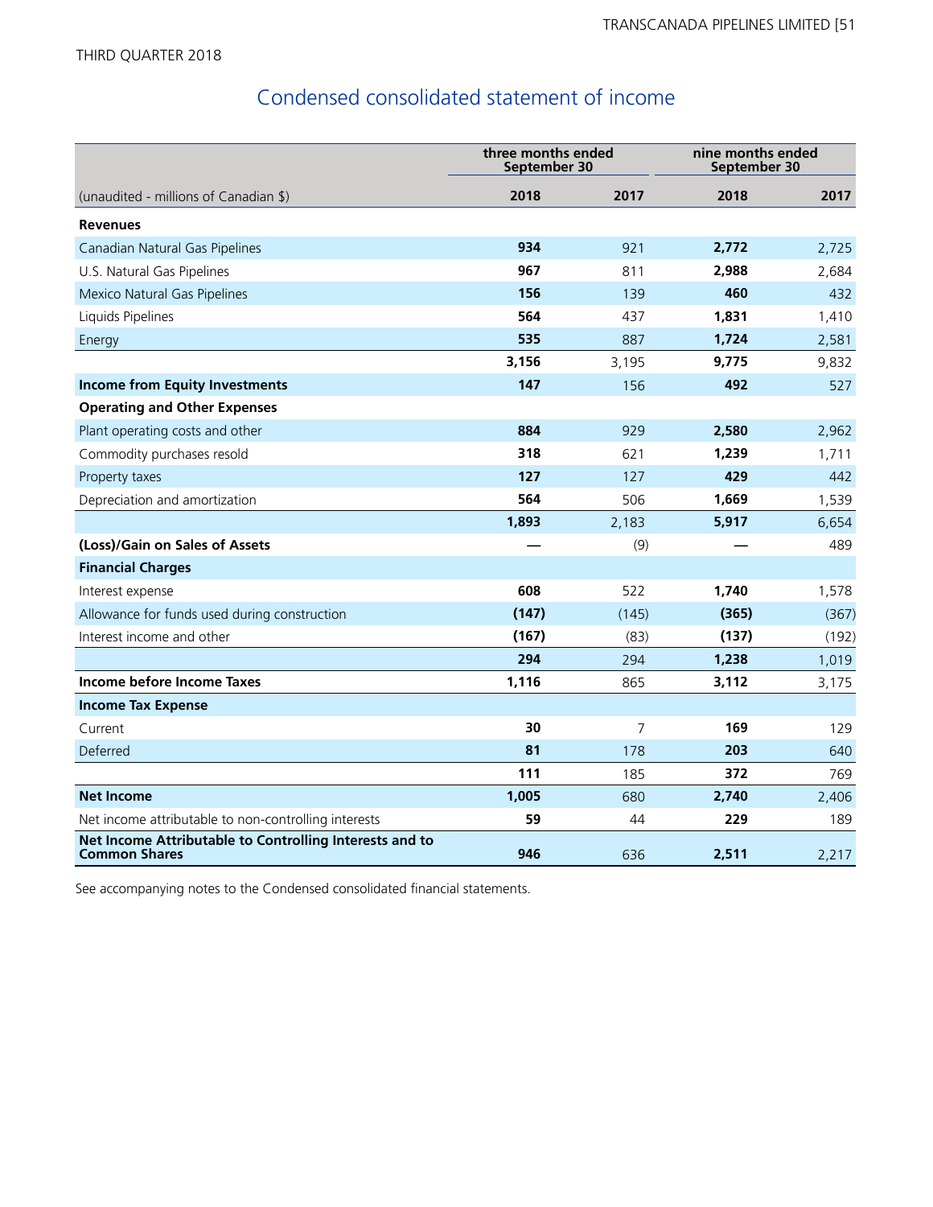THIRD QUARTER 2018

## Condensed consolidated statement of income

| (unaudited - millions of Canadian $) | three months ended September 30 | | nine months ended September 30 | |
|---|---|---|---|---|
| | **2018** | **2017** | **2018** | **2017** |
| **Revenues** | | | | |
| Canadian Natural Gas Pipelines | **934** | 921 | **2,772** | 2,725 |
| U.S. Natural Gas Pipelines | **967** | 811 | **2,988** | 2,684 |
| Mexico Natural Gas Pipelines | **156** | 139 | **460** | 432 |
| Liquids Pipelines | **564** | 437 | **1,831** | 1,410 |
| Energy | **535** | 887 | **1,724** | 2,581 |
| | **3,156** | 3,195 | **9,775** | 9,832 |
| **Income from Equity Investments** | **147** | 156 | **492** | 527 |
| **Operating and Other Expenses** | | | | |
| Plant operating costs and other | **884** | 929 | **2,580** | 2,962 |
| Commodity purchases resold | **318** | 621 | **1,239** | 1,711 |
| Property taxes | **127** | 127 | **429** | 442 |
| Depreciation and amortization | **564** | 506 | **1,669** | 1,539 |
| | **1,893** | 2,183 | **5,917** | 6,654 |
| **(Loss)/Gain on Sales of Assets** | **—** | (9) | **—** | 489 |
| **Financial Charges** | | | | |
| Interest expense | **608** | 522 | **1,740** | 1,578 |
| Allowance for funds used during construction | **(147)** | (145) | **(365)** | (367) |
| Interest income and other | **(167)** | (83) | **(137)** | (192) |
| | **294** | 294 | **1,238** | 1,019 |
| **Income before Income Taxes** | **1,116** | 865 | **3,112** | 3,175 |
| **Income Tax Expense** | | | | |
| Current | **30** | 7 | **169** | 129 |
| Deferred | **81** | 178 | **203** | 640 |
| | **111** | 185 | **372** | 769 |
| **Net Income** | **1,005** | 680 | **2,740** | 2,406 |
| Net income attributable to non-controlling interests | **59** | 44 | **229** | 189 |
| **Net Income Attributable to Controlling Interests and to Common Shares** | **946** | 636 | **2,511** | 2,217 |

See accompanying notes to the Condensed consolidated financial statements.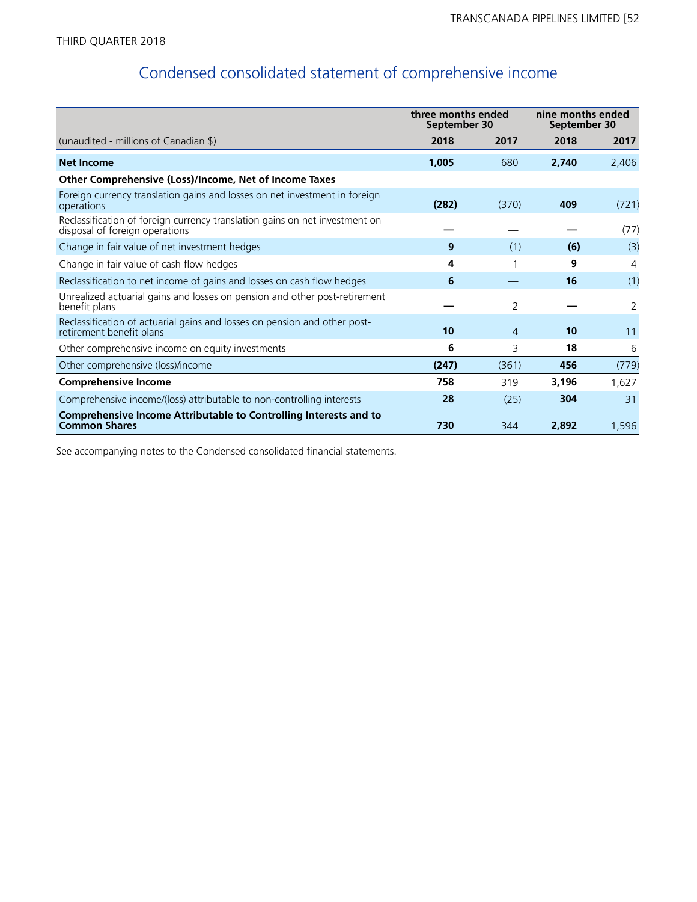THIRD QUARTER 2018

## Condensed consolidated statement of comprehensive income

| (unaudited - millions of Canadian $) | three months ended September 30 | | nine months ended September 30 | |
|---|---|---|---|---|
| | **2018** | **2017** | **2018** | **2017** |
| **Net Income** | **1,005** | 680 | **2,740** | 2,406 |
| **Other Comprehensive (Loss)/Income, Net of Income Taxes** | | | | |
| Foreign currency translation gains and losses on net investment in foreign operations | **(282)** | (370) | **409** | (721) |
| Reclassification of foreign currency translation gains on net investment on disposal of foreign operations | **—** | — | **—** | (77) |
| Change in fair value of net investment hedges | **9** | (1) | **(6)** | (3) |
| Change in fair value of cash flow hedges | **4** | 1 | **9** | 4 |
| Reclassification to net income of gains and losses on cash flow hedges | **6** | — | **16** | (1) |
| Unrealized actuarial gains and losses on pension and other post-retirement benefit plans | **—** | 2 | **—** | 2 |
| Reclassification of actuarial gains and losses on pension and other post-retirement benefit plans | **10** | 4 | **10** | 11 |
| Other comprehensive income on equity investments | **6** | 3 | **18** | 6 |
| Other comprehensive (loss)/income | **(247)** | (361) | **456** | (779) |
| **Comprehensive Income** | **758** | 319 | **3,196** | 1,627 |
| Comprehensive income/(loss) attributable to non-controlling interests | **28** | (25) | **304** | 31 |
| **Comprehensive Income Attributable to Controlling Interests and to Common Shares** | **730** | 344 | **2,892** | 1,596 |

See accompanying notes to the Condensed consolidated financial statements.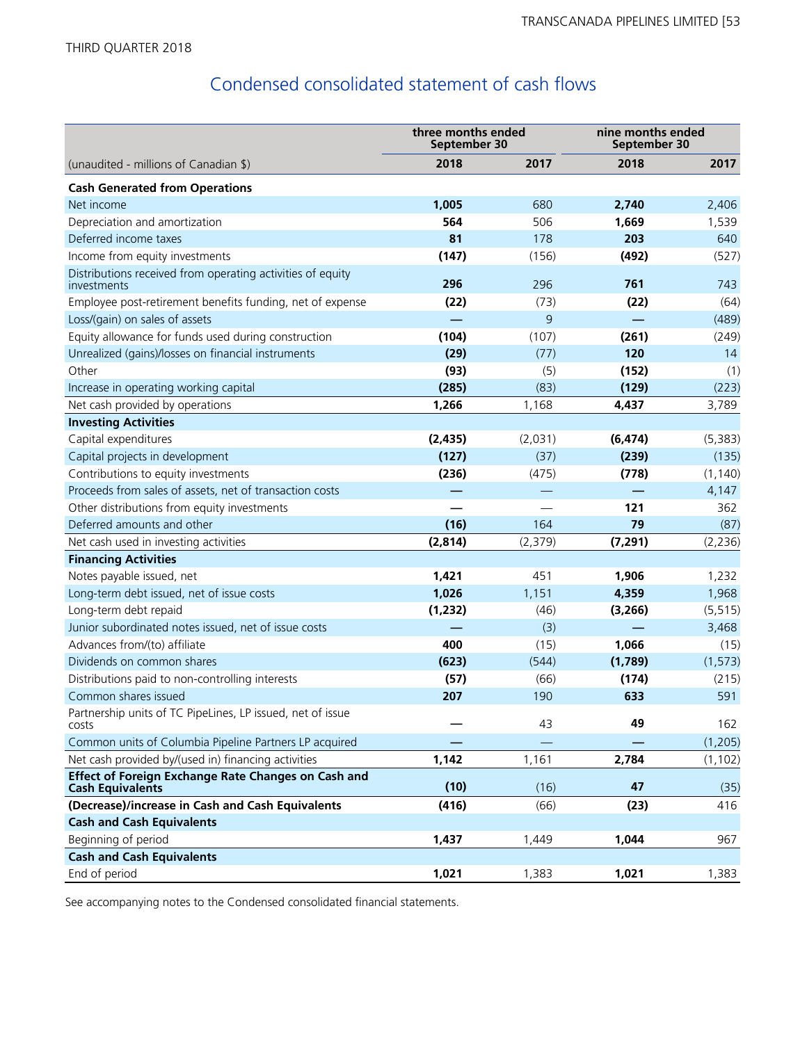THIRD QUARTER 2018

# Condensed consolidated statement of cash flows

| (unaudited - millions of Canadian $) | three months ended September 30 | | nine months ended September 30 | |
|---|---|---|---|---|
| | **2018** | **2017** | **2018** | **2017** |
| **Cash Generated from Operations** | | | | |
| Net income | **1,005** | 680 | **2,740** | 2,406 |
| Depreciation and amortization | **564** | 506 | **1,669** | 1,539 |
| Deferred income taxes | **81** | 178 | **203** | 640 |
| Income from equity investments | **(147)** | (156) | **(492)** | (527) |
| Distributions received from operating activities of equity investments | **296** | 296 | **761** | 743 |
| Employee post-retirement benefits funding, net of expense | **(22)** | (73) | **(22)** | (64) |
| Loss/(gain) on sales of assets | **—** | 9 | **—** | (489) |
| Equity allowance for funds used during construction | **(104)** | (107) | **(261)** | (249) |
| Unrealized (gains)/losses on financial instruments | **(29)** | (77) | **120** | 14 |
| Other | **(93)** | (5) | **(152)** | (1) |
| Increase in operating working capital | **(285)** | (83) | **(129)** | (223) |
| Net cash provided by operations | **1,266** | 1,168 | **4,437** | 3,789 |
| **Investing Activities** | | | | |
| Capital expenditures | **(2,435)** | (2,031) | **(6,474)** | (5,383) |
| Capital projects in development | **(127)** | (37) | **(239)** | (135) |
| Contributions to equity investments | **(236)** | (475) | **(778)** | (1,140) |
| Proceeds from sales of assets, net of transaction costs | **—** | — | **—** | 4,147 |
| Other distributions from equity investments | **—** | — | **121** | 362 |
| Deferred amounts and other | **(16)** | 164 | **79** | (87) |
| Net cash used in investing activities | **(2,814)** | (2,379) | **(7,291)** | (2,236) |
| **Financing Activities** | | | | |
| Notes payable issued, net | **1,421** | 451 | **1,906** | 1,232 |
| Long-term debt issued, net of issue costs | **1,026** | 1,151 | **4,359** | 1,968 |
| Long-term debt repaid | **(1,232)** | (46) | **(3,266)** | (5,515) |
| Junior subordinated notes issued, net of issue costs | **—** | (3) | **—** | 3,468 |
| Advances from/(to) affiliate | **400** | (15) | **1,066** | (15) |
| Dividends on common shares | **(623)** | (544) | **(1,789)** | (1,573) |
| Distributions paid to non-controlling interests | **(57)** | (66) | **(174)** | (215) |
| Common shares issued | **207** | 190 | **633** | 591 |
| Partnership units of TC PipeLines, LP issued, net of issue costs | **—** | 43 | **49** | 162 |
| Common units of Columbia Pipeline Partners LP acquired | **—** | — | **—** | (1,205) |
| Net cash provided by/(used in) financing activities | **1,142** | 1,161 | **2,784** | (1,102) |
| **Effect of Foreign Exchange Rate Changes on Cash and Cash Equivalents** | **(10)** | (16) | **47** | (35) |
| **(Decrease)/increase in Cash and Cash Equivalents** | **(416)** | (66) | **(23)** | 416 |
| **Cash and Cash Equivalents** | | | | |
| Beginning of period | **1,437** | 1,449 | **1,044** | 967 |
| **Cash and Cash Equivalents** | | | | |
| End of period | **1,021** | 1,383 | **1,021** | 1,383 |

See accompanying notes to the Condensed consolidated financial statements.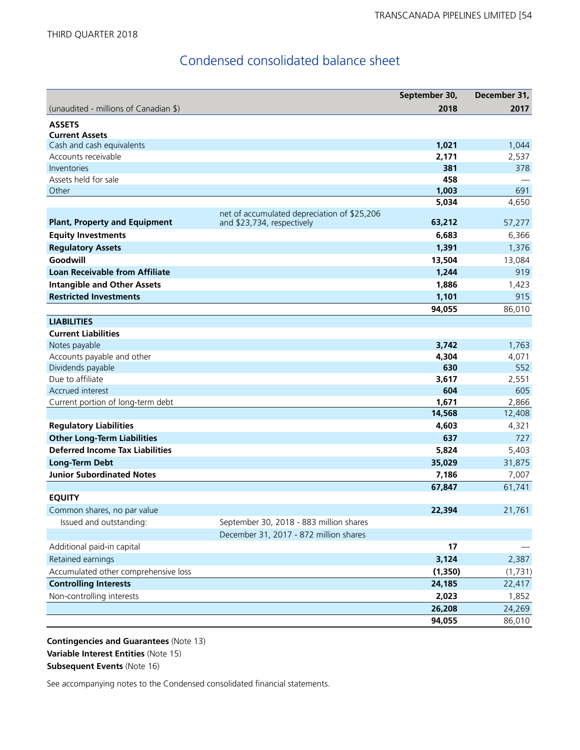THIRD QUARTER 2018

# Condensed consolidated balance sheet

| (unaudited - millions of Canadian $) | | September 30, 2018 | December 31, 2017 |
|---|---|---|---|
| **ASSETS** | | | |
| **Current Assets** | | | |
| Cash and cash equivalents | | **1,021** | 1,044 |
| Accounts receivable | | **2,171** | 2,537 |
| Inventories | | **381** | 378 |
| Assets held for sale | | **458** | — |
| Other | | **1,003** | 691 |
| | | **5,034** | 4,650 |
| **Plant, Property and Equipment** | net of accumulated depreciation of $25,206 and $23,734, respectively | **63,212** | 57,277 |
| **Equity Investments** | | **6,683** | 6,366 |
| **Regulatory Assets** | | **1,391** | 1,376 |
| **Goodwill** | | **13,504** | 13,084 |
| **Loan Receivable from Affiliate** | | **1,244** | 919 |
| **Intangible and Other Assets** | | **1,886** | 1,423 |
| **Restricted Investments** | | **1,101** | 915 |
| | | **94,055** | 86,010 |
| **LIABILITIES** | | | |
| **Current Liabilities** | | | |
| Notes payable | | **3,742** | 1,763 |
| Accounts payable and other | | **4,304** | 4,071 |
| Dividends payable | | **630** | 552 |
| Due to affiliate | | **3,617** | 2,551 |
| Accrued interest | | **604** | 605 |
| Current portion of long-term debt | | **1,671** | 2,866 |
| | | **14,568** | 12,408 |
| **Regulatory Liabilities** | | **4,603** | 4,321 |
| **Other Long-Term Liabilities** | | **637** | 727 |
| **Deferred Income Tax Liabilities** | | **5,824** | 5,403 |
| **Long-Term Debt** | | **35,029** | 31,875 |
| **Junior Subordinated Notes** | | **7,186** | 7,007 |
| | | **67,847** | 61,741 |
| **EQUITY** | | | |
| Common shares, no par value | | **22,394** | 21,761 |
| Issued and outstanding: | September 30, 2018 - 883 million shares | | |
| | December 31, 2017 - 872 million shares | | |
| Additional paid-in capital | | **17** | — |
| Retained earnings | | **3,124** | 2,387 |
| Accumulated other comprehensive loss | | **(1,350)** | (1,731) |
| **Controlling Interests** | | **24,185** | 22,417 |
| Non-controlling interests | | **2,023** | 1,852 |
| | | **26,208** | 24,269 |
| | | **94,055** | 86,010 |

**Contingencies and Guarantees** (Note 13)
**Variable Interest Entities** (Note 15)
**Subsequent Events** (Note 16)

See accompanying notes to the Condensed consolidated financial statements.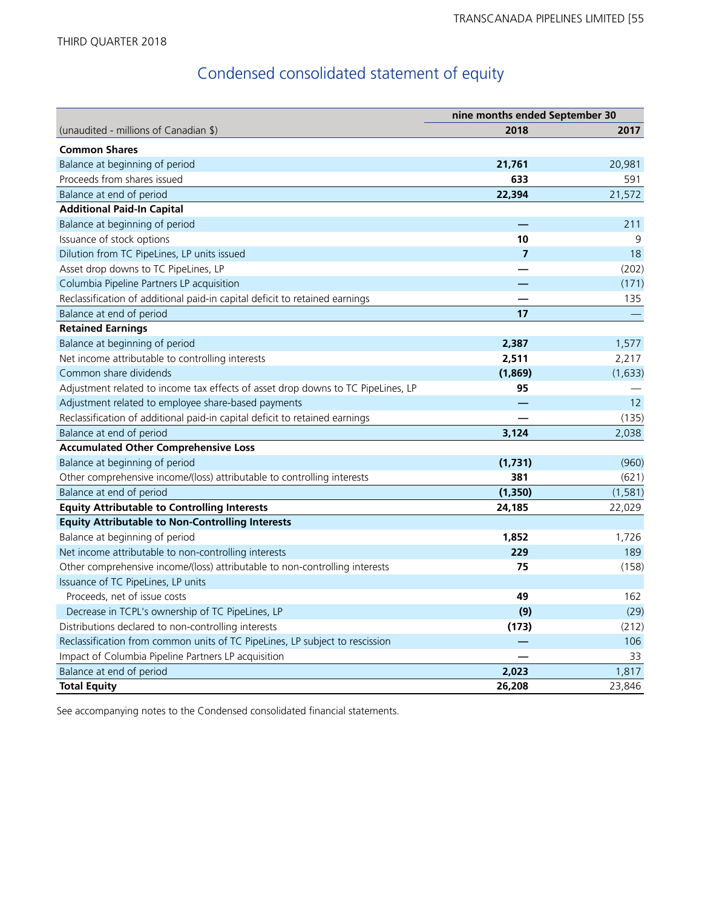THIRD QUARTER 2018

# Condensed consolidated statement of equity

| | nine months ended September 30 | |
|---|---|---|
| (unaudited - millions of Canadian $) | **2018** | 2017 |
| **Common Shares** | | |
| Balance at beginning of period | **21,761** | 20,981 |
| Proceeds from shares issued | **633** | 591 |
| Balance at end of period | **22,394** | 21,572 |
| **Additional Paid-In Capital** | | |
| Balance at beginning of period | **—** | 211 |
| Issuance of stock options | **10** | 9 |
| Dilution from TC PipeLines, LP units issued | **7** | 18 |
| Asset drop downs to TC PipeLines, LP | **—** | (202) |
| Columbia Pipeline Partners LP acquisition | **—** | (171) |
| Reclassification of additional paid-in capital deficit to retained earnings | **—** | 135 |
| Balance at end of period | **17** | — |
| **Retained Earnings** | | |
| Balance at beginning of period | **2,387** | 1,577 |
| Net income attributable to controlling interests | **2,511** | 2,217 |
| Common share dividends | **(1,869)** | (1,633) |
| Adjustment related to income tax effects of asset drop downs to TC PipeLines, LP | **95** | — |
| Adjustment related to employee share-based payments | **—** | 12 |
| Reclassification of additional paid-in capital deficit to retained earnings | **—** | (135) |
| Balance at end of period | **3,124** | 2,038 |
| **Accumulated Other Comprehensive Loss** | | |
| Balance at beginning of period | **(1,731)** | (960) |
| Other comprehensive income/(loss) attributable to controlling interests | **381** | (621) |
| Balance at end of period | **(1,350)** | (1,581) |
| **Equity Attributable to Controlling Interests** | **24,185** | 22,029 |
| **Equity Attributable to Non-Controlling Interests** | | |
| Balance at beginning of period | **1,852** | 1,726 |
| Net income attributable to non-controlling interests | **229** | 189 |
| Other comprehensive income/(loss) attributable to non-controlling interests | **75** | (158) |
| Issuance of TC PipeLines, LP units | | |
| Proceeds, net of issue costs | **49** | 162 |
| Decrease in TCPL's ownership of TC PipeLines, LP | **(9)** | (29) |
| Distributions declared to non-controlling interests | **(173)** | (212) |
| Reclassification from common units of TC PipeLines, LP subject to rescission | **—** | 106 |
| Impact of Columbia Pipeline Partners LP acquisition | **—** | 33 |
| Balance at end of period | **2,023** | 1,817 |
| **Total Equity** | **26,208** | 23,846 |

See accompanying notes to the Condensed consolidated financial statements.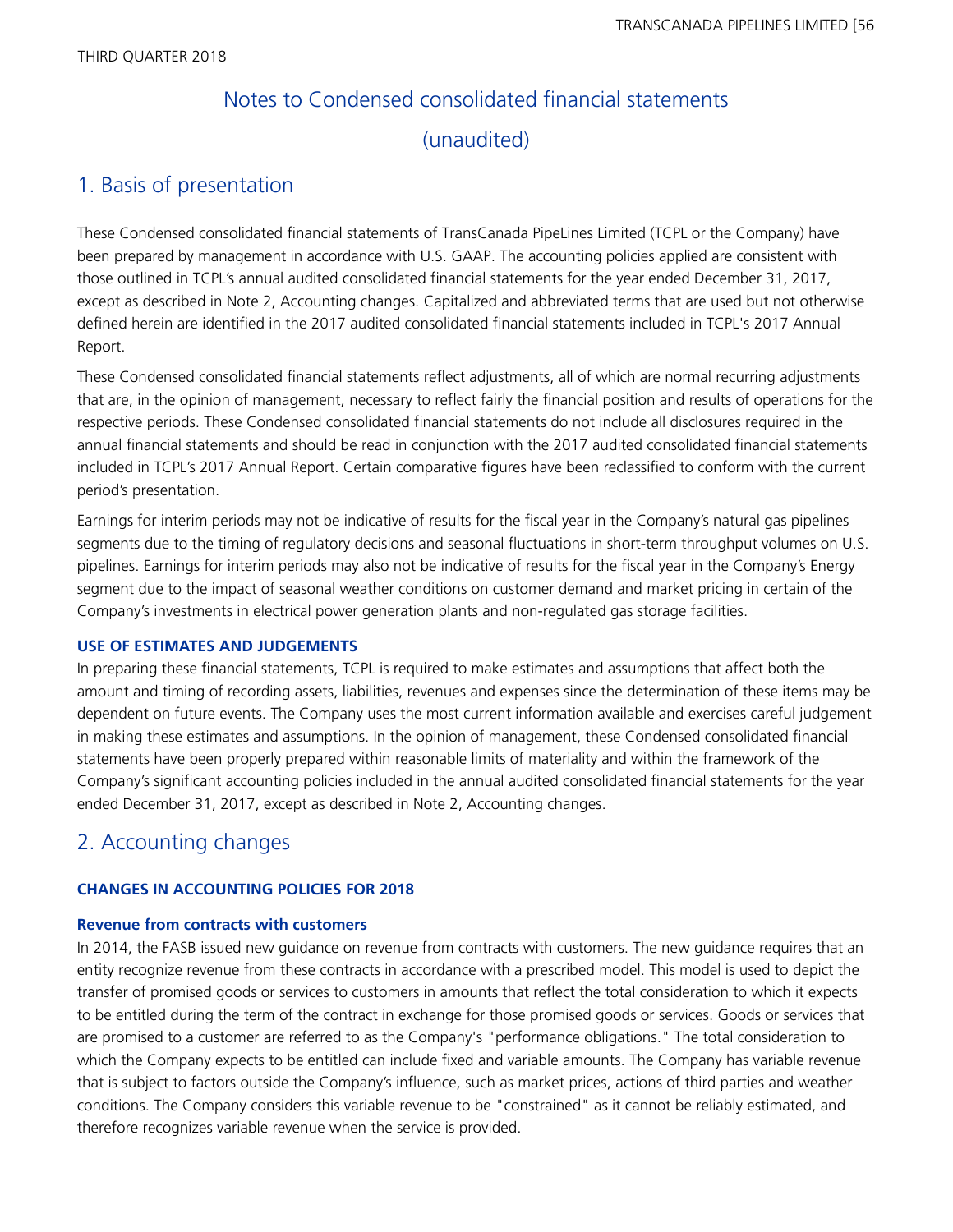THIRD QUARTER 2018

# Notes to Condensed consolidated financial statements (unaudited)

## 1. Basis of presentation

These Condensed consolidated financial statements of TransCanada PipeLines Limited (TCPL or the Company) have been prepared by management in accordance with U.S. GAAP. The accounting policies applied are consistent with those outlined in TCPL's annual audited consolidated financial statements for the year ended December 31, 2017, except as described in Note 2, Accounting changes. Capitalized and abbreviated terms that are used but not otherwise defined herein are identified in the 2017 audited consolidated financial statements included in TCPL's 2017 Annual Report.

These Condensed consolidated financial statements reflect adjustments, all of which are normal recurring adjustments that are, in the opinion of management, necessary to reflect fairly the financial position and results of operations for the respective periods. These Condensed consolidated financial statements do not include all disclosures required in the annual financial statements and should be read in conjunction with the 2017 audited consolidated financial statements included in TCPL's 2017 Annual Report. Certain comparative figures have been reclassified to conform with the current period's presentation.

Earnings for interim periods may not be indicative of results for the fiscal year in the Company's natural gas pipelines segments due to the timing of regulatory decisions and seasonal fluctuations in short-term throughput volumes on U.S. pipelines. Earnings for interim periods may also not be indicative of results for the fiscal year in the Company's Energy segment due to the impact of seasonal weather conditions on customer demand and market pricing in certain of the Company's investments in electrical power generation plants and non-regulated gas storage facilities.

### USE OF ESTIMATES AND JUDGEMENTS

In preparing these financial statements, TCPL is required to make estimates and assumptions that affect both the amount and timing of recording assets, liabilities, revenues and expenses since the determination of these items may be dependent on future events. The Company uses the most current information available and exercises careful judgement in making these estimates and assumptions. In the opinion of management, these Condensed consolidated financial statements have been properly prepared within reasonable limits of materiality and within the framework of the Company's significant accounting policies included in the annual audited consolidated financial statements for the year ended December 31, 2017, except as described in Note 2, Accounting changes.

## 2. Accounting changes

### CHANGES IN ACCOUNTING POLICIES FOR 2018

#### Revenue from contracts with customers

In 2014, the FASB issued new guidance on revenue from contracts with customers. The new guidance requires that an entity recognize revenue from these contracts in accordance with a prescribed model. This model is used to depict the transfer of promised goods or services to customers in amounts that reflect the total consideration to which it expects to be entitled during the term of the contract in exchange for those promised goods or services. Goods or services that are promised to a customer are referred to as the Company's "performance obligations." The total consideration to which the Company expects to be entitled can include fixed and variable amounts. The Company has variable revenue that is subject to factors outside the Company's influence, such as market prices, actions of third parties and weather conditions. The Company considers this variable revenue to be "constrained" as it cannot be reliably estimated, and therefore recognizes variable revenue when the service is provided.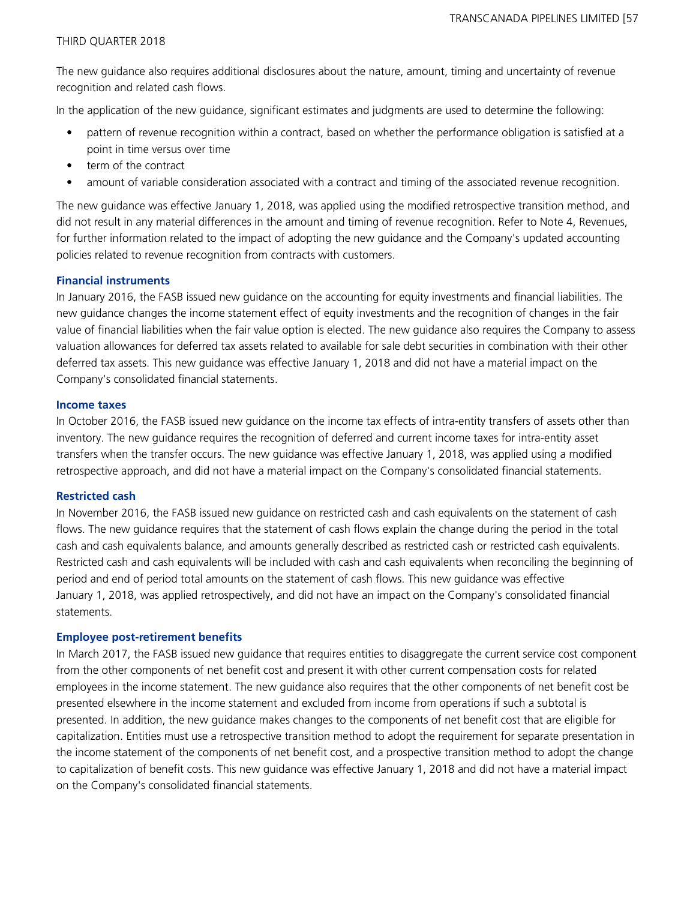The new guidance also requires additional disclosures about the nature, amount, timing and uncertainty of revenue recognition and related cash flows.

In the application of the new guidance, significant estimates and judgments are used to determine the following:

- pattern of revenue recognition within a contract, based on whether the performance obligation is satisfied at a point in time versus over time
- term of the contract
- amount of variable consideration associated with a contract and timing of the associated revenue recognition.

The new guidance was effective January 1, 2018, was applied using the modified retrospective transition method, and did not result in any material differences in the amount and timing of revenue recognition. Refer to Note 4, Revenues, for further information related to the impact of adopting the new guidance and the Company's updated accounting policies related to revenue recognition from contracts with customers.

### Financial instruments

In January 2016, the FASB issued new guidance on the accounting for equity investments and financial liabilities. The new guidance changes the income statement effect of equity investments and the recognition of changes in the fair value of financial liabilities when the fair value option is elected. The new guidance also requires the Company to assess valuation allowances for deferred tax assets related to available for sale debt securities in combination with their other deferred tax assets. This new guidance was effective January 1, 2018 and did not have a material impact on the Company's consolidated financial statements.

### Income taxes

In October 2016, the FASB issued new guidance on the income tax effects of intra-entity transfers of assets other than inventory. The new guidance requires the recognition of deferred and current income taxes for intra-entity asset transfers when the transfer occurs. The new guidance was effective January 1, 2018, was applied using a modified retrospective approach, and did not have a material impact on the Company's consolidated financial statements.

### Restricted cash

In November 2016, the FASB issued new guidance on restricted cash and cash equivalents on the statement of cash flows. The new guidance requires that the statement of cash flows explain the change during the period in the total cash and cash equivalents balance, and amounts generally described as restricted cash or restricted cash equivalents. Restricted cash and cash equivalents will be included with cash and cash equivalents when reconciling the beginning of period and end of period total amounts on the statement of cash flows. This new guidance was effective January 1, 2018, was applied retrospectively, and did not have an impact on the Company's consolidated financial statements.

### Employee post-retirement benefits

In March 2017, the FASB issued new guidance that requires entities to disaggregate the current service cost component from the other components of net benefit cost and present it with other current compensation costs for related employees in the income statement. The new guidance also requires that the other components of net benefit cost be presented elsewhere in the income statement and excluded from income from operations if such a subtotal is presented. In addition, the new guidance makes changes to the components of net benefit cost that are eligible for capitalization. Entities must use a retrospective transition method to adopt the requirement for separate presentation in the income statement of the components of net benefit cost, and a prospective transition method to adopt the change to capitalization of benefit costs. This new guidance was effective January 1, 2018 and did not have a material impact on the Company's consolidated financial statements.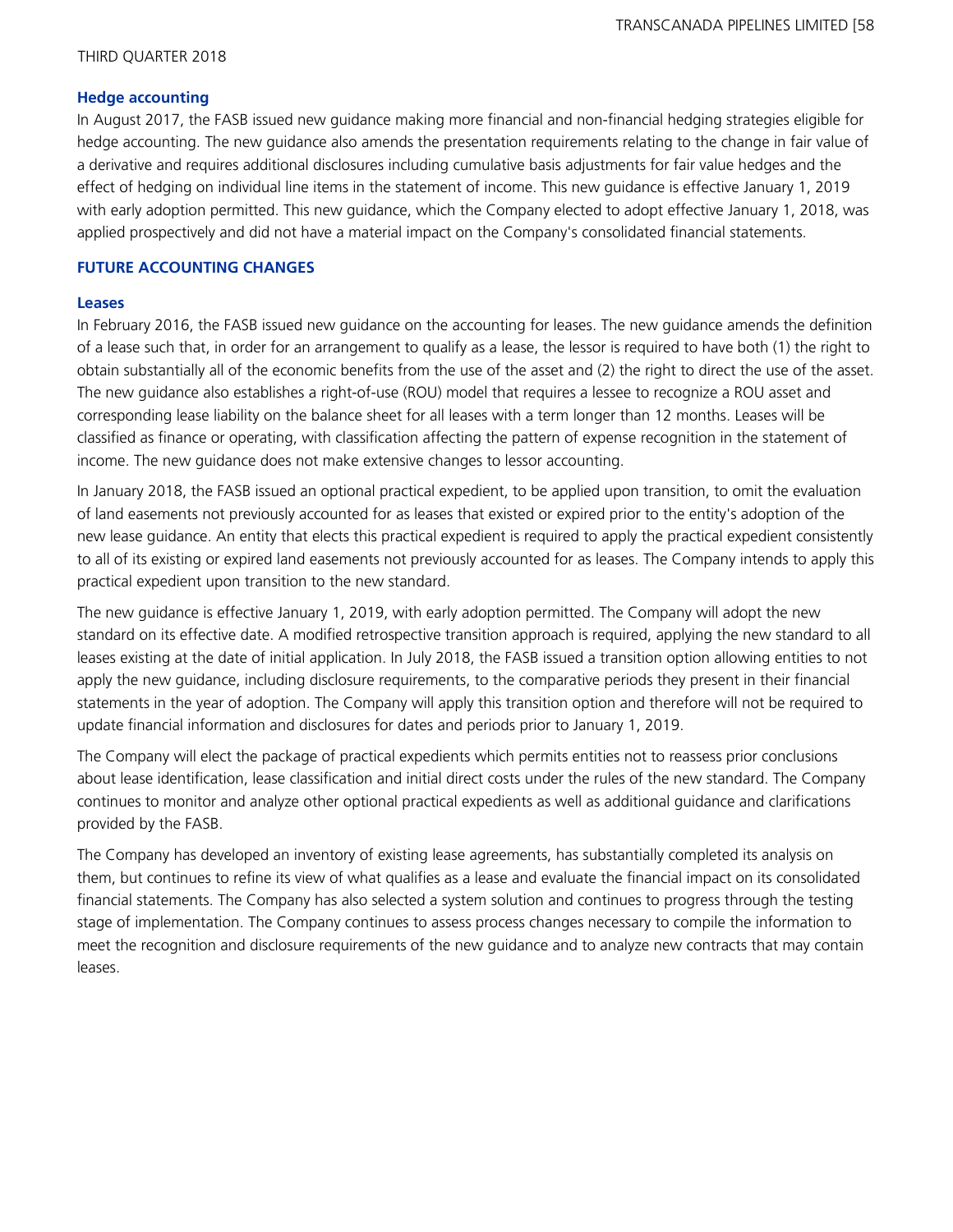### Hedge accounting

In August 2017, the FASB issued new guidance making more financial and non-financial hedging strategies eligible for hedge accounting. The new guidance also amends the presentation requirements relating to the change in fair value of a derivative and requires additional disclosures including cumulative basis adjustments for fair value hedges and the effect of hedging on individual line items in the statement of income. This new guidance is effective January 1, 2019 with early adoption permitted. This new guidance, which the Company elected to adopt effective January 1, 2018, was applied prospectively and did not have a material impact on the Company's consolidated financial statements.

## FUTURE ACCOUNTING CHANGES

### Leases

In February 2016, the FASB issued new guidance on the accounting for leases. The new guidance amends the definition of a lease such that, in order for an arrangement to qualify as a lease, the lessor is required to have both (1) the right to obtain substantially all of the economic benefits from the use of the asset and (2) the right to direct the use of the asset. The new guidance also establishes a right-of-use (ROU) model that requires a lessee to recognize a ROU asset and corresponding lease liability on the balance sheet for all leases with a term longer than 12 months. Leases will be classified as finance or operating, with classification affecting the pattern of expense recognition in the statement of income. The new guidance does not make extensive changes to lessor accounting.

In January 2018, the FASB issued an optional practical expedient, to be applied upon transition, to omit the evaluation of land easements not previously accounted for as leases that existed or expired prior to the entity's adoption of the new lease guidance. An entity that elects this practical expedient is required to apply the practical expedient consistently to all of its existing or expired land easements not previously accounted for as leases. The Company intends to apply this practical expedient upon transition to the new standard.

The new guidance is effective January 1, 2019, with early adoption permitted. The Company will adopt the new standard on its effective date. A modified retrospective transition approach is required, applying the new standard to all leases existing at the date of initial application. In July 2018, the FASB issued a transition option allowing entities to not apply the new guidance, including disclosure requirements, to the comparative periods they present in their financial statements in the year of adoption. The Company will apply this transition option and therefore will not be required to update financial information and disclosures for dates and periods prior to January 1, 2019.

The Company will elect the package of practical expedients which permits entities not to reassess prior conclusions about lease identification, lease classification and initial direct costs under the rules of the new standard. The Company continues to monitor and analyze other optional practical expedients as well as additional guidance and clarifications provided by the FASB.

The Company has developed an inventory of existing lease agreements, has substantially completed its analysis on them, but continues to refine its view of what qualifies as a lease and evaluate the financial impact on its consolidated financial statements. The Company has also selected a system solution and continues to progress through the testing stage of implementation. The Company continues to assess process changes necessary to compile the information to meet the recognition and disclosure requirements of the new guidance and to analyze new contracts that may contain leases.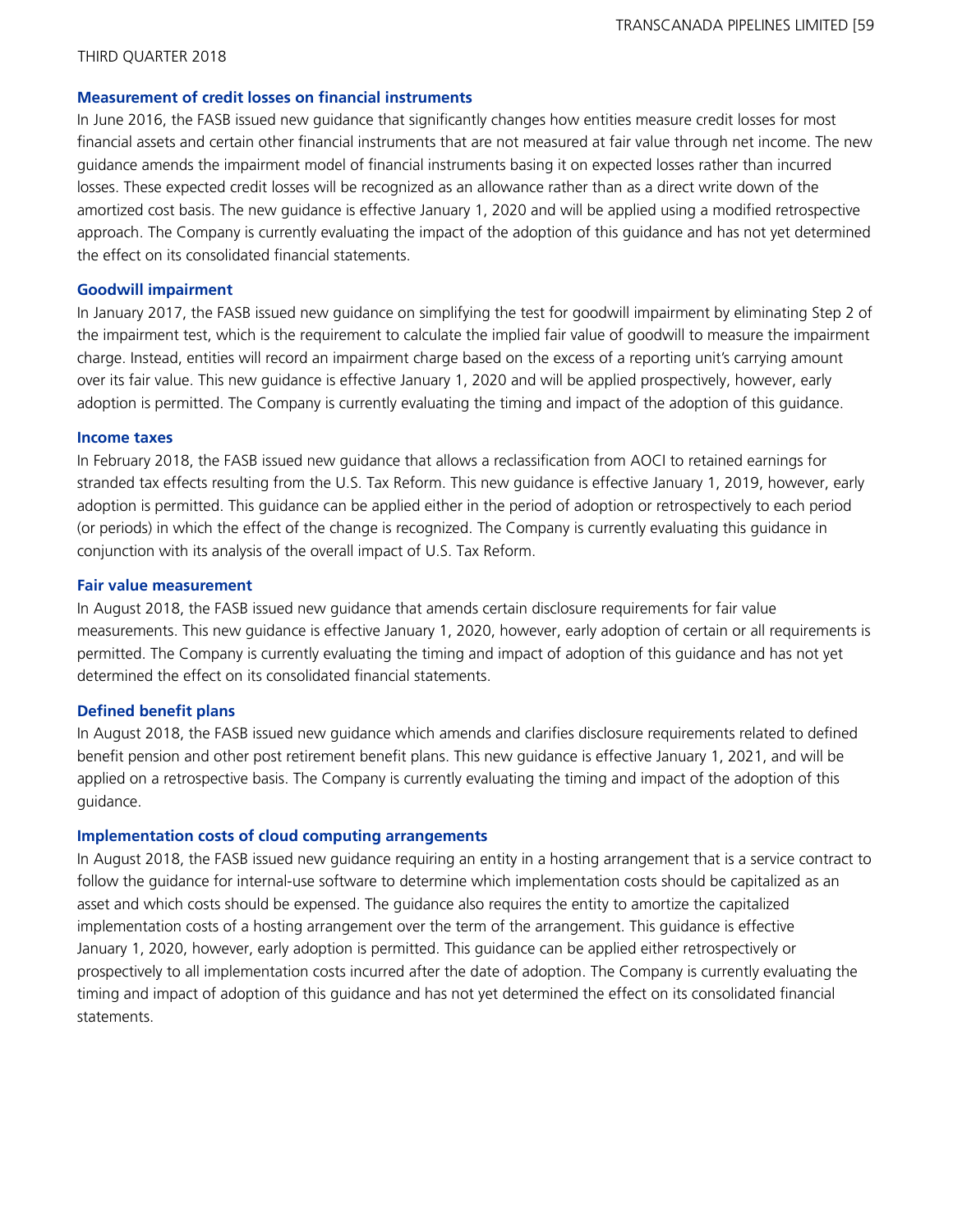#### Measurement of credit losses on financial instruments

In June 2016, the FASB issued new guidance that significantly changes how entities measure credit losses for most financial assets and certain other financial instruments that are not measured at fair value through net income. The new guidance amends the impairment model of financial instruments basing it on expected losses rather than incurred losses. These expected credit losses will be recognized as an allowance rather than as a direct write down of the amortized cost basis. The new guidance is effective January 1, 2020 and will be applied using a modified retrospective approach. The Company is currently evaluating the impact of the adoption of this guidance and has not yet determined the effect on its consolidated financial statements.

#### Goodwill impairment

In January 2017, the FASB issued new guidance on simplifying the test for goodwill impairment by eliminating Step 2 of the impairment test, which is the requirement to calculate the implied fair value of goodwill to measure the impairment charge. Instead, entities will record an impairment charge based on the excess of a reporting unit's carrying amount over its fair value. This new guidance is effective January 1, 2020 and will be applied prospectively, however, early adoption is permitted. The Company is currently evaluating the timing and impact of the adoption of this guidance.

#### Income taxes

In February 2018, the FASB issued new guidance that allows a reclassification from AOCI to retained earnings for stranded tax effects resulting from the U.S. Tax Reform. This new guidance is effective January 1, 2019, however, early adoption is permitted. This guidance can be applied either in the period of adoption or retrospectively to each period (or periods) in which the effect of the change is recognized. The Company is currently evaluating this guidance in conjunction with its analysis of the overall impact of U.S. Tax Reform.

#### Fair value measurement

In August 2018, the FASB issued new guidance that amends certain disclosure requirements for fair value measurements. This new guidance is effective January 1, 2020, however, early adoption of certain or all requirements is permitted. The Company is currently evaluating the timing and impact of adoption of this guidance and has not yet determined the effect on its consolidated financial statements.

#### Defined benefit plans

In August 2018, the FASB issued new guidance which amends and clarifies disclosure requirements related to defined benefit pension and other post retirement benefit plans. This new guidance is effective January 1, 2021, and will be applied on a retrospective basis. The Company is currently evaluating the timing and impact of the adoption of this guidance.

#### Implementation costs of cloud computing arrangements

In August 2018, the FASB issued new guidance requiring an entity in a hosting arrangement that is a service contract to follow the guidance for internal-use software to determine which implementation costs should be capitalized as an asset and which costs should be expensed. The guidance also requires the entity to amortize the capitalized implementation costs of a hosting arrangement over the term of the arrangement. This guidance is effective January 1, 2020, however, early adoption is permitted. This guidance can be applied either retrospectively or prospectively to all implementation costs incurred after the date of adoption. The Company is currently evaluating the timing and impact of adoption of this guidance and has not yet determined the effect on its consolidated financial statements.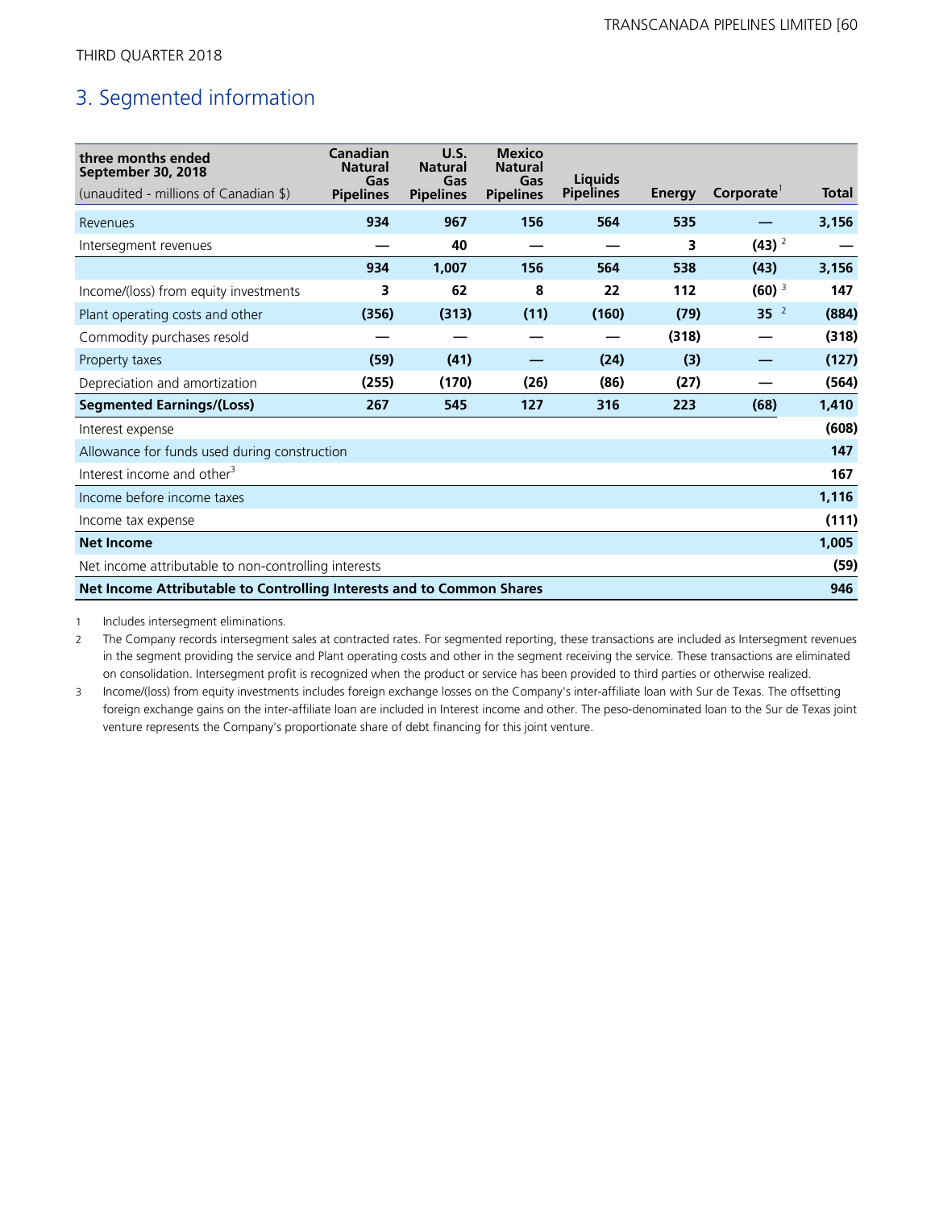THIRD QUARTER 2018

## 3. Segmented information

| three months ended September 30, 2018 (unaudited - millions of Canadian $) | Canadian Natural Gas Pipelines | U.S. Natural Gas Pipelines | Mexico Natural Gas Pipelines | Liquids Pipelines | Energy | Corporate[1] | Total |
|---|---|---|---|---|---|---|---|
| Revenues | 934 | 967 | 156 | 564 | 535 | — | 3,156 |
| Intersegment revenues | — | 40 | — | — | 3 | (43) [2] | — |
| | 934 | 1,007 | 156 | 564 | 538 | (43) | 3,156 |
| Income/(loss) from equity investments | 3 | 62 | 8 | 22 | 112 | (60) [3] | 147 |
| Plant operating costs and other | (356) | (313) | (11) | (160) | (79) | 35 [2] | (884) |
| Commodity purchases resold | — | — | — | — | (318) | — | (318) |
| Property taxes | (59) | (41) | — | (24) | (3) | — | (127) |
| Depreciation and amortization | (255) | (170) | (26) | (86) | (27) | — | (564) |
| **Segmented Earnings/(Loss)** | 267 | 545 | 127 | 316 | 223 | (68) | 1,410 |
| Interest expense | | | | | | | (608) |
| Allowance for funds used during construction | | | | | | | 147 |
| Interest income and other[3] | | | | | | | 167 |
| Income before income taxes | | | | | | | 1,116 |
| Income tax expense | | | | | | | (111) |
| **Net Income** | | | | | | | 1,005 |
| Net income attributable to non-controlling interests | | | | | | | (59) |
| **Net Income Attributable to Controlling Interests and to Common Shares** | | | | | | | 946 |

1 Includes intersegment eliminations.

2 The Company records intersegment sales at contracted rates. For segmented reporting, these transactions are included as Intersegment revenues in the segment providing the service and Plant operating costs and other in the segment receiving the service. These transactions are eliminated on consolidation. Intersegment profit is recognized when the product or service has been provided to third parties or otherwise realized.

3 Income/(loss) from equity investments includes foreign exchange losses on the Company's inter-affiliate loan with Sur de Texas. The offsetting foreign exchange gains on the inter-affiliate loan are included in Interest income and other. The peso-denominated loan to the Sur de Texas joint venture represents the Company's proportionate share of debt financing for this joint venture.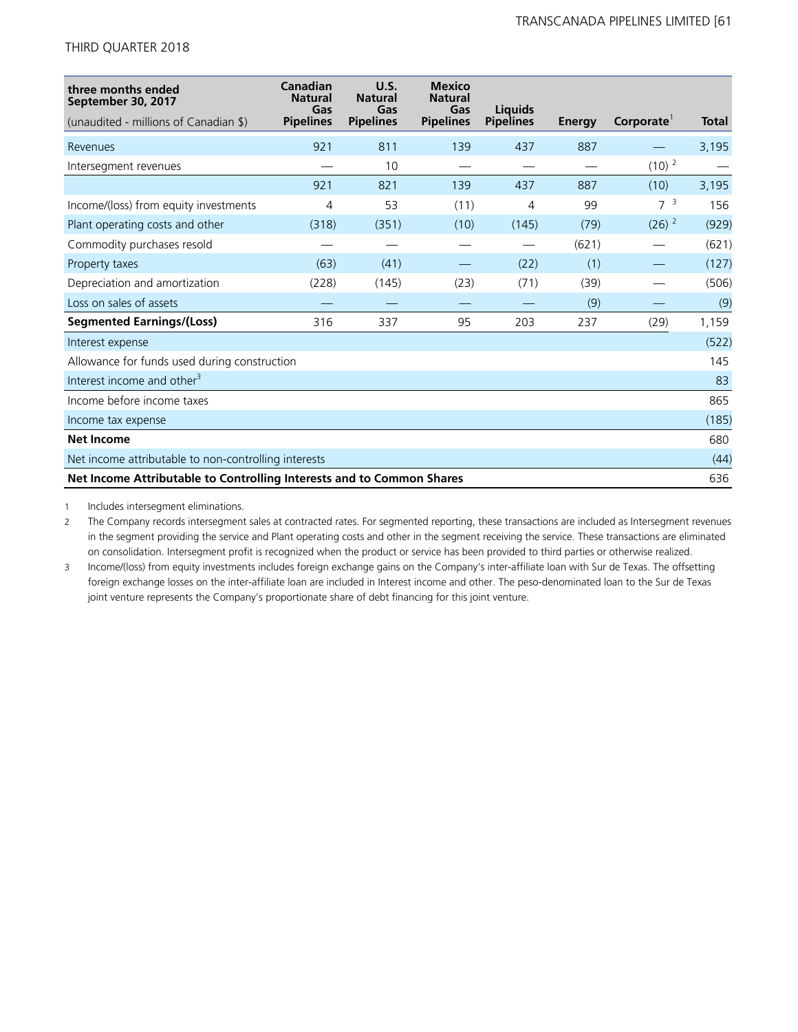| three months ended September 30, 2017 (unaudited - millions of Canadian $) | Canadian Natural Gas Pipelines | U.S. Natural Gas Pipelines | Mexico Natural Gas Pipelines | Liquids Pipelines | Energy | Corporate[1] | Total |
|---|---|---|---|---|---|---|---|
| Revenues | 921 | 811 | 139 | 437 | 887 | — | 3,195 |
| Intersegment revenues | — | 10 | — | — | — | (10) [2] | — |
| | 921 | 821 | 139 | 437 | 887 | (10) | 3,195 |
| Income/(loss) from equity investments | 4 | 53 | (11) | 4 | 99 | 7 [3] | 156 |
| Plant operating costs and other | (318) | (351) | (10) | (145) | (79) | (26) [2] | (929) |
| Commodity purchases resold | — | — | — | — | (621) | — | (621) |
| Property taxes | (63) | (41) | — | (22) | (1) | — | (127) |
| Depreciation and amortization | (228) | (145) | (23) | (71) | (39) | — | (506) |
| Loss on sales of assets | — | — | — | — | (9) | — | (9) |
| **Segmented Earnings/(Loss)** | 316 | 337 | 95 | 203 | 237 | (29) | 1,159 |
| Interest expense | | | | | | | (522) |
| Allowance for funds used during construction | | | | | | | 145 |
| Interest income and other[3] | | | | | | | 83 |
| Income before income taxes | | | | | | | 865 |
| Income tax expense | | | | | | | (185) |
| **Net Income** | | | | | | | 680 |
| Net income attributable to non-controlling interests | | | | | | | (44) |
| **Net Income Attributable to Controlling Interests and to Common Shares** | | | | | | | 636 |

1 Includes intersegment eliminations.

2 The Company records intersegment sales at contracted rates. For segmented reporting, these transactions are included as Intersegment revenues in the segment providing the service and Plant operating costs and other in the segment receiving the service. These transactions are eliminated on consolidation. Intersegment profit is recognized when the product or service has been provided to third parties or otherwise realized.

3 Income/(loss) from equity investments includes foreign exchange gains on the Company's inter-affiliate loan with Sur de Texas. The offsetting foreign exchange losses on the inter-affiliate loan are included in Interest income and other. The peso-denominated loan to the Sur de Texas joint venture represents the Company's proportionate share of debt financing for this joint venture.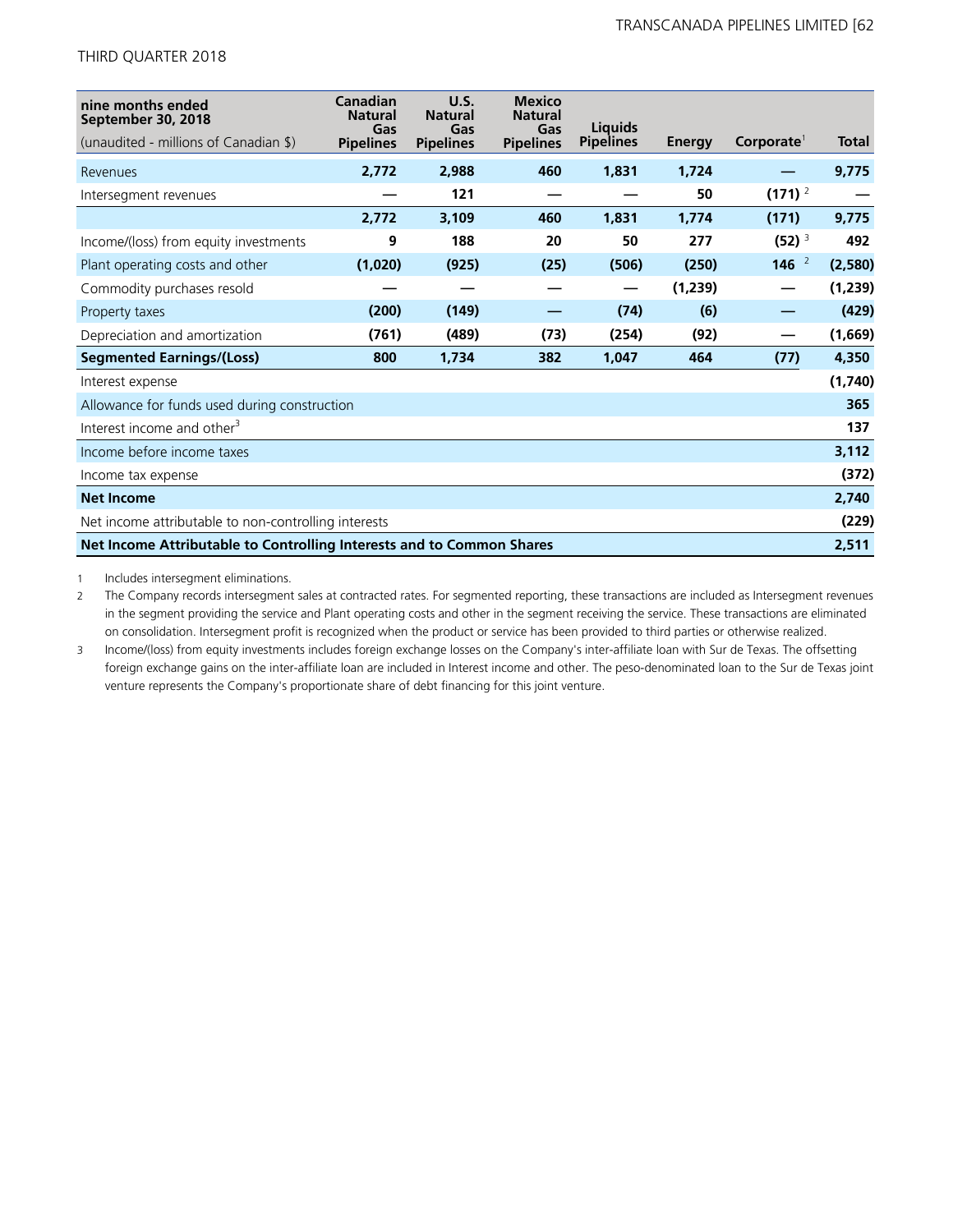THIRD QUARTER 2018

| nine months ended September 30, 2018 (unaudited - millions of Canadian $) | Canadian Natural Gas Pipelines | U.S. Natural Gas Pipelines | Mexico Natural Gas Pipelines | Liquids Pipelines | Energy | Corporate[1] | Total |
|---|---|---|---|---|---|---|---|
| Revenues | 2,772 | 2,988 | 460 | 1,831 | 1,724 | — | 9,775 |
| Intersegment revenues | — | 121 | — | — | 50 | (171) [2] | — |
| | 2,772 | 3,109 | 460 | 1,831 | 1,774 | (171) | 9,775 |
| Income/(loss) from equity investments | 9 | 188 | 20 | 50 | 277 | (52) [3] | 492 |
| Plant operating costs and other | (1,020) | (925) | (25) | (506) | (250) | 146 [2] | (2,580) |
| Commodity purchases resold | — | — | — | — | (1,239) | — | (1,239) |
| Property taxes | (200) | (149) | — | (74) | (6) | — | (429) |
| Depreciation and amortization | (761) | (489) | (73) | (254) | (92) | — | (1,669) |
| **Segmented Earnings/(Loss)** | 800 | 1,734 | 382 | 1,047 | 464 | (77) | 4,350 |
| Interest expense | | | | | | | (1,740) |
| Allowance for funds used during construction | | | | | | | 365 |
| Interest income and other[3] | | | | | | | 137 |
| Income before income taxes | | | | | | | 3,112 |
| Income tax expense | | | | | | | (372) |
| **Net Income** | | | | | | | 2,740 |
| Net income attributable to non-controlling interests | | | | | | | (229) |
| **Net Income Attributable to Controlling Interests and to Common Shares** | | | | | | | 2,511 |

1 Includes intersegment eliminations.

2 The Company records intersegment sales at contracted rates. For segmented reporting, these transactions are included as Intersegment revenues in the segment providing the service and Plant operating costs and other in the segment receiving the service. These transactions are eliminated on consolidation. Intersegment profit is recognized when the product or service has been provided to third parties or otherwise realized.

3 Income/(loss) from equity investments includes foreign exchange losses on the Company's inter-affiliate loan with Sur de Texas. The offsetting foreign exchange gains on the inter-affiliate loan are included in Interest income and other. The peso-denominated loan to the Sur de Texas joint venture represents the Company's proportionate share of debt financing for this joint venture.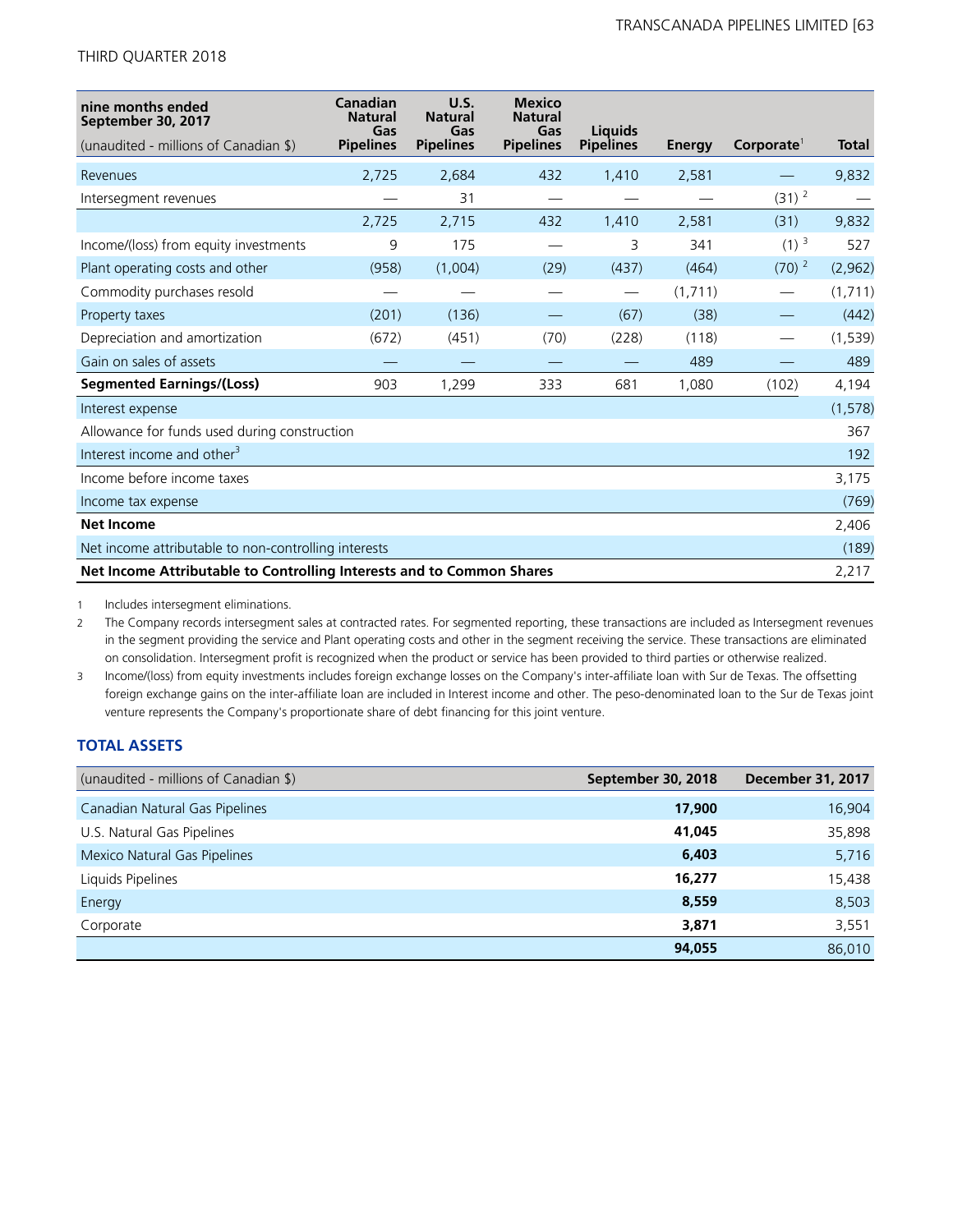| nine months ended September 30, 2017 (unaudited - millions of Canadian $) | Canadian Natural Gas Pipelines | U.S. Natural Gas Pipelines | Mexico Natural Gas Pipelines | Liquids Pipelines | Energy | Corporate[1] | Total |
|---|---|---|---|---|---|---|---|
| Revenues | 2,725 | 2,684 | 432 | 1,410 | 2,581 | — | 9,832 |
| Intersegment revenues | — | 31 | — | — | — | (31) [2] | — |
| | 2,725 | 2,715 | 432 | 1,410 | 2,581 | (31) | 9,832 |
| Income/(loss) from equity investments | 9 | 175 | — | 3 | 341 | (1) [3] | 527 |
| Plant operating costs and other | (958) | (1,004) | (29) | (437) | (464) | (70) [2] | (2,962) |
| Commodity purchases resold | — | — | — | — | (1,711) | — | (1,711) |
| Property taxes | (201) | (136) | — | (67) | (38) | — | (442) |
| Depreciation and amortization | (672) | (451) | (70) | (228) | (118) | — | (1,539) |
| Gain on sales of assets | — | — | — | — | 489 | — | 489 |
| **Segmented Earnings/(Loss)** | 903 | 1,299 | 333 | 681 | 1,080 | (102) | 4,194 |
| Interest expense | | | | | | | (1,578) |
| Allowance for funds used during construction | | | | | | | 367 |
| Interest income and other[3] | | | | | | | 192 |
| Income before income taxes | | | | | | | 3,175 |
| Income tax expense | | | | | | | (769) |
| **Net Income** | | | | | | | 2,406 |
| Net income attributable to non-controlling interests | | | | | | | (189) |
| **Net Income Attributable to Controlling Interests and to Common Shares** | | | | | | | 2,217 |

1 Includes intersegment eliminations.

2 The Company records intersegment sales at contracted rates. For segmented reporting, these transactions are included as Intersegment revenues in the segment providing the service and Plant operating costs and other in the segment receiving the service. These transactions are eliminated on consolidation. Intersegment profit is recognized when the product or service has been provided to third parties or otherwise realized.

3 Income/(loss) from equity investments includes foreign exchange losses on the Company's inter-affiliate loan with Sur de Texas. The offsetting foreign exchange gains on the inter-affiliate loan are included in Interest income and other. The peso-denominated loan to the Sur de Texas joint venture represents the Company's proportionate share of debt financing for this joint venture.

## TOTAL ASSETS

| (unaudited - millions of Canadian $) | September 30, 2018 | December 31, 2017 |
|---|---|---|
| Canadian Natural Gas Pipelines | **17,900** | 16,904 |
| U.S. Natural Gas Pipelines | **41,045** | 35,898 |
| Mexico Natural Gas Pipelines | **6,403** | 5,716 |
| Liquids Pipelines | **16,277** | 15,438 |
| Energy | **8,559** | 8,503 |
| Corporate | **3,871** | 3,551 |
| | **94,055** | 86,010 |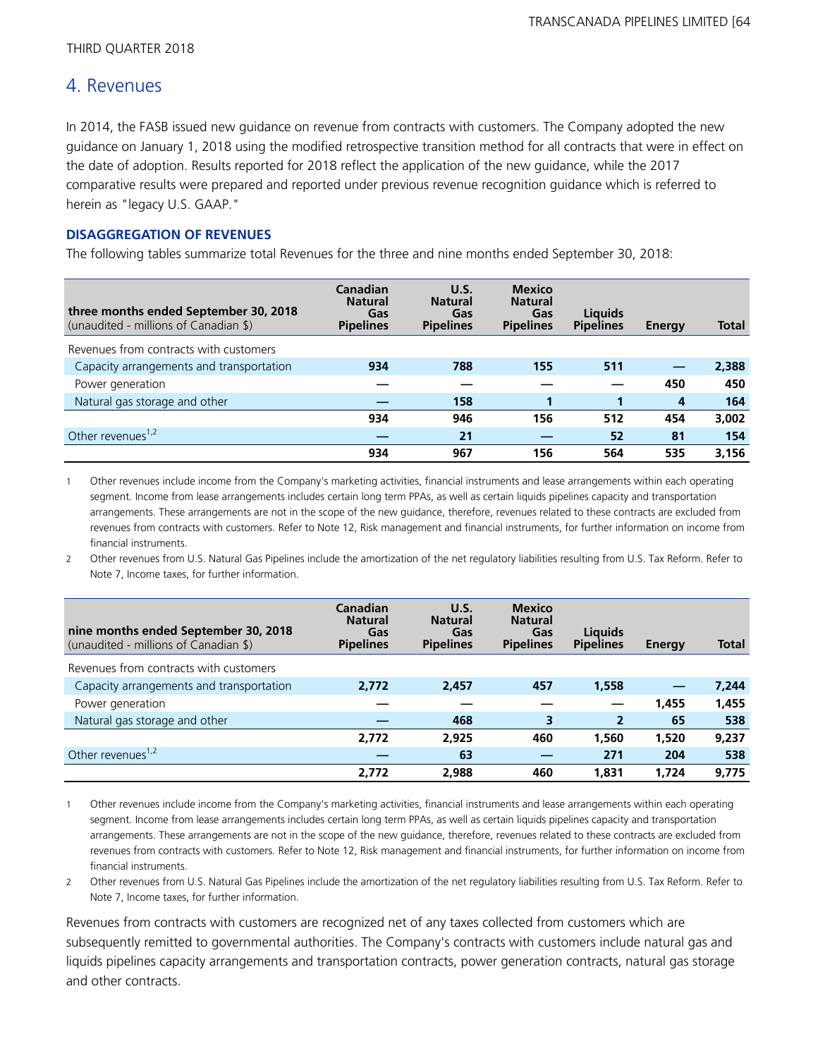THIRD QUARTER 2018

## 4. Revenues

In 2014, the FASB issued new guidance on revenue from contracts with customers. The Company adopted the new guidance on January 1, 2018 using the modified retrospective transition method for all contracts that were in effect on the date of adoption. Results reported for 2018 reflect the application of the new guidance, while the 2017 comparative results were prepared and reported under previous revenue recognition guidance which is referred to herein as "legacy U.S. GAAP."

### DISAGGREGATION OF REVENUES

The following tables summarize total Revenues for the three and nine months ended September 30, 2018:

| **three months ended September 30, 2018** (unaudited - millions of Canadian $) | **Canadian Natural Gas Pipelines** | **U.S. Natural Gas Pipelines** | **Mexico Natural Gas Pipelines** | **Liquids Pipelines** | **Energy** | **Total** |
|---|---|---|---|---|---|---|
| Revenues from contracts with customers | | | | | | |
| Capacity arrangements and transportation | **934** | **788** | **155** | **511** | **—** | **2,388** |
| Power generation | **—** | **—** | **—** | **—** | **450** | **450** |
| Natural gas storage and other | **—** | **158** | **1** | **1** | **4** | **164** |
| | **934** | **946** | **156** | **512** | **454** | **3,002** |
| Other revenues[1,2] | **—** | **21** | **—** | **52** | **81** | **154** |
| | **934** | **967** | **156** | **564** | **535** | **3,156** |

1 Other revenues include income from the Company's marketing activities, financial instruments and lease arrangements within each operating segment. Income from lease arrangements includes certain long term PPAs, as well as certain liquids pipelines capacity and transportation arrangements. These arrangements are not in the scope of the new guidance, therefore, revenues related to these contracts are excluded from revenues from contracts with customers. Refer to Note 12, Risk management and financial instruments, for further information on income from financial instruments.

2 Other revenues from U.S. Natural Gas Pipelines include the amortization of the net regulatory liabilities resulting from U.S. Tax Reform. Refer to Note 7, Income taxes, for further information.

| **nine months ended September 30, 2018** (unaudited - millions of Canadian $) | **Canadian Natural Gas Pipelines** | **U.S. Natural Gas Pipelines** | **Mexico Natural Gas Pipelines** | **Liquids Pipelines** | **Energy** | **Total** |
|---|---|---|---|---|---|---|
| Revenues from contracts with customers | | | | | | |
| Capacity arrangements and transportation | **2,772** | **2,457** | **457** | **1,558** | **—** | **7,244** |
| Power generation | **—** | **—** | **—** | **—** | **1,455** | **1,455** |
| Natural gas storage and other | **—** | **468** | **3** | **2** | **65** | **538** |
| | **2,772** | **2,925** | **460** | **1,560** | **1,520** | **9,237** |
| Other revenues[1,2] | **—** | **63** | **—** | **271** | **204** | **538** |
| | **2,772** | **2,988** | **460** | **1,831** | **1,724** | **9,775** |

1 Other revenues include income from the Company's marketing activities, financial instruments and lease arrangements within each operating segment. Income from lease arrangements includes certain long term PPAs, as well as certain liquids pipelines capacity and transportation arrangements. These arrangements are not in the scope of the new guidance, therefore, revenues related to these contracts are excluded from revenues from contracts with customers. Refer to Note 12, Risk management and financial instruments, for further information on income from financial instruments.

2 Other revenues from U.S. Natural Gas Pipelines include the amortization of the net regulatory liabilities resulting from U.S. Tax Reform. Refer to Note 7, Income taxes, for further information.

Revenues from contracts with customers are recognized net of any taxes collected from customers which are subsequently remitted to governmental authorities. The Company's contracts with customers include natural gas and liquids pipelines capacity arrangements and transportation contracts, power generation contracts, natural gas storage and other contracts.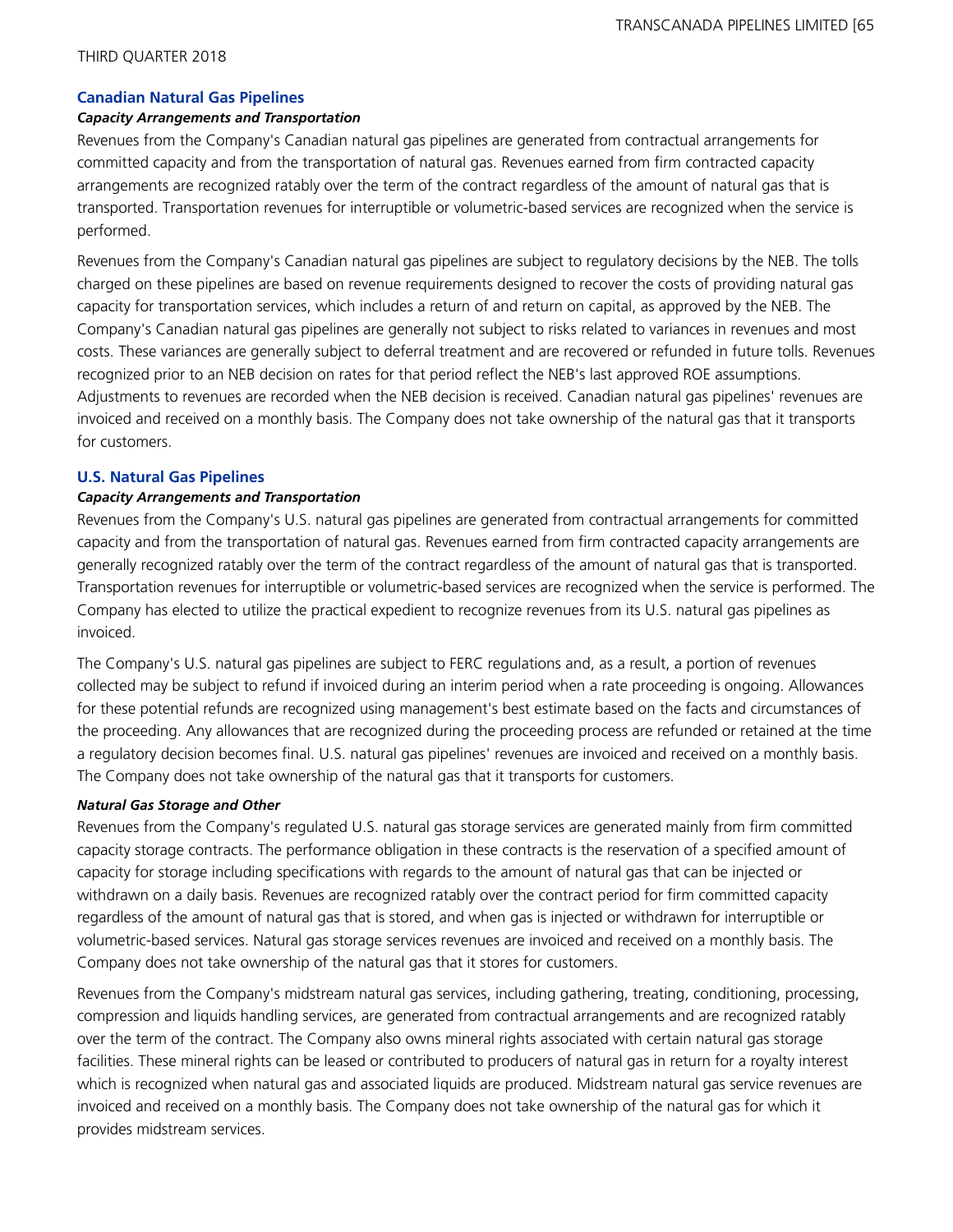## Canadian Natural Gas Pipelines

### *Capacity Arrangements and Transportation*

Revenues from the Company's Canadian natural gas pipelines are generated from contractual arrangements for committed capacity and from the transportation of natural gas. Revenues earned from firm contracted capacity arrangements are recognized ratably over the term of the contract regardless of the amount of natural gas that is transported. Transportation revenues for interruptible or volumetric-based services are recognized when the service is performed.

Revenues from the Company's Canadian natural gas pipelines are subject to regulatory decisions by the NEB. The tolls charged on these pipelines are based on revenue requirements designed to recover the costs of providing natural gas capacity for transportation services, which includes a return of and return on capital, as approved by the NEB. The Company's Canadian natural gas pipelines are generally not subject to risks related to variances in revenues and most costs. These variances are generally subject to deferral treatment and are recovered or refunded in future tolls. Revenues recognized prior to an NEB decision on rates for that period reflect the NEB's last approved ROE assumptions. Adjustments to revenues are recorded when the NEB decision is received. Canadian natural gas pipelines' revenues are invoiced and received on a monthly basis. The Company does not take ownership of the natural gas that it transports for customers.

## U.S. Natural Gas Pipelines

### *Capacity Arrangements and Transportation*

Revenues from the Company's U.S. natural gas pipelines are generated from contractual arrangements for committed capacity and from the transportation of natural gas. Revenues earned from firm contracted capacity arrangements are generally recognized ratably over the term of the contract regardless of the amount of natural gas that is transported. Transportation revenues for interruptible or volumetric-based services are recognized when the service is performed. The Company has elected to utilize the practical expedient to recognize revenues from its U.S. natural gas pipelines as invoiced.

The Company's U.S. natural gas pipelines are subject to FERC regulations and, as a result, a portion of revenues collected may be subject to refund if invoiced during an interim period when a rate proceeding is ongoing. Allowances for these potential refunds are recognized using management's best estimate based on the facts and circumstances of the proceeding. Any allowances that are recognized during the proceeding process are refunded or retained at the time a regulatory decision becomes final. U.S. natural gas pipelines' revenues are invoiced and received on a monthly basis. The Company does not take ownership of the natural gas that it transports for customers.

### *Natural Gas Storage and Other*

Revenues from the Company's regulated U.S. natural gas storage services are generated mainly from firm committed capacity storage contracts. The performance obligation in these contracts is the reservation of a specified amount of capacity for storage including specifications with regards to the amount of natural gas that can be injected or withdrawn on a daily basis. Revenues are recognized ratably over the contract period for firm committed capacity regardless of the amount of natural gas that is stored, and when gas is injected or withdrawn for interruptible or volumetric-based services. Natural gas storage services revenues are invoiced and received on a monthly basis. The Company does not take ownership of the natural gas that it stores for customers.

Revenues from the Company's midstream natural gas services, including gathering, treating, conditioning, processing, compression and liquids handling services, are generated from contractual arrangements and are recognized ratably over the term of the contract. The Company also owns mineral rights associated with certain natural gas storage facilities. These mineral rights can be leased or contributed to producers of natural gas in return for a royalty interest which is recognized when natural gas and associated liquids are produced. Midstream natural gas service revenues are invoiced and received on a monthly basis. The Company does not take ownership of the natural gas for which it provides midstream services.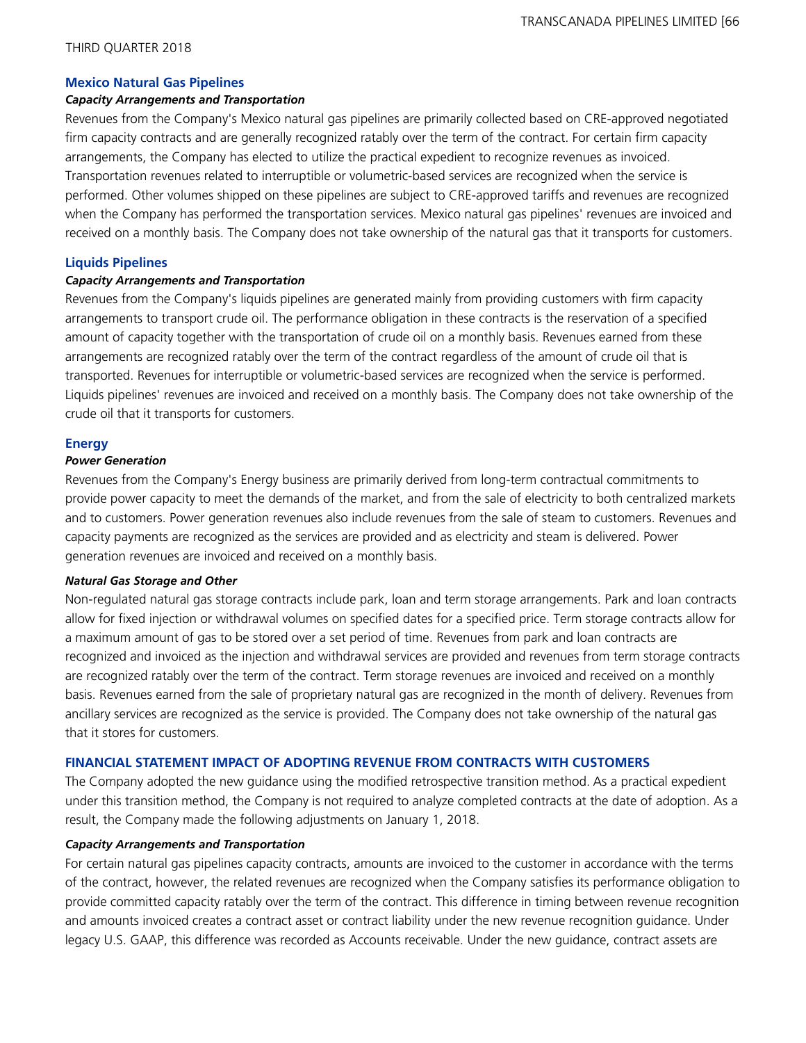### Mexico Natural Gas Pipelines

#### *Capacity Arrangements and Transportation*

Revenues from the Company's Mexico natural gas pipelines are primarily collected based on CRE-approved negotiated firm capacity contracts and are generally recognized ratably over the term of the contract. For certain firm capacity arrangements, the Company has elected to utilize the practical expedient to recognize revenues as invoiced. Transportation revenues related to interruptible or volumetric-based services are recognized when the service is performed. Other volumes shipped on these pipelines are subject to CRE-approved tariffs and revenues are recognized when the Company has performed the transportation services. Mexico natural gas pipelines' revenues are invoiced and received on a monthly basis. The Company does not take ownership of the natural gas that it transports for customers.

### Liquids Pipelines

#### *Capacity Arrangements and Transportation*

Revenues from the Company's liquids pipelines are generated mainly from providing customers with firm capacity arrangements to transport crude oil. The performance obligation in these contracts is the reservation of a specified amount of capacity together with the transportation of crude oil on a monthly basis. Revenues earned from these arrangements are recognized ratably over the term of the contract regardless of the amount of crude oil that is transported. Revenues for interruptible or volumetric-based services are recognized when the service is performed. Liquids pipelines' revenues are invoiced and received on a monthly basis. The Company does not take ownership of the crude oil that it transports for customers.

### Energy

#### *Power Generation*

Revenues from the Company's Energy business are primarily derived from long-term contractual commitments to provide power capacity to meet the demands of the market, and from the sale of electricity to both centralized markets and to customers. Power generation revenues also include revenues from the sale of steam to customers. Revenues and capacity payments are recognized as the services are provided and as electricity and steam is delivered. Power generation revenues are invoiced and received on a monthly basis.

#### *Natural Gas Storage and Other*

Non-regulated natural gas storage contracts include park, loan and term storage arrangements. Park and loan contracts allow for fixed injection or withdrawal volumes on specified dates for a specified price. Term storage contracts allow for a maximum amount of gas to be stored over a set period of time. Revenues from park and loan contracts are recognized and invoiced as the injection and withdrawal services are provided and revenues from term storage contracts are recognized ratably over the term of the contract. Term storage revenues are invoiced and received on a monthly basis. Revenues earned from the sale of proprietary natural gas are recognized in the month of delivery. Revenues from ancillary services are recognized as the service is provided. The Company does not take ownership of the natural gas that it stores for customers.

### FINANCIAL STATEMENT IMPACT OF ADOPTING REVENUE FROM CONTRACTS WITH CUSTOMERS

The Company adopted the new guidance using the modified retrospective transition method. As a practical expedient under this transition method, the Company is not required to analyze completed contracts at the date of adoption. As a result, the Company made the following adjustments on January 1, 2018.

#### *Capacity Arrangements and Transportation*

For certain natural gas pipelines capacity contracts, amounts are invoiced to the customer in accordance with the terms of the contract, however, the related revenues are recognized when the Company satisfies its performance obligation to provide committed capacity ratably over the term of the contract. This difference in timing between revenue recognition and amounts invoiced creates a contract asset or contract liability under the new revenue recognition guidance. Under legacy U.S. GAAP, this difference was recorded as Accounts receivable. Under the new guidance, contract assets are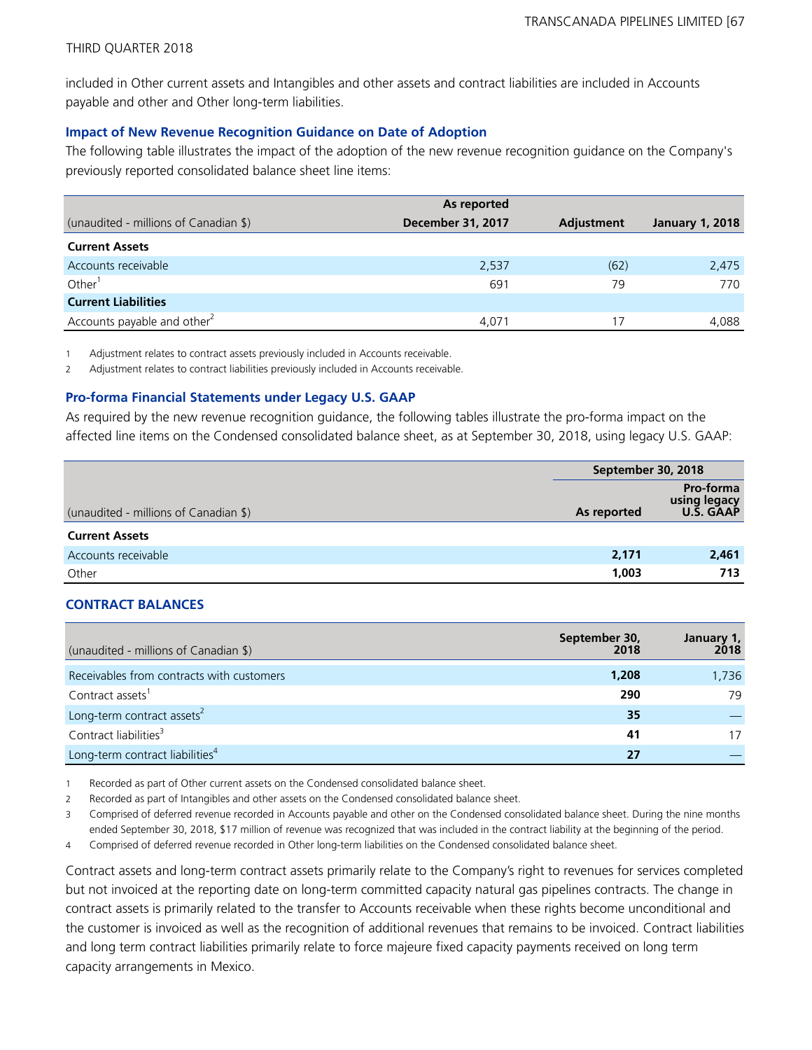included in Other current assets and Intangibles and other assets and contract liabilities are included in Accounts payable and other and Other long-term liabilities.

### Impact of New Revenue Recognition Guidance on Date of Adoption

The following table illustrates the impact of the adoption of the new revenue recognition guidance on the Company's previously reported consolidated balance sheet line items:

| (unaudited - millions of Canadian $) | As reported December 31, 2017 | Adjustment | January 1, 2018 |
|---|---|---|---|
| **Current Assets** | | | |
| Accounts receivable | 2,537 | (62) | 2,475 |
| Other[1] | 691 | 79 | 770 |
| **Current Liabilities** | | | |
| Accounts payable and other[2] | 4,071 | 17 | 4,088 |

1 Adjustment relates to contract assets previously included in Accounts receivable.

2 Adjustment relates to contract liabilities previously included in Accounts receivable.

### Pro-forma Financial Statements under Legacy U.S. GAAP

As required by the new revenue recognition guidance, the following tables illustrate the pro-forma impact on the affected line items on the Condensed consolidated balance sheet, as at September 30, 2018, using legacy U.S. GAAP:

| | September 30, 2018 | |
|---|---|---|
| (unaudited - millions of Canadian $) | As reported | Pro-forma using legacy U.S. GAAP |
| **Current Assets** | | |
| Accounts receivable | **2,171** | **2,461** |
| Other | **1,003** | **713** |

## CONTRACT BALANCES

| (unaudited - millions of Canadian $) | September 30, 2018 | January 1, 2018 |
|---|---|---|
| Receivables from contracts with customers | **1,208** | 1,736 |
| Contract assets[1] | **290** | 79 |
| Long-term contract assets[2] | **35** | — |
| Contract liabilities[3] | **41** | 17 |
| Long-term contract liabilities[4] | **27** | — |

1 Recorded as part of Other current assets on the Condensed consolidated balance sheet.

2 Recorded as part of Intangibles and other assets on the Condensed consolidated balance sheet.

3 Comprised of deferred revenue recorded in Accounts payable and other on the Condensed consolidated balance sheet. During the nine months ended September 30, 2018, $17 million of revenue was recognized that was included in the contract liability at the beginning of the period.

4 Comprised of deferred revenue recorded in Other long-term liabilities on the Condensed consolidated balance sheet.

Contract assets and long-term contract assets primarily relate to the Company's right to revenues for services completed but not invoiced at the reporting date on long-term committed capacity natural gas pipelines contracts. The change in contract assets is primarily related to the transfer to Accounts receivable when these rights become unconditional and the customer is invoiced as well as the recognition of additional revenues that remains to be invoiced. Contract liabilities and long term contract liabilities primarily relate to force majeure fixed capacity payments received on long term capacity arrangements in Mexico.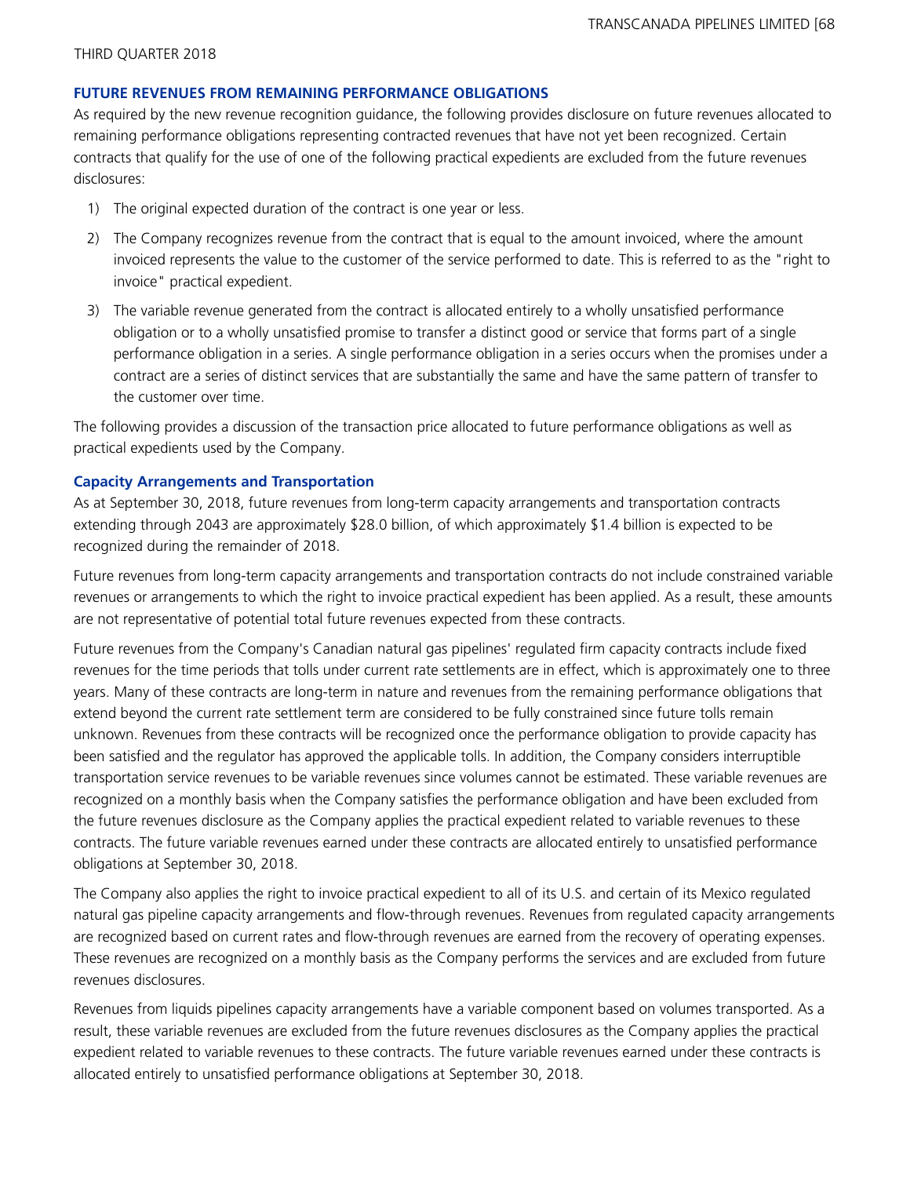## FUTURE REVENUES FROM REMAINING PERFORMANCE OBLIGATIONS

As required by the new revenue recognition guidance, the following provides disclosure on future revenues allocated to remaining performance obligations representing contracted revenues that have not yet been recognized. Certain contracts that qualify for the use of one of the following practical expedients are excluded from the future revenues disclosures:

1) The original expected duration of the contract is one year or less.
2) The Company recognizes revenue from the contract that is equal to the amount invoiced, where the amount invoiced represents the value to the customer of the service performed to date. This is referred to as the "right to invoice" practical expedient.
3) The variable revenue generated from the contract is allocated entirely to a wholly unsatisfied performance obligation or to a wholly unsatisfied promise to transfer a distinct good or service that forms part of a single performance obligation in a series. A single performance obligation in a series occurs when the promises under a contract are a series of distinct services that are substantially the same and have the same pattern of transfer to the customer over time.

The following provides a discussion of the transaction price allocated to future performance obligations as well as practical expedients used by the Company.

### Capacity Arrangements and Transportation

As at September 30, 2018, future revenues from long-term capacity arrangements and transportation contracts extending through 2043 are approximately $28.0 billion, of which approximately $1.4 billion is expected to be recognized during the remainder of 2018.

Future revenues from long-term capacity arrangements and transportation contracts do not include constrained variable revenues or arrangements to which the right to invoice practical expedient has been applied. As a result, these amounts are not representative of potential total future revenues expected from these contracts.

Future revenues from the Company's Canadian natural gas pipelines' regulated firm capacity contracts include fixed revenues for the time periods that tolls under current rate settlements are in effect, which is approximately one to three years. Many of these contracts are long-term in nature and revenues from the remaining performance obligations that extend beyond the current rate settlement term are considered to be fully constrained since future tolls remain unknown. Revenues from these contracts will be recognized once the performance obligation to provide capacity has been satisfied and the regulator has approved the applicable tolls. In addition, the Company considers interruptible transportation service revenues to be variable revenues since volumes cannot be estimated. These variable revenues are recognized on a monthly basis when the Company satisfies the performance obligation and have been excluded from the future revenues disclosure as the Company applies the practical expedient related to variable revenues to these contracts. The future variable revenues earned under these contracts are allocated entirely to unsatisfied performance obligations at September 30, 2018.

The Company also applies the right to invoice practical expedient to all of its U.S. and certain of its Mexico regulated natural gas pipeline capacity arrangements and flow-through revenues. Revenues from regulated capacity arrangements are recognized based on current rates and flow-through revenues are earned from the recovery of operating expenses. These revenues are recognized on a monthly basis as the Company performs the services and are excluded from future revenues disclosures.

Revenues from liquids pipelines capacity arrangements have a variable component based on volumes transported. As a result, these variable revenues are excluded from the future revenues disclosures as the Company applies the practical expedient related to variable revenues to these contracts. The future variable revenues earned under these contracts is allocated entirely to unsatisfied performance obligations at September 30, 2018.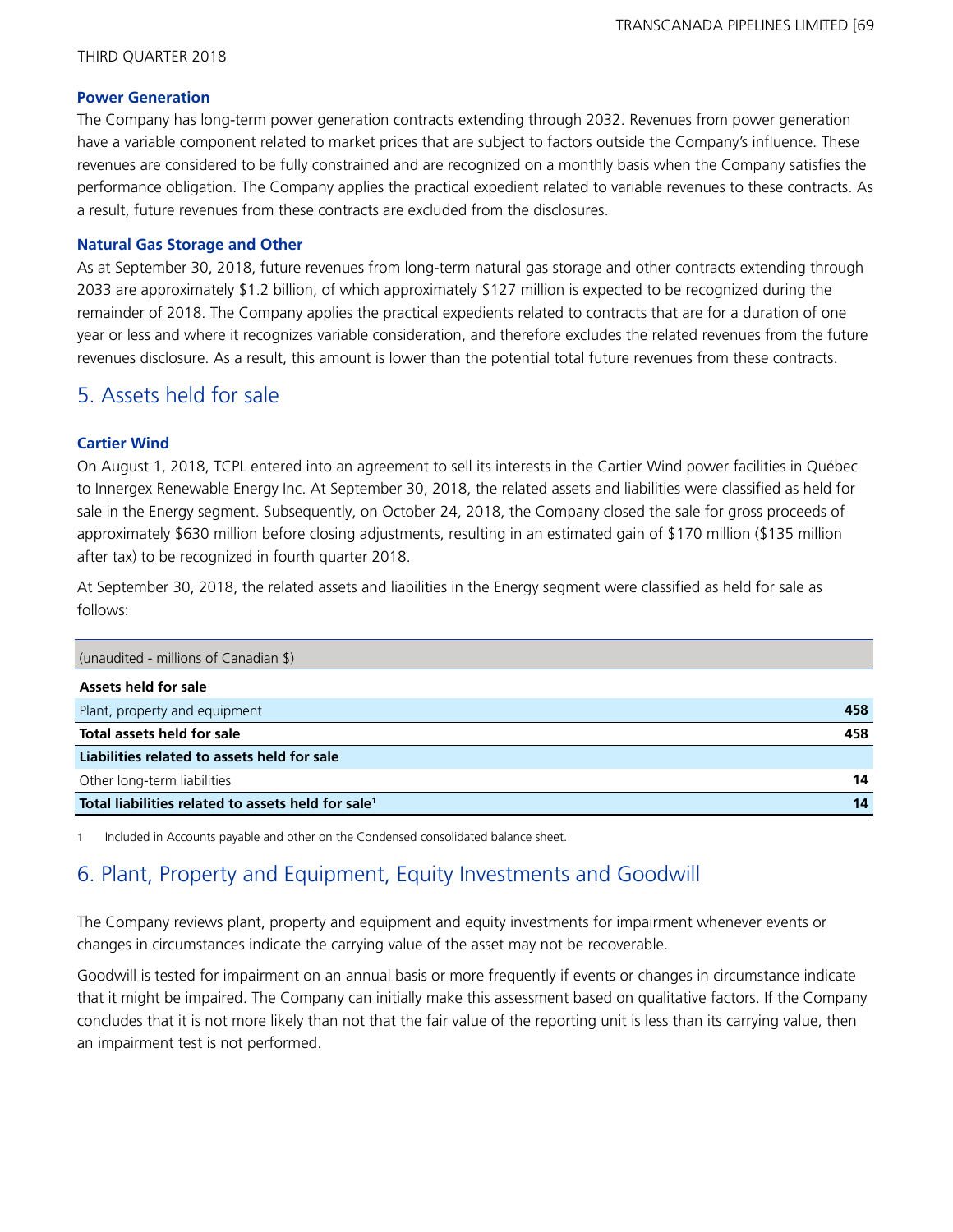### Power Generation

The Company has long-term power generation contracts extending through 2032. Revenues from power generation have a variable component related to market prices that are subject to factors outside the Company's influence. These revenues are considered to be fully constrained and are recognized on a monthly basis when the Company satisfies the performance obligation. The Company applies the practical expedient related to variable revenues to these contracts. As a result, future revenues from these contracts are excluded from the disclosures.

### Natural Gas Storage and Other

As at September 30, 2018, future revenues from long-term natural gas storage and other contracts extending through 2033 are approximately $1.2 billion, of which approximately $127 million is expected to be recognized during the remainder of 2018. The Company applies the practical expedients related to contracts that are for a duration of one year or less and where it recognizes variable consideration, and therefore excludes the related revenues from the future revenues disclosure. As a result, this amount is lower than the potential total future revenues from these contracts.

## 5. Assets held for sale

### Cartier Wind

On August 1, 2018, TCPL entered into an agreement to sell its interests in the Cartier Wind power facilities in Québec to Innergex Renewable Energy Inc. At September 30, 2018, the related assets and liabilities were classified as held for sale in the Energy segment. Subsequently, on October 24, 2018, the Company closed the sale for gross proceeds of approximately $630 million before closing adjustments, resulting in an estimated gain of $170 million ($135 million after tax) to be recognized in fourth quarter 2018.

At September 30, 2018, the related assets and liabilities in the Energy segment were classified as held for sale as follows:

| (unaudited - millions of Canadian $) | |
|---|---|
| **Assets held for sale** | |
| Plant, property and equipment | **458** |
| **Total assets held for sale** | **458** |
| **Liabilities related to assets held for sale** | |
| Other long-term liabilities | **14** |
| **Total liabilities related to assets held for sale[1]** | **14** |

1 Included in Accounts payable and other on the Condensed consolidated balance sheet.

## 6. Plant, Property and Equipment, Equity Investments and Goodwill

The Company reviews plant, property and equipment and equity investments for impairment whenever events or changes in circumstances indicate the carrying value of the asset may not be recoverable.

Goodwill is tested for impairment on an annual basis or more frequently if events or changes in circumstance indicate that it might be impaired. The Company can initially make this assessment based on qualitative factors. If the Company concludes that it is not more likely than not that the fair value of the reporting unit is less than its carrying value, then an impairment test is not performed.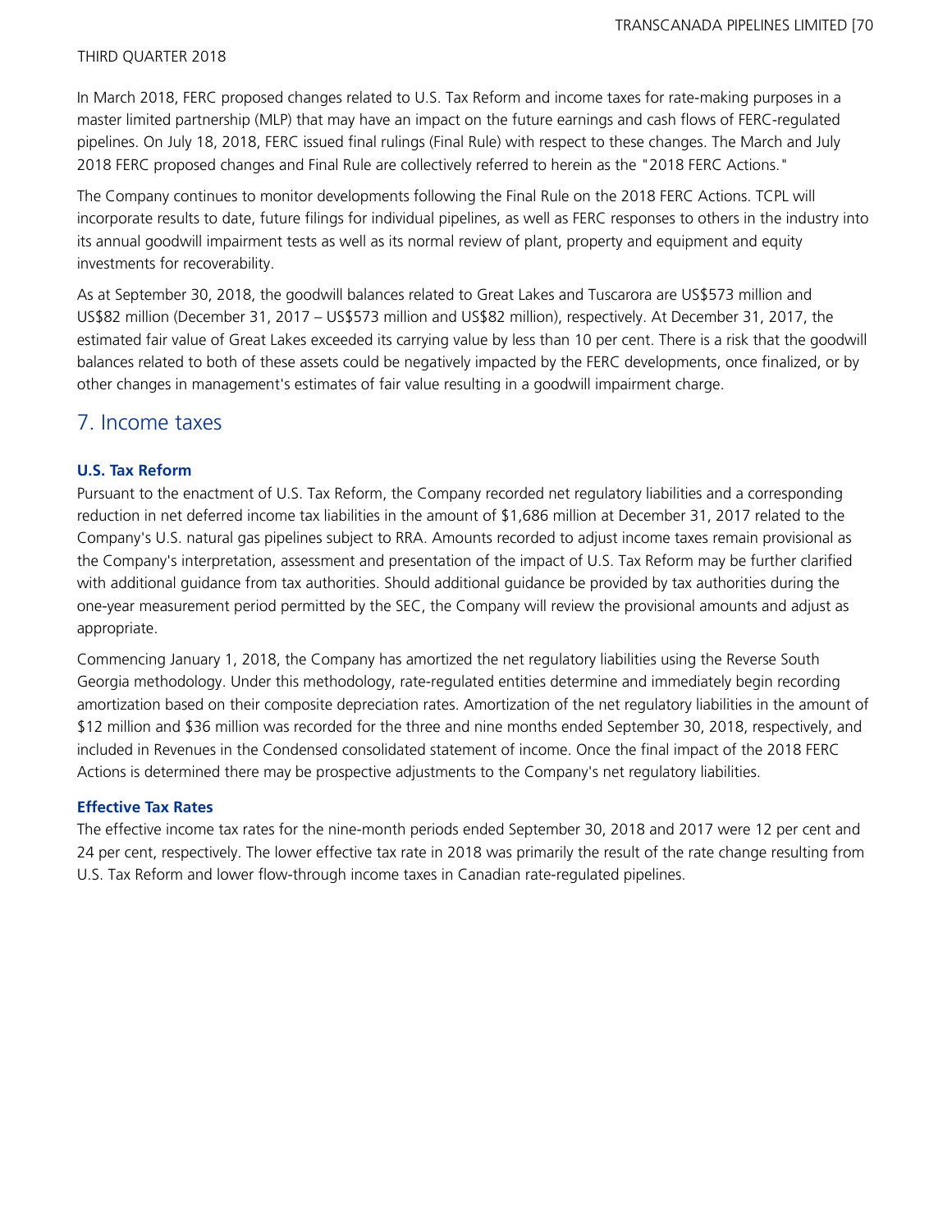In March 2018, FERC proposed changes related to U.S. Tax Reform and income taxes for rate-making purposes in a master limited partnership (MLP) that may have an impact on the future earnings and cash flows of FERC-regulated pipelines. On July 18, 2018, FERC issued final rulings (Final Rule) with respect to these changes. The March and July 2018 FERC proposed changes and Final Rule are collectively referred to herein as the "2018 FERC Actions."

The Company continues to monitor developments following the Final Rule on the 2018 FERC Actions. TCPL will incorporate results to date, future filings for individual pipelines, as well as FERC responses to others in the industry into its annual goodwill impairment tests as well as its normal review of plant, property and equipment and equity investments for recoverability.

As at September 30, 2018, the goodwill balances related to Great Lakes and Tuscarora are US$573 million and US$82 million (December 31, 2017 – US$573 million and US$82 million), respectively. At December 31, 2017, the estimated fair value of Great Lakes exceeded its carrying value by less than 10 per cent. There is a risk that the goodwill balances related to both of these assets could be negatively impacted by the FERC developments, once finalized, or by other changes in management's estimates of fair value resulting in a goodwill impairment charge.

## 7. Income taxes

### U.S. Tax Reform

Pursuant to the enactment of U.S. Tax Reform, the Company recorded net regulatory liabilities and a corresponding reduction in net deferred income tax liabilities in the amount of $1,686 million at December 31, 2017 related to the Company's U.S. natural gas pipelines subject to RRA. Amounts recorded to adjust income taxes remain provisional as the Company's interpretation, assessment and presentation of the impact of U.S. Tax Reform may be further clarified with additional guidance from tax authorities. Should additional guidance be provided by tax authorities during the one-year measurement period permitted by the SEC, the Company will review the provisional amounts and adjust as appropriate.

Commencing January 1, 2018, the Company has amortized the net regulatory liabilities using the Reverse South Georgia methodology. Under this methodology, rate-regulated entities determine and immediately begin recording amortization based on their composite depreciation rates. Amortization of the net regulatory liabilities in the amount of $12 million and $36 million was recorded for the three and nine months ended September 30, 2018, respectively, and included in Revenues in the Condensed consolidated statement of income. Once the final impact of the 2018 FERC Actions is determined there may be prospective adjustments to the Company's net regulatory liabilities.

### Effective Tax Rates

The effective income tax rates for the nine-month periods ended September 30, 2018 and 2017 were 12 per cent and 24 per cent, respectively. The lower effective tax rate in 2018 was primarily the result of the rate change resulting from U.S. Tax Reform and lower flow-through income taxes in Canadian rate-regulated pipelines.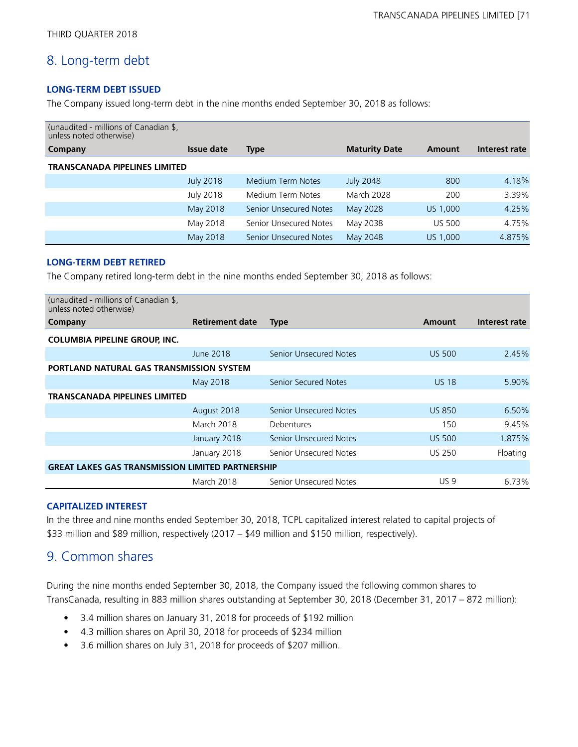THIRD QUARTER 2018

## 8. Long-term debt

### LONG-TERM DEBT ISSUED

The Company issued long-term debt in the nine months ended September 30, 2018 as follows:

| (unaudited - millions of Canadian $, unless noted otherwise) | | | | | |
|---|---|---|---|---|---|
| **Company** | **Issue date** | **Type** | **Maturity Date** | **Amount** | **Interest rate** |
| **TRANSCANADA PIPELINES LIMITED** | | | | | |
| | July 2018 | Medium Term Notes | July 2048 | 800 | 4.18% |
| | July 2018 | Medium Term Notes | March 2028 | 200 | 3.39% |
| | May 2018 | Senior Unsecured Notes | May 2028 | US 1,000 | 4.25% |
| | May 2018 | Senior Unsecured Notes | May 2038 | US 500 | 4.75% |
| | May 2018 | Senior Unsecured Notes | May 2048 | US 1,000 | 4.875% |

### LONG-TERM DEBT RETIRED

The Company retired long-term debt in the nine months ended September 30, 2018 as follows:

| (unaudited - millions of Canadian $, unless noted otherwise) | | | | |
|---|---|---|---|---|
| **Company** | **Retirement date** | **Type** | **Amount** | **Interest rate** |
| **COLUMBIA PIPELINE GROUP, INC.** | | | | |
| | June 2018 | Senior Unsecured Notes | US 500 | 2.45% |
| **PORTLAND NATURAL GAS TRANSMISSION SYSTEM** | | | | |
| | May 2018 | Senior Secured Notes | US 18 | 5.90% |
| **TRANSCANADA PIPELINES LIMITED** | | | | |
| | August 2018 | Senior Unsecured Notes | US 850 | 6.50% |
| | March 2018 | Debentures | 150 | 9.45% |
| | January 2018 | Senior Unsecured Notes | US 500 | 1.875% |
| | January 2018 | Senior Unsecured Notes | US 250 | Floating |
| **GREAT LAKES GAS TRANSMISSION LIMITED PARTNERSHIP** | | | | |
| | March 2018 | Senior Unsecured Notes | US 9 | 6.73% |

### CAPITALIZED INTEREST

In the three and nine months ended September 30, 2018, TCPL capitalized interest related to capital projects of $33 million and $89 million, respectively (2017 – $49 million and $150 million, respectively).

## 9. Common shares

During the nine months ended September 30, 2018, the Company issued the following common shares to TransCanada, resulting in 883 million shares outstanding at September 30, 2018 (December 31, 2017 – 872 million):

- 3.4 million shares on January 31, 2018 for proceeds of $192 million
- 4.3 million shares on April 30, 2018 for proceeds of $234 million
- 3.6 million shares on July 31, 2018 for proceeds of $207 million.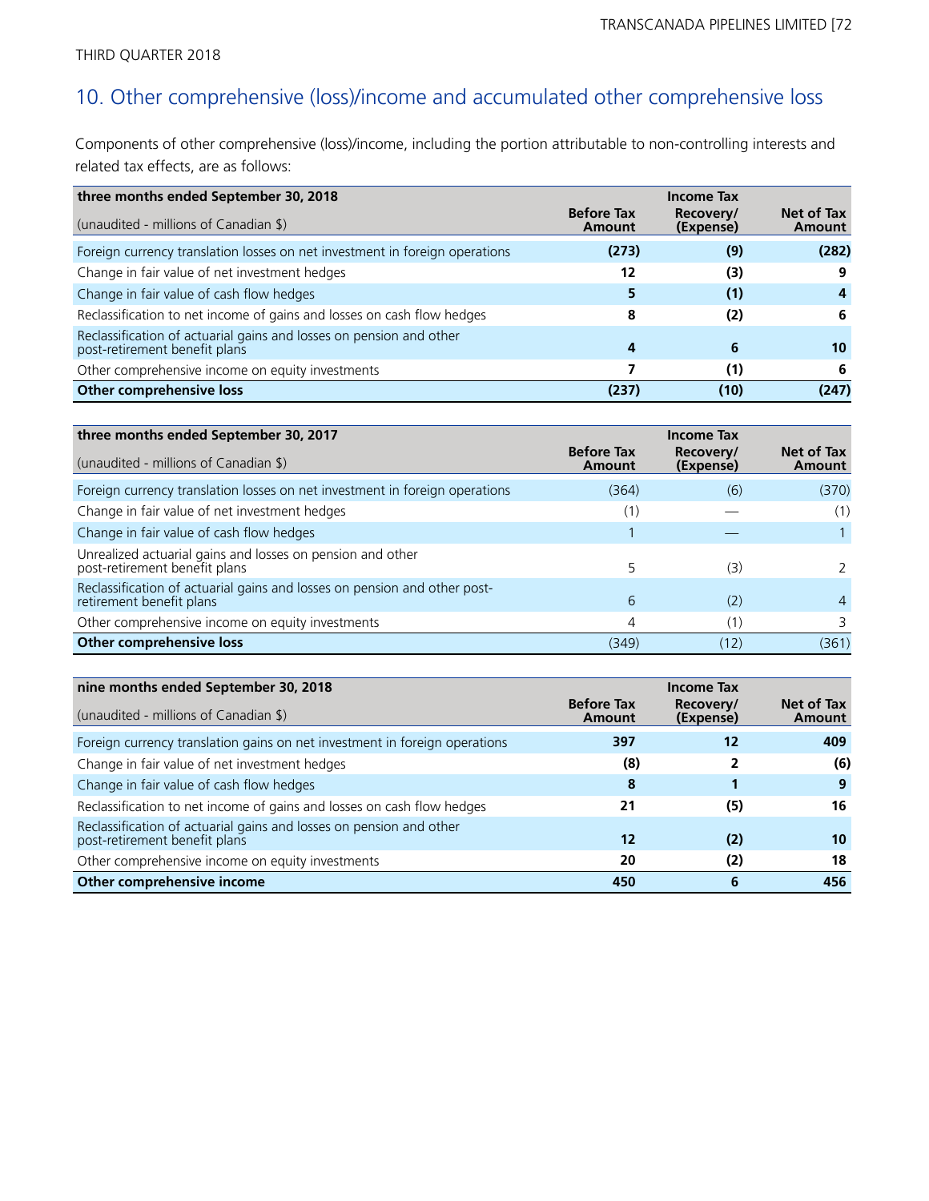THIRD QUARTER 2018

## 10. Other comprehensive (loss)/income and accumulated other comprehensive loss

Components of other comprehensive (loss)/income, including the portion attributable to non-controlling interests and related tax effects, are as follows:

| **three months ended September 30, 2018**<br>(unaudited - millions of Canadian $) | **Before Tax Amount** | **Income Tax Recovery/ (Expense)** | **Net of Tax Amount** |
|---|---|---|---|
| Foreign currency translation losses on net investment in foreign operations | **(273)** | **(9)** | **(282)** |
| Change in fair value of net investment hedges | **12** | **(3)** | **9** |
| Change in fair value of cash flow hedges | **5** | **(1)** | **4** |
| Reclassification to net income of gains and losses on cash flow hedges | **8** | **(2)** | **6** |
| Reclassification of actuarial gains and losses on pension and other post-retirement benefit plans | **4** | **6** | **10** |
| Other comprehensive income on equity investments | **7** | **(1)** | **6** |
| **Other comprehensive loss** | **(237)** | **(10)** | **(247)** |

| **three months ended September 30, 2017**<br>(unaudited - millions of Canadian $) | **Before Tax Amount** | **Income Tax Recovery/ (Expense)** | **Net of Tax Amount** |
|---|---|---|---|
| Foreign currency translation losses on net investment in foreign operations | (364) | (6) | (370) |
| Change in fair value of net investment hedges | (1) | — | (1) |
| Change in fair value of cash flow hedges | 1 | — | 1 |
| Unrealized actuarial gains and losses on pension and other post-retirement benefit plans | 5 | (3) | 2 |
| Reclassification of actuarial gains and losses on pension and other post-retirement benefit plans | 6 | (2) | 4 |
| Other comprehensive income on equity investments | 4 | (1) | 3 |
| **Other comprehensive loss** | (349) | (12) | (361) |

| **nine months ended September 30, 2018**<br>(unaudited - millions of Canadian $) | **Before Tax Amount** | **Income Tax Recovery/ (Expense)** | **Net of Tax Amount** |
|---|---|---|---|
| Foreign currency translation gains on net investment in foreign operations | **397** | **12** | **409** |
| Change in fair value of net investment hedges | **(8)** | **2** | **(6)** |
| Change in fair value of cash flow hedges | **8** | **1** | **9** |
| Reclassification to net income of gains and losses on cash flow hedges | **21** | **(5)** | **16** |
| Reclassification of actuarial gains and losses on pension and other post-retirement benefit plans | **12** | **(2)** | **10** |
| Other comprehensive income on equity investments | **20** | **(2)** | **18** |
| **Other comprehensive income** | **450** | **6** | **456** |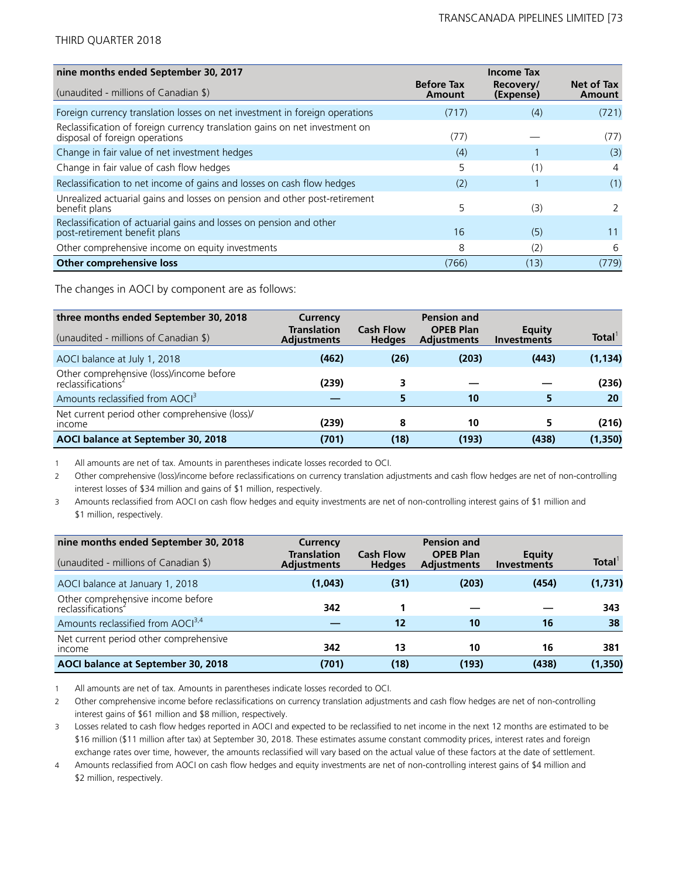| nine months ended September 30, 2017<br>(unaudited - millions of Canadian $) | Before Tax Amount | Income Tax Recovery/ (Expense) | Net of Tax Amount |
|---|---|---|---|
| Foreign currency translation losses on net investment in foreign operations | (717) | (4) | (721) |
| Reclassification of foreign currency translation gains on net investment on disposal of foreign operations | (77) | — | (77) |
| Change in fair value of net investment hedges | (4) | 1 | (3) |
| Change in fair value of cash flow hedges | 5 | (1) | 4 |
| Reclassification to net income of gains and losses on cash flow hedges | (2) | 1 | (1) |
| Unrealized actuarial gains and losses on pension and other post-retirement benefit plans | 5 | (3) | 2 |
| Reclassification of actuarial gains and losses on pension and other post-retirement benefit plans | 16 | (5) | 11 |
| Other comprehensive income on equity investments | 8 | (2) | 6 |
| **Other comprehensive loss** | (766) | (13) | (779) |

The changes in AOCI by component are as follows:

| three months ended September 30, 2018<br>(unaudited - millions of Canadian $) | Currency Translation Adjustments | Cash Flow Hedges | Pension and OPEB Plan Adjustments | Equity Investments | Total[1] |
|---|---|---|---|---|---|
| AOCI balance at July 1, 2018 | **(462)** | **(26)** | **(203)** | **(443)** | **(1,134)** |
| Other comprehensive (loss)/income before reclassifications[2] | **(239)** | **3** | **—** | **—** | **(236)** |
| Amounts reclassified from AOCI[3] | **—** | **5** | **10** | **5** | **20** |
| Net current period other comprehensive (loss)/ income | **(239)** | **8** | **10** | **5** | **(216)** |
| **AOCI balance at September 30, 2018** | **(701)** | **(18)** | **(193)** | **(438)** | **(1,350)** |

1 All amounts are net of tax. Amounts in parentheses indicate losses recorded to OCI.

2 Other comprehensive (loss)/income before reclassifications on currency translation adjustments and cash flow hedges are net of non-controlling interest losses of $34 million and gains of $1 million, respectively.

3 Amounts reclassified from AOCI on cash flow hedges and equity investments are net of non-controlling interest gains of $1 million and $1 million, respectively.

| nine months ended September 30, 2018<br>(unaudited - millions of Canadian $) | Currency Translation Adjustments | Cash Flow Hedges | Pension and OPEB Plan Adjustments | Equity Investments | Total[1] |
|---|---|---|---|---|---|
| AOCI balance at January 1, 2018 | **(1,043)** | **(31)** | **(203)** | **(454)** | **(1,731)** |
| Other comprehensive income before reclassifications[2] | **342** | **1** | **—** | **—** | **343** |
| Amounts reclassified from AOCI[3,4] | **—** | **12** | **10** | **16** | **38** |
| Net current period other comprehensive income | **342** | **13** | **10** | **16** | **381** |
| **AOCI balance at September 30, 2018** | **(701)** | **(18)** | **(193)** | **(438)** | **(1,350)** |

1 All amounts are net of tax. Amounts in parentheses indicate losses recorded to OCI.

2 Other comprehensive income before reclassifications on currency translation adjustments and cash flow hedges are net of non-controlling interest gains of $61 million and $8 million, respectively.

3 Losses related to cash flow hedges reported in AOCI and expected to be reclassified to net income in the next 12 months are estimated to be $16 million ($11 million after tax) at September 30, 2018. These estimates assume constant commodity prices, interest rates and foreign exchange rates over time, however, the amounts reclassified will vary based on the actual value of these factors at the date of settlement.

4 Amounts reclassified from AOCI on cash flow hedges and equity investments are net of non-controlling interest gains of $4 million and $2 million, respectively.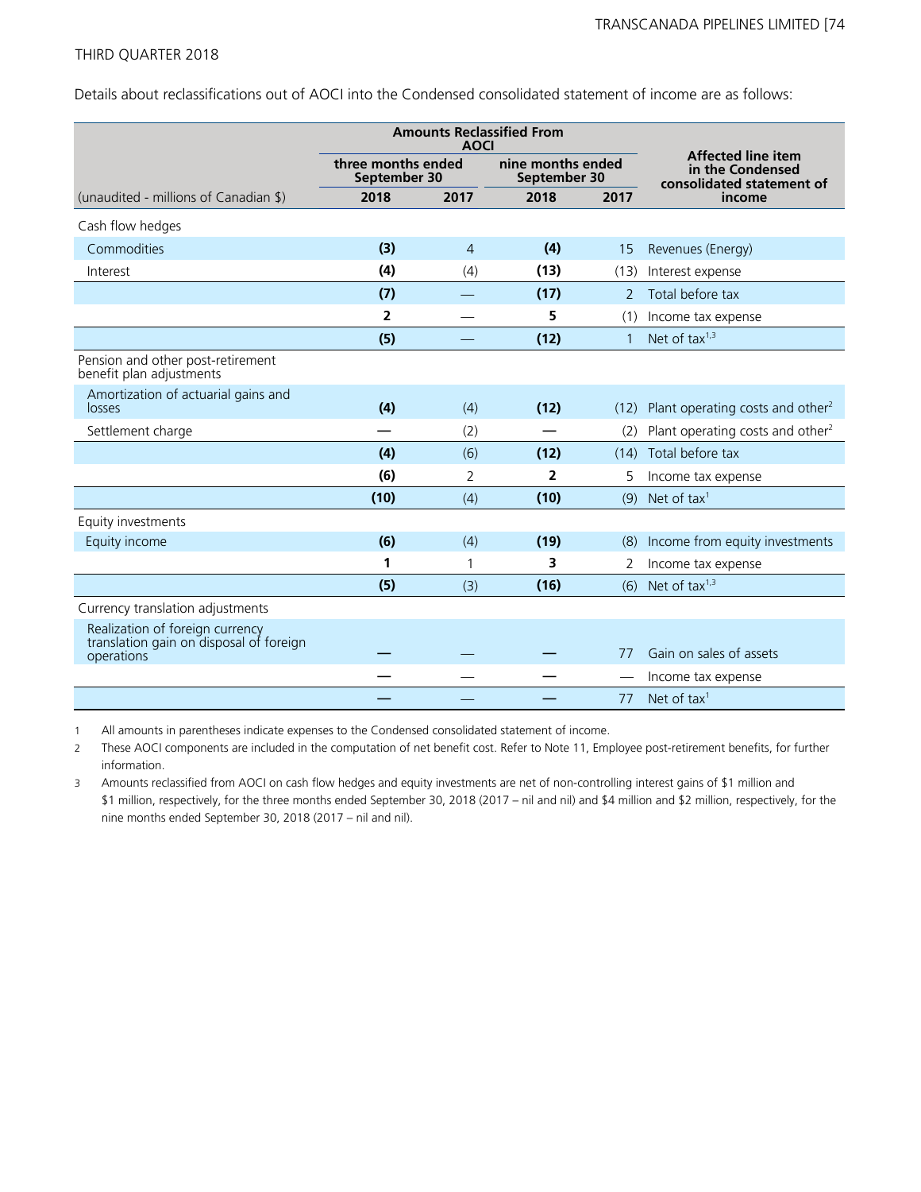Details about reclassifications out of AOCI into the Condensed consolidated statement of income are as follows:

| | Amounts Reclassified From AOCI | | | | Affected line item in the Condensed consolidated statement of income |
|---|---|---|---|---|---|
| | three months ended September 30 | | nine months ended September 30 | | |
| (unaudited - millions of Canadian $) | 2018 | 2017 | 2018 | 2017 | |
| Cash flow hedges | | | | | |
| Commodities | **(3)** | 4 | **(4)** | 15 | Revenues (Energy) |
| Interest | **(4)** | (4) | **(13)** | (13) | Interest expense |
| | **(7)** | — | **(17)** | 2 | Total before tax |
| | **2** | — | **5** | (1) | Income tax expense |
| | **(5)** | — | **(12)** | 1 | Net of tax[1,3] |
| Pension and other post-retirement benefit plan adjustments | | | | | |
| Amortization of actuarial gains and losses | **(4)** | (4) | **(12)** | (12) | Plant operating costs and other[2] |
| Settlement charge | **—** | (2) | **—** | (2) | Plant operating costs and other[2] |
| | **(4)** | (6) | **(12)** | (14) | Total before tax |
| | **(6)** | 2 | **2** | 5 | Income tax expense |
| | **(10)** | (4) | **(10)** | (9) | Net of tax[1] |
| Equity investments | | | | | |
| Equity income | **(6)** | (4) | **(19)** | (8) | Income from equity investments |
| | **1** | 1 | **3** | 2 | Income tax expense |
| | **(5)** | (3) | **(16)** | (6) | Net of tax[1,3] |
| Currency translation adjustments | | | | | |
| Realization of foreign currency translation gain on disposal of foreign operations | **—** | — | **—** | 77 | Gain on sales of assets |
| | **—** | — | **—** | — | Income tax expense |
| | **—** | — | **—** | 77 | Net of tax[1] |

1 All amounts in parentheses indicate expenses to the Condensed consolidated statement of income.

2 These AOCI components are included in the computation of net benefit cost. Refer to Note 11, Employee post-retirement benefits, for further information.

3 Amounts reclassified from AOCI on cash flow hedges and equity investments are net of non-controlling interest gains of $1 million and $1 million, respectively, for the three months ended September 30, 2018 (2017 – nil and nil) and $4 million and $2 million, respectively, for the nine months ended September 30, 2018 (2017 – nil and nil).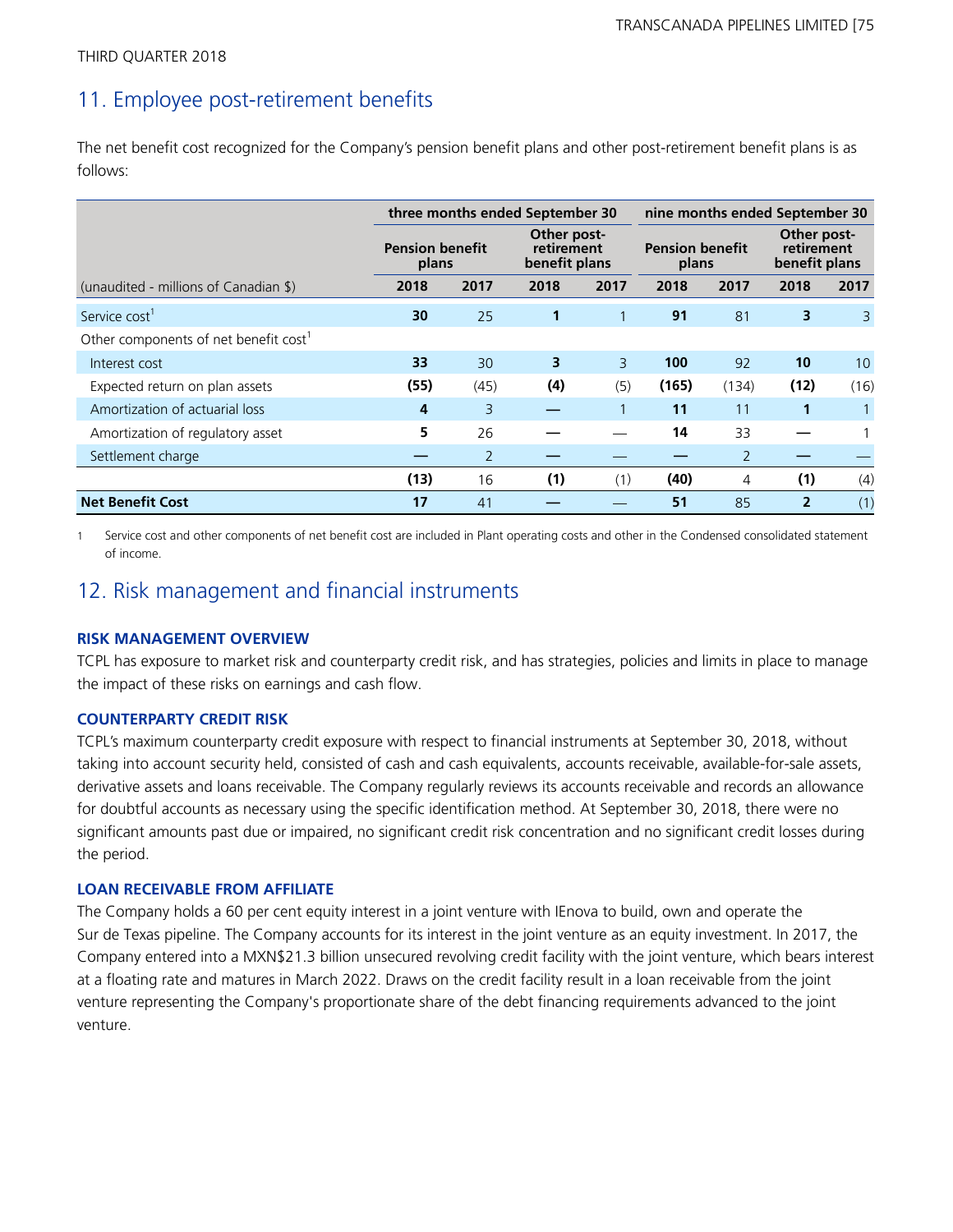THIRD QUARTER 2018

## 11. Employee post-retirement benefits

The net benefit cost recognized for the Company's pension benefit plans and other post-retirement benefit plans is as follows:

| | three months ended September 30 | | | | nine months ended September 30 | | | |
|---|---|---|---|---|---|---|---|---|
| | Pension benefit plans | | Other post-retirement benefit plans | | Pension benefit plans | | Other post-retirement benefit plans | |
| (unaudited - millions of Canadian $) | 2018 | 2017 | 2018 | 2017 | 2018 | 2017 | 2018 | 2017 |
| Service cost[1] | **30** | 25 | **1** | 1 | **91** | 81 | **3** | 3 |
| Other components of net benefit cost[1] | | | | | | | | |
| Interest cost | **33** | 30 | **3** | 3 | **100** | 92 | **10** | 10 |
| Expected return on plan assets | **(55)** | (45) | **(4)** | (5) | **(165)** | (134) | **(12)** | (16) |
| Amortization of actuarial loss | **4** | 3 | **—** | 1 | **11** | 11 | **1** | 1 |
| Amortization of regulatory asset | **5** | 26 | **—** | — | **14** | 33 | **—** | 1 |
| Settlement charge | **—** | 2 | **—** | — | **—** | 2 | **—** | — |
| | **(13)** | 16 | **(1)** | (1) | **(40)** | 4 | **(1)** | (4) |
| **Net Benefit Cost** | **17** | 41 | **—** | — | **51** | 85 | **2** | (1) |

1 Service cost and other components of net benefit cost are included in Plant operating costs and other in the Condensed consolidated statement of income.

## 12. Risk management and financial instruments

### RISK MANAGEMENT OVERVIEW

TCPL has exposure to market risk and counterparty credit risk, and has strategies, policies and limits in place to manage the impact of these risks on earnings and cash flow.

### COUNTERPARTY CREDIT RISK

TCPL's maximum counterparty credit exposure with respect to financial instruments at September 30, 2018, without taking into account security held, consisted of cash and cash equivalents, accounts receivable, available-for-sale assets, derivative assets and loans receivable. The Company regularly reviews its accounts receivable and records an allowance for doubtful accounts as necessary using the specific identification method. At September 30, 2018, there were no significant amounts past due or impaired, no significant credit risk concentration and no significant credit losses during the period.

### LOAN RECEIVABLE FROM AFFILIATE

The Company holds a 60 per cent equity interest in a joint venture with IEnova to build, own and operate the Sur de Texas pipeline. The Company accounts for its interest in the joint venture as an equity investment. In 2017, the Company entered into a MXN$21.3 billion unsecured revolving credit facility with the joint venture, which bears interest at a floating rate and matures in March 2022. Draws on the credit facility result in a loan receivable from the joint venture representing the Company's proportionate share of the debt financing requirements advanced to the joint venture.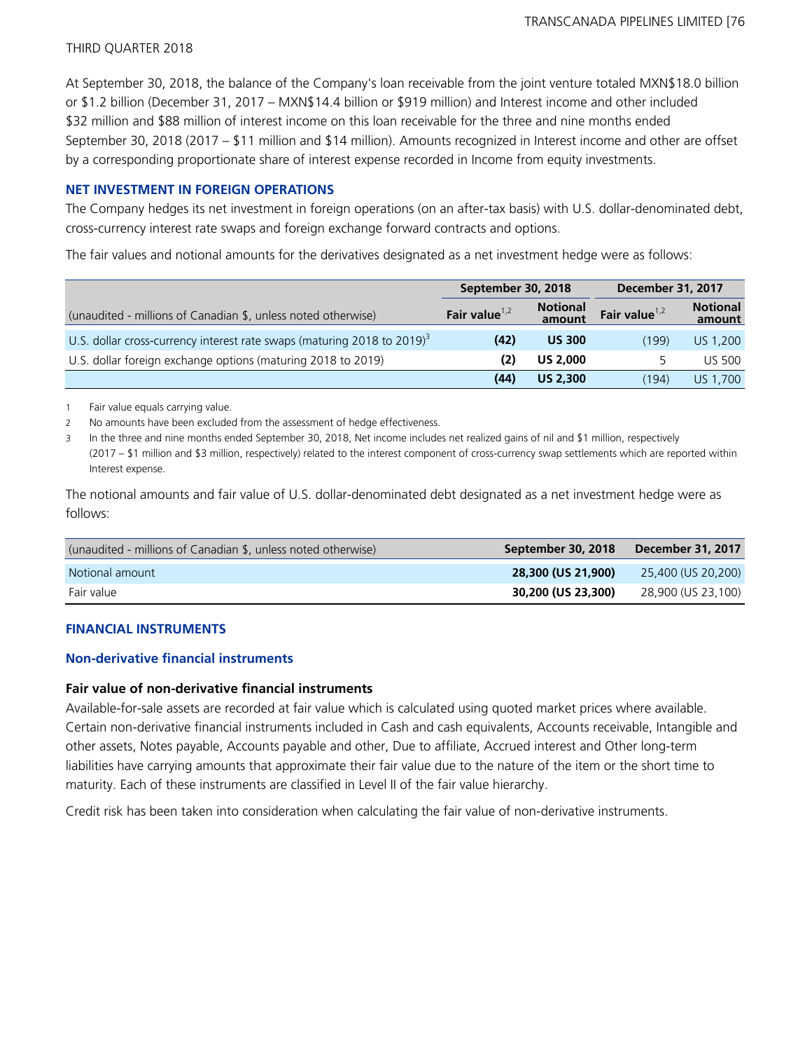THIRD QUARTER 2018

At September 30, 2018, the balance of the Company's loan receivable from the joint venture totaled MXN$18.0 billion or $1.2 billion (December 31, 2017 – MXN$14.4 billion or $919 million) and Interest income and other included $32 million and $88 million of interest income on this loan receivable for the three and nine months ended September 30, 2018 (2017 – $11 million and $14 million). Amounts recognized in Interest income and other are offset by a corresponding proportionate share of interest expense recorded in Income from equity investments.

### NET INVESTMENT IN FOREIGN OPERATIONS

The Company hedges its net investment in foreign operations (on an after-tax basis) with U.S. dollar-denominated debt, cross-currency interest rate swaps and foreign exchange forward contracts and options.

The fair values and notional amounts for the derivatives designated as a net investment hedge were as follows:

| | September 30, 2018 | | December 31, 2017 | |
|---|---|---|---|---|
| (unaudited - millions of Canadian $, unless noted otherwise) | **Fair value**[1,2] | **Notional amount** | **Fair value**[1,2] | **Notional amount** |
| U.S. dollar cross-currency interest rate swaps (maturing 2018 to 2019)[3] | **(42)** | **US 300** | (199) | US 1,200 |
| U.S. dollar foreign exchange options (maturing 2018 to 2019) | **(2)** | **US 2,000** | 5 | US 500 |
| | **(44)** | **US 2,300** | (194) | US 1,700 |

1 Fair value equals carrying value.

2 No amounts have been excluded from the assessment of hedge effectiveness.

3 In the three and nine months ended September 30, 2018, Net income includes net realized gains of nil and $1 million, respectively (2017 – $1 million and $3 million, respectively) related to the interest component of cross-currency swap settlements which are reported within Interest expense.

The notional amounts and fair value of U.S. dollar-denominated debt designated as a net investment hedge were as follows:

| (unaudited - millions of Canadian $, unless noted otherwise) | September 30, 2018 | December 31, 2017 |
|---|---|---|
| Notional amount | **28,300 (US 21,900)** | 25,400 (US 20,200) |
| Fair value | **30,200 (US 23,300)** | 28,900 (US 23,100) |

### FINANCIAL INSTRUMENTS

#### Non-derivative financial instruments

**Fair value of non-derivative financial instruments**

Available-for-sale assets are recorded at fair value which is calculated using quoted market prices where available. Certain non-derivative financial instruments included in Cash and cash equivalents, Accounts receivable, Intangible and other assets, Notes payable, Accounts payable and other, Due to affiliate, Accrued interest and Other long-term liabilities have carrying amounts that approximate their fair value due to the nature of the item or the short time to maturity. Each of these instruments are classified in Level II of the fair value hierarchy.

Credit risk has been taken into consideration when calculating the fair value of non-derivative instruments.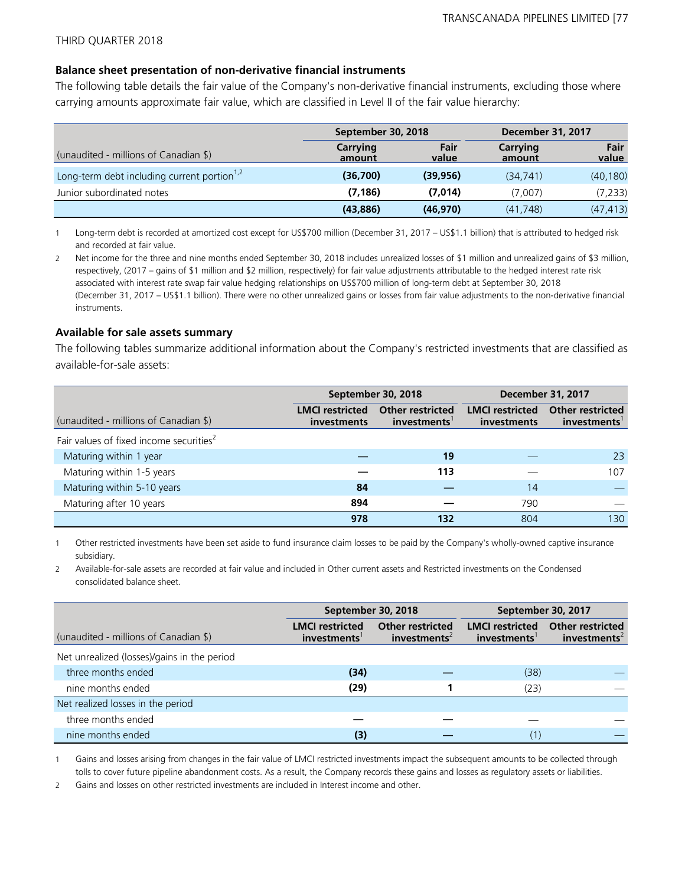THIRD QUARTER 2018

### Balance sheet presentation of non-derivative financial instruments

The following table details the fair value of the Company's non-derivative financial instruments, excluding those where carrying amounts approximate fair value, which are classified in Level II of the fair value hierarchy:

| | September 30, 2018 | | December 31, 2017 | |
|---|---|---|---|---|
| (unaudited - millions of Canadian $) | Carrying amount | Fair value | Carrying amount | Fair value |
| Long-term debt including current portion[1,2] | **(36,700)** | **(39,956)** | (34,741) | (40,180) |
| Junior subordinated notes | **(7,186)** | **(7,014)** | (7,007) | (7,233) |
| | **(43,886)** | **(46,970)** | (41,748) | (47,413) |

1 Long-term debt is recorded at amortized cost except for US$700 million (December 31, 2017 – US$1.1 billion) that is attributed to hedged risk and recorded at fair value.

2 Net income for the three and nine months ended September 30, 2018 includes unrealized losses of $1 million and unrealized gains of $3 million, respectively, (2017 – gains of $1 million and $2 million, respectively) for fair value adjustments attributable to the hedged interest rate risk associated with interest rate swap fair value hedging relationships on US$700 million of long-term debt at September 30, 2018 (December 31, 2017 – US$1.1 billion). There were no other unrealized gains or losses from fair value adjustments to the non-derivative financial instruments.

### Available for sale assets summary

The following tables summarize additional information about the Company's restricted investments that are classified as available-for-sale assets:

| | September 30, 2018 | | December 31, 2017 | |
|---|---|---|---|---|
| (unaudited - millions of Canadian $) | LMCI restricted investments | Other restricted investments[1] | LMCI restricted investments | Other restricted investments[1] |
| Fair values of fixed income securities[2] | | | | |
| Maturing within 1 year | **—** | **19** | — | 23 |
| Maturing within 1-5 years | **—** | **113** | — | 107 |
| Maturing within 5-10 years | **84** | **—** | 14 | — |
| Maturing after 10 years | **894** | **—** | 790 | — |
| | **978** | **132** | 804 | 130 |

1 Other restricted investments have been set aside to fund insurance claim losses to be paid by the Company's wholly-owned captive insurance subsidiary.

2 Available-for-sale assets are recorded at fair value and included in Other current assets and Restricted investments on the Condensed consolidated balance sheet.

| | September 30, 2018 | | September 30, 2017 | |
|---|---|---|---|---|
| (unaudited - millions of Canadian $) | LMCI restricted investments[1] | Other restricted investments[2] | LMCI restricted investments[1] | Other restricted investments[2] |
| Net unrealized (losses)/gains in the period | | | | |
| three months ended | **(34)** | **—** | (38) | — |
| nine months ended | **(29)** | **1** | (23) | — |
| Net realized losses in the period | | | | |
| three months ended | **—** | **—** | — | — |
| nine months ended | **(3)** | **—** | (1) | — |

1 Gains and losses arising from changes in the fair value of LMCI restricted investments impact the subsequent amounts to be collected through tolls to cover future pipeline abandonment costs. As a result, the Company records these gains and losses as regulatory assets or liabilities.

2 Gains and losses on other restricted investments are included in Interest income and other.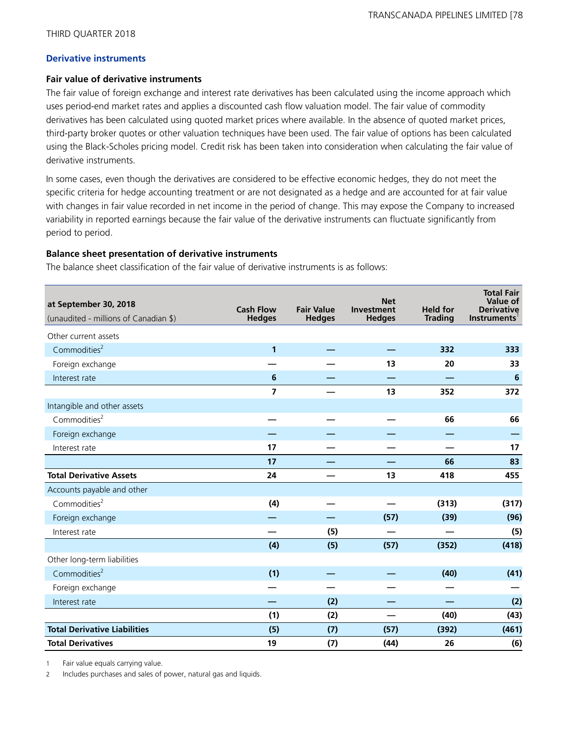THIRD QUARTER 2018

### Derivative instruments

#### Fair value of derivative instruments

The fair value of foreign exchange and interest rate derivatives has been calculated using the income approach which uses period-end market rates and applies a discounted cash flow valuation model. The fair value of commodity derivatives has been calculated using quoted market prices where available. In the absence of quoted market prices, third-party broker quotes or other valuation techniques have been used. The fair value of options has been calculated using the Black-Scholes pricing model. Credit risk has been taken into consideration when calculating the fair value of derivative instruments.

In some cases, even though the derivatives are considered to be effective economic hedges, they do not meet the specific criteria for hedge accounting treatment or are not designated as a hedge and are accounted for at fair value with changes in fair value recorded in net income in the period of change. This may expose the Company to increased variability in reported earnings because the fair value of the derivative instruments can fluctuate significantly from period to period.

#### Balance sheet presentation of derivative instruments

The balance sheet classification of the fair value of derivative instruments is as follows:

| at September 30, 2018 (unaudited - millions of Canadian $) | Cash Flow Hedges | Fair Value Hedges | Net Investment Hedges | Held for Trading | Total Fair Value of Derivative Instruments[1] |
|---|---|---|---|---|---|
| Other current assets | | | | | |
| Commodities[2] | 1 | — | — | 332 | 333 |
| Foreign exchange | — | — | 13 | 20 | 33 |
| Interest rate | 6 | — | — | — | 6 |
| | 7 | — | 13 | 352 | 372 |
| Intangible and other assets | | | | | |
| Commodities[2] | — | — | — | 66 | 66 |
| Foreign exchange | — | — | — | — | — |
| Interest rate | 17 | — | — | — | 17 |
| | 17 | — | — | 66 | 83 |
| **Total Derivative Assets** | 24 | — | 13 | 418 | 455 |
| Accounts payable and other | | | | | |
| Commodities[2] | (4) | — | — | (313) | (317) |
| Foreign exchange | — | — | (57) | (39) | (96) |
| Interest rate | — | (5) | — | — | (5) |
| | (4) | (5) | (57) | (352) | (418) |
| Other long-term liabilities | | | | | |
| Commodities[2] | (1) | — | — | (40) | (41) |
| Foreign exchange | — | — | — | — | — |
| Interest rate | — | (2) | — | — | (2) |
| | (1) | (2) | — | (40) | (43) |
| **Total Derivative Liabilities** | (5) | (7) | (57) | (392) | (461) |
| **Total Derivatives** | 19 | (7) | (44) | 26 | (6) |

1 Fair value equals carrying value.

2 Includes purchases and sales of power, natural gas and liquids.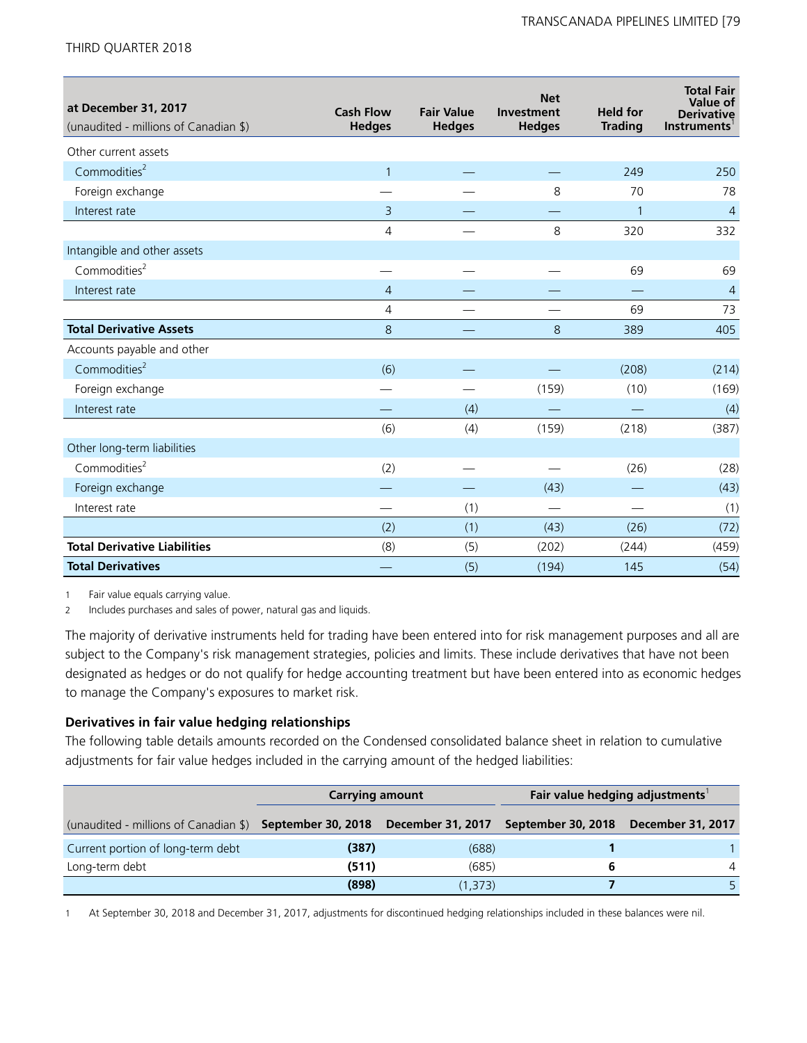| at December 31, 2017<br>(unaudited - millions of Canadian $) | Cash Flow Hedges | Fair Value Hedges | Net Investment Hedges | Held for Trading | Total Fair Value of Derivative Instruments[1] |
|---|---|---|---|---|---|
| Other current assets | | | | | |
| Commodities[2] | 1 | — | — | 249 | 250 |
| Foreign exchange | — | — | 8 | 70 | 78 |
| Interest rate | 3 | — | — | 1 | 4 |
| | 4 | — | 8 | 320 | 332 |
| Intangible and other assets | | | | | |
| Commodities[2] | — | — | — | 69 | 69 |
| Interest rate | 4 | — | — | — | 4 |
| | 4 | — | — | 69 | 73 |
| **Total Derivative Assets** | 8 | — | 8 | 389 | 405 |
| Accounts payable and other | | | | | |
| Commodities[2] | (6) | — | — | (208) | (214) |
| Foreign exchange | — | — | (159) | (10) | (169) |
| Interest rate | — | (4) | — | — | (4) |
| | (6) | (4) | (159) | (218) | (387) |
| Other long-term liabilities | | | | | |
| Commodities[2] | (2) | — | — | (26) | (28) |
| Foreign exchange | — | — | (43) | — | (43) |
| Interest rate | — | (1) | — | — | (1) |
| | (2) | (1) | (43) | (26) | (72) |
| **Total Derivative Liabilities** | (8) | (5) | (202) | (244) | (459) |
| **Total Derivatives** | — | (5) | (194) | 145 | (54) |

1 Fair value equals carrying value.

2 Includes purchases and sales of power, natural gas and liquids.

The majority of derivative instruments held for trading have been entered into for risk management purposes and all are subject to the Company's risk management strategies, policies and limits. These include derivatives that have not been designated as hedges or do not qualify for hedge accounting treatment but have been entered into as economic hedges to manage the Company's exposures to market risk.

**Derivatives in fair value hedging relationships**

The following table details amounts recorded on the Condensed consolidated balance sheet in relation to cumulative adjustments for fair value hedges included in the carrying amount of the hedged liabilities:

| | Carrying amount | | Fair value hedging adjustments[1] | |
|---|---|---|---|---|
| (unaudited - millions of Canadian $) | September 30, 2018 | December 31, 2017 | September 30, 2018 | December 31, 2017 |
| Current portion of long-term debt | **(387)** | (688) | **1** | 1 |
| Long-term debt | **(511)** | (685) | **6** | 4 |
| | **(898)** | (1,373) | **7** | 5 |

1 At September 30, 2018 and December 31, 2017, adjustments for discontinued hedging relationships included in these balances were nil.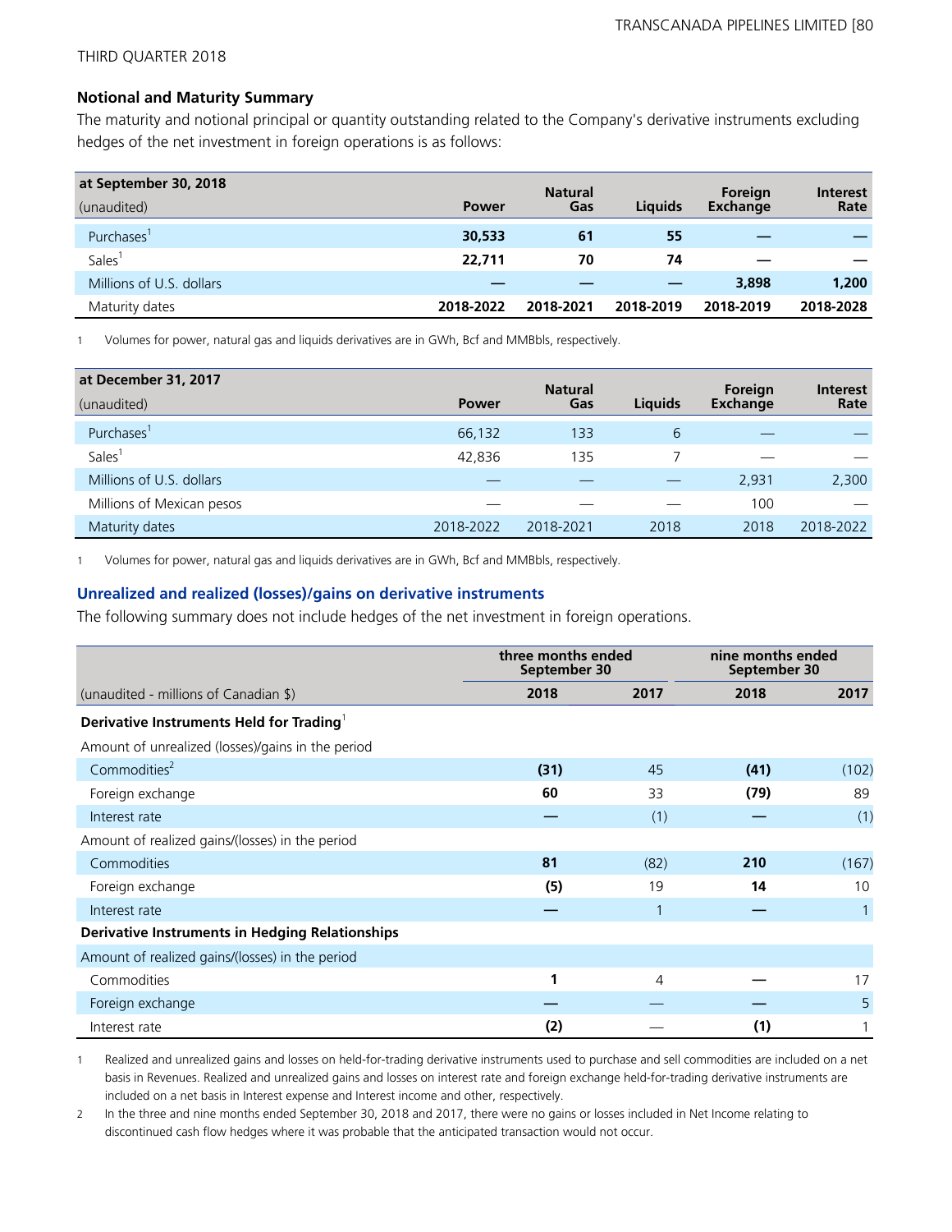THIRD QUARTER 2018

### Notional and Maturity Summary

The maturity and notional principal or quantity outstanding related to the Company's derivative instruments excluding hedges of the net investment in foreign operations is as follows:

| at September 30, 2018 (unaudited) | Power | Natural Gas | Liquids | Foreign Exchange | Interest Rate |
|---|---|---|---|---|---|
| Purchases[1] | **30,533** | **61** | **55** | **—** | **—** |
| Sales[1] | **22,711** | **70** | **74** | **—** | **—** |
| Millions of U.S. dollars | **—** | **—** | **—** | **3,898** | **1,200** |
| Maturity dates | **2018-2022** | **2018-2021** | **2018-2019** | **2018-2019** | **2018-2028** |

1 Volumes for power, natural gas and liquids derivatives are in GWh, Bcf and MMBbls, respectively.

| at December 31, 2017 (unaudited) | Power | Natural Gas | Liquids | Foreign Exchange | Interest Rate |
|---|---|---|---|---|---|
| Purchases[1] | 66,132 | 133 | 6 | — | — |
| Sales[1] | 42,836 | 135 | 7 | — | — |
| Millions of U.S. dollars | — | — | — | 2,931 | 2,300 |
| Millions of Mexican pesos | — | — | — | 100 | — |
| Maturity dates | 2018-2022 | 2018-2021 | 2018 | 2018 | 2018-2022 |

1 Volumes for power, natural gas and liquids derivatives are in GWh, Bcf and MMBbls, respectively.

## Unrealized and realized (losses)/gains on derivative instruments

The following summary does not include hedges of the net investment in foreign operations.

| | three months ended September 30 | | nine months ended September 30 | |
|---|---|---|---|---|
| (unaudited - millions of Canadian $) | 2018 | 2017 | 2018 | 2017 |
| **Derivative Instruments Held for Trading**[1] | | | | |
| Amount of unrealized (losses)/gains in the period | | | | |
| Commodities[2] | **(31)** | 45 | **(41)** | (102) |
| Foreign exchange | **60** | 33 | **(79)** | 89 |
| Interest rate | **—** | (1) | **—** | (1) |
| Amount of realized gains/(losses) in the period | | | | |
| Commodities | **81** | (82) | **210** | (167) |
| Foreign exchange | **(5)** | 19 | **14** | 10 |
| Interest rate | **—** | 1 | **—** | 1 |
| **Derivative Instruments in Hedging Relationships** | | | | |
| Amount of realized gains/(losses) in the period | | | | |
| Commodities | **1** | 4 | **—** | 17 |
| Foreign exchange | **—** | — | **—** | 5 |
| Interest rate | **(2)** | — | **(1)** | 1 |

1 Realized and unrealized gains and losses on held-for-trading derivative instruments used to purchase and sell commodities are included on a net basis in Revenues. Realized and unrealized gains and losses on interest rate and foreign exchange held-for-trading derivative instruments are included on a net basis in Interest expense and Interest income and other, respectively.

2 In the three and nine months ended September 30, 2018 and 2017, there were no gains or losses included in Net Income relating to discontinued cash flow hedges where it was probable that the anticipated transaction would not occur.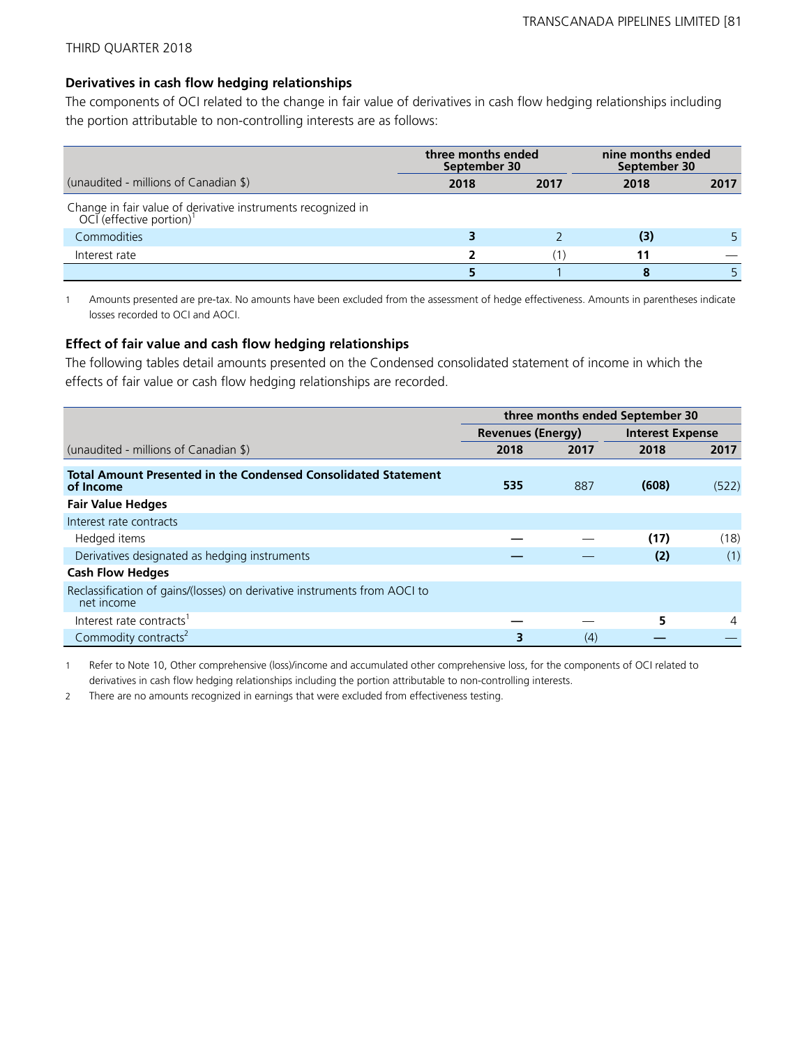THIRD QUARTER 2018

### Derivatives in cash flow hedging relationships

The components of OCI related to the change in fair value of derivatives in cash flow hedging relationships including the portion attributable to non-controlling interests are as follows:

| | three months ended September 30 | | nine months ended September 30 | |
|---|---|---|---|---|
| (unaudited - millions of Canadian $) | **2018** | 2017 | **2018** | 2017 |
| Change in fair value of derivative instruments recognized in OCI (effective portion)[1] | | | | |
| Commodities | **3** | 2 | **(3)** | 5 |
| Interest rate | **2** | (1) | **11** | — |
| | **5** | 1 | **8** | 5 |

1 Amounts presented are pre-tax. No amounts have been excluded from the assessment of hedge effectiveness. Amounts in parentheses indicate losses recorded to OCI and AOCI.

### Effect of fair value and cash flow hedging relationships

The following tables detail amounts presented on the Condensed consolidated statement of income in which the effects of fair value or cash flow hedging relationships are recorded.

| | three months ended September 30 | | | |
|---|---|---|---|---|
| | Revenues (Energy) | | Interest Expense | |
| (unaudited - millions of Canadian $) | **2018** | 2017 | **2018** | 2017 |
| **Total Amount Presented in the Condensed Consolidated Statement of Income** | **535** | 887 | **(608)** | (522) |
| **Fair Value Hedges** | | | | |
| Interest rate contracts | | | | |
| Hedged items | **—** | — | **(17)** | (18) |
| Derivatives designated as hedging instruments | **—** | — | **(2)** | (1) |
| **Cash Flow Hedges** | | | | |
| Reclassification of gains/(losses) on derivative instruments from AOCI to net income | | | | |
| Interest rate contracts[1] | **—** | — | **5** | 4 |
| Commodity contracts[2] | **3** | (4) | **—** | — |

1 Refer to Note 10, Other comprehensive (loss)/income and accumulated other comprehensive loss, for the components of OCI related to derivatives in cash flow hedging relationships including the portion attributable to non-controlling interests.

2 There are no amounts recognized in earnings that were excluded from effectiveness testing.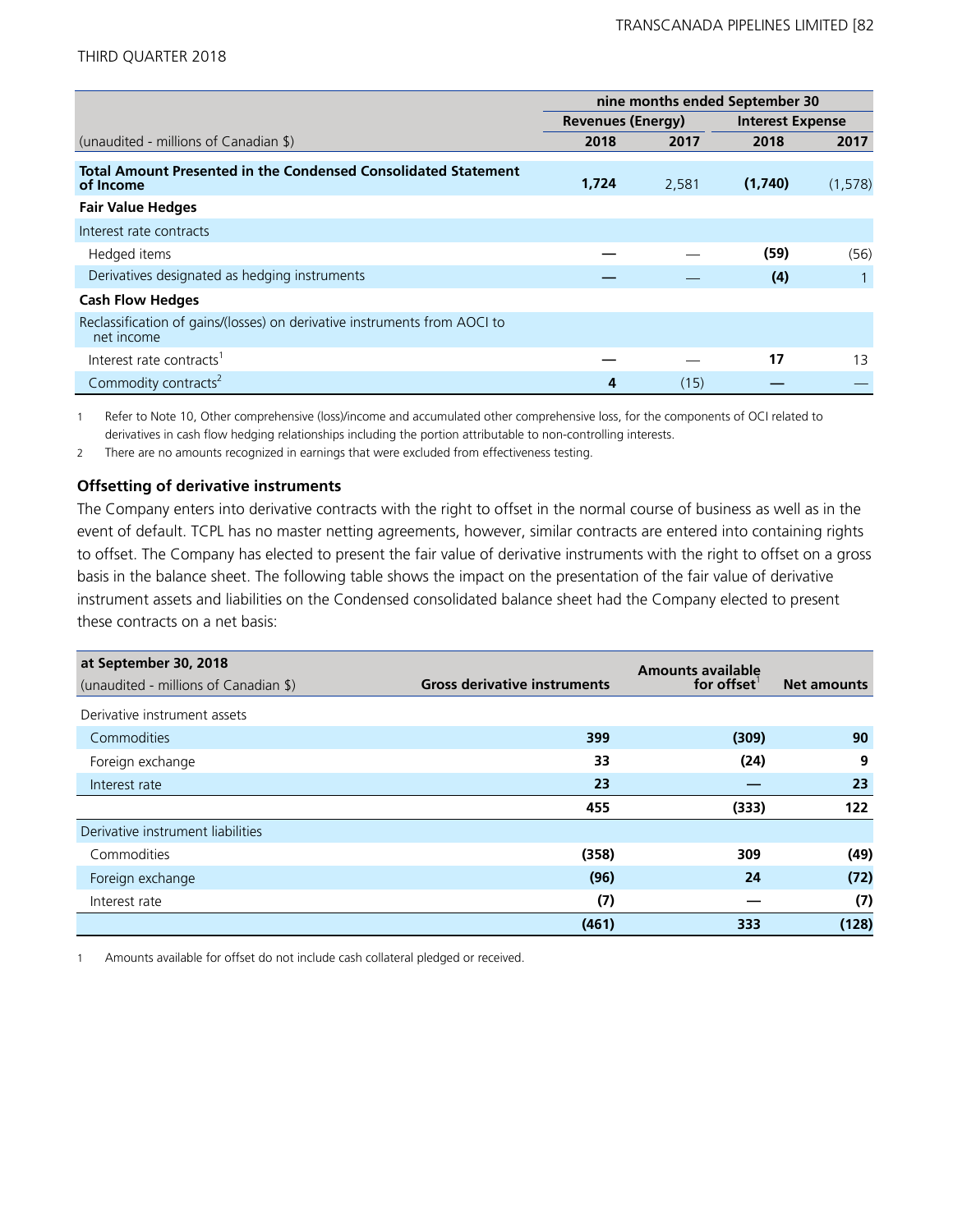| (unaudited - millions of Canadian $) | nine months ended September 30 | | | |
|---|---|---|---|---|
| | Revenues (Energy) | | Interest Expense | |
| | 2018 | 2017 | 2018 | 2017 |
| **Total Amount Presented in the Condensed Consolidated Statement of Income** | **1,724** | 2,581 | **(1,740)** | (1,578) |
| **Fair Value Hedges** | | | | |
| Interest rate contracts | | | | |
| Hedged items | **—** | — | **(59)** | (56) |
| Derivatives designated as hedging instruments | **—** | — | **(4)** | 1 |
| **Cash Flow Hedges** | | | | |
| Reclassification of gains/(losses) on derivative instruments from AOCI to net income | | | | |
| Interest rate contracts[1] | **—** | — | **17** | 13 |
| Commodity contracts[2] | **4** | (15) | **—** | — |

1 Refer to Note 10, Other comprehensive (loss)/income and accumulated other comprehensive loss, for the components of OCI related to derivatives in cash flow hedging relationships including the portion attributable to non-controlling interests.

2 There are no amounts recognized in earnings that were excluded from effectiveness testing.

### Offsetting of derivative instruments

The Company enters into derivative contracts with the right to offset in the normal course of business as well as in the event of default. TCPL has no master netting agreements, however, similar contracts are entered into containing rights to offset. The Company has elected to present the fair value of derivative instruments with the right to offset on a gross basis in the balance sheet. The following table shows the impact on the presentation of the fair value of derivative instrument assets and liabilities on the Condensed consolidated balance sheet had the Company elected to present these contracts on a net basis:

| at September 30, 2018 (unaudited - millions of Canadian $) | Gross derivative instruments | Amounts available for offset[1] | Net amounts |
|---|---|---|---|
| Derivative instrument assets | | | |
| Commodities | **399** | **(309)** | **90** |
| Foreign exchange | **33** | **(24)** | **9** |
| Interest rate | **23** | **—** | **23** |
| | **455** | **(333)** | **122** |
| Derivative instrument liabilities | | | |
| Commodities | **(358)** | **309** | **(49)** |
| Foreign exchange | **(96)** | **24** | **(72)** |
| Interest rate | **(7)** | **—** | **(7)** |
| | **(461)** | **333** | **(128)** |

1 Amounts available for offset do not include cash collateral pledged or received.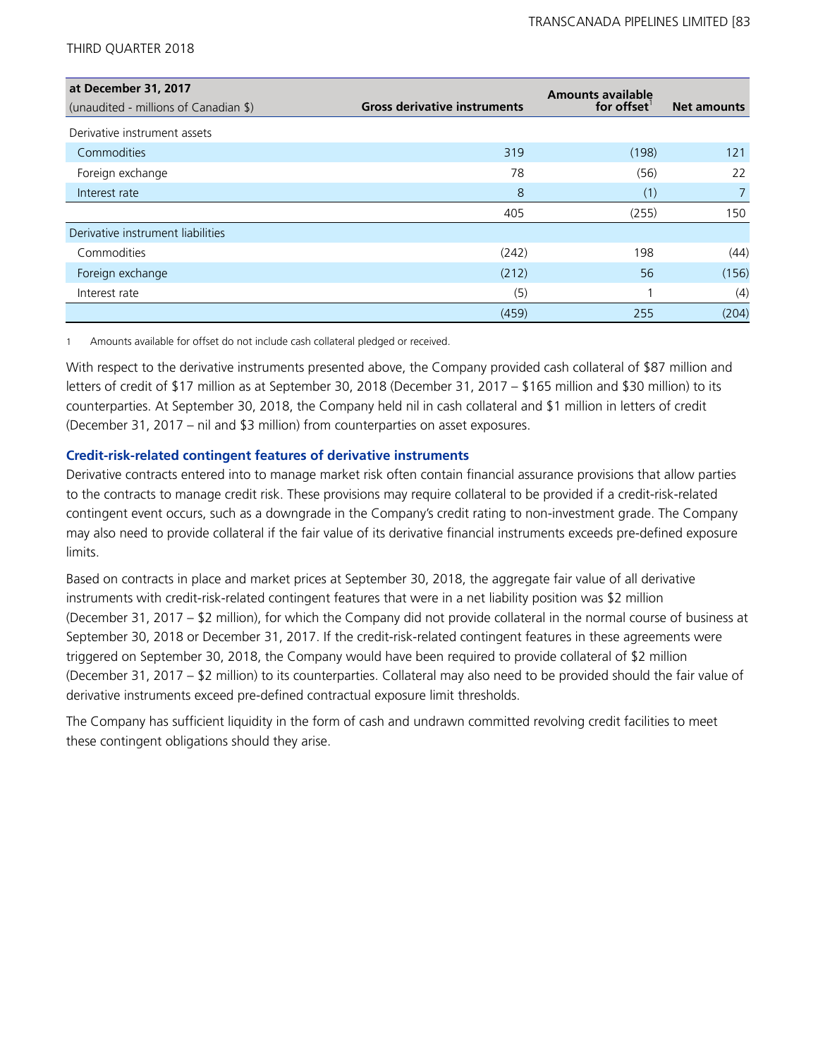| at December 31, 2017<br>(unaudited - millions of Canadian $) | Gross derivative instruments | Amounts available for offset[1] | Net amounts |
|---|---|---|---|
| Derivative instrument assets | | | |
| Commodities | 319 | (198) | 121 |
| Foreign exchange | 78 | (56) | 22 |
| Interest rate | 8 | (1) | 7 |
| | 405 | (255) | 150 |
| Derivative instrument liabilities | | | |
| Commodities | (242) | 198 | (44) |
| Foreign exchange | (212) | 56 | (156) |
| Interest rate | (5) | 1 | (4) |
| | (459) | 255 | (204) |

1 Amounts available for offset do not include cash collateral pledged or received.

With respect to the derivative instruments presented above, the Company provided cash collateral of $87 million and letters of credit of $17 million as at September 30, 2018 (December 31, 2017 – $165 million and $30 million) to its counterparties. At September 30, 2018, the Company held nil in cash collateral and $1 million in letters of credit (December 31, 2017 – nil and $3 million) from counterparties on asset exposures.

### Credit-risk-related contingent features of derivative instruments

Derivative contracts entered into to manage market risk often contain financial assurance provisions that allow parties to the contracts to manage credit risk. These provisions may require collateral to be provided if a credit-risk-related contingent event occurs, such as a downgrade in the Company's credit rating to non-investment grade. The Company may also need to provide collateral if the fair value of its derivative financial instruments exceeds pre-defined exposure limits.

Based on contracts in place and market prices at September 30, 2018, the aggregate fair value of all derivative instruments with credit-risk-related contingent features that were in a net liability position was $2 million (December 31, 2017 – $2 million), for which the Company did not provide collateral in the normal course of business at September 30, 2018 or December 31, 2017. If the credit-risk-related contingent features in these agreements were triggered on September 30, 2018, the Company would have been required to provide collateral of $2 million (December 31, 2017 – $2 million) to its counterparties. Collateral may also need to be provided should the fair value of derivative instruments exceed pre-defined contractual exposure limit thresholds.

The Company has sufficient liquidity in the form of cash and undrawn committed revolving credit facilities to meet these contingent obligations should they arise.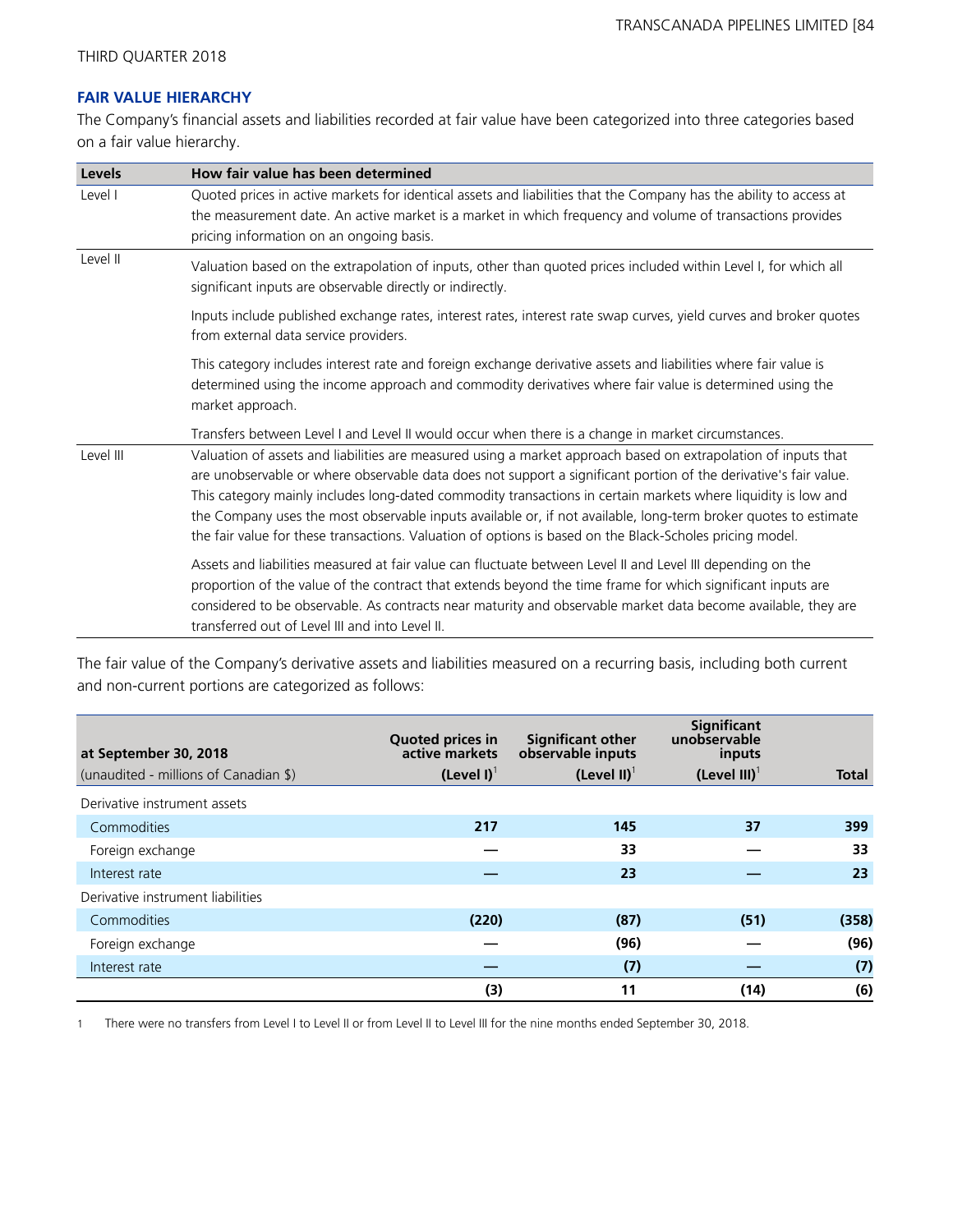## FAIR VALUE HIERARCHY

The Company's financial assets and liabilities recorded at fair value have been categorized into three categories based on a fair value hierarchy.

| Levels | How fair value has been determined |
|---|---|
| Level I | Quoted prices in active markets for identical assets and liabilities that the Company has the ability to access at the measurement date. An active market is a market in which frequency and volume of transactions provides pricing information on an ongoing basis. |
| Level II | Valuation based on the extrapolation of inputs, other than quoted prices included within Level I, for which all significant inputs are observable directly or indirectly.<br><br>Inputs include published exchange rates, interest rates, interest rate swap curves, yield curves and broker quotes from external data service providers.<br><br>This category includes interest rate and foreign exchange derivative assets and liabilities where fair value is determined using the income approach and commodity derivatives where fair value is determined using the market approach.<br><br>Transfers between Level I and Level II would occur when there is a change in market circumstances. |
| Level III | Valuation of assets and liabilities are measured using a market approach based on extrapolation of inputs that are unobservable or where observable data does not support a significant portion of the derivative's fair value. This category mainly includes long-dated commodity transactions in certain markets where liquidity is low and the Company uses the most observable inputs available or, if not available, long-term broker quotes to estimate the fair value for these transactions. Valuation of options is based on the Black-Scholes pricing model.<br><br>Assets and liabilities measured at fair value can fluctuate between Level II and Level III depending on the proportion of the value of the contract that extends beyond the time frame for which significant inputs are considered to be observable. As contracts near maturity and observable market data become available, they are transferred out of Level III and into Level II. |

The fair value of the Company's derivative assets and liabilities measured on a recurring basis, including both current and non-current portions are categorized as follows:

| at September 30, 2018<br>(unaudited - millions of Canadian $) | Quoted prices in active markets (Level I)[1] | Significant other observable inputs (Level II)[1] | Significant unobservable inputs (Level III)[1] | Total |
|---|---|---|---|---|
| Derivative instrument assets | | | | |
| Commodities | **217** | **145** | **37** | **399** |
| Foreign exchange | **—** | **33** | **—** | **33** |
| Interest rate | **—** | **23** | **—** | **23** |
| Derivative instrument liabilities | | | | |
| Commodities | **(220)** | **(87)** | **(51)** | **(358)** |
| Foreign exchange | **—** | **(96)** | **—** | **(96)** |
| Interest rate | **—** | **(7)** | **—** | **(7)** |
| | **(3)** | **11** | **(14)** | **(6)** |

1 There were no transfers from Level I to Level II or from Level II to Level III for the nine months ended September 30, 2018.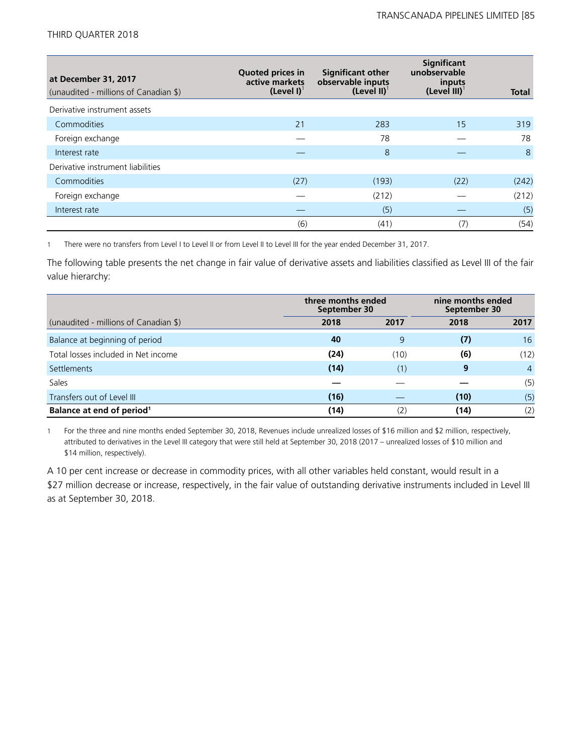| at December 31, 2017<br>(unaudited - millions of Canadian $) | Quoted prices in active markets (Level I)[1] | Significant other observable inputs (Level II)[1] | Significant unobservable inputs (Level III)[1] | Total |
|---|---|---|---|---|
| Derivative instrument assets | | | | |
| Commodities | 21 | 283 | 15 | 319 |
| Foreign exchange | — | 78 | — | 78 |
| Interest rate | — | 8 | — | 8 |
| Derivative instrument liabilities | | | | |
| Commodities | (27) | (193) | (22) | (242) |
| Foreign exchange | — | (212) | — | (212) |
| Interest rate | — | (5) | — | (5) |
| | (6) | (41) | (7) | (54) |

1 There were no transfers from Level I to Level II or from Level II to Level III for the year ended December 31, 2017.

The following table presents the net change in fair value of derivative assets and liabilities classified as Level III of the fair value hierarchy:

| | three months ended September 30 | | nine months ended September 30 | |
|---|---|---|---|---|
| (unaudited - millions of Canadian $) | **2018** | 2017 | **2018** | 2017 |
| Balance at beginning of period | **40** | 9 | **(7)** | 16 |
| Total losses included in Net income | **(24)** | (10) | **(6)** | (12) |
| Settlements | **(14)** | (1) | **9** | 4 |
| Sales | **—** | — | **—** | (5) |
| Transfers out of Level III | **(16)** | — | **(10)** | (5) |
| **Balance at end of period[1]** | **(14)** | (2) | **(14)** | (2) |

1 For the three and nine months ended September 30, 2018, Revenues include unrealized losses of $16 million and $2 million, respectively, attributed to derivatives in the Level III category that were still held at September 30, 2018 (2017 – unrealized losses of $10 million and $14 million, respectively).

A 10 per cent increase or decrease in commodity prices, with all other variables held constant, would result in a $27 million decrease or increase, respectively, in the fair value of outstanding derivative instruments included in Level III as at September 30, 2018.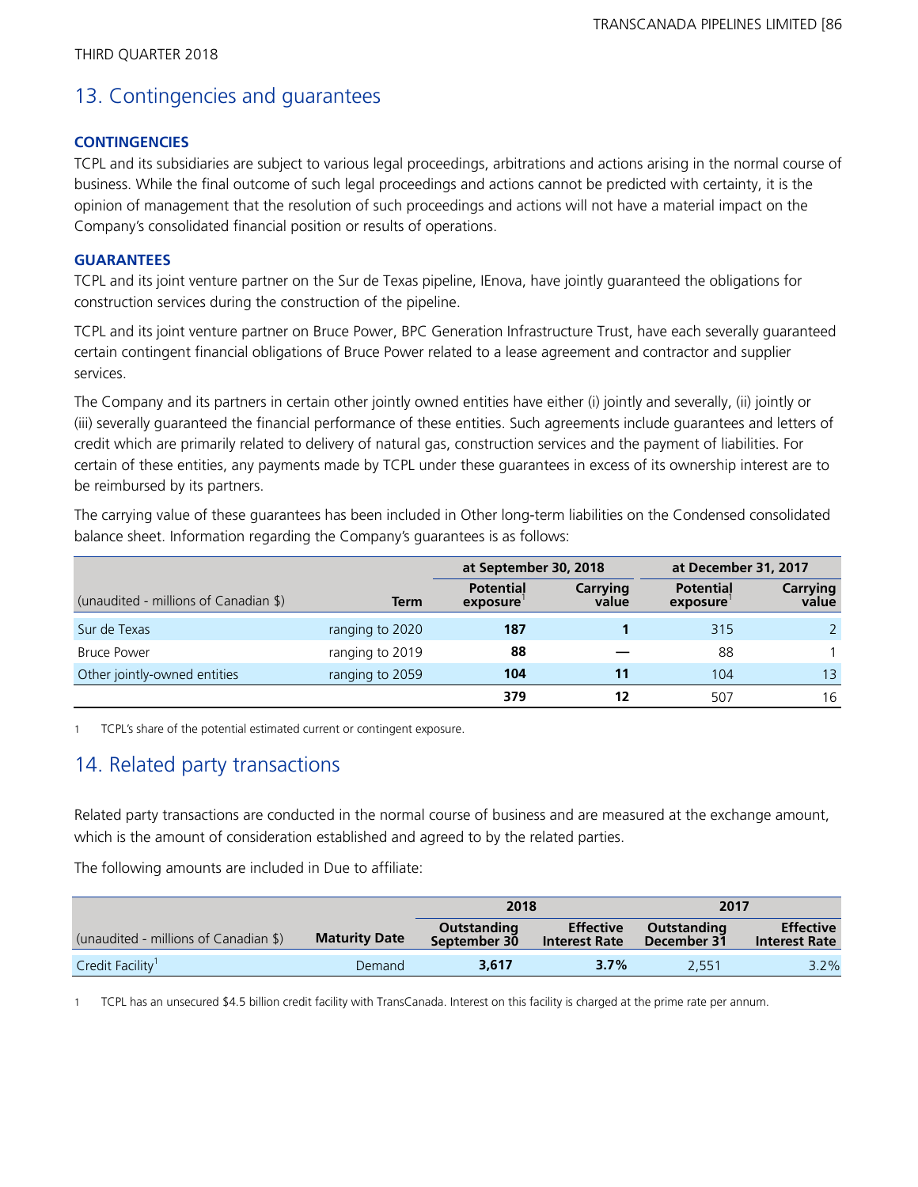THIRD QUARTER 2018

## 13. Contingencies and guarantees

### CONTINGENCIES

TCPL and its subsidiaries are subject to various legal proceedings, arbitrations and actions arising in the normal course of business. While the final outcome of such legal proceedings and actions cannot be predicted with certainty, it is the opinion of management that the resolution of such proceedings and actions will not have a material impact on the Company's consolidated financial position or results of operations.

### GUARANTEES

TCPL and its joint venture partner on the Sur de Texas pipeline, IEnova, have jointly guaranteed the obligations for construction services during the construction of the pipeline.

TCPL and its joint venture partner on Bruce Power, BPC Generation Infrastructure Trust, have each severally guaranteed certain contingent financial obligations of Bruce Power related to a lease agreement and contractor and supplier services.

The Company and its partners in certain other jointly owned entities have either (i) jointly and severally, (ii) jointly or (iii) severally guaranteed the financial performance of these entities. Such agreements include guarantees and letters of credit which are primarily related to delivery of natural gas, construction services and the payment of liabilities. For certain of these entities, any payments made by TCPL under these guarantees in excess of its ownership interest are to be reimbursed by its partners.

The carrying value of these guarantees has been included in Other long-term liabilities on the Condensed consolidated balance sheet. Information regarding the Company's guarantees is as follows:

| | | at September 30, 2018 | | at December 31, 2017 | |
|---|---|---|---|---|---|
| (unaudited - millions of Canadian $) | Term | Potential exposure[1] | Carrying value | Potential exposure[1] | Carrying value |
| Sur de Texas | ranging to 2020 | **187** | **1** | 315 | 2 |
| Bruce Power | ranging to 2019 | **88** | **—** | 88 | 1 |
| Other jointly-owned entities | ranging to 2059 | **104** | **11** | 104 | 13 |
| | | **379** | **12** | 507 | 16 |

1 TCPL's share of the potential estimated current or contingent exposure.

## 14. Related party transactions

Related party transactions are conducted in the normal course of business and are measured at the exchange amount, which is the amount of consideration established and agreed to by the related parties.

The following amounts are included in Due to affiliate:

| | | 2018 | | 2017 | |
|---|---|---|---|---|---|
| (unaudited - millions of Canadian $) | Maturity Date | Outstanding September 30 | Effective Interest Rate | Outstanding December 31 | Effective Interest Rate |
| Credit Facility[1] | Demand | **3,617** | **3.7%** | 2,551 | 3.2% |

1 TCPL has an unsecured $4.5 billion credit facility with TransCanada. Interest on this facility is charged at the prime rate per annum.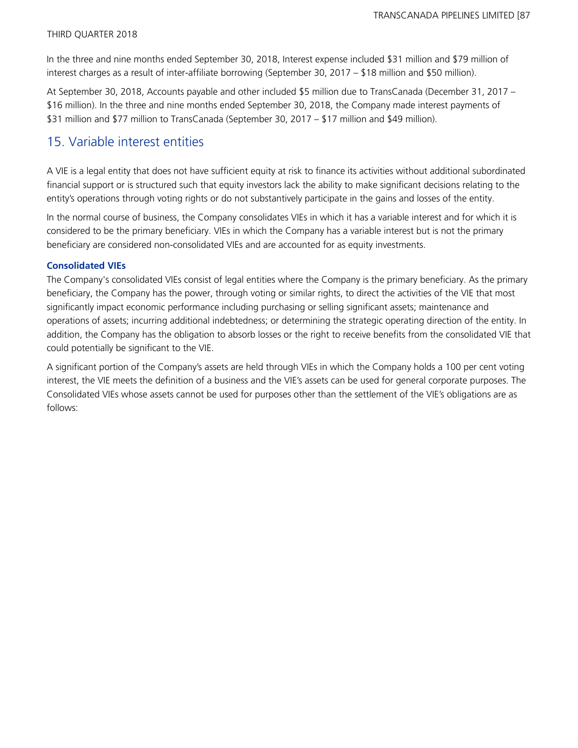In the three and nine months ended September 30, 2018, Interest expense included $31 million and $79 million of interest charges as a result of inter-affiliate borrowing (September 30, 2017 – $18 million and $50 million).

At September 30, 2018, Accounts payable and other included $5 million due to TransCanada (December 31, 2017 – $16 million). In the three and nine months ended September 30, 2018, the Company made interest payments of $31 million and $77 million to TransCanada (September 30, 2017 – $17 million and $49 million).

## 15. Variable interest entities

A VIE is a legal entity that does not have sufficient equity at risk to finance its activities without additional subordinated financial support or is structured such that equity investors lack the ability to make significant decisions relating to the entity's operations through voting rights or do not substantively participate in the gains and losses of the entity.

In the normal course of business, the Company consolidates VIEs in which it has a variable interest and for which it is considered to be the primary beneficiary. VIEs in which the Company has a variable interest but is not the primary beneficiary are considered non-consolidated VIEs and are accounted for as equity investments.

### Consolidated VIEs

The Company's consolidated VIEs consist of legal entities where the Company is the primary beneficiary. As the primary beneficiary, the Company has the power, through voting or similar rights, to direct the activities of the VIE that most significantly impact economic performance including purchasing or selling significant assets; maintenance and operations of assets; incurring additional indebtedness; or determining the strategic operating direction of the entity. In addition, the Company has the obligation to absorb losses or the right to receive benefits from the consolidated VIE that could potentially be significant to the VIE.

A significant portion of the Company's assets are held through VIEs in which the Company holds a 100 per cent voting interest, the VIE meets the definition of a business and the VIE's assets can be used for general corporate purposes. The Consolidated VIEs whose assets cannot be used for purposes other than the settlement of the VIE's obligations are as follows: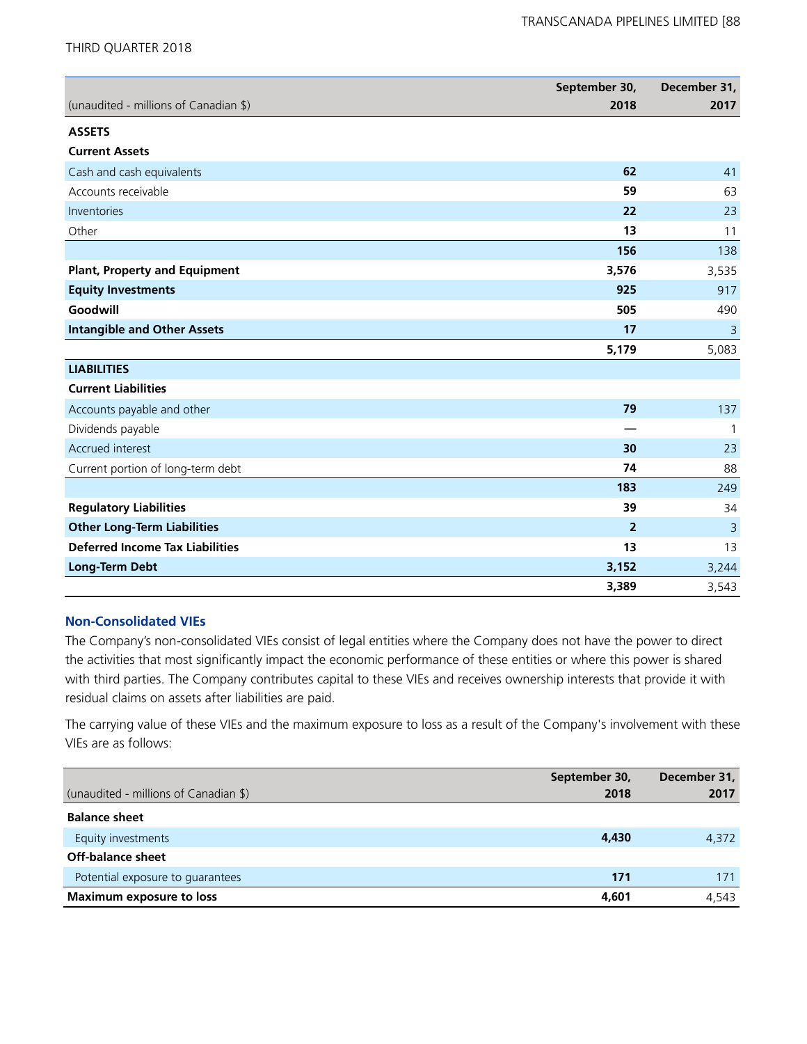| (unaudited - millions of Canadian $) | September 30, 2018 | December 31, 2017 |
|---|---|---|
| **ASSETS** | | |
| **Current Assets** | | |
| Cash and cash equivalents | **62** | 41 |
| Accounts receivable | **59** | 63 |
| Inventories | **22** | 23 |
| Other | **13** | 11 |
| | **156** | 138 |
| **Plant, Property and Equipment** | **3,576** | 3,535 |
| **Equity Investments** | **925** | 917 |
| **Goodwill** | **505** | 490 |
| **Intangible and Other Assets** | **17** | 3 |
| | **5,179** | 5,083 |
| **LIABILITIES** | | |
| **Current Liabilities** | | |
| Accounts payable and other | **79** | 137 |
| Dividends payable | **—** | 1 |
| Accrued interest | **30** | 23 |
| Current portion of long-term debt | **74** | 88 |
| | **183** | 249 |
| **Regulatory Liabilities** | **39** | 34 |
| **Other Long-Term Liabilities** | **2** | 3 |
| **Deferred Income Tax Liabilities** | **13** | 13 |
| **Long-Term Debt** | **3,152** | 3,244 |
| | **3,389** | 3,543 |

### Non-Consolidated VIEs

The Company's non-consolidated VIEs consist of legal entities where the Company does not have the power to direct the activities that most significantly impact the economic performance of these entities or where this power is shared with third parties. The Company contributes capital to these VIEs and receives ownership interests that provide it with residual claims on assets after liabilities are paid.

The carrying value of these VIEs and the maximum exposure to loss as a result of the Company's involvement with these VIEs are as follows:

| (unaudited - millions of Canadian $) | September 30, 2018 | December 31, 2017 |
|---|---|---|
| **Balance sheet** | | |
| Equity investments | **4,430** | 4,372 |
| **Off-balance sheet** | | |
| Potential exposure to guarantees | **171** | 171 |
| **Maximum exposure to loss** | **4,601** | 4,543 |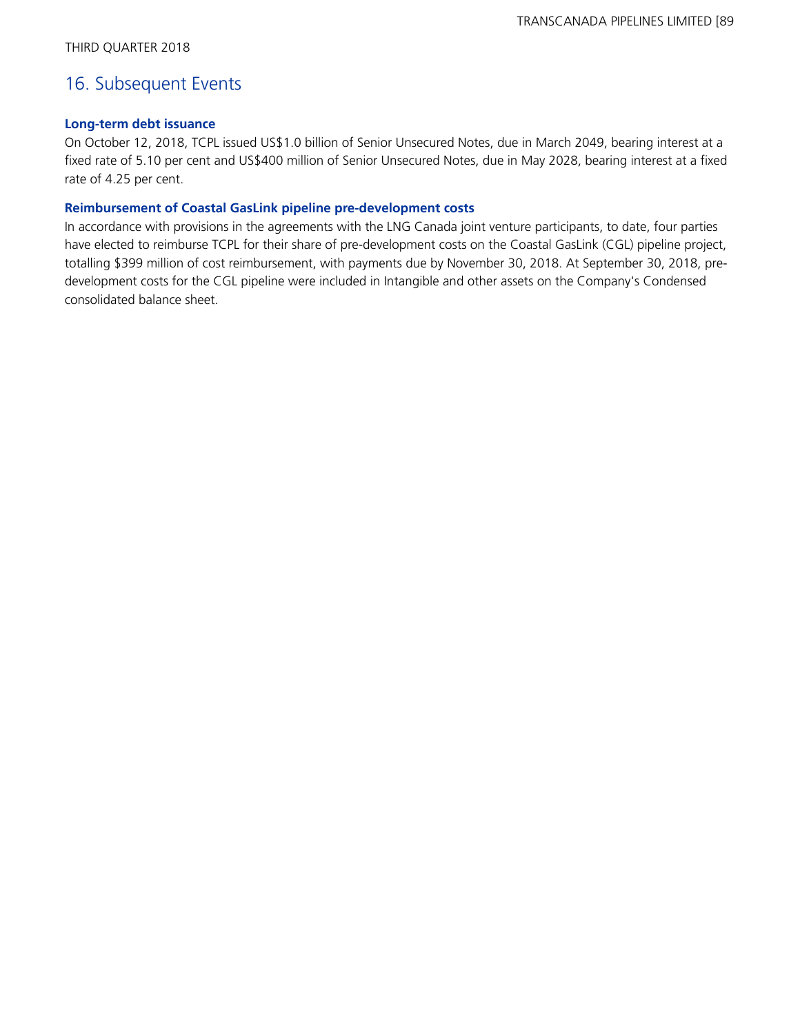## 16. Subsequent Events

### Long-term debt issuance

On October 12, 2018, TCPL issued US$1.0 billion of Senior Unsecured Notes, due in March 2049, bearing interest at a fixed rate of 5.10 per cent and US$400 million of Senior Unsecured Notes, due in May 2028, bearing interest at a fixed rate of 4.25 per cent.

### Reimbursement of Coastal GasLink pipeline pre-development costs

In accordance with provisions in the agreements with the LNG Canada joint venture participants, to date, four parties have elected to reimburse TCPL for their share of pre-development costs on the Coastal GasLink (CGL) pipeline project, totalling $399 million of cost reimbursement, with payments due by November 30, 2018. At September 30, 2018, pre-development costs for the CGL pipeline were included in Intangible and other assets on the Company's Condensed consolidated balance sheet.